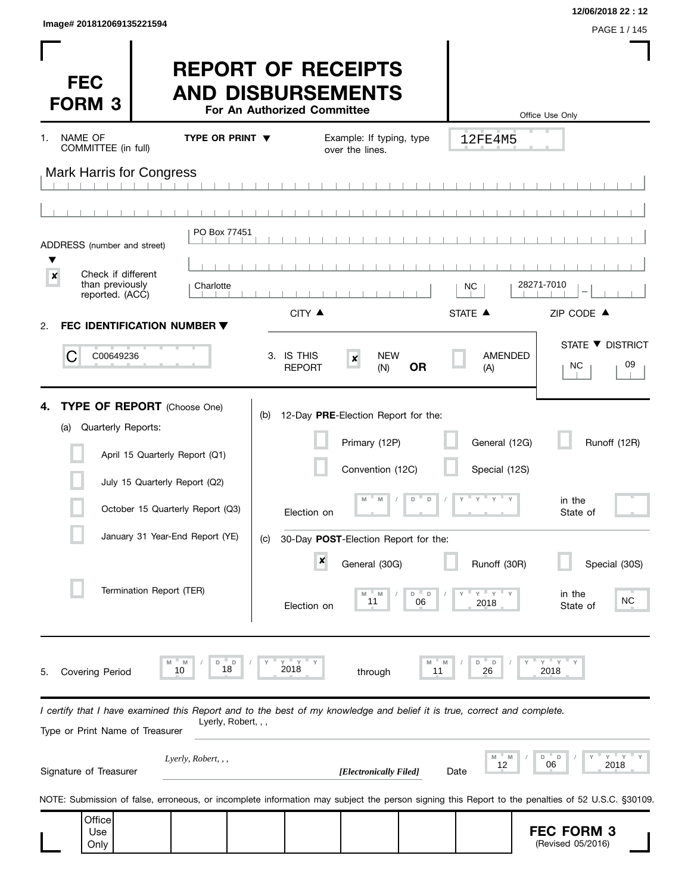Image# 201812069135221594

12/06/2018 22 : 12

# FEC FORM 3

# REPORT OF RECEIPTS AND DISBURSEMENTS

**For An Authorized Committee**

Office Use Only

12FE4M5

1. NAME OF COMMITTEE (in full) **TYPE OR PRINT ▼** Example: If typing, type over the lines.

Mark Harris for Congress

ADDRESS (number and street)

PO Box 77451

[x] Check if different than previously reported. (ACC)

Charlotte NC 28271-7010

CITY ▲ STATE ▲ ZIP CODE ▲

2. **FEC IDENTIFICATION NUMBER ▼**

C C00649236

3. IS THIS REPORT [x] NEW (N) **OR** [ ] AMENDED (A)

STATE ▼ DISTRICT
NC 09

**4. TYPE OF REPORT** (Choose One)

(a) Quarterly Reports:

- [ ] April 15 Quarterly Report (Q1)
- [ ] July 15 Quarterly Report (Q2)
- [ ] October 15 Quarterly Report (Q3)
- [ ] January 31 Year-End Report (YE)
- [ ] Termination Report (TER)

(b) 12-Day **PRE**-Election Report for the:

- [ ] Primary (12P)
- [ ] General (12G)
- [ ] Runoff (12R)
- [ ] Convention (12C)
- [ ] Special (12S)

Election on MM / DD / YYYY in the State of

(c) 30-Day **POST**-Election Report for the:

- [x] General (30G)
- [ ] Runoff (30R)
- [ ] Special (30S)

Election on 11 / 06 / 2018 in the State of NC

5. Covering Period 10 / 18 / 2018 through 11 / 26 / 2018

*I certify that I have examined this Report and to the best of my knowledge and belief it is true, correct and complete.*

Type or Print Name of Treasurer: Lyerly, Robert, , ,

Signature of Treasurer: *Lyerly, Robert, , ,* *[Electronically Filed]* Date 12 / 06 / 2018

NOTE: Submission of false, erroneous, or incomplete information may subject the person signing this Report to the penalties of 52 U.S.C. §30109.

Office Use Only

**FEC FORM 3**
(Revised 05/2016)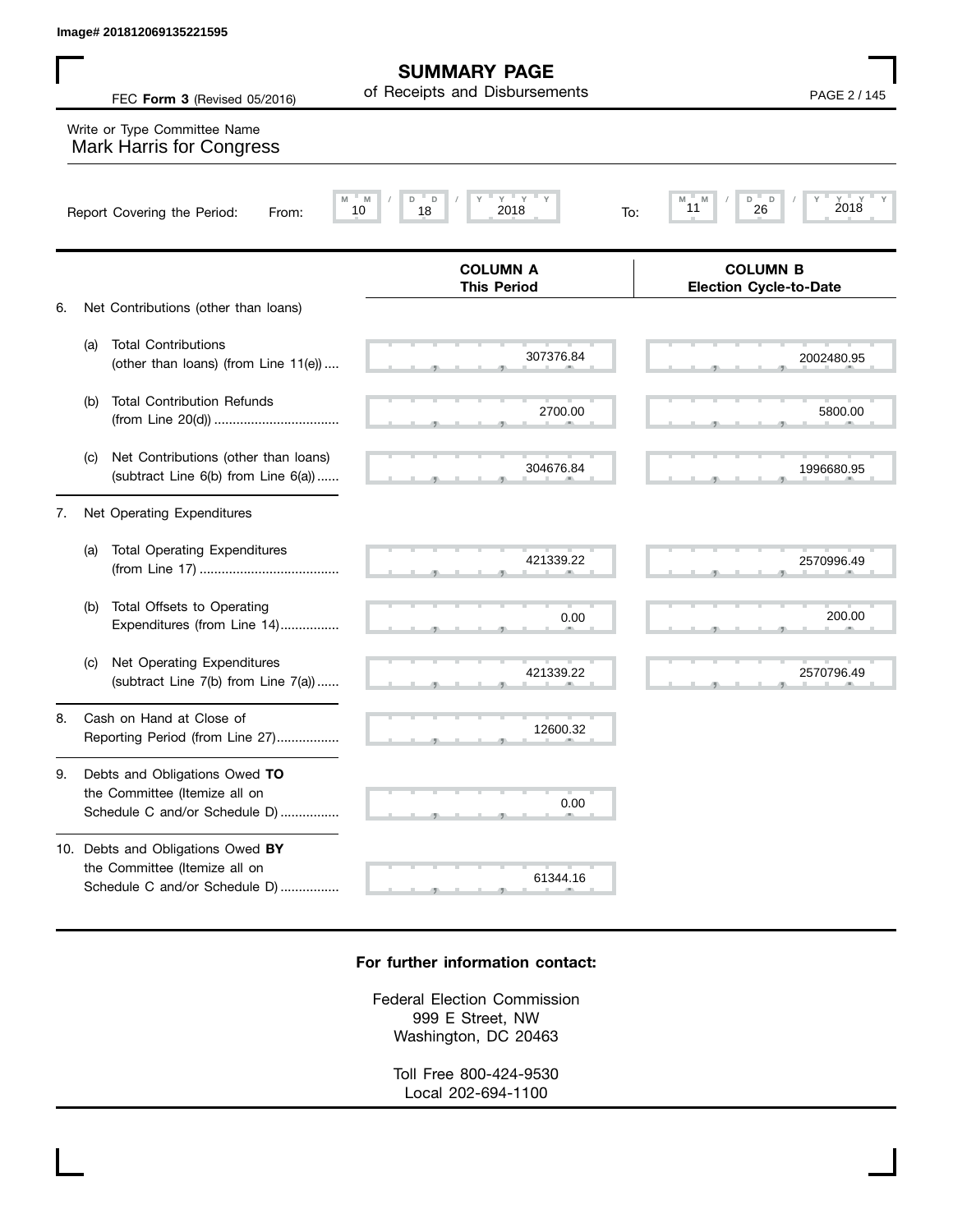Image# 201812069135221595

# SUMMARY PAGE
of Receipts and Disbursements

FEC **Form 3** (Revised 05/2016)

Write or Type Committee Name
Mark Harris for Congress

Report Covering the Period: From: 10 / 18 / 2018 To: 11 / 26 / 2018

| | | COLUMN A This Period | COLUMN B Election Cycle-to-Date |
|---|---|---|---|
| 6. | Net Contributions (other than loans) | | |
| (a) | Total Contributions (other than loans) (from Line 11(e)) | 307376.84 | 2002480.95 |
| (b) | Total Contribution Refunds (from Line 20(d)) | 2700.00 | 5800.00 |
| (c) | Net Contributions (other than loans) (subtract Line 6(b) from Line 6(a)) | 304676.84 | 1996680.95 |
| 7. | Net Operating Expenditures | | |
| (a) | Total Operating Expenditures (from Line 17) | 421339.22 | 2570996.49 |
| (b) | Total Offsets to Operating Expenditures (from Line 14) | 0.00 | 200.00 |
| (c) | Net Operating Expenditures (subtract Line 7(b) from Line 7(a)) | 421339.22 | 2570796.49 |
| 8. | Cash on Hand at Close of Reporting Period (from Line 27) | 12600.32 | |
| 9. | Debts and Obligations Owed **TO** the Committee (Itemize all on Schedule C and/or Schedule D) | 0.00 | |
| 10. | Debts and Obligations Owed **BY** the Committee (Itemize all on Schedule C and/or Schedule D) | 61344.16 | |

**For further information contact:**

Federal Election Commission
999 E Street, NW
Washington, DC 20463

Toll Free 800-424-9530
Local 202-694-1100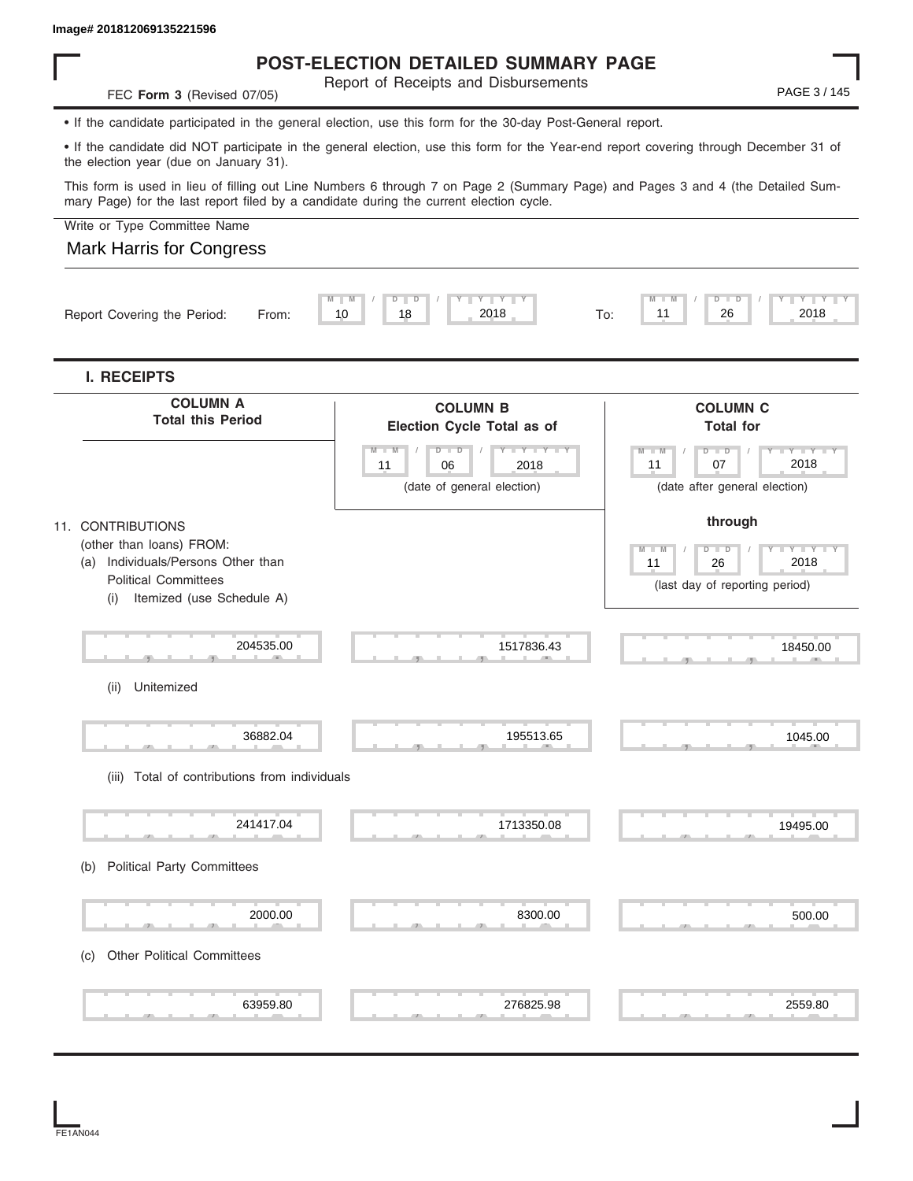Image# 201812069135221596

# POST-ELECTION DETAILED SUMMARY PAGE

Report of Receipts and Disbursements

FEC **Form 3** (Revised 07/05)

• If the candidate participated in the general election, use this form for the 30-day Post-General report.

• If the candidate did NOT participate in the general election, use this form for the Year-end report covering through December 31 of the election year (due on January 31).

This form is used in lieu of filling out Line Numbers 6 through 7 on Page 2 (Summary Page) and Pages 3 and 4 (the Detailed Summary Page) for the last report filed by a candidate during the current election cycle.

Write or Type Committee Name

Mark Harris for Congress

Report Covering the Period: From: 10 / 18 / 2018 To: 11 / 26 / 2018

## I. RECEIPTS

| | COLUMN A Total this Period | COLUMN B Election Cycle Total as of 11/06/2018 (date of general election) | COLUMN C Total for 11/07/2018 (date after general election) through 11/26/2018 (last day of reporting period) |
|---|---|---|---|
| 11. CONTRIBUTIONS (other than loans) FROM: | | | |
| (a) Individuals/Persons Other than Political Committees | | | |
| (i) Itemized (use Schedule A) | 204535.00 | 1517836.43 | 18450.00 |
| (ii) Unitemized | 36882.04 | 195513.65 | 1045.00 |
| (iii) Total of contributions from individuals | 241417.04 | 1713350.08 | 19495.00 |
| (b) Political Party Committees | 2000.00 | 8300.00 | 500.00 |
| (c) Other Political Committees | 63959.80 | 276825.98 | 2559.80 |

FE1AN044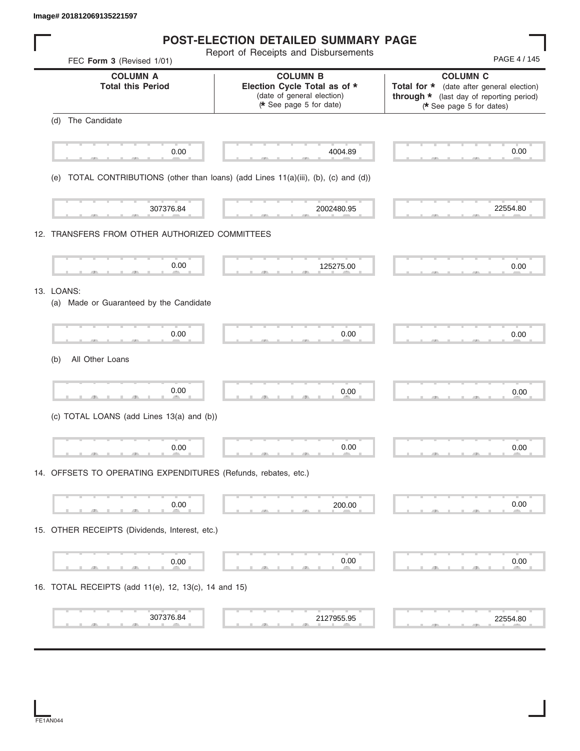Image# 201812069135221597

# POST-ELECTION DETAILED SUMMARY PAGE

Report of Receipts and Disbursements

FEC **Form 3** (Revised 1/01)

| | COLUMN A<br>Total this Period | COLUMN B<br>Election Cycle Total as of *<br>(date of general election)<br>(* See page 5 for date) | COLUMN C<br>Total for * (date after general election) through * (last day of reporting period)<br>(* See page 5 for dates) |
|---|---|---|---|
| (d) The Candidate | 0.00 | 4004.89 | 0.00 |
| (e) TOTAL CONTRIBUTIONS (other than loans) (add Lines 11(a)(iii), (b), (c) and (d)) | 307376.84 | 2002480.95 | 22554.80 |
| 12. TRANSFERS FROM OTHER AUTHORIZED COMMITTEES | 0.00 | 125275.00 | 0.00 |
| 13. LOANS: | | | |
| (a) Made or Guaranteed by the Candidate | 0.00 | 0.00 | 0.00 |
| (b) All Other Loans | 0.00 | 0.00 | 0.00 |
| (c) TOTAL LOANS (add Lines 13(a) and (b)) | 0.00 | 0.00 | 0.00 |
| 14. OFFSETS TO OPERATING EXPENDITURES (Refunds, rebates, etc.) | 0.00 | 200.00 | 0.00 |
| 15. OTHER RECEIPTS (Dividends, Interest, etc.) | 0.00 | 0.00 | 0.00 |
| 16. TOTAL RECEIPTS (add 11(e), 12, 13(c), 14 and 15) | 307376.84 | 2127955.95 | 22554.80 |

FE1AN044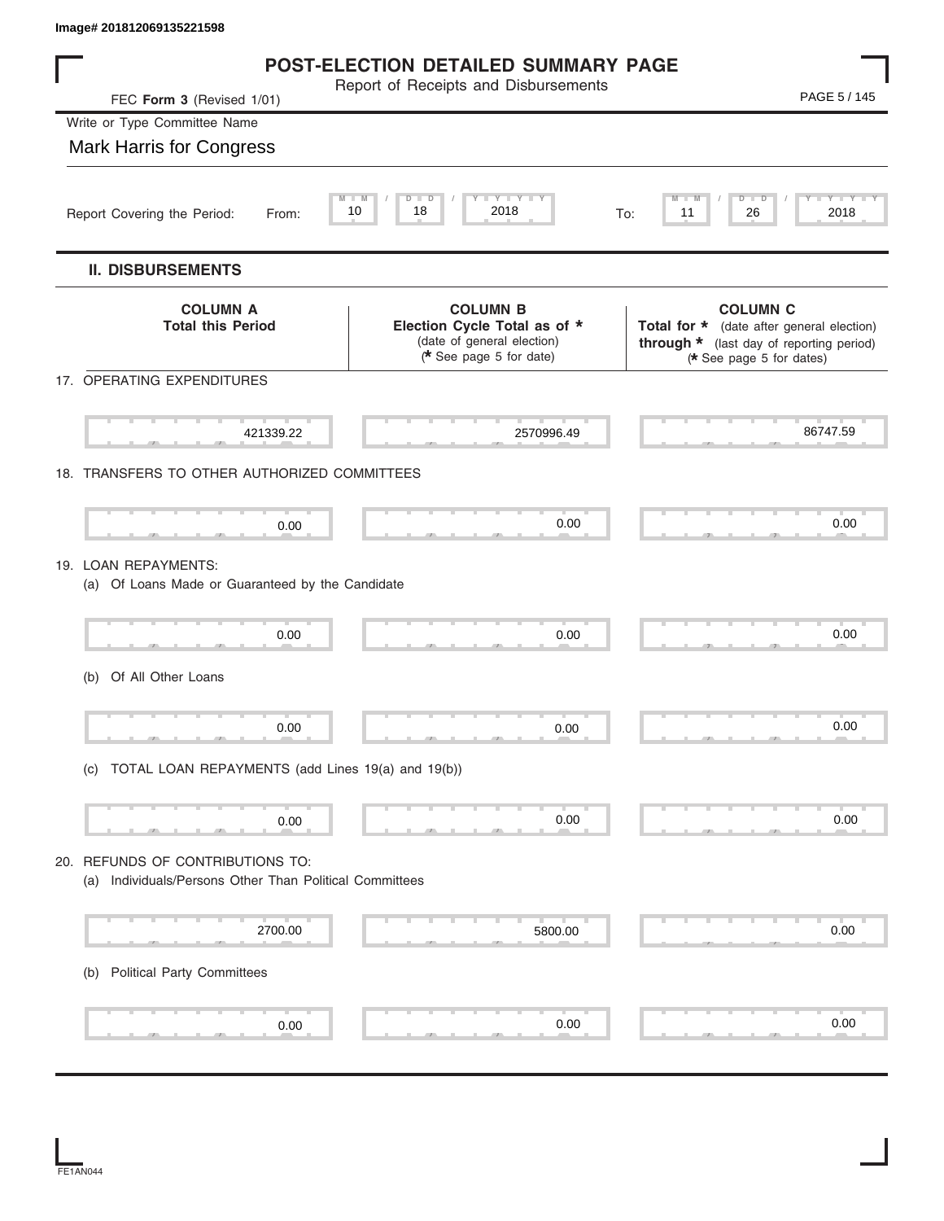Image# 201812069135221598

# POST-ELECTION DETAILED SUMMARY PAGE

Report of Receipts and Disbursements

FEC **Form 3** (Revised 1/01)

Write or Type Committee Name

Mark Harris for Congress

Report Covering the Period: From: 10 / 18 / 2018 To: 11 / 26 / 2018

## II. DISBURSEMENTS

| | COLUMN A Total this Period | COLUMN B Election Cycle Total as of * (date of general election) (* See page 5 for date) | COLUMN C Total for * (date after general election) through * (last day of reporting period) (* See page 5 for dates) |
|---|---|---|---|
| 17. OPERATING EXPENDITURES | 421339.22 | 2570996.49 | 86747.59 |
| 18. TRANSFERS TO OTHER AUTHORIZED COMMITTEES | 0.00 | 0.00 | 0.00 |
| 19. LOAN REPAYMENTS: | | | |
| (a) Of Loans Made or Guaranteed by the Candidate | 0.00 | 0.00 | 0.00 |
| (b) Of All Other Loans | 0.00 | 0.00 | 0.00 |
| (c) TOTAL LOAN REPAYMENTS (add Lines 19(a) and 19(b)) | 0.00 | 0.00 | 0.00 |
| 20. REFUNDS OF CONTRIBUTIONS TO: | | | |
| (a) Individuals/Persons Other Than Political Committees | 2700.00 | 5800.00 | 0.00 |
| (b) Political Party Committees | 0.00 | 0.00 | 0.00 |

FE1AN044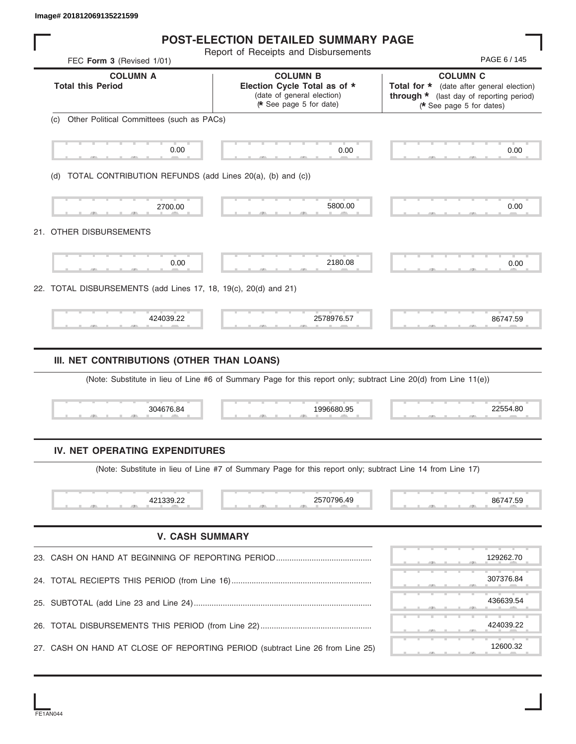Image# 201812069135221599

# POST-ELECTION DETAILED SUMMARY PAGE

Report of Receipts and Disbursements

FEC **Form 3** (Revised 1/01)

| COLUMN A<br>Total this Period | COLUMN B<br>Election Cycle Total as of *<br>(date of general election)<br>(* See page 5 for date) | COLUMN C<br>Total for * (date after general election)<br>through * (last day of reporting period)<br>(* See page 5 for dates) |
|---|---|---|
| **(c) Other Political Committees (such as PACs)** | | |
| 0.00 | 0.00 | 0.00 |
| **(d) TOTAL CONTRIBUTION REFUNDS (add Lines 20(a), (b) and (c))** | | |
| 2700.00 | 5800.00 | 0.00 |
| **21. OTHER DISBURSEMENTS** | | |
| 0.00 | 2180.08 | 0.00 |
| **22. TOTAL DISBURSEMENTS (add Lines 17, 18, 19(c), 20(d) and 21)** | | |
| 424039.22 | 2578976.57 | 86747.59 |

## III. NET CONTRIBUTIONS (OTHER THAN LOANS)

(Note: Substitute in lieu of Line #6 of Summary Page for this report only; subtract Line 20(d) from Line 11(e))

| Column A | Column B | Column C |
|---|---|---|
| 304676.84 | 1996680.95 | 22554.80 |

## IV. NET OPERATING EXPENDITURES

(Note: Substitute in lieu of Line #7 of Summary Page for this report only; subtract Line 14 from Line 17)

| Column A | Column B | Column C |
|---|---|---|
| 421339.22 | 2570796.49 | 86747.59 |

## V. CASH SUMMARY

| | |
|---|---|
| 23. CASH ON HAND AT BEGINNING OF REPORTING PERIOD | 129262.70 |
| 24. TOTAL RECIEPTS THIS PERIOD (from Line 16) | 307376.84 |
| 25. SUBTOTAL (add Line 23 and Line 24) | 436639.54 |
| 26. TOTAL DISBURSEMENTS THIS PERIOD (from Line 22) | 424039.22 |
| 27. CASH ON HAND AT CLOSE OF REPORTING PERIOD (subtract Line 26 from Line 25) | 12600.32 |

FE1AN044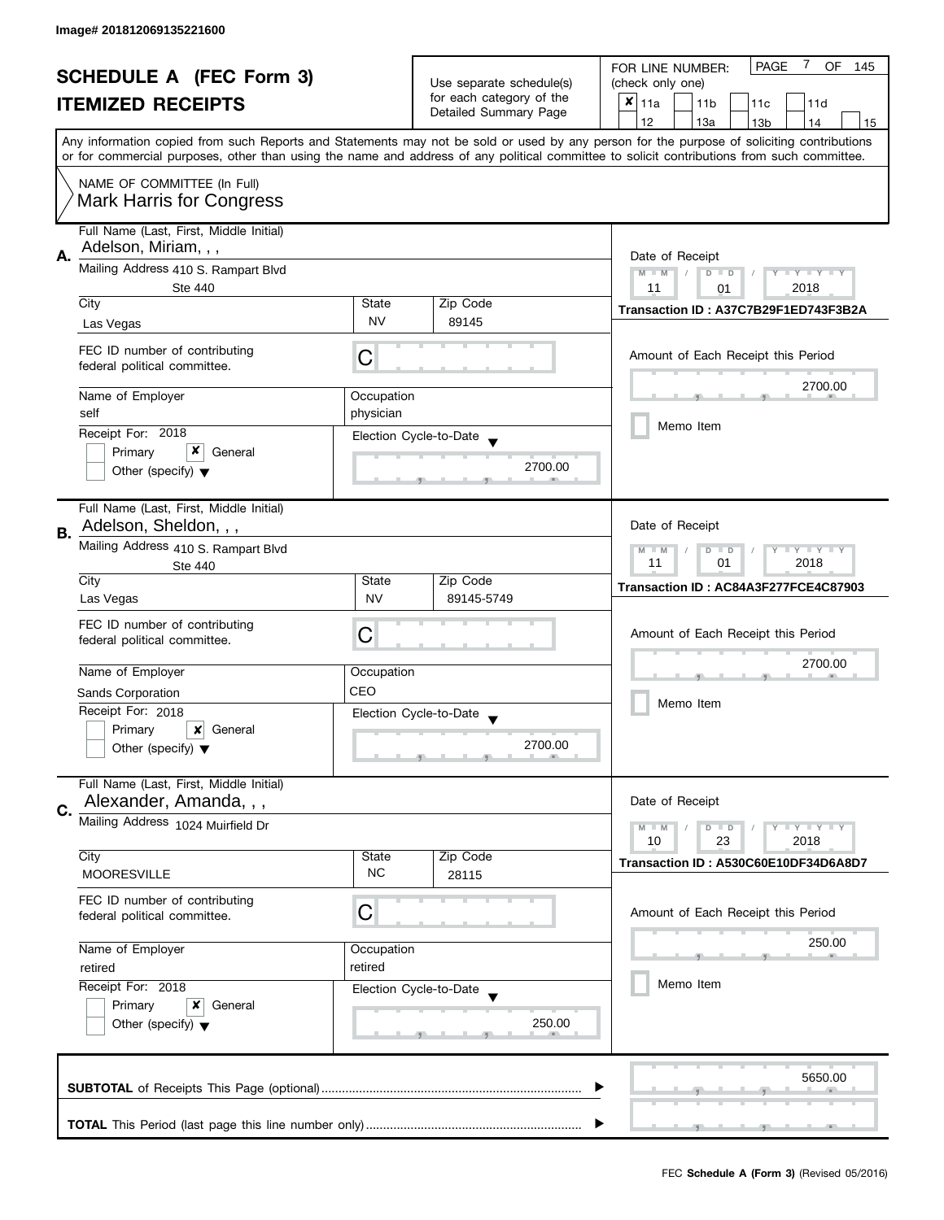Image# 201812069135221600

# SCHEDULE A (FEC Form 3)

## ITEMIZED RECEIPTS

Use separate schedule(s) for each category of the Detailed Summary Page

FOR LINE NUMBER: (check only one)

- [x] 11a
- [ ] 11b
- [ ] 11c
- [ ] 11d
- [ ] 12
- [ ] 13a
- [ ] 13b
- [ ] 14
- [ ] 15

Any information copied from such Reports and Statements may not be sold or used by any person for the purpose of soliciting contributions or for commercial purposes, other than using the name and address of any political committee to solicit contributions from such committee.

NAME OF COMMITTEE (In Full)
Mark Harris for Congress

---

**A.** Full Name (Last, First, Middle Initial): Adelson, Miriam, , ,

Mailing Address: 410 S. Rampart Blvd, Ste 440

| City | State | Zip Code |
|---|---|---|
| Las Vegas | NV | 89145 |

FEC ID number of contributing federal political committee: C

| Name of Employer | Occupation |
|---|---|
| self | physician |

Receipt For: 2018 — [ ] Primary [x] General [ ] Other (specify)

Election Cycle-to-Date: 2700.00

Date of Receipt: 11 / 01 / 2018

Transaction ID : A37C7B29F1ED743F3B2A

Amount of Each Receipt this Period: 2700.00

[ ] Memo Item

---

**B.** Full Name (Last, First, Middle Initial): Adelson, Sheldon, , ,

Mailing Address: 410 S. Rampart Blvd, Ste 440

| City | State | Zip Code |
|---|---|---|
| Las Vegas | NV | 89145-5749 |

FEC ID number of contributing federal political committee: C

| Name of Employer | Occupation |
|---|---|
| Sands Corporation | CEO |

Receipt For: 2018 — [ ] Primary [x] General [ ] Other (specify)

Election Cycle-to-Date: 2700.00

Date of Receipt: 11 / 01 / 2018

Transaction ID : AC84A3F277FCE4C87903

Amount of Each Receipt this Period: 2700.00

[ ] Memo Item

---

**C.** Full Name (Last, First, Middle Initial): Alexander, Amanda, , ,

Mailing Address: 1024 Muirfield Dr

| City | State | Zip Code |
|---|---|---|
| MOORESVILLE | NC | 28115 |

FEC ID number of contributing federal political committee: C

| Name of Employer | Occupation |
|---|---|
| retired | retired |

Receipt For: 2018 — [ ] Primary [x] General [ ] Other (specify)

Election Cycle-to-Date: 250.00

Date of Receipt: 10 / 23 / 2018

Transaction ID : A530C60E10DF34D6A8D7

Amount of Each Receipt this Period: 250.00

[ ] Memo Item

---

**SUBTOTAL** of Receipts This Page (optional): 5650.00

**TOTAL** This Period (last page this line number only):

FEC **Schedule A (Form 3)** (Revised 05/2016)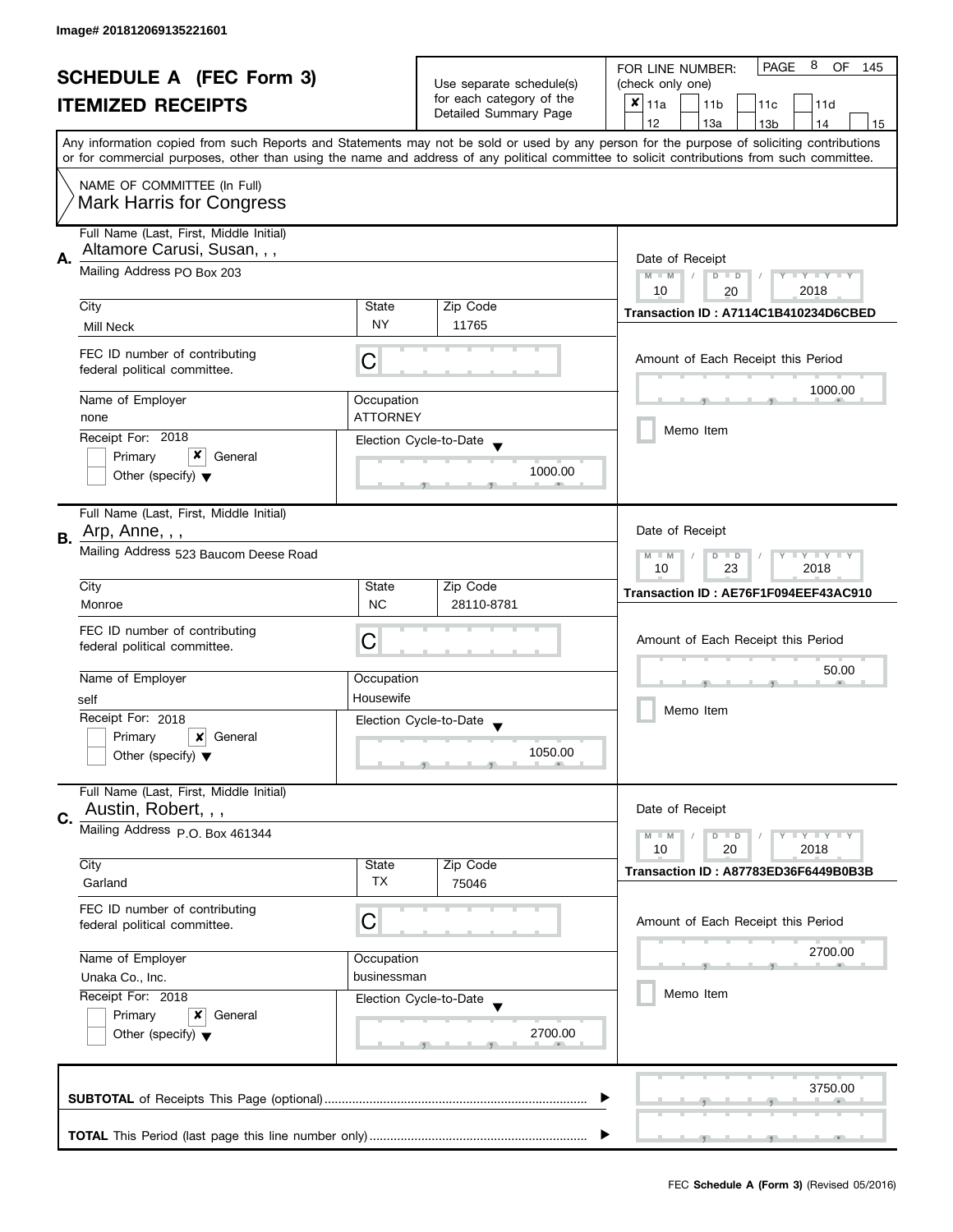Image# 201812069135221601

# SCHEDULE A (FEC Form 3)
## ITEMIZED RECEIPTS

Use separate schedule(s) for each category of the Detailed Summary Page

FOR LINE NUMBER: (check only one)

- [x] 11a
- [ ] 11b
- [ ] 11c
- [ ] 11d
- [ ] 12
- [ ] 13a
- [ ] 13b
- [ ] 14
- [ ] 15

Any information copied from such Reports and Statements may not be sold or used by any person for the purpose of soliciting contributions or for commercial purposes, other than using the name and address of any political committee to solicit contributions from such committee.

NAME OF COMMITTEE (In Full)
Mark Harris for Congress

---

**A.** Full Name (Last, First, Middle Initial): Altamore Carusi, Susan, , ,

Mailing Address: PO Box 203

City: Mill Neck | State: NY | Zip Code: 11765

FEC ID number of contributing federal political committee: C

Name of Employer: none | Occupation: ATTORNEY

Receipt For: 2018
- [ ] Primary
- [x] General
- [ ] Other (specify)

Election Cycle-to-Date: 1000.00

Date of Receipt: 10 / 20 / 2018

Transaction ID : A7114C1B410234D6CBED

Amount of Each Receipt this Period: 1000.00

- [ ] Memo Item

---

**B.** Full Name (Last, First, Middle Initial): Arp, Anne, , ,

Mailing Address: 523 Baucom Deese Road

City: Monroe | State: NC | Zip Code: 28110-8781

FEC ID number of contributing federal political committee: C

Name of Employer: self | Occupation: Housewife

Receipt For: 2018
- [ ] Primary
- [x] General
- [ ] Other (specify)

Election Cycle-to-Date: 1050.00

Date of Receipt: 10 / 23 / 2018

Transaction ID : AE76F1F094EEF43AC910

Amount of Each Receipt this Period: 50.00

- [ ] Memo Item

---

**C.** Full Name (Last, First, Middle Initial): Austin, Robert, , ,

Mailing Address: P.O. Box 461344

City: Garland | State: TX | Zip Code: 75046

FEC ID number of contributing federal political committee: C

Name of Employer: Unaka Co., Inc. | Occupation: businessman

Receipt For: 2018
- [ ] Primary
- [x] General
- [ ] Other (specify)

Election Cycle-to-Date: 2700.00

Date of Receipt: 10 / 20 / 2018

Transaction ID : A87783ED36F6449B0B3B

Amount of Each Receipt this Period: 2700.00

- [ ] Memo Item

---

**SUBTOTAL** of Receipts This Page (optional): 3750.00

**TOTAL** This Period (last page this line number only):

FEC **Schedule A (Form 3)** (Revised 05/2016)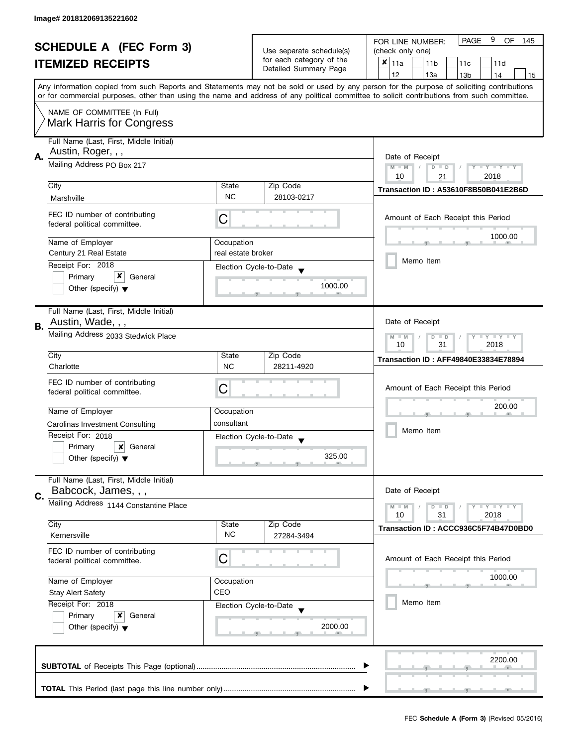Image# 201812069135221602

# SCHEDULE A (FEC Form 3)
# ITEMIZED RECEIPTS

Use separate schedule(s) for each category of the Detailed Summary Page

FOR LINE NUMBER: (check only one)

- [x] 11a
- [ ] 11b
- [ ] 11c
- [ ] 11d
- [ ] 12
- [ ] 13a
- [ ] 13b
- [ ] 14
- [ ] 15

Any information copied from such Reports and Statements may not be sold or used by any person for the purpose of soliciting contributions or for commercial purposes, other than using the name and address of any political committee to solicit contributions from such committee.

NAME OF COMMITTEE (In Full)
Mark Harris for Congress

---

**A.** Full Name (Last, First, Middle Initial): Austin, Roger, , ,

Mailing Address: PO Box 217

City: Marshville | State: NC | Zip Code: 28103-0217

FEC ID number of contributing federal political committee: C

Name of Employer: Century 21 Real Estate

Occupation: real estate broker

Receipt For: 2018 — [ ] Primary [x] General [ ] Other (specify)

Election Cycle-to-Date: 1000.00

Date of Receipt: 10 / 21 / 2018

Transaction ID : A53610F8B50B041E2B6D

Amount of Each Receipt this Period: 1000.00

[ ] Memo Item

---

**B.** Full Name (Last, First, Middle Initial): Austin, Wade, , ,

Mailing Address: 2033 Stedwick Place

City: Charlotte | State: NC | Zip Code: 28211-4920

FEC ID number of contributing federal political committee: C

Name of Employer: Carolinas Investment Consulting

Occupation: consultant

Receipt For: 2018 — [ ] Primary [x] General [ ] Other (specify)

Election Cycle-to-Date: 325.00

Date of Receipt: 10 / 31 / 2018

Transaction ID : AFF49840E33834E78894

Amount of Each Receipt this Period: 200.00

[ ] Memo Item

---

**C.** Full Name (Last, First, Middle Initial): Babcock, James, , ,

Mailing Address: 1144 Constantine Place

City: Kernersville | State: NC | Zip Code: 27284-3494

FEC ID number of contributing federal political committee: C

Name of Employer: Stay Alert Safety

Occupation: CEO

Receipt For: 2018 — [ ] Primary [x] General [ ] Other (specify)

Election Cycle-to-Date: 2000.00

Date of Receipt: 10 / 31 / 2018

Transaction ID : ACCC936C5F74B47D0BD0

Amount of Each Receipt this Period: 1000.00

[ ] Memo Item

---

**SUBTOTAL** of Receipts This Page (optional): 2200.00

**TOTAL** This Period (last page this line number only):

FEC **Schedule A (Form 3)** (Revised 05/2016)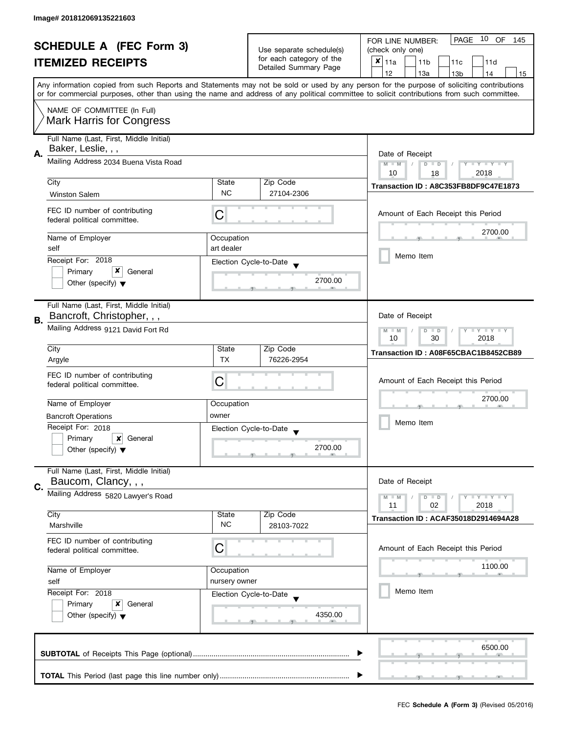Image# 201812069135221603

# SCHEDULE A (FEC Form 3)
## ITEMIZED RECEIPTS

Use separate schedule(s) for each category of the Detailed Summary Page

FOR LINE NUMBER: (check only one)

- [x] 11a
- [ ] 11b
- [ ] 11c
- [ ] 11d
- [ ] 12
- [ ] 13a
- [ ] 13b
- [ ] 14
- [ ] 15

PAGE 10 OF 145

Any information copied from such Reports and Statements may not be sold or used by any person for the purpose of soliciting contributions or for commercial purposes, other than using the name and address of any political committee to solicit contributions from such committee.

NAME OF COMMITTEE (In Full)
Mark Harris for Congress

---

**A.** Full Name (Last, First, Middle Initial): Baker, Leslie, , ,

Mailing Address: 2034 Buena Vista Road

| City | State | Zip Code |
|---|---|---|
| Winston Salem | NC | 27104-2306 |

FEC ID number of contributing federal political committee: C

| Name of Employer | Occupation |
|---|---|
| self | art dealer |

Receipt For: 2018
- [ ] Primary
- [x] General
- [ ] Other (specify)

Election Cycle-to-Date: 2700.00

Date of Receipt: 10 / 18 / 2018

Transaction ID : A8C353FB8DF9C47E1873

Amount of Each Receipt this Period: 2700.00

- [ ] Memo Item

---

**B.** Full Name (Last, First, Middle Initial): Bancroft, Christopher, , ,

Mailing Address: 9121 David Fort Rd

| City | State | Zip Code |
|---|---|---|
| Argyle | TX | 76226-2954 |

FEC ID number of contributing federal political committee: C

| Name of Employer | Occupation |
|---|---|
| Bancroft Operations | owner |

Receipt For: 2018
- [ ] Primary
- [x] General
- [ ] Other (specify)

Election Cycle-to-Date: 2700.00

Date of Receipt: 10 / 30 / 2018

Transaction ID : A08F65CBAC1B8452CB89

Amount of Each Receipt this Period: 2700.00

- [ ] Memo Item

---

**C.** Full Name (Last, First, Middle Initial): Baucom, Clancy, , ,

Mailing Address: 5820 Lawyer's Road

| City | State | Zip Code |
|---|---|---|
| Marshville | NC | 28103-7022 |

FEC ID number of contributing federal political committee: C

| Name of Employer | Occupation |
|---|---|
| self | nursery owner |

Receipt For: 2018
- [ ] Primary
- [x] General
- [ ] Other (specify)

Election Cycle-to-Date: 4350.00

Date of Receipt: 11 / 02 / 2018

Transaction ID : ACAF35018D2914694A28

Amount of Each Receipt this Period: 1100.00

- [ ] Memo Item

---

**SUBTOTAL** of Receipts This Page (optional): 6500.00

**TOTAL** This Period (last page this line number only):

FEC **Schedule A (Form 3)** (Revised 05/2016)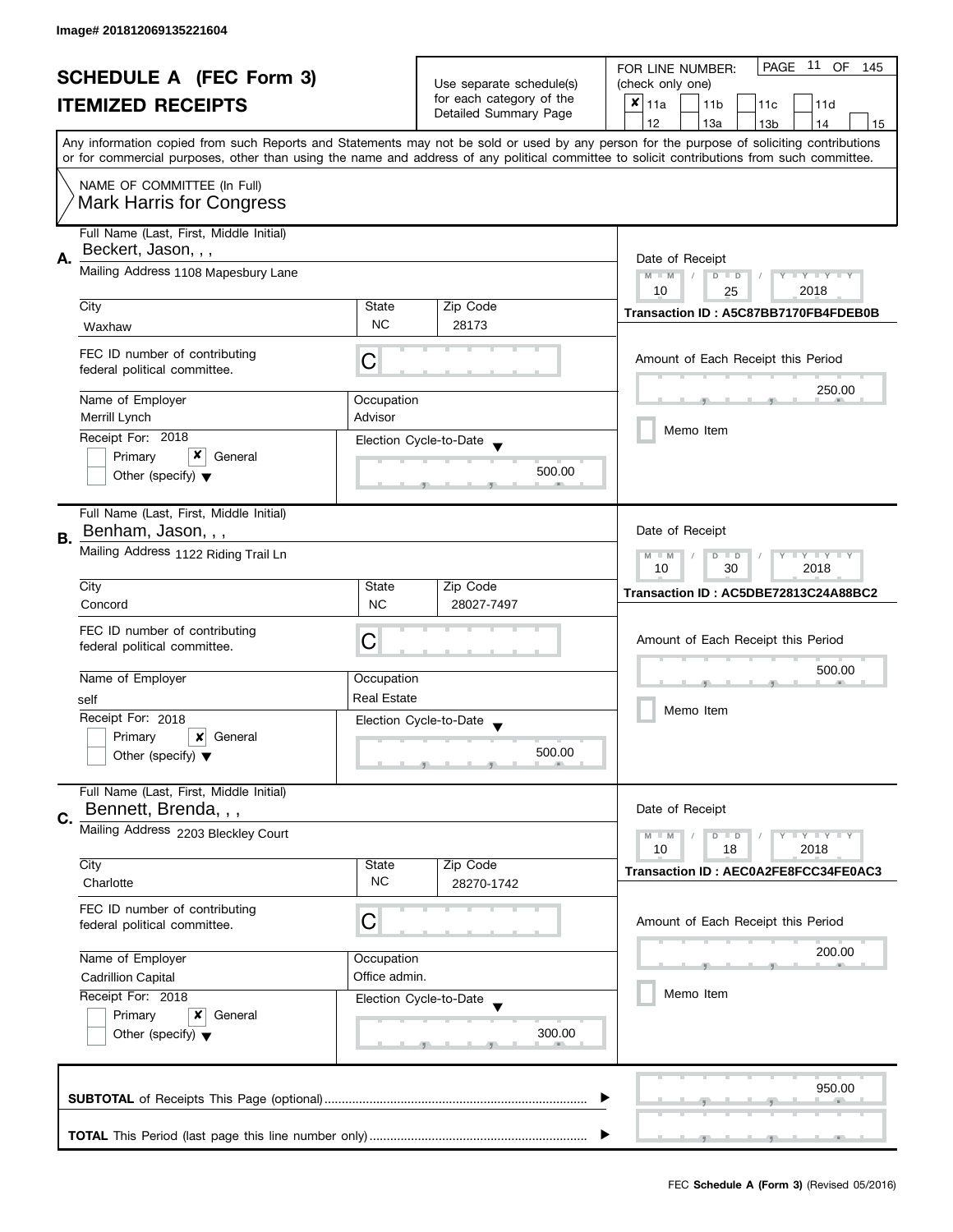Image# 201812069135221604

# SCHEDULE A (FEC Form 3)
## ITEMIZED RECEIPTS

Use separate schedule(s) for each category of the Detailed Summary Page

FOR LINE NUMBER: (check only one)

- [x] 11a
- [ ] 11b
- [ ] 11c
- [ ] 11d
- [ ] 12
- [ ] 13a
- [ ] 13b
- [ ] 14
- [ ] 15

Any information copied from such Reports and Statements may not be sold or used by any person for the purpose of soliciting contributions or for commercial purposes, other than using the name and address of any political committee to solicit contributions from such committee.

NAME OF COMMITTEE (In Full)
Mark Harris for Congress

---

**A.** Full Name (Last, First, Middle Initial): Beckert, Jason, , ,

Mailing Address: 1108 Mapesbury Lane

City: Waxhaw | State: NC | Zip Code: 28173

FEC ID number of contributing federal political committee: C

Name of Employer: Merrill Lynch | Occupation: Advisor

Receipt For: 2018 — [ ] Primary [x] General [ ] Other (specify)

Election Cycle-to-Date: 500.00

Date of Receipt: 10 / 25 / 2018

Transaction ID : A5C87BB7170FB4FDEB0B

Amount of Each Receipt this Period: 250.00

[ ] Memo Item

---

**B.** Full Name (Last, First, Middle Initial): Benham, Jason, , ,

Mailing Address: 1122 Riding Trail Ln

City: Concord | State: NC | Zip Code: 28027-7497

FEC ID number of contributing federal political committee: C

Name of Employer: self | Occupation: Real Estate

Receipt For: 2018 — [ ] Primary [x] General [ ] Other (specify)

Election Cycle-to-Date: 500.00

Date of Receipt: 10 / 30 / 2018

Transaction ID : AC5DBE72813C24A88BC2

Amount of Each Receipt this Period: 500.00

[ ] Memo Item

---

**C.** Full Name (Last, First, Middle Initial): Bennett, Brenda, , ,

Mailing Address: 2203 Bleckley Court

City: Charlotte | State: NC | Zip Code: 28270-1742

FEC ID number of contributing federal political committee: C

Name of Employer: Cadrillion Capital | Occupation: Office admin.

Receipt For: 2018 — [ ] Primary [x] General [ ] Other (specify)

Election Cycle-to-Date: 300.00

Date of Receipt: 10 / 18 / 2018

Transaction ID : AEC0A2FE8FCC34FE0AC3

Amount of Each Receipt this Period: 200.00

[ ] Memo Item

---

**SUBTOTAL** of Receipts This Page (optional): 950.00

**TOTAL** This Period (last page this line number only):

FEC **Schedule A (Form 3)** (Revised 05/2016)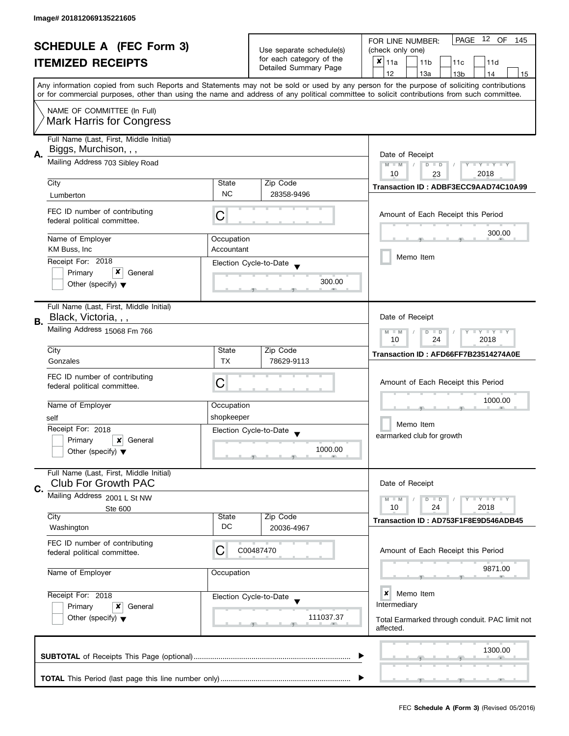Image# 201812069135221605

# SCHEDULE A (FEC Form 3)
## ITEMIZED RECEIPTS

Use separate schedule(s) for each category of the Detailed Summary Page

FOR LINE NUMBER: (check only one)

- [x] 11a
- [ ] 11b
- [ ] 11c
- [ ] 11d
- [ ] 12
- [ ] 13a
- [ ] 13b
- [ ] 14
- [ ] 15

Any information copied from such Reports and Statements may not be sold or used by any person for the purpose of soliciting contributions or for commercial purposes, other than using the name and address of any political committee to solicit contributions from such committee.

NAME OF COMMITTEE (In Full)
Mark Harris for Congress

---

**A.** Full Name (Last, First, Middle Initial): Biggs, Murchison, , ,

Mailing Address: 703 Sibley Road

| City | State | Zip Code |
|---|---|---|
| Lumberton | NC | 28358-9496 |

FEC ID number of contributing federal political committee: C

| Name of Employer | Occupation |
|---|---|
| KM Buss, Inc | Accountant |

Receipt For: 2018
- [ ] Primary
- [x] General
- [ ] Other (specify)

Election Cycle-to-Date: 300.00

Date of Receipt: 10 / 23 / 2018

Transaction ID : ADBF3ECC9AAD74C10A99

Amount of Each Receipt this Period: 300.00

- [ ] Memo Item

---

**B.** Full Name (Last, First, Middle Initial): Black, Victoria, , ,

Mailing Address: 15068 Fm 766

| City | State | Zip Code |
|---|---|---|
| Gonzales | TX | 78629-9113 |

FEC ID number of contributing federal political committee: C

| Name of Employer | Occupation |
|---|---|
| self | shopkeeper |

Receipt For: 2018
- [ ] Primary
- [x] General
- [ ] Other (specify)

Election Cycle-to-Date: 1000.00

Date of Receipt: 10 / 24 / 2018

Transaction ID : AFD66FF7B23514274A0E

Amount of Each Receipt this Period: 1000.00

- [ ] Memo Item

earmarked club for growth

---

**C.** Full Name (Last, First, Middle Initial): Club For Growth PAC

Mailing Address: 2001 L St NW
Ste 600

| City | State | Zip Code |
|---|---|---|
| Washington | DC | 20036-4967 |

FEC ID number of contributing federal political committee: C C00487470

| Name of Employer | Occupation |
|---|---|
| | |

Receipt For: 2018
- [ ] Primary
- [x] General
- [ ] Other (specify)

Election Cycle-to-Date: 111037.37

Date of Receipt: 10 / 24 / 2018

Transaction ID : AD753F1F8E9D546ADB45

Amount of Each Receipt this Period: 9871.00

- [x] Memo Item

Intermediary

Total Earmarked through conduit. PAC limit not affected.

---

**SUBTOTAL** of Receipts This Page (optional): 1300.00

**TOTAL** This Period (last page this line number only):

FEC **Schedule A (Form 3)** (Revised 05/2016)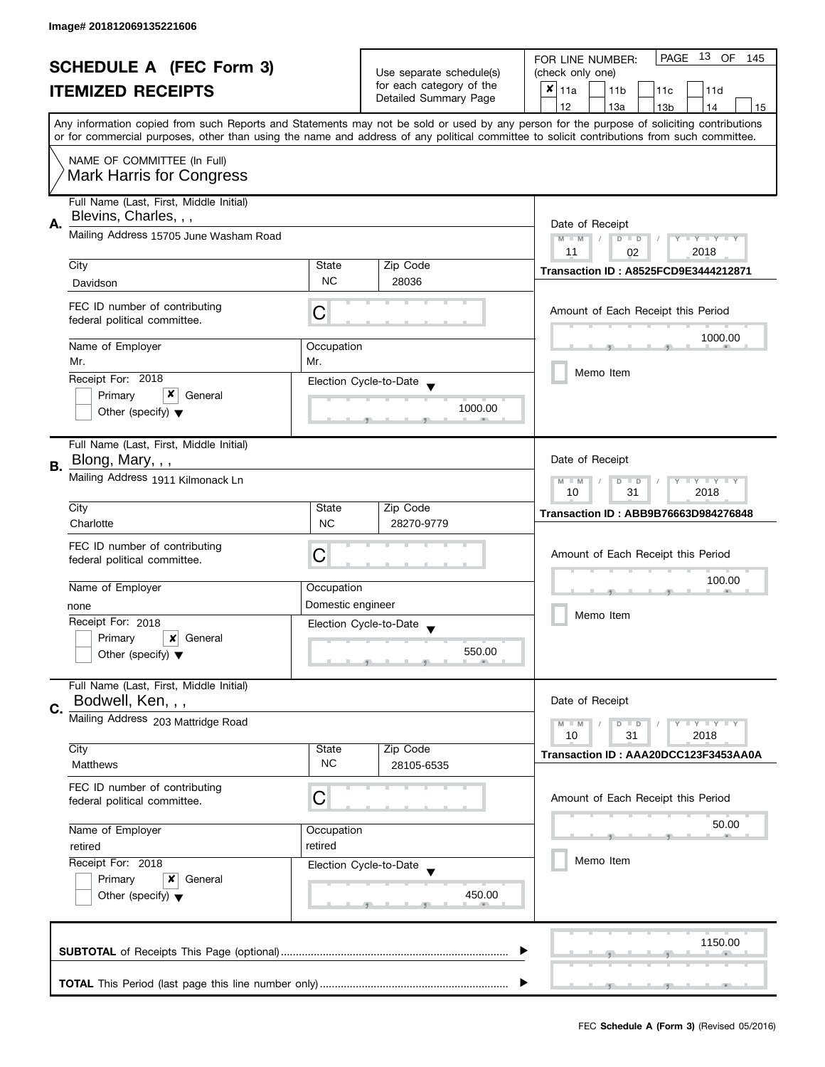Image# 201812069135221606

# SCHEDULE A (FEC Form 3)
## ITEMIZED RECEIPTS

Use separate schedule(s) for each category of the Detailed Summary Page

FOR LINE NUMBER: (check only one)
- [x] 11a
- [ ] 11b
- [ ] 11c
- [ ] 11d
- [ ] 12
- [ ] 13a
- [ ] 13b
- [ ] 14
- [ ] 15

PAGE 13 OF 145

Any information copied from such Reports and Statements may not be sold or used by any person for the purpose of soliciting contributions or for commercial purposes, other than using the name and address of any political committee to solicit contributions from such committee.

NAME OF COMMITTEE (In Full)
Mark Harris for Congress

---

**A.** Full Name (Last, First, Middle Initial): Blevins, Charles, , ,

Mailing Address: 15705 June Washam Road

City: Davidson | State: NC | Zip Code: 28036

FEC ID number of contributing federal political committee: C

Name of Employer: Mr. | Occupation: Mr.

Receipt For: 2018
- [ ] Primary
- [x] General
- [ ] Other (specify)

Election Cycle-to-Date: 1000.00

Date of Receipt: 11 / 02 / 2018

Transaction ID : A8525FCD9E3444212871

Amount of Each Receipt this Period: 1000.00

- [ ] Memo Item

---

**B.** Full Name (Last, First, Middle Initial): Blong, Mary, , ,

Mailing Address: 1911 Kilmonack Ln

City: Charlotte | State: NC | Zip Code: 28270-9779

FEC ID number of contributing federal political committee: C

Name of Employer: none | Occupation: Domestic engineer

Receipt For: 2018
- [ ] Primary
- [x] General
- [ ] Other (specify)

Election Cycle-to-Date: 550.00

Date of Receipt: 10 / 31 / 2018

Transaction ID : ABB9B76663D984276848

Amount of Each Receipt this Period: 100.00

- [ ] Memo Item

---

**C.** Full Name (Last, First, Middle Initial): Bodwell, Ken, , ,

Mailing Address: 203 Mattridge Road

City: Matthews | State: NC | Zip Code: 28105-6535

FEC ID number of contributing federal political committee: C

Name of Employer: retired | Occupation: retired

Receipt For: 2018
- [ ] Primary
- [x] General
- [ ] Other (specify)

Election Cycle-to-Date: 450.00

Date of Receipt: 10 / 31 / 2018

Transaction ID : AAA20DCC123F3453AA0A

Amount of Each Receipt this Period: 50.00

- [ ] Memo Item

---

**SUBTOTAL** of Receipts This Page (optional): 1150.00

**TOTAL** This Period (last page this line number only):

FEC **Schedule A (Form 3)** (Revised 05/2016)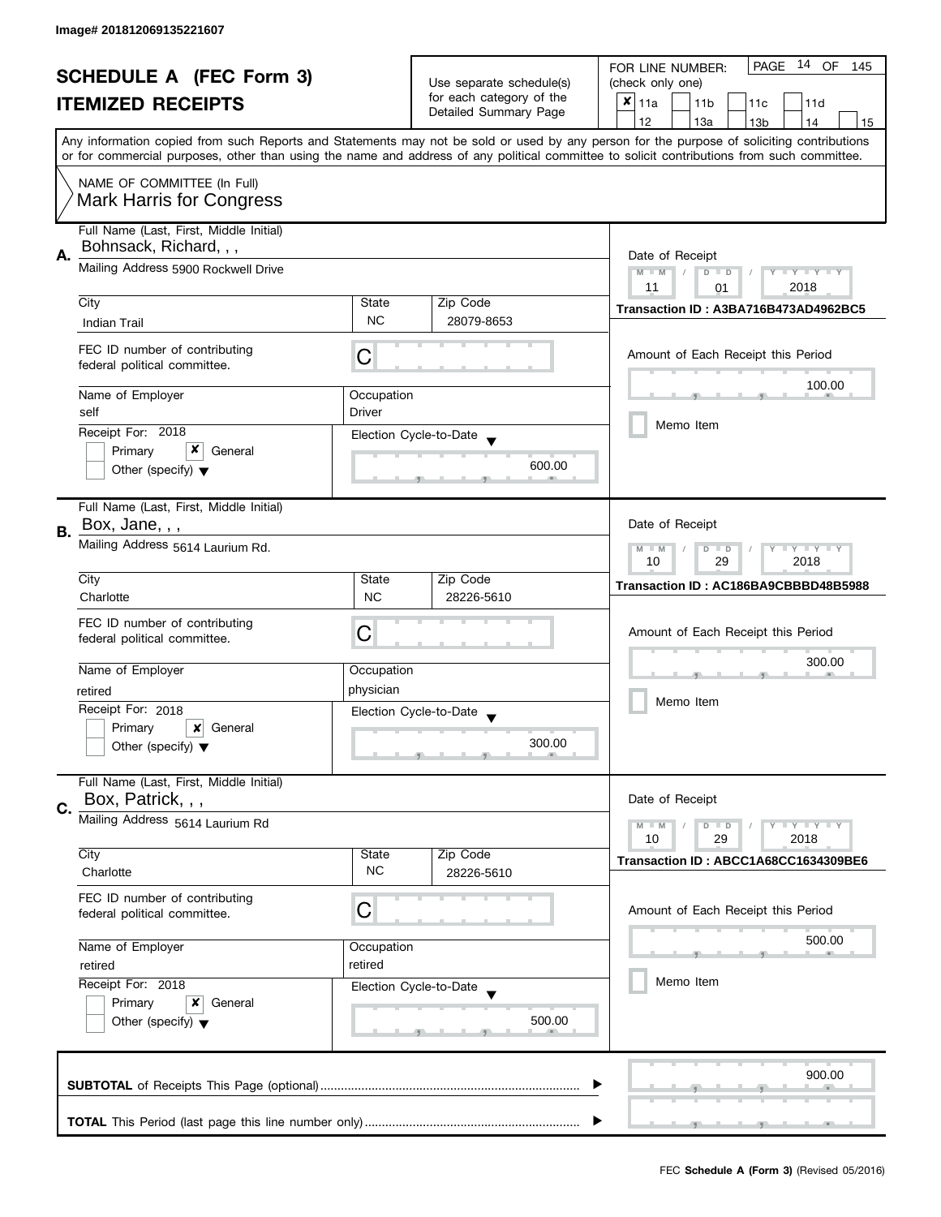Image# 201812069135221607

# SCHEDULE A (FEC Form 3)
## ITEMIZED RECEIPTS

Use separate schedule(s) for each category of the Detailed Summary Page

FOR LINE NUMBER: (check only one)

- [x] 11a
- [ ] 11b
- [ ] 11c
- [ ] 11d
- [ ] 12
- [ ] 13a
- [ ] 13b
- [ ] 14
- [ ] 15

Any information copied from such Reports and Statements may not be sold or used by any person for the purpose of soliciting contributions or for commercial purposes, other than using the name and address of any political committee to solicit contributions from such committee.

NAME OF COMMITTEE (In Full)
Mark Harris for Congress

---

**A.** Full Name (Last, First, Middle Initial): Bohnsack, Richard, , ,

Mailing Address: 5900 Rockwell Drive

City: Indian Trail | State: NC | Zip Code: 28079-8653

FEC ID number of contributing federal political committee: C

Name of Employer: self | Occupation: Driver

Receipt For: 2018 — [ ] Primary [x] General [ ] Other (specify)

Election Cycle-to-Date: 600.00

Date of Receipt: 11/01/2018

Transaction ID : A3BA716B473AD4962BC5

Amount of Each Receipt this Period: 100.00

[ ] Memo Item

---

**B.** Full Name (Last, First, Middle Initial): Box, Jane, , ,

Mailing Address: 5614 Laurium Rd.

City: Charlotte | State: NC | Zip Code: 28226-5610

FEC ID number of contributing federal political committee: C

Name of Employer: retired | Occupation: physician

Receipt For: 2018 — [ ] Primary [x] General [ ] Other (specify)

Election Cycle-to-Date: 300.00

Date of Receipt: 10/29/2018

Transaction ID : AC186BA9CBBBD48B5988

Amount of Each Receipt this Period: 300.00

[ ] Memo Item

---

**C.** Full Name (Last, First, Middle Initial): Box, Patrick, , ,

Mailing Address: 5614 Laurium Rd

City: Charlotte | State: NC | Zip Code: 28226-5610

FEC ID number of contributing federal political committee: C

Name of Employer: retired | Occupation: retired

Receipt For: 2018 — [ ] Primary [x] General [ ] Other (specify)

Election Cycle-to-Date: 500.00

Date of Receipt: 10/29/2018

Transaction ID : ABCC1A68CC1634309BE6

Amount of Each Receipt this Period: 500.00

[ ] Memo Item

---

**SUBTOTAL** of Receipts This Page (optional): 900.00

**TOTAL** This Period (last page this line number only):

FEC **Schedule A (Form 3)** (Revised 05/2016)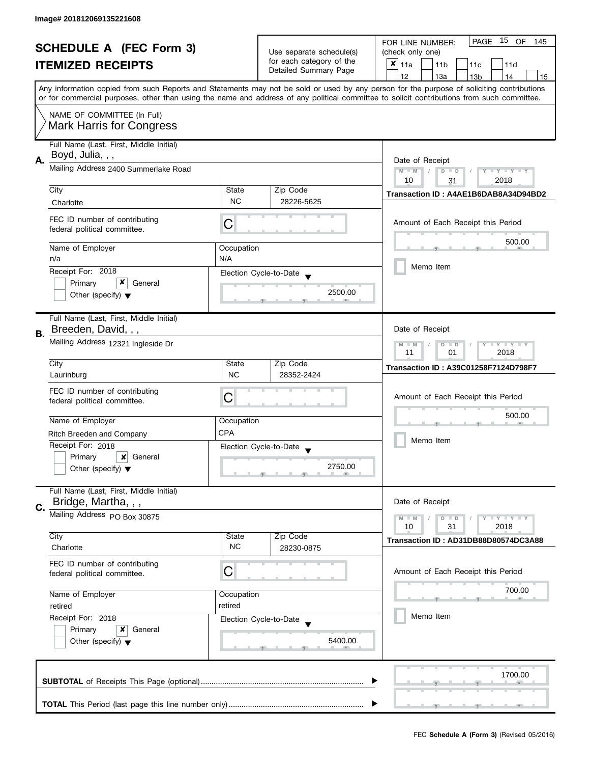Image# 201812069135221608

# SCHEDULE A (FEC Form 3)
## ITEMIZED RECEIPTS

Use separate schedule(s) for each category of the Detailed Summary Page

FOR LINE NUMBER: (check only one)

- [x] 11a
- [ ] 11b
- [ ] 11c
- [ ] 11d
- [ ] 12
- [ ] 13a
- [ ] 13b
- [ ] 14
- [ ] 15

Any information copied from such Reports and Statements may not be sold or used by any person for the purpose of soliciting contributions or for commercial purposes, other than using the name and address of any political committee to solicit contributions from such committee.

NAME OF COMMITTEE (In Full)
Mark Harris for Congress

---

**A.**

Full Name (Last, First, Middle Initial): Boyd, Julia, , ,

Mailing Address: 2400 Summerlake Road

| City | State | Zip Code |
|---|---|---|
| Charlotte | NC | 28226-5625 |

FEC ID number of contributing federal political committee: C

| Name of Employer | Occupation |
|---|---|
| n/a | N/A |

Receipt For: 2018

- [ ] Primary
- [x] General
- [ ] Other (specify)

Election Cycle-to-Date: 2500.00

Date of Receipt: 10 / 31 / 2018

Transaction ID : A4AE1B6DAB8A34D94BD2

Amount of Each Receipt this Period: 500.00

- [ ] Memo Item

---

**B.**

Full Name (Last, First, Middle Initial): Breeden, David, , ,

Mailing Address: 12321 Ingleside Dr

| City | State | Zip Code |
|---|---|---|
| Laurinburg | NC | 28352-2424 |

FEC ID number of contributing federal political committee: C

| Name of Employer | Occupation |
|---|---|
| Ritch Breeden and Company | CPA |

Receipt For: 2018

- [ ] Primary
- [x] General
- [ ] Other (specify)

Election Cycle-to-Date: 2750.00

Date of Receipt: 11 / 01 / 2018

Transaction ID : A39C01258F7124D798F7

Amount of Each Receipt this Period: 500.00

- [ ] Memo Item

---

**C.**

Full Name (Last, First, Middle Initial): Bridge, Martha, , ,

Mailing Address: PO Box 30875

| City | State | Zip Code |
|---|---|---|
| Charlotte | NC | 28230-0875 |

FEC ID number of contributing federal political committee: C

| Name of Employer | Occupation |
|---|---|
| retired | retired |

Receipt For: 2018

- [ ] Primary
- [x] General
- [ ] Other (specify)

Election Cycle-to-Date: 5400.00

Date of Receipt: 10 / 31 / 2018

Transaction ID : AD31DB88D80574DC3A88

Amount of Each Receipt this Period: 700.00

- [ ] Memo Item

---

**SUBTOTAL** of Receipts This Page (optional): 1700.00

**TOTAL** This Period (last page this line number only):

FEC **Schedule A (Form 3)** (Revised 05/2016)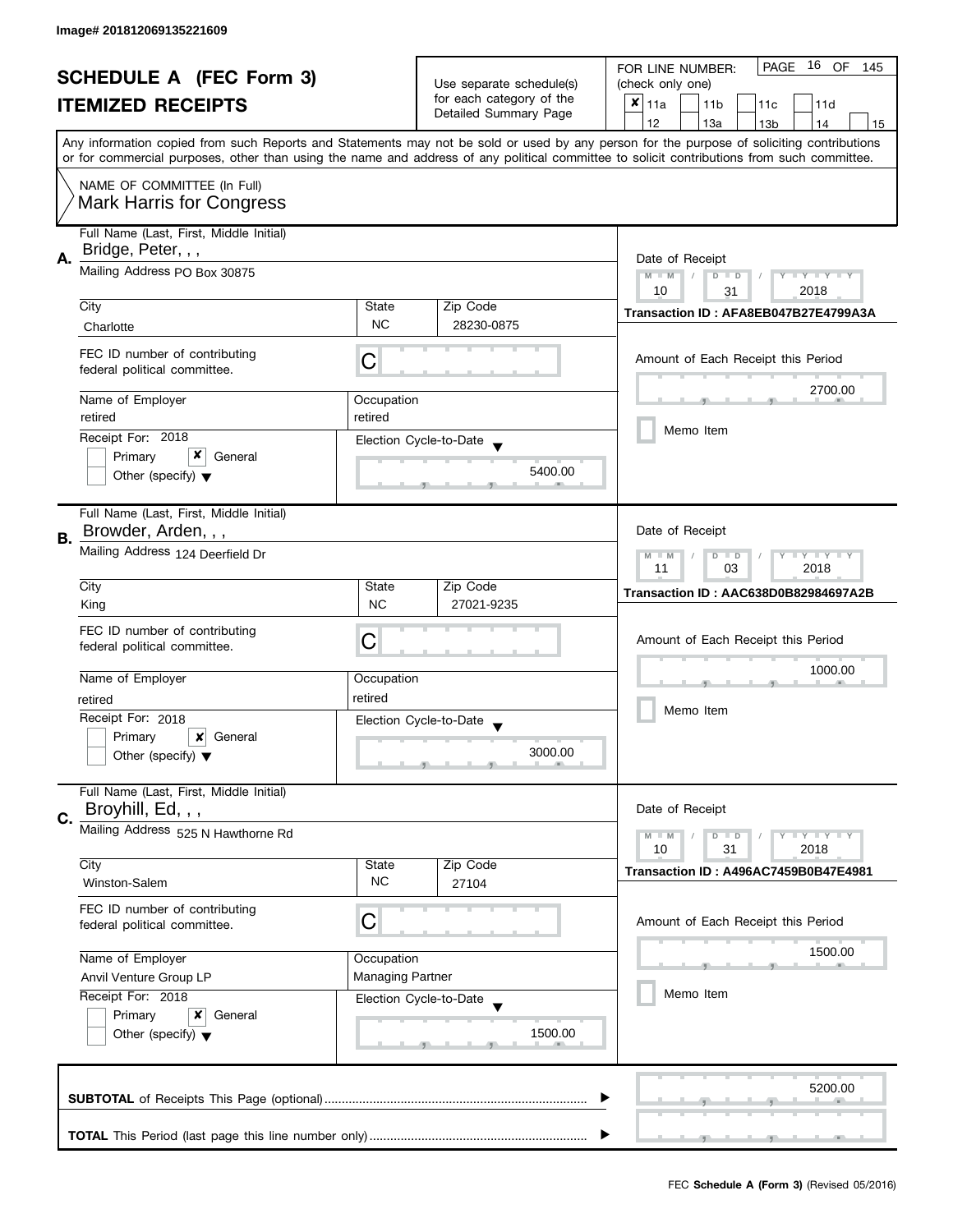Image# 201812069135221609

# SCHEDULE A (FEC Form 3)
## ITEMIZED RECEIPTS

Use separate schedule(s) for each category of the Detailed Summary Page

FOR LINE NUMBER: (check only one)

- [x] 11a
- [ ] 11b
- [ ] 11c
- [ ] 11d
- [ ] 12
- [ ] 13a
- [ ] 13b
- [ ] 14
- [ ] 15

PAGE 16 OF 145

Any information copied from such Reports and Statements may not be sold or used by any person for the purpose of soliciting contributions or for commercial purposes, other than using the name and address of any political committee to solicit contributions from such committee.

NAME OF COMMITTEE (In Full)
Mark Harris for Congress

---

**A.** Full Name (Last, First, Middle Initial): Bridge, Peter, , ,

Mailing Address: PO Box 30875

| City | State | Zip Code |
|---|---|---|
| Charlotte | NC | 28230-0875 |

FEC ID number of contributing federal political committee: C

Name of Employer: retired

Occupation: retired

Receipt For: 2018

- [ ] Primary
- [x] General
- [ ] Other (specify)

Election Cycle-to-Date: 5400.00

Date of Receipt: 10 / 31 / 2018

Transaction ID : AFA8EB047B27E4799A3A

Amount of Each Receipt this Period: 2700.00

- [ ] Memo Item

---

**B.** Full Name (Last, First, Middle Initial): Browder, Arden, , ,

Mailing Address: 124 Deerfield Dr

| City | State | Zip Code |
|---|---|---|
| King | NC | 27021-9235 |

FEC ID number of contributing federal political committee: C

Name of Employer: retired

Occupation: retired

Receipt For: 2018

- [ ] Primary
- [x] General
- [ ] Other (specify)

Election Cycle-to-Date: 3000.00

Date of Receipt: 11 / 03 / 2018

Transaction ID : AAC638D0B82984697A2B

Amount of Each Receipt this Period: 1000.00

- [ ] Memo Item

---

**C.** Full Name (Last, First, Middle Initial): Broyhill, Ed, , ,

Mailing Address: 525 N Hawthorne Rd

| City | State | Zip Code |
|---|---|---|
| Winston-Salem | NC | 27104 |

FEC ID number of contributing federal political committee: C

Name of Employer: Anvil Venture Group LP

Occupation: Managing Partner

Receipt For: 2018

- [ ] Primary
- [x] General
- [ ] Other (specify)

Election Cycle-to-Date: 1500.00

Date of Receipt: 10 / 31 / 2018

Transaction ID : A496AC7459B0B47E4981

Amount of Each Receipt this Period: 1500.00

- [ ] Memo Item

---

**SUBTOTAL** of Receipts This Page (optional): 5200.00

**TOTAL** This Period (last page this line number only):

FEC **Schedule A (Form 3)** (Revised 05/2016)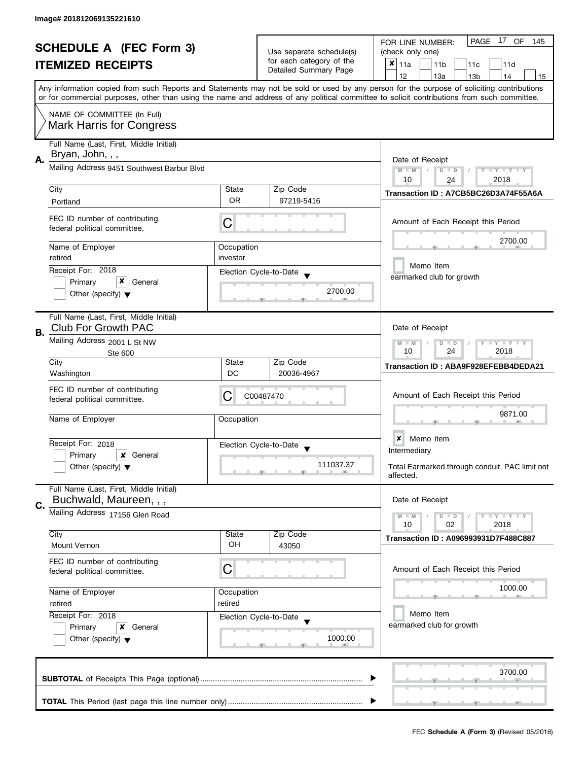Image# 201812069135221610

# SCHEDULE A (FEC Form 3)
# ITEMIZED RECEIPTS

Use separate schedule(s) for each category of the Detailed Summary Page

FOR LINE NUMBER: (check only one)
- [x] 11a
- [ ] 11b
- [ ] 11c
- [ ] 11d
- [ ] 12
- [ ] 13a
- [ ] 13b
- [ ] 14
- [ ] 15

Any information copied from such Reports and Statements may not be sold or used by any person for the purpose of soliciting contributions or for commercial purposes, other than using the name and address of any political committee to solicit contributions from such committee.

NAME OF COMMITTEE (In Full)
Mark Harris for Congress

---

## A.

**Full Name (Last, First, Middle Initial):** Bryan, John, , ,

**Mailing Address:** 9451 Southwest Barbur Blvd

| City | State | Zip Code |
|---|---|---|
| Portland | OR | 97219-5416 |

**FEC ID number of contributing federal political committee.** C

| Name of Employer | Occupation |
|---|---|
| retired | investor |

**Receipt For:** 2018
- [ ] Primary
- [x] General
- [ ] Other (specify)

**Election Cycle-to-Date:** 2700.00

**Date of Receipt:** 10 / 24 / 2018

**Transaction ID :** A7CB5BC26D3A74F55A6A

**Amount of Each Receipt this Period:** 2700.00

- [ ] Memo Item

earmarked club for growth

---

## B.

**Full Name (Last, First, Middle Initial):** Club For Growth PAC

**Mailing Address:** 2001 L St NW
Ste 600

| City | State | Zip Code |
|---|---|---|
| Washington | DC | 20036-4967 |

**FEC ID number of contributing federal political committee.** C C00487470

| Name of Employer | Occupation |
|---|---|
| | |

**Receipt For:** 2018
- [ ] Primary
- [x] General
- [ ] Other (specify)

**Election Cycle-to-Date:** 111037.37

**Date of Receipt:** 10 / 24 / 2018

**Transaction ID :** ABA9F928EFEBB4DEDA21

**Amount of Each Receipt this Period:** 9871.00

- [x] Memo Item

Intermediary

Total Earmarked through conduit. PAC limit not affected.

---

## C.

**Full Name (Last, First, Middle Initial):** Buchwald, Maureen, , ,

**Mailing Address:** 17156 Glen Road

| City | State | Zip Code |
|---|---|---|
| Mount Vernon | OH | 43050 |

**FEC ID number of contributing federal political committee.** C

| Name of Employer | Occupation |
|---|---|
| retired | retired |

**Receipt For:** 2018
- [ ] Primary
- [x] General
- [ ] Other (specify)

**Election Cycle-to-Date:** 1000.00

**Date of Receipt:** 10 / 02 / 2018

**Transaction ID :** A096993931D7F488C887

**Amount of Each Receipt this Period:** 1000.00

- [ ] Memo Item

earmarked club for growth

---

**SUBTOTAL** of Receipts This Page (optional) ........ 3700.00

**TOTAL** This Period (last page this line number only) ........

FEC **Schedule A (Form 3)** (Revised 05/2016)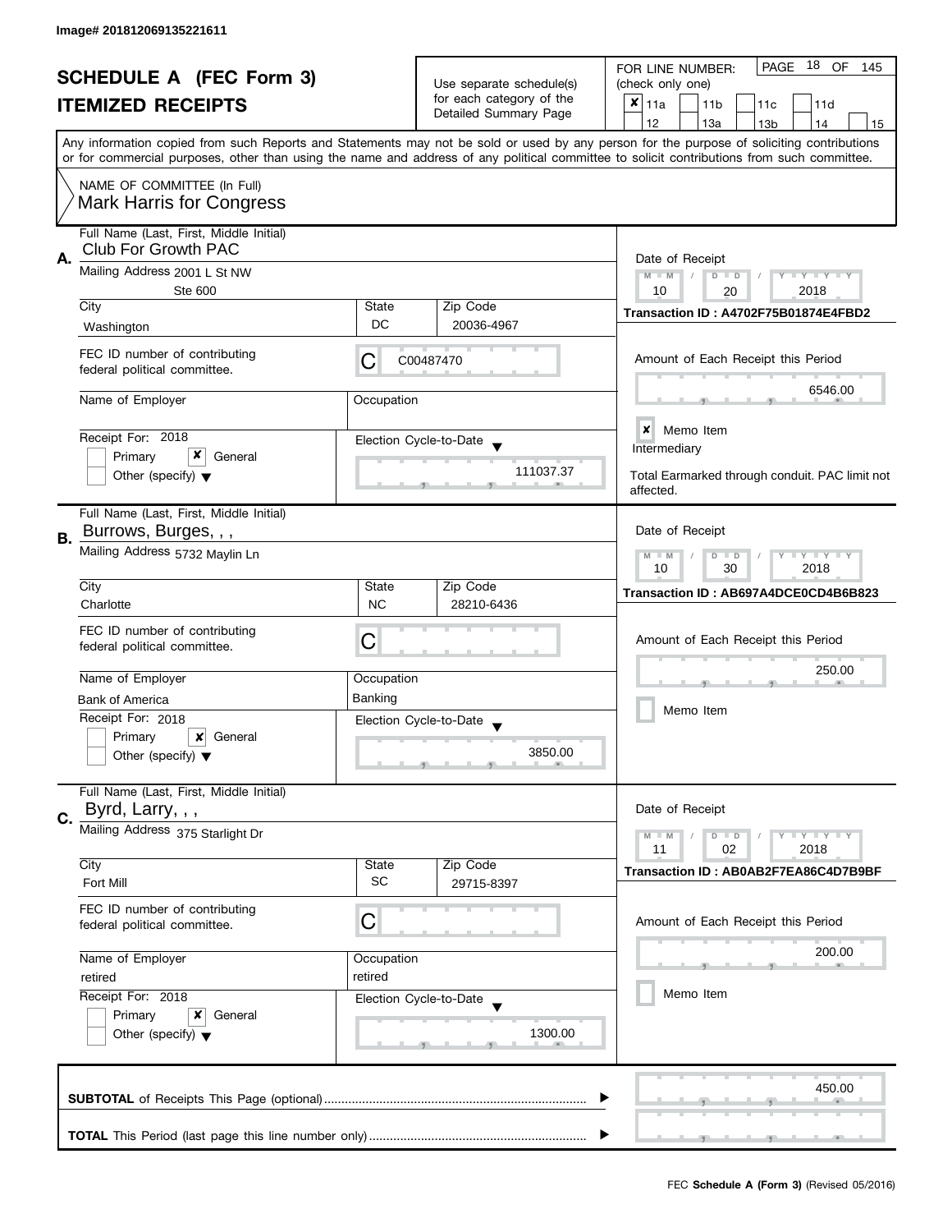Image# 201812069135221611

# SCHEDULE A (FEC Form 3)
## ITEMIZED RECEIPTS

Use separate schedule(s) for each category of the Detailed Summary Page

FOR LINE NUMBER: (check only one)

- [x] 11a
- [ ] 11b
- [ ] 11c
- [ ] 11d
- [ ] 12
- [ ] 13a
- [ ] 13b
- [ ] 14
- [ ] 15

PAGE 18 OF 145

Any information copied from such Reports and Statements may not be sold or used by any person for the purpose of soliciting contributions or for commercial purposes, other than using the name and address of any political committee to solicit contributions from such committee.

NAME OF COMMITTEE (In Full)
Mark Harris for Congress

---

**A.** Full Name (Last, First, Middle Initial): Club For Growth PAC

Mailing Address: 2001 L St NW, Ste 600

City: Washington | State: DC | Zip Code: 20036-4967

FEC ID number of contributing federal political committee: C00487470

Name of Employer: | Occupation:

Receipt For: 2018 — [ ] Primary [x] General [ ] Other (specify)

Election Cycle-to-Date: 111037.37

Date of Receipt: 10/20/2018

Transaction ID : A4702F75B01874E4FBD2

Amount of Each Receipt this Period: 6546.00

[x] Memo Item

Intermediary

Total Earmarked through conduit. PAC limit not affected.

---

**B.** Full Name (Last, First, Middle Initial): Burrows, Burges, , ,

Mailing Address: 5732 Maylin Ln

City: Charlotte | State: NC | Zip Code: 28210-6436

FEC ID number of contributing federal political committee: C

Name of Employer: Bank of America | Occupation: Banking

Receipt For: 2018 — [ ] Primary [x] General [ ] Other (specify)

Election Cycle-to-Date: 3850.00

Date of Receipt: 10/30/2018

Transaction ID : AB697A4DCE0CD4B6B823

Amount of Each Receipt this Period: 250.00

[ ] Memo Item

---

**C.** Full Name (Last, First, Middle Initial): Byrd, Larry, , ,

Mailing Address: 375 Starlight Dr

City: Fort Mill | State: SC | Zip Code: 29715-8397

FEC ID number of contributing federal political committee: C

Name of Employer: retired | Occupation: retired

Receipt For: 2018 — [ ] Primary [x] General [ ] Other (specify)

Election Cycle-to-Date: 1300.00

Date of Receipt: 11/02/2018

Transaction ID : AB0AB2F7EA86C4D7B9BF

Amount of Each Receipt this Period: 200.00

[ ] Memo Item

---

**SUBTOTAL** of Receipts This Page (optional): 450.00

**TOTAL** This Period (last page this line number only):

FEC **Schedule A (Form 3)** (Revised 05/2016)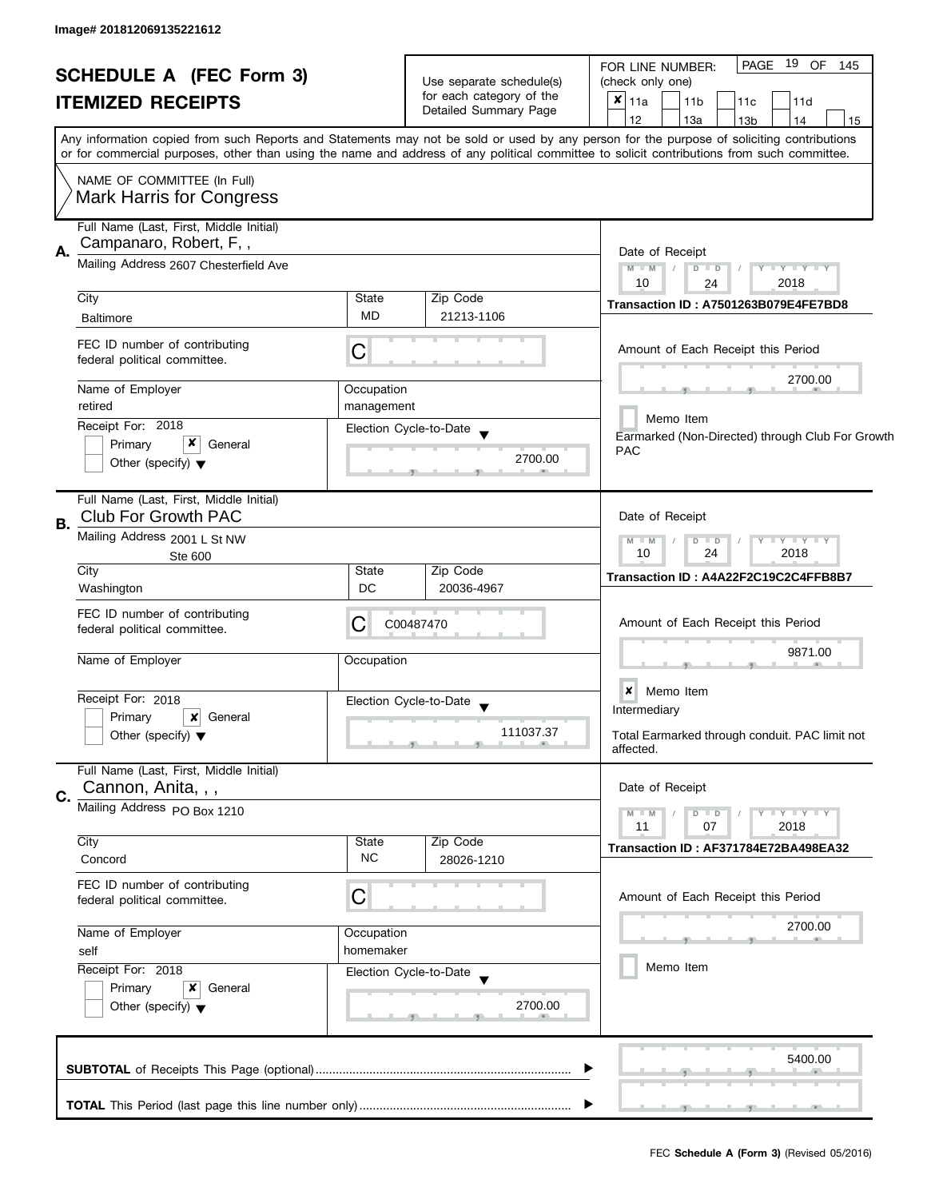Image# 201812069135221612

# SCHEDULE A (FEC Form 3)

## ITEMIZED RECEIPTS

Use separate schedule(s) for each category of the Detailed Summary Page

FOR LINE NUMBER: (check only one)

- [x] 11a
- [ ] 11b
- [ ] 11c
- [ ] 11d
- [ ] 12
- [ ] 13a
- [ ] 13b
- [ ] 14
- [ ] 15

Any information copied from such Reports and Statements may not be sold or used by any person for the purpose of soliciting contributions or for commercial purposes, other than using the name and address of any political committee to solicit contributions from such committee.

NAME OF COMMITTEE (In Full)
Mark Harris for Congress

---

### A.

**Full Name (Last, First, Middle Initial):** Campanaro, Robert, F, ,

**Mailing Address:** 2607 Chesterfield Ave

| City | State | Zip Code |
|---|---|---|
| Baltimore | MD | 21213-1106 |

**FEC ID number of contributing federal political committee:** C

| Name of Employer | Occupation |
|---|---|
| retired | management |

**Receipt For:** 2018
- [ ] Primary
- [x] General
- [ ] Other (specify)

**Election Cycle-to-Date:** 2700.00

**Date of Receipt:** 10 / 24 / 2018

**Transaction ID :** A7501263B079E4FE7BD8

**Amount of Each Receipt this Period:** 2700.00

- [ ] Memo Item

Earmarked (Non-Directed) through Club For Growth PAC

---

### B.

**Full Name (Last, First, Middle Initial):** Club For Growth PAC

**Mailing Address:** 2001 L St NW, Ste 600

| City | State | Zip Code |
|---|---|---|
| Washington | DC | 20036-4967 |

**FEC ID number of contributing federal political committee:** C00487470

| Name of Employer | Occupation |
|---|---|
| | |

**Receipt For:** 2018
- [ ] Primary
- [x] General
- [ ] Other (specify)

**Election Cycle-to-Date:** 111037.37

**Date of Receipt:** 10 / 24 / 2018

**Transaction ID :** A4A22F2C19C2C4FFB8B7

**Amount of Each Receipt this Period:** 9871.00

- [x] Memo Item

Intermediary

Total Earmarked through conduit. PAC limit not affected.

---

### C.

**Full Name (Last, First, Middle Initial):** Cannon, Anita, , ,

**Mailing Address:** PO Box 1210

| City | State | Zip Code |
|---|---|---|
| Concord | NC | 28026-1210 |

**FEC ID number of contributing federal political committee:** C

| Name of Employer | Occupation |
|---|---|
| self | homemaker |

**Receipt For:** 2018
- [ ] Primary
- [x] General
- [ ] Other (specify)

**Election Cycle-to-Date:** 2700.00

**Date of Receipt:** 11 / 07 / 2018

**Transaction ID :** AF371784E72BA498EA32

**Amount of Each Receipt this Period:** 2700.00

- [ ] Memo Item

---

**SUBTOTAL** of Receipts This Page (optional): 5400.00

**TOTAL** This Period (last page this line number only):

FEC **Schedule A (Form 3)** (Revised 05/2016)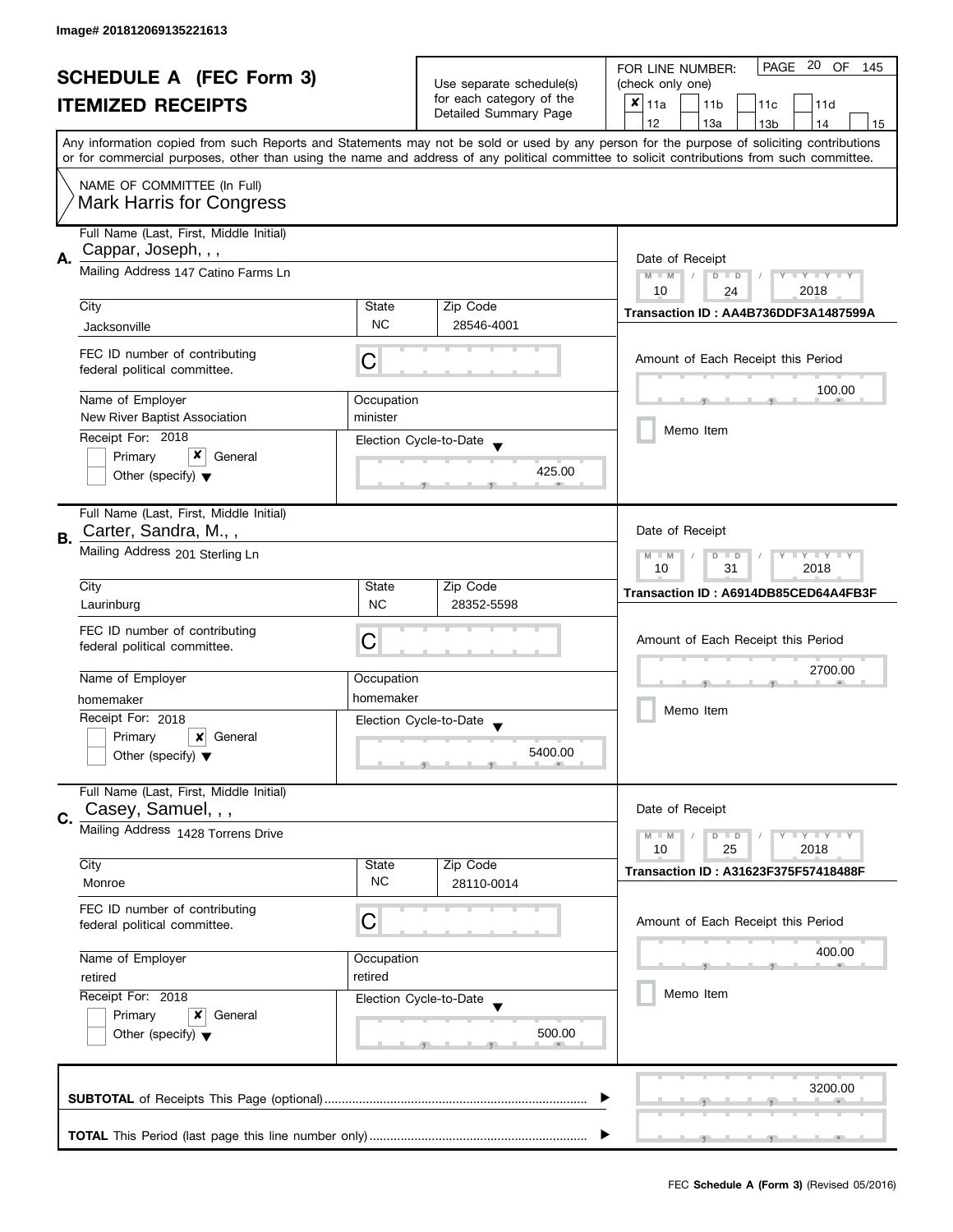Image# 201812069135221613

# SCHEDULE A (FEC Form 3)

## ITEMIZED RECEIPTS

Use separate schedule(s) for each category of the Detailed Summary Page

FOR LINE NUMBER: (check only one)

- [x] 11a
- [ ] 11b
- [ ] 11c
- [ ] 11d
- [ ] 12
- [ ] 13a
- [ ] 13b
- [ ] 14
- [ ] 15

Any information copied from such Reports and Statements may not be sold or used by any person for the purpose of soliciting contributions or for commercial purposes, other than using the name and address of any political committee to solicit contributions from such committee.

NAME OF COMMITTEE (In Full)
Mark Harris for Congress

---

**A.** Full Name (Last, First, Middle Initial): Cappar, Joseph, , ,

Mailing Address: 147 Catino Farms Ln

| City | State | Zip Code |
|---|---|---|
| Jacksonville | NC | 28546-4001 |

FEC ID number of contributing federal political committee: C

Name of Employer: New River Baptist Association
Occupation: minister

Receipt For: 2018
- [ ] Primary
- [x] General
- [ ] Other (specify)

Election Cycle-to-Date: 425.00

Date of Receipt: 10 / 24 / 2018

Transaction ID : AA4B736DDF3A1487599A

Amount of Each Receipt this Period: 100.00

- [ ] Memo Item

---

**B.** Full Name (Last, First, Middle Initial): Carter, Sandra, M., ,

Mailing Address: 201 Sterling Ln

| City | State | Zip Code |
|---|---|---|
| Laurinburg | NC | 28352-5598 |

FEC ID number of contributing federal political committee: C

Name of Employer: homemaker
Occupation: homemaker

Receipt For: 2018
- [ ] Primary
- [x] General
- [ ] Other (specify)

Election Cycle-to-Date: 5400.00

Date of Receipt: 10 / 31 / 2018

Transaction ID : A6914DB85CED64A4FB3F

Amount of Each Receipt this Period: 2700.00

- [ ] Memo Item

---

**C.** Full Name (Last, First, Middle Initial): Casey, Samuel, , ,

Mailing Address: 1428 Torrens Drive

| City | State | Zip Code |
|---|---|---|
| Monroe | NC | 28110-0014 |

FEC ID number of contributing federal political committee: C

Name of Employer: retired
Occupation: retired

Receipt For: 2018
- [ ] Primary
- [x] General
- [ ] Other (specify)

Election Cycle-to-Date: 500.00

Date of Receipt: 10 / 25 / 2018

Transaction ID : A31623F375F57418488F

Amount of Each Receipt this Period: 400.00

- [ ] Memo Item

---

**SUBTOTAL** of Receipts This Page (optional): 3200.00

**TOTAL** This Period (last page this line number only):

FEC **Schedule A (Form 3)** (Revised 05/2016)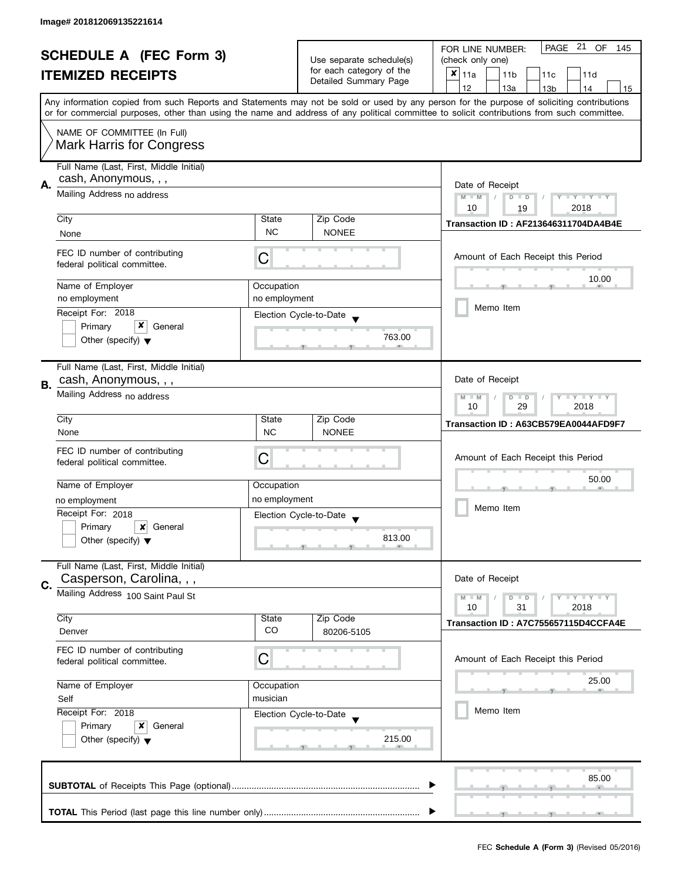Image# 201812069135221614

# SCHEDULE A (FEC Form 3)
## ITEMIZED RECEIPTS

Use separate schedule(s) for each category of the Detailed Summary Page

FOR LINE NUMBER: (check only one)

[x] 11a [ ] 11b [ ] 11c [ ] 11d [ ] 12 [ ] 13a [ ] 13b [ ] 14 [ ] 15

PAGE 21 OF 145

Any information copied from such Reports and Statements may not be sold or used by any person for the purpose of soliciting contributions or for commercial purposes, other than using the name and address of any political committee to solicit contributions from such committee.

NAME OF COMMITTEE (In Full)
Mark Harris for Congress

---

**A.** Full Name (Last, First, Middle Initial): cash, Anonymous, , ,

Mailing Address: no address

| City | State | Zip Code |
|---|---|---|
| None | NC | NONEE |

FEC ID number of contributing federal political committee: C

| Name of Employer | Occupation |
|---|---|
| no employment | no employment |

Receipt For: 2018 — [ ] Primary [x] General [ ] Other (specify)

Election Cycle-to-Date: 763.00

Date of Receipt: 10 / 19 / 2018

Transaction ID : AF213646311704DA4B4E

Amount of Each Receipt this Period: 10.00

[ ] Memo Item

---

**B.** Full Name (Last, First, Middle Initial): cash, Anonymous, , ,

Mailing Address: no address

| City | State | Zip Code |
|---|---|---|
| None | NC | NONEE |

FEC ID number of contributing federal political committee: C

| Name of Employer | Occupation |
|---|---|
| no employment | no employment |

Receipt For: 2018 — [ ] Primary [x] General [ ] Other (specify)

Election Cycle-to-Date: 813.00

Date of Receipt: 10 / 29 / 2018

Transaction ID : A63CB579EA0044AFD9F7

Amount of Each Receipt this Period: 50.00

[ ] Memo Item

---

**C.** Full Name (Last, First, Middle Initial): Casperson, Carolina, , ,

Mailing Address: 100 Saint Paul St

| City | State | Zip Code |
|---|---|---|
| Denver | CO | 80206-5105 |

FEC ID number of contributing federal political committee: C

| Name of Employer | Occupation |
|---|---|
| Self | musician |

Receipt For: 2018 — [ ] Primary [x] General [ ] Other (specify)

Election Cycle-to-Date: 215.00

Date of Receipt: 10 / 31 / 2018

Transaction ID : A7C755657115D4CCFA4E

Amount of Each Receipt this Period: 25.00

[ ] Memo Item

---

**SUBTOTAL** of Receipts This Page (optional): 85.00

**TOTAL** This Period (last page this line number only):

FEC **Schedule A (Form 3)** (Revised 05/2016)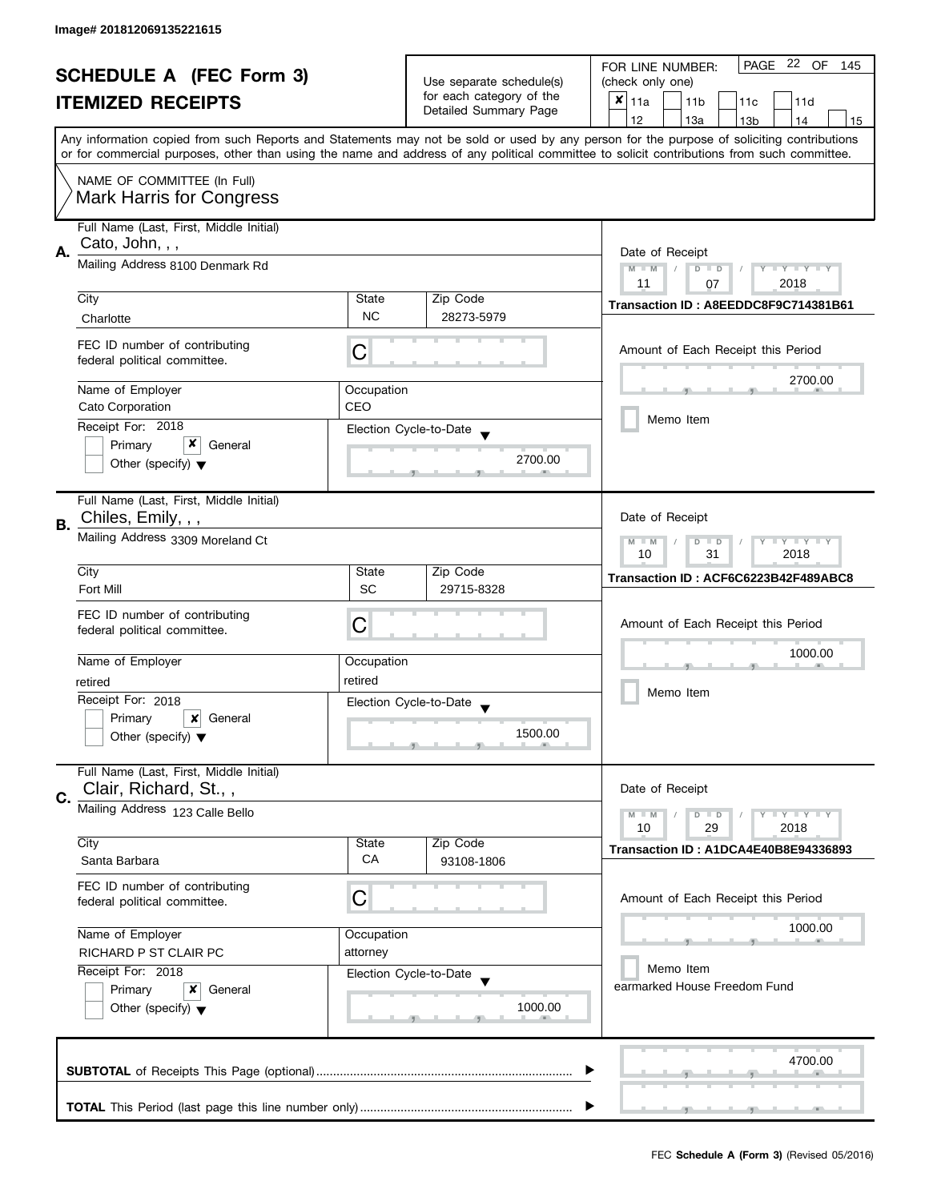Image# 201812069135221615

# SCHEDULE A (FEC Form 3)
## ITEMIZED RECEIPTS

Use separate schedule(s) for each category of the Detailed Summary Page

FOR LINE NUMBER: (check only one)
- [x] 11a
- [ ] 11b
- [ ] 11c
- [ ] 11d
- [ ] 12
- [ ] 13a
- [ ] 13b
- [ ] 14
- [ ] 15

Any information copied from such Reports and Statements may not be sold or used by any person for the purpose of soliciting contributions or for commercial purposes, other than using the name and address of any political committee to solicit contributions from such committee.

NAME OF COMMITTEE (In Full)
Mark Harris for Congress

---

**A.**
Full Name (Last, First, Middle Initial): Cato, John, , ,
Mailing Address: 8100 Denmark Rd
City: Charlotte | State: NC | Zip Code: 28273-5979
FEC ID number of contributing federal political committee: C
Name of Employer: Cato Corporation
Occupation: CEO
Receipt For: 2018 — [ ] Primary [x] General [ ] Other (specify)
Election Cycle-to-Date: 2700.00
Date of Receipt: 11 / 07 / 2018
Transaction ID : A8EEDDC8F9C714381B61
Amount of Each Receipt this Period: 2700.00
[ ] Memo Item

---

**B.**
Full Name (Last, First, Middle Initial): Chiles, Emily, , ,
Mailing Address: 3309 Moreland Ct
City: Fort Mill | State: SC | Zip Code: 29715-8328
FEC ID number of contributing federal political committee: C
Name of Employer: retired
Occupation: retired
Receipt For: 2018 — [ ] Primary [x] General [ ] Other (specify)
Election Cycle-to-Date: 1500.00
Date of Receipt: 10 / 31 / 2018
Transaction ID : ACF6C6223B42F489ABC8
Amount of Each Receipt this Period: 1000.00
[ ] Memo Item

---

**C.**
Full Name (Last, First, Middle Initial): Clair, Richard, St., ,
Mailing Address: 123 Calle Bello
City: Santa Barbara | State: CA | Zip Code: 93108-1806
FEC ID number of contributing federal political committee: C
Name of Employer: RICHARD P ST CLAIR PC
Occupation: attorney
Receipt For: 2018 — [ ] Primary [x] General [ ] Other (specify)
Election Cycle-to-Date: 1000.00
Date of Receipt: 10 / 29 / 2018
Transaction ID : A1DCA4E40B8E94336893
Amount of Each Receipt this Period: 1000.00
[ ] Memo Item
earmarked House Freedom Fund

---

**SUBTOTAL** of Receipts This Page (optional): 4700.00

**TOTAL** This Period (last page this line number only):

FEC **Schedule A (Form 3)** (Revised 05/2016)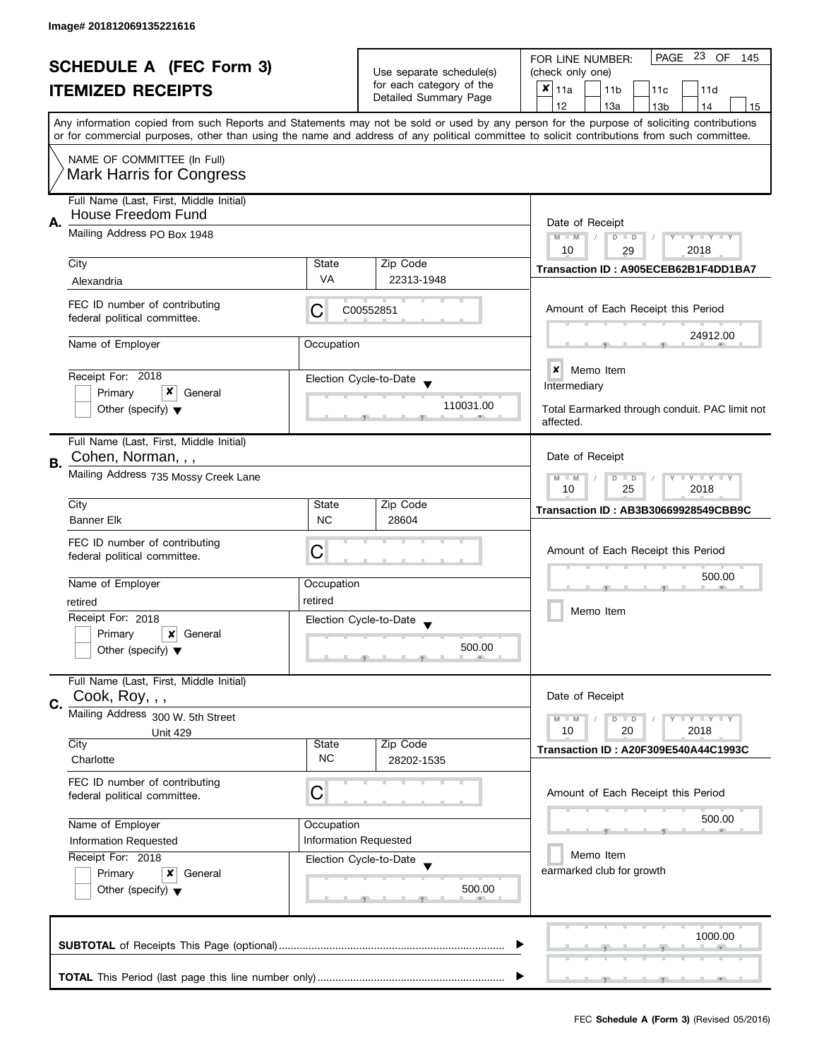Image# 201812069135221616

# SCHEDULE A (FEC Form 3)
# ITEMIZED RECEIPTS

Use separate schedule(s) for each category of the Detailed Summary Page

FOR LINE NUMBER: (check only one)

- [x] 11a
- [ ] 11b
- [ ] 11c
- [ ] 11d
- [ ] 12
- [ ] 13a
- [ ] 13b
- [ ] 14
- [ ] 15

PAGE 23 OF 145

Any information copied from such Reports and Statements may not be sold or used by any person for the purpose of soliciting contributions or for commercial purposes, other than using the name and address of any political committee to solicit contributions from such committee.

NAME OF COMMITTEE (In Full)
Mark Harris for Congress

---

**A.** Full Name (Last, First, Middle Initial): House Freedom Fund

Mailing Address: PO Box 1948

City: Alexandria | State: VA | Zip Code: 22313-1948

FEC ID number of contributing federal political committee: C C00552851

Name of Employer:

Occupation:

Receipt For: 2018 — [ ] Primary [x] General [ ] Other (specify)

Election Cycle-to-Date: 110031.00

Date of Receipt: 10 / 29 / 2018

Transaction ID : A905ECEB62B1F4DD1BA7

Amount of Each Receipt this Period: 24912.00

[x] Memo Item
Intermediary

Total Earmarked through conduit. PAC limit not affected.

---

**B.** Full Name (Last, First, Middle Initial): Cohen, Norman, , ,

Mailing Address: 735 Mossy Creek Lane

City: Banner Elk | State: NC | Zip Code: 28604

FEC ID number of contributing federal political committee: C

Name of Employer: retired

Occupation: retired

Receipt For: 2018 — [ ] Primary [x] General [ ] Other (specify)

Election Cycle-to-Date: 500.00

Date of Receipt: 10 / 25 / 2018

Transaction ID : AB3B30669928549CBB9C

Amount of Each Receipt this Period: 500.00

[ ] Memo Item

---

**C.** Full Name (Last, First, Middle Initial): Cook, Roy, , ,

Mailing Address: 300 W. 5th Street, Unit 429

City: Charlotte | State: NC | Zip Code: 28202-1535

FEC ID number of contributing federal political committee: C

Name of Employer: Information Requested

Occupation: Information Requested

Receipt For: 2018 — [ ] Primary [x] General [ ] Other (specify)

Election Cycle-to-Date: 500.00

Date of Receipt: 10 / 20 / 2018

Transaction ID : A20F309E540A44C1993C

Amount of Each Receipt this Period: 500.00

[ ] Memo Item
earmarked club for growth

---

**SUBTOTAL** of Receipts This Page (optional): 1000.00

**TOTAL** This Period (last page this line number only):

FEC **Schedule A (Form 3)** (Revised 05/2016)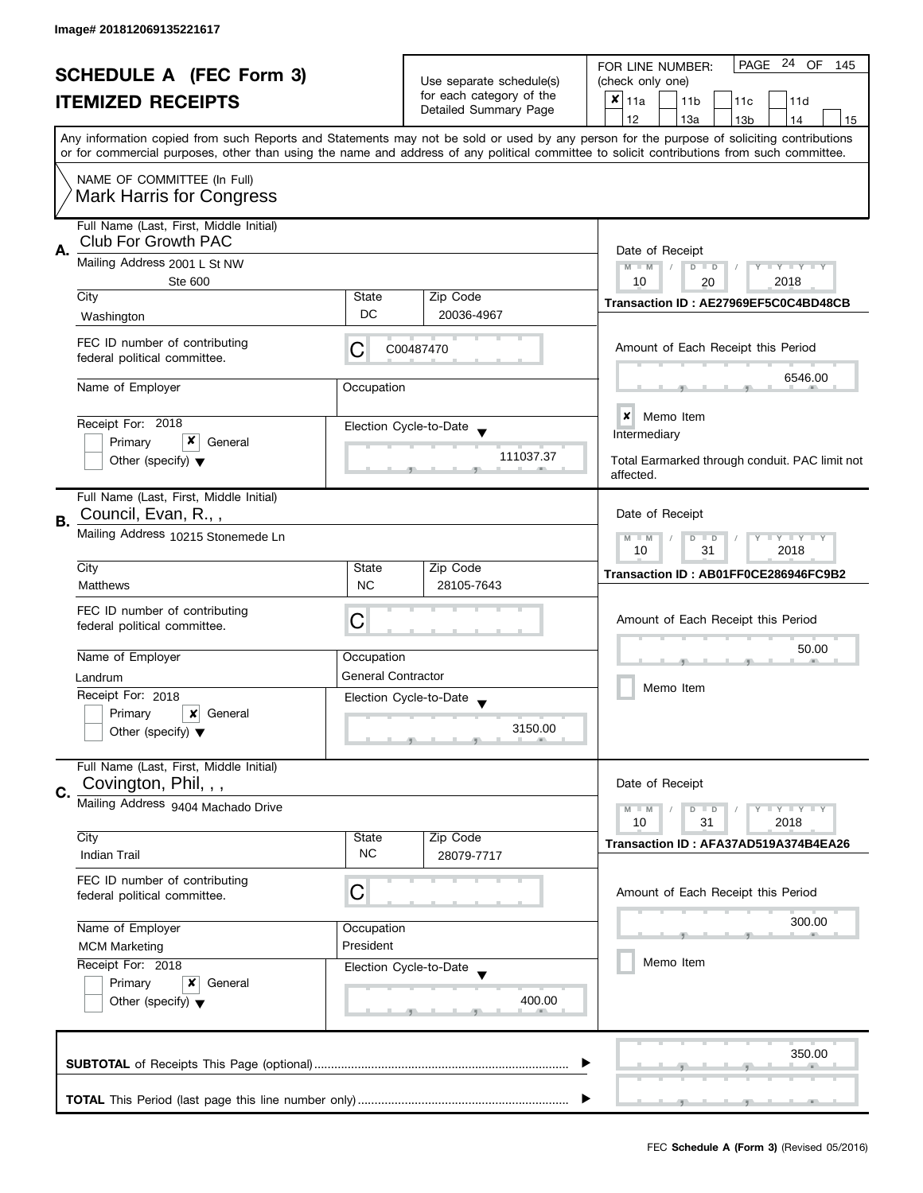Image# 201812069135221617

# SCHEDULE A (FEC Form 3)
## ITEMIZED RECEIPTS

Use separate schedule(s) for each category of the Detailed Summary Page

FOR LINE NUMBER: (check only one)

- [x] 11a
- [ ] 11b
- [ ] 11c
- [ ] 11d
- [ ] 12
- [ ] 13a
- [ ] 13b
- [ ] 14
- [ ] 15

PAGE 24 OF 145

Any information copied from such Reports and Statements may not be sold or used by any person for the purpose of soliciting contributions or for commercial purposes, other than using the name and address of any political committee to solicit contributions from such committee.

NAME OF COMMITTEE (In Full)
Mark Harris for Congress

---

**A.** Full Name (Last, First, Middle Initial): Club For Growth PAC

Mailing Address: 2001 L St NW, Ste 600

City: Washington | State: DC | Zip Code: 20036-4967

FEC ID number of contributing federal political committee: C C00487470

Name of Employer: | Occupation:

Receipt For: 2018 — [ ] Primary [x] General [ ] Other (specify)

Election Cycle-to-Date: 111037.37

Date of Receipt: 10 / 20 / 2018

Transaction ID : AE27969EF5C0C4BD48CB

Amount of Each Receipt this Period: 6546.00

[x] Memo Item

Intermediary

Total Earmarked through conduit. PAC limit not affected.

---

**B.** Full Name (Last, First, Middle Initial): Council, Evan, R., ,

Mailing Address: 10215 Stonemede Ln

City: Matthews | State: NC | Zip Code: 28105-7643

FEC ID number of contributing federal political committee: C

Name of Employer: Landrum | Occupation: General Contractor

Receipt For: 2018 — [ ] Primary [x] General [ ] Other (specify)

Election Cycle-to-Date: 3150.00

Date of Receipt: 10 / 31 / 2018

Transaction ID : AB01FF0CE286946FC9B2

Amount of Each Receipt this Period: 50.00

[ ] Memo Item

---

**C.** Full Name (Last, First, Middle Initial): Covington, Phil, , ,

Mailing Address: 9404 Machado Drive

City: Indian Trail | State: NC | Zip Code: 28079-7717

FEC ID number of contributing federal political committee: C

Name of Employer: MCM Marketing | Occupation: President

Receipt For: 2018 — [ ] Primary [x] General [ ] Other (specify)

Election Cycle-to-Date: 400.00

Date of Receipt: 10 / 31 / 2018

Transaction ID : AFA37AD519A374B4EA26

Amount of Each Receipt this Period: 300.00

[ ] Memo Item

---

**SUBTOTAL** of Receipts This Page (optional): 350.00

**TOTAL** This Period (last page this line number only):

FEC **Schedule A (Form 3)** (Revised 05/2016)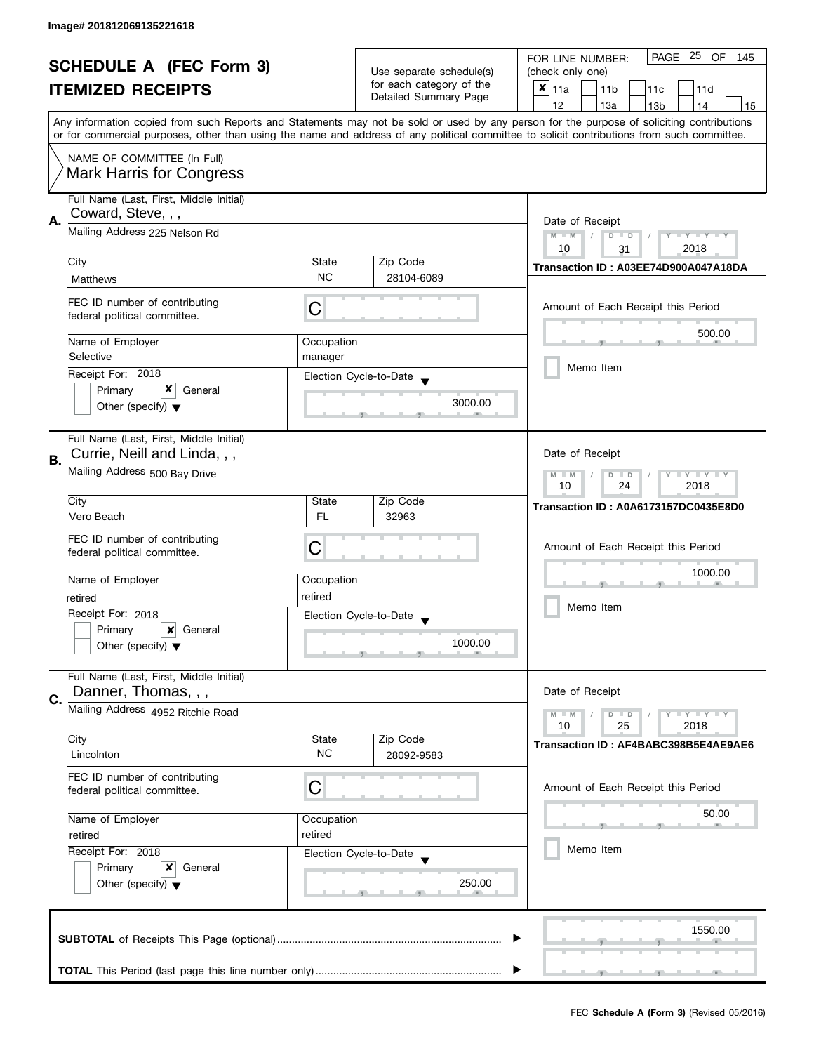Image# 201812069135221618

# SCHEDULE A (FEC Form 3)
## ITEMIZED RECEIPTS

Use separate schedule(s) for each category of the Detailed Summary Page

FOR LINE NUMBER: (check only one)

- [x] 11a
- [ ] 11b
- [ ] 11c
- [ ] 11d
- [ ] 12
- [ ] 13a
- [ ] 13b
- [ ] 14
- [ ] 15

Any information copied from such Reports and Statements may not be sold or used by any person for the purpose of soliciting contributions or for commercial purposes, other than using the name and address of any political committee to solicit contributions from such committee.

NAME OF COMMITTEE (In Full)
Mark Harris for Congress

---

**A.**

Full Name (Last, First, Middle Initial): Coward, Steve, , ,

Mailing Address: 225 Nelson Rd

| City | State | Zip Code |
|---|---|---|
| Matthews | NC | 28104-6089 |

FEC ID number of contributing federal political committee: C

| Name of Employer | Occupation |
|---|---|
| Selective | manager |

Receipt For: 2018
- [ ] Primary
- [x] General
- [ ] Other (specify)

Election Cycle-to-Date: 3000.00

Date of Receipt: 10 / 31 / 2018

Transaction ID : A03EE74D900A047A18DA

Amount of Each Receipt this Period: 500.00

- [ ] Memo Item

---

**B.**

Full Name (Last, First, Middle Initial): Currie, Neill and Linda, , ,

Mailing Address: 500 Bay Drive

| City | State | Zip Code |
|---|---|---|
| Vero Beach | FL | 32963 |

FEC ID number of contributing federal political committee: C

| Name of Employer | Occupation |
|---|---|
| retired | retired |

Receipt For: 2018
- [ ] Primary
- [x] General
- [ ] Other (specify)

Election Cycle-to-Date: 1000.00

Date of Receipt: 10 / 24 / 2018

Transaction ID : A0A6173157DC0435E8D0

Amount of Each Receipt this Period: 1000.00

- [ ] Memo Item

---

**C.**

Full Name (Last, First, Middle Initial): Danner, Thomas, , ,

Mailing Address: 4952 Ritchie Road

| City | State | Zip Code |
|---|---|---|
| Lincolnton | NC | 28092-9583 |

FEC ID number of contributing federal political committee: C

| Name of Employer | Occupation |
|---|---|
| retired | retired |

Receipt For: 2018
- [ ] Primary
- [x] General
- [ ] Other (specify)

Election Cycle-to-Date: 250.00

Date of Receipt: 10 / 25 / 2018

Transaction ID : AF4BABC398B5E4AE9AE6

Amount of Each Receipt this Period: 50.00

- [ ] Memo Item

---

**SUBTOTAL** of Receipts This Page (optional): 1550.00

**TOTAL** This Period (last page this line number only):

FEC **Schedule A (Form 3)** (Revised 05/2016)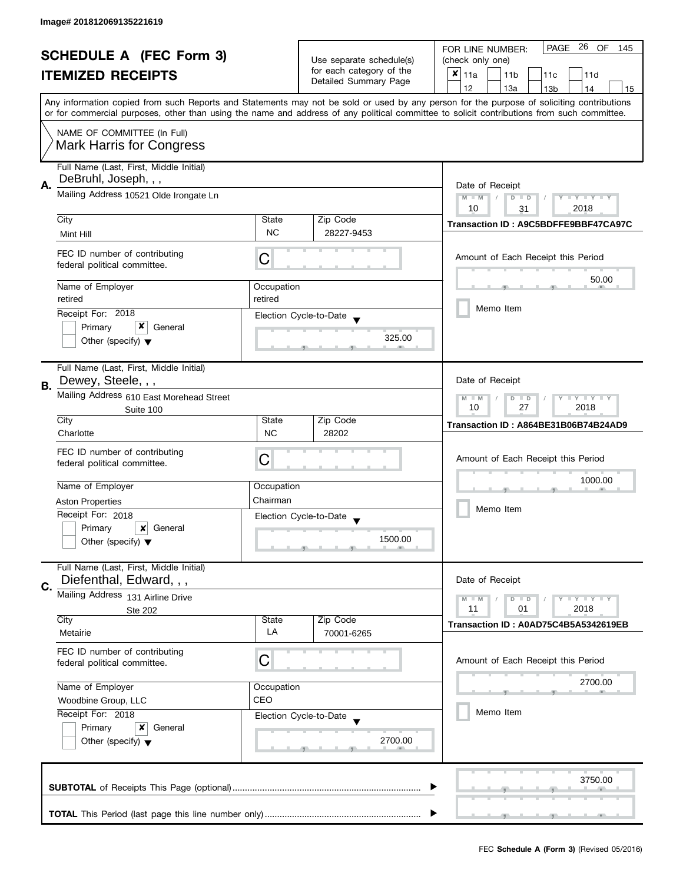Image# 201812069135221619

# SCHEDULE A (FEC Form 3)
## ITEMIZED RECEIPTS

Use separate schedule(s) for each category of the Detailed Summary Page

FOR LINE NUMBER: (check only one)

- [x] 11a
- [ ] 11b
- [ ] 11c
- [ ] 11d
- [ ] 12
- [ ] 13a
- [ ] 13b
- [ ] 14
- [ ] 15

Any information copied from such Reports and Statements may not be sold or used by any person for the purpose of soliciting contributions or for commercial purposes, other than using the name and address of any political committee to solicit contributions from such committee.

NAME OF COMMITTEE (In Full)
Mark Harris for Congress

---

**A.**

Full Name (Last, First, Middle Initial): DeBruhl, Joseph, , ,

Mailing Address: 10521 Olde Irongate Ln

City: Mint Hill | State: NC | Zip Code: 28227-9453

FEC ID number of contributing federal political committee: C

Name of Employer: retired | Occupation: retired

Receipt For: 2018 — Primary [ ] General [x] Other (specify) [ ]

Election Cycle-to-Date: 325.00

Date of Receipt: 10/31/2018

Transaction ID : A9C5BDFFE9BBF47CA97C

Amount of Each Receipt this Period: 50.00

Memo Item [ ]

---

**B.**

Full Name (Last, First, Middle Initial): Dewey, Steele, , ,

Mailing Address: 610 East Morehead Street, Suite 100

City: Charlotte | State: NC | Zip Code: 28202

FEC ID number of contributing federal political committee: C

Name of Employer: Aston Properties | Occupation: Chairman

Receipt For: 2018 — Primary [ ] General [x] Other (specify) [ ]

Election Cycle-to-Date: 1500.00

Date of Receipt: 10/27/2018

Transaction ID : A864BE31B06B74B24AD9

Amount of Each Receipt this Period: 1000.00

Memo Item [ ]

---

**C.**

Full Name (Last, First, Middle Initial): Diefenthal, Edward, , ,

Mailing Address: 131 Airline Drive, Ste 202

City: Metairie | State: LA | Zip Code: 70001-6265

FEC ID number of contributing federal political committee: C

Name of Employer: Woodbine Group, LLC | Occupation: CEO

Receipt For: 2018 — Primary [ ] General [x] Other (specify) [ ]

Election Cycle-to-Date: 2700.00

Date of Receipt: 11/01/2018

Transaction ID : A0AD75C4B5A5342619EB

Amount of Each Receipt this Period: 2700.00

Memo Item [ ]

---

**SUBTOTAL** of Receipts This Page (optional): 3750.00

**TOTAL** This Period (last page this line number only):

FEC **Schedule A (Form 3)** (Revised 05/2016)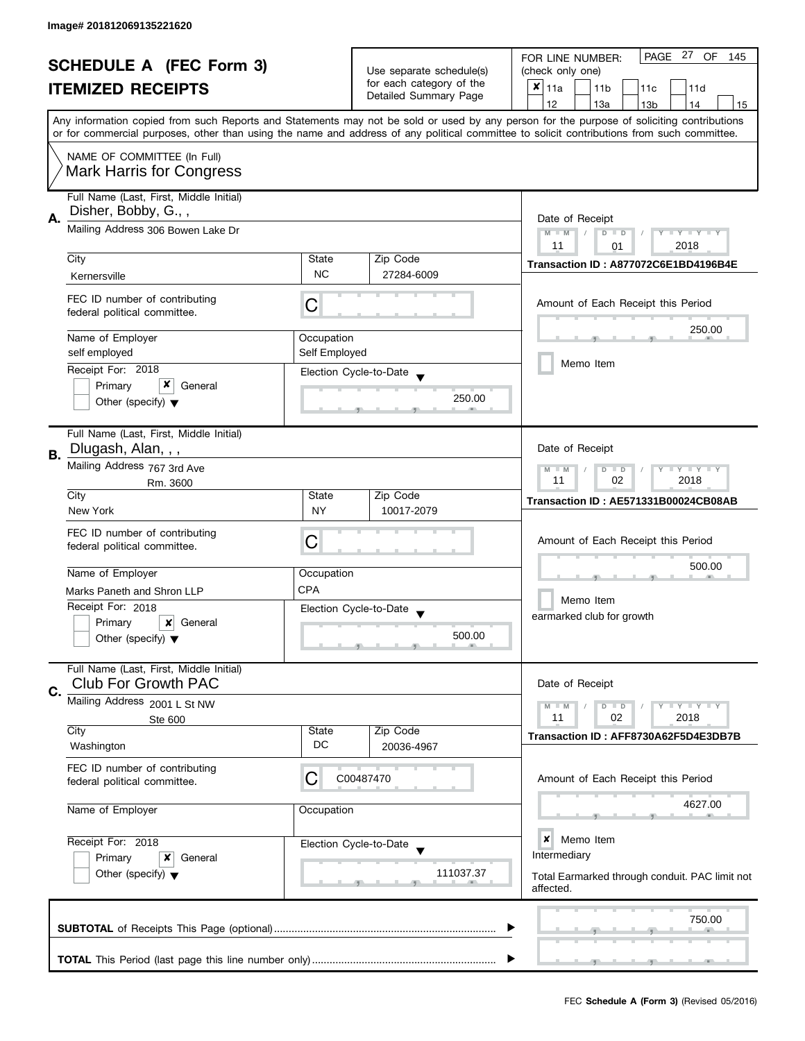Image# 201812069135221620

# SCHEDULE A (FEC Form 3)
## ITEMIZED RECEIPTS

Use separate schedule(s) for each category of the Detailed Summary Page

FOR LINE NUMBER: (check only one)

☒ 11a ☐ 11b ☐ 11c ☐ 11d ☐ 12 ☐ 13a ☐ 13b ☐ 14 ☐ 15

Any information copied from such Reports and Statements may not be sold or used by any person for the purpose of soliciting contributions or for commercial purposes, other than using the name and address of any political committee to solicit contributions from such committee.

NAME OF COMMITTEE (In Full)
Mark Harris for Congress

---

**A.** Full Name (Last, First, Middle Initial): Disher, Bobby, G., ,

Mailing Address: 306 Bowen Lake Dr

| City | State | Zip Code |
|---|---|---|
| Kernersville | NC | 27284-6009 |

FEC ID number of contributing federal political committee: C

| Name of Employer | Occupation |
|---|---|
| self employed | Self Employed |

Receipt For: 2018 — ☐ Primary ☒ General ☐ Other (specify)

Election Cycle-to-Date: 250.00

Date of Receipt: 11 / 01 / 2018

Transaction ID : A877072C6E1BD4196B4E

Amount of Each Receipt this Period: 250.00

☐ Memo Item

---

**B.** Full Name (Last, First, Middle Initial): Dlugash, Alan, , ,

Mailing Address: 767 3rd Ave
Rm. 3600

| City | State | Zip Code |
|---|---|---|
| New York | NY | 10017-2079 |

FEC ID number of contributing federal political committee: C

| Name of Employer | Occupation |
|---|---|
| Marks Paneth and Shron LLP | CPA |

Receipt For: 2018 — ☐ Primary ☒ General ☐ Other (specify)

Election Cycle-to-Date: 500.00

Date of Receipt: 11 / 02 / 2018

Transaction ID : AE571331B00024CB08AB

Amount of Each Receipt this Period: 500.00

☐ Memo Item

earmarked club for growth

---

**C.** Full Name (Last, First, Middle Initial): Club For Growth PAC

Mailing Address: 2001 L St NW
Ste 600

| City | State | Zip Code |
|---|---|---|
| Washington | DC | 20036-4967 |

FEC ID number of contributing federal political committee: C00487470

| Name of Employer | Occupation |
|---|---|
| | |

Receipt For: 2018 — ☐ Primary ☒ General ☐ Other (specify)

Election Cycle-to-Date: 111037.37

Date of Receipt: 11 / 02 / 2018

Transaction ID : AFF8730A62F5D4E3DB7B

Amount of Each Receipt this Period: 4627.00

☒ Memo Item

Intermediary

Total Earmarked through conduit. PAC limit not affected.

---

**SUBTOTAL** of Receipts This Page (optional): 750.00

**TOTAL** This Period (last page this line number only):

FEC **Schedule A (Form 3)** (Revised 05/2016)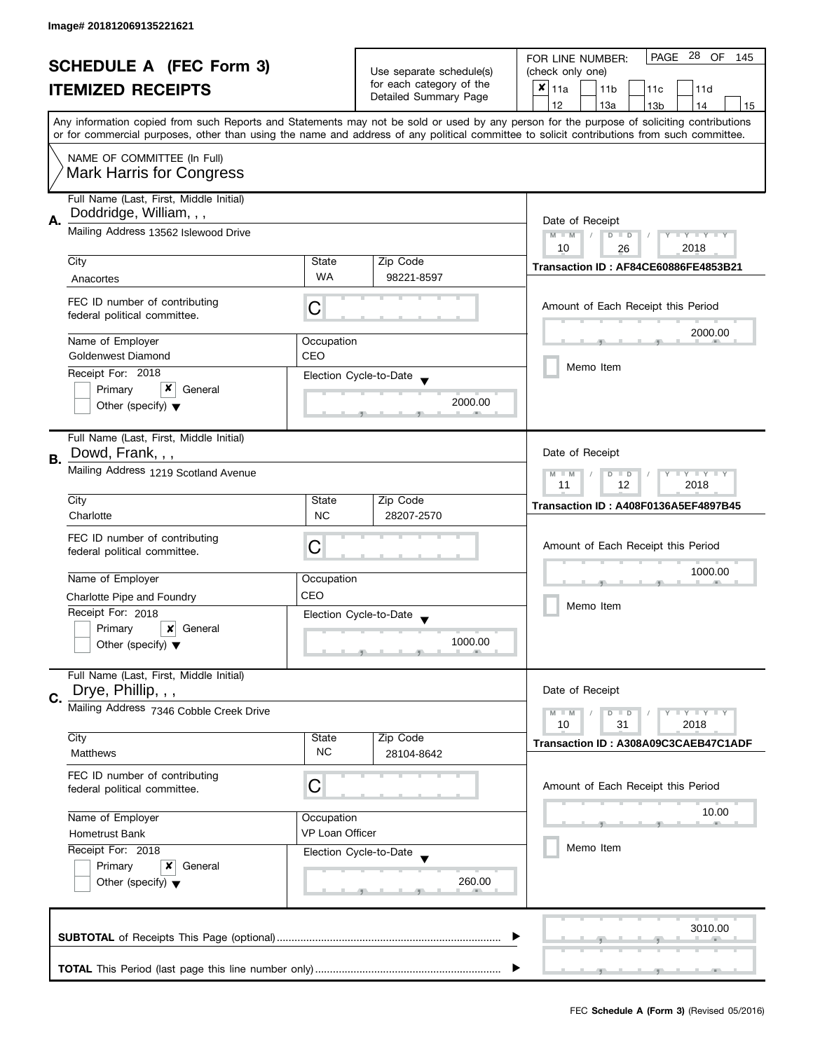Image# 201812069135221621

# SCHEDULE A (FEC Form 3)
## ITEMIZED RECEIPTS

Use separate schedule(s) for each category of the Detailed Summary Page

FOR LINE NUMBER: (check only one)

- [x] 11a
- [ ] 11b
- [ ] 11c
- [ ] 11d
- [ ] 12
- [ ] 13a
- [ ] 13b
- [ ] 14
- [ ] 15

PAGE 28 OF 145

Any information copied from such Reports and Statements may not be sold or used by any person for the purpose of soliciting contributions or for commercial purposes, other than using the name and address of any political committee to solicit contributions from such committee.

NAME OF COMMITTEE (In Full)
Mark Harris for Congress

---

**A.**

| Field | Value |
|---|---|
| Full Name (Last, First, Middle Initial) | Doddridge, William, , , |
| Mailing Address | 13562 Islewood Drive |
| City | Anacortes |
| State | WA |
| Zip Code | 98221-8597 |
| FEC ID number of contributing federal political committee. | C |
| Name of Employer | Goldenwest Diamond |
| Occupation | CEO |
| Receipt For: 2018 | Primary [ ] General [x] Other (specify) [ ] |
| Election Cycle-to-Date | 2000.00 |
| Date of Receipt | 10 / 26 / 2018 |
| Transaction ID | AF84CE60886FE4853B21 |
| Amount of Each Receipt this Period | 2000.00 |
| Memo Item | [ ] |

---

**B.**

| Field | Value |
|---|---|
| Full Name (Last, First, Middle Initial) | Dowd, Frank, , , |
| Mailing Address | 1219 Scotland Avenue |
| City | Charlotte |
| State | NC |
| Zip Code | 28207-2570 |
| FEC ID number of contributing federal political committee. | C |
| Name of Employer | Charlotte Pipe and Foundry |
| Occupation | CEO |
| Receipt For: 2018 | Primary [ ] General [x] Other (specify) [ ] |
| Election Cycle-to-Date | 1000.00 |
| Date of Receipt | 11 / 12 / 2018 |
| Transaction ID | A408F0136A5EF4897B45 |
| Amount of Each Receipt this Period | 1000.00 |
| Memo Item | [ ] |

---

**C.**

| Field | Value |
|---|---|
| Full Name (Last, First, Middle Initial) | Drye, Phillip, , , |
| Mailing Address | 7346 Cobble Creek Drive |
| City | Matthews |
| State | NC |
| Zip Code | 28104-8642 |
| FEC ID number of contributing federal political committee. | C |
| Name of Employer | Hometrust Bank |
| Occupation | VP Loan Officer |
| Receipt For: 2018 | Primary [ ] General [x] Other (specify) [ ] |
| Election Cycle-to-Date | 260.00 |
| Date of Receipt | 10 / 31 / 2018 |
| Transaction ID | A308A09C3CAEB47C1ADF |
| Amount of Each Receipt this Period | 10.00 |
| Memo Item | [ ] |

---

**SUBTOTAL** of Receipts This Page (optional) ........ 3010.00

**TOTAL** This Period (last page this line number only) ........

FEC **Schedule A (Form 3)** (Revised 05/2016)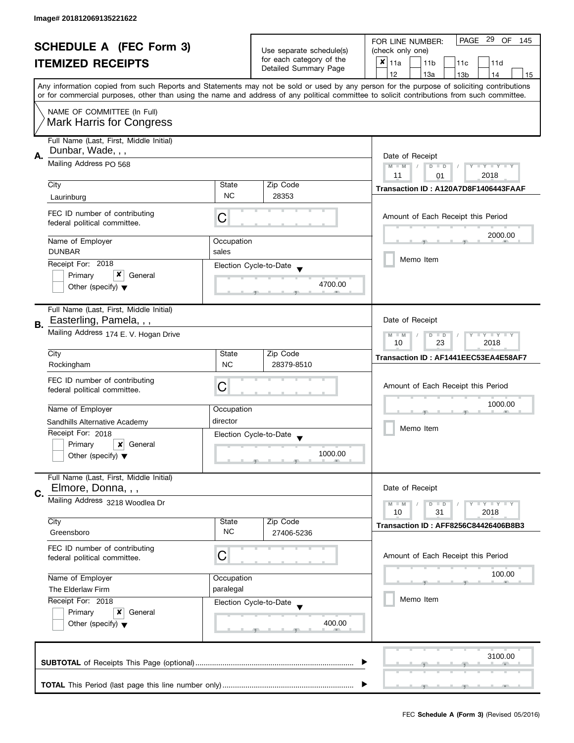Image# 201812069135221622

# SCHEDULE A (FEC Form 3)
## ITEMIZED RECEIPTS

Use separate schedule(s) for each category of the Detailed Summary Page

FOR LINE NUMBER: (check only one)

- [x] 11a
- [ ] 11b
- [ ] 11c
- [ ] 11d
- [ ] 12
- [ ] 13a
- [ ] 13b
- [ ] 14
- [ ] 15

PAGE 29 OF 145

Any information copied from such Reports and Statements may not be sold or used by any person for the purpose of soliciting contributions or for commercial purposes, other than using the name and address of any political committee to solicit contributions from such committee.

NAME OF COMMITTEE (In Full)
Mark Harris for Congress

---

**A.** Full Name (Last, First, Middle Initial): Dunbar, Wade, , ,

Mailing Address: PO 568

| City | State | Zip Code |
|---|---|---|
| Laurinburg | NC | 28353 |

FEC ID number of contributing federal political committee: C

| Name of Employer | Occupation |
|---|---|
| DUNBAR | sales |

Receipt For: 2018
- [ ] Primary
- [x] General
- [ ] Other (specify)

Election Cycle-to-Date: 4700.00

Date of Receipt: 11 / 01 / 2018

Transaction ID : A120A7D8F1406443FAAF

Amount of Each Receipt this Period: 2000.00

- [ ] Memo Item

---

**B.** Full Name (Last, First, Middle Initial): Easterling, Pamela, , ,

Mailing Address: 174 E. V. Hogan Drive

| City | State | Zip Code |
|---|---|---|
| Rockingham | NC | 28379-8510 |

FEC ID number of contributing federal political committee: C

| Name of Employer | Occupation |
|---|---|
| Sandhills Alternative Academy | director |

Receipt For: 2018
- [ ] Primary
- [x] General
- [ ] Other (specify)

Election Cycle-to-Date: 1000.00

Date of Receipt: 10 / 23 / 2018

Transaction ID : AF1441EEC53EA4E58AF7

Amount of Each Receipt this Period: 1000.00

- [ ] Memo Item

---

**C.** Full Name (Last, First, Middle Initial): Elmore, Donna, , ,

Mailing Address: 3218 Woodlea Dr

| City | State | Zip Code |
|---|---|---|
| Greensboro | NC | 27406-5236 |

FEC ID number of contributing federal political committee: C

| Name of Employer | Occupation |
|---|---|
| The Elderlaw Firm | paralegal |

Receipt For: 2018
- [ ] Primary
- [x] General
- [ ] Other (specify)

Election Cycle-to-Date: 400.00

Date of Receipt: 10 / 31 / 2018

Transaction ID : AFF8256C84426406B8B3

Amount of Each Receipt this Period: 100.00

- [ ] Memo Item

---

**SUBTOTAL** of Receipts This Page (optional): 3100.00

**TOTAL** This Period (last page this line number only):

FEC **Schedule A (Form 3)** (Revised 05/2016)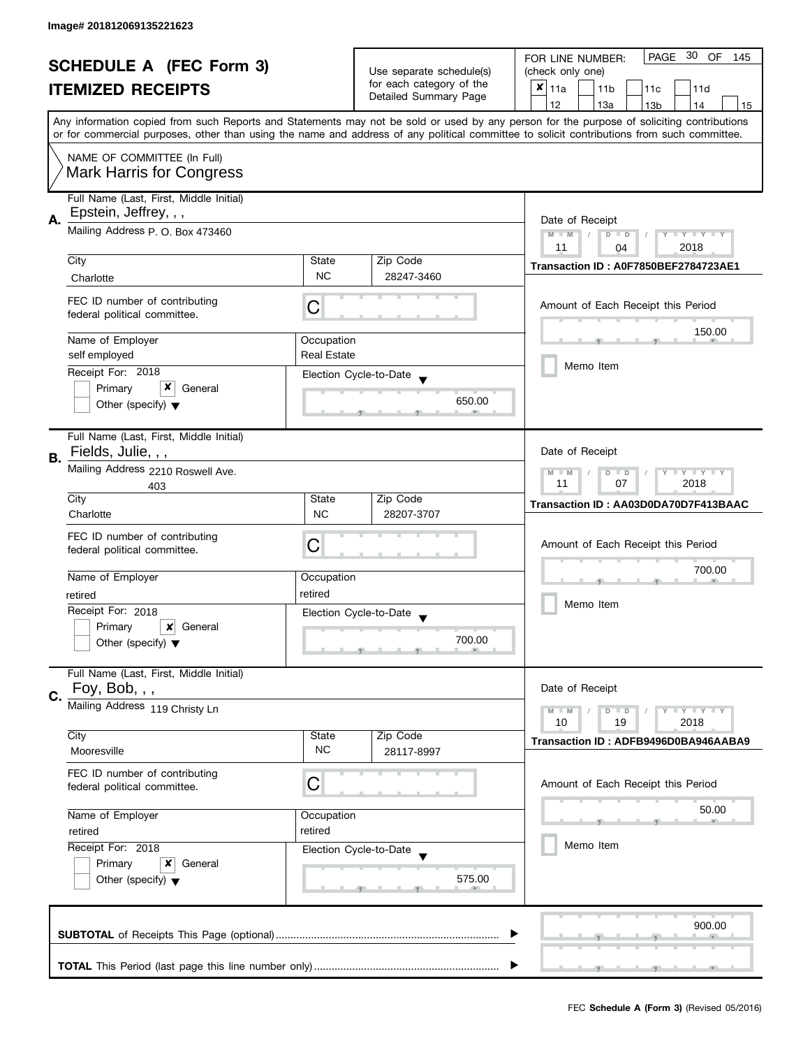Image# 201812069135221623

# SCHEDULE A (FEC Form 3)
## ITEMIZED RECEIPTS

Use separate schedule(s) for each category of the Detailed Summary Page

FOR LINE NUMBER: (check only one)

- [x] 11a
- [ ] 11b
- [ ] 11c
- [ ] 11d
- [ ] 12
- [ ] 13a
- [ ] 13b
- [ ] 14
- [ ] 15

PAGE 30 OF 145

Any information copied from such Reports and Statements may not be sold or used by any person for the purpose of soliciting contributions or for commercial purposes, other than using the name and address of any political committee to solicit contributions from such committee.

NAME OF COMMITTEE (In Full)
Mark Harris for Congress

---

**A.** Full Name (Last, First, Middle Initial): Epstein, Jeffrey, , ,

Mailing Address: P. O. Box 473460

City: Charlotte | State: NC | Zip Code: 28247-3460

FEC ID number of contributing federal political committee: C

Name of Employer: self employed | Occupation: Real Estate

Receipt For: 2018 — [ ] Primary [x] General [ ] Other (specify)

Election Cycle-to-Date: 650.00

Date of Receipt: 11 / 04 / 2018

Transaction ID : A0F7850BEF2784723AE1

Amount of Each Receipt this Period: 150.00

[ ] Memo Item

---

**B.** Full Name (Last, First, Middle Initial): Fields, Julie, , ,

Mailing Address: 2210 Roswell Ave. 403

City: Charlotte | State: NC | Zip Code: 28207-3707

FEC ID number of contributing federal political committee: C

Name of Employer: retired | Occupation: retired

Receipt For: 2018 — [ ] Primary [x] General [ ] Other (specify)

Election Cycle-to-Date: 700.00

Date of Receipt: 11 / 07 / 2018

Transaction ID : AA03D0DA70D7F413BAAC

Amount of Each Receipt this Period: 700.00

[ ] Memo Item

---

**C.** Full Name (Last, First, Middle Initial): Foy, Bob, , ,

Mailing Address: 119 Christy Ln

City: Mooresville | State: NC | Zip Code: 28117-8997

FEC ID number of contributing federal political committee: C

Name of Employer: retired | Occupation: retired

Receipt For: 2018 — [ ] Primary [x] General [ ] Other (specify)

Election Cycle-to-Date: 575.00

Date of Receipt: 10 / 19 / 2018

Transaction ID : ADFB9496D0BA946AABA9

Amount of Each Receipt this Period: 50.00

[ ] Memo Item

---

**SUBTOTAL** of Receipts This Page (optional): 900.00

**TOTAL** This Period (last page this line number only):

FEC **Schedule A (Form 3)** (Revised 05/2016)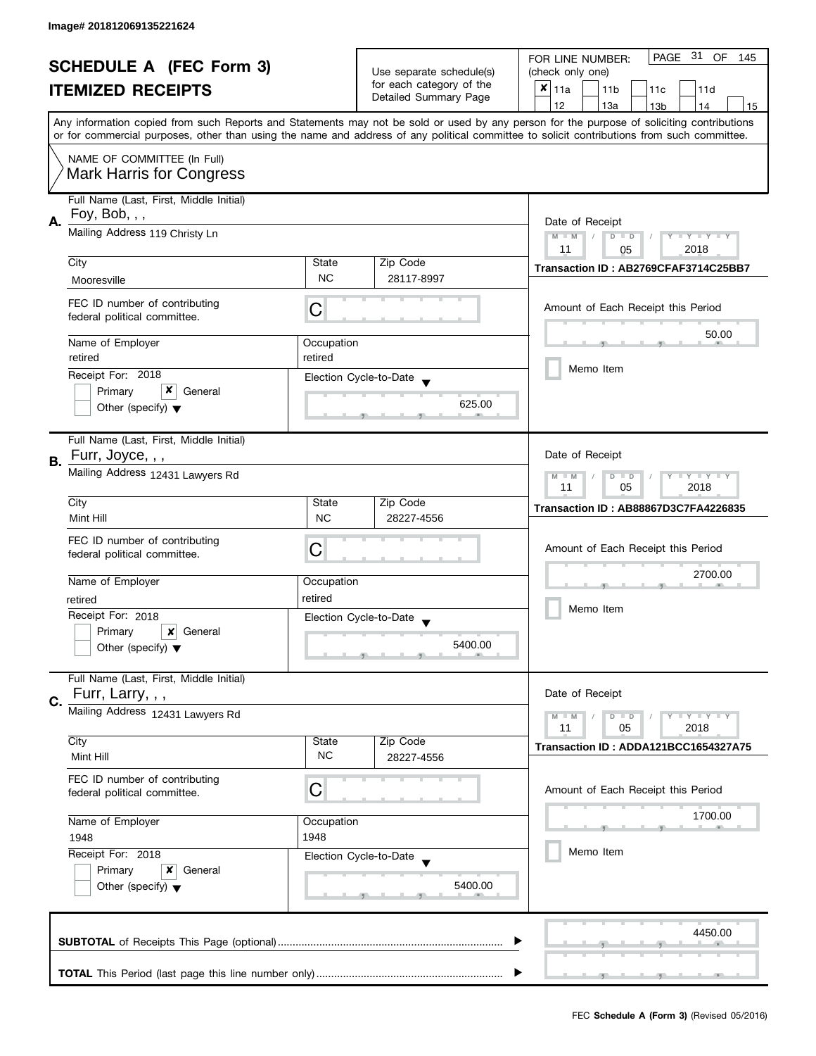Image# 201812069135221624

# SCHEDULE A (FEC Form 3)
## ITEMIZED RECEIPTS

Use separate schedule(s) for each category of the Detailed Summary Page

FOR LINE NUMBER: (check only one)

- [x] 11a
- [ ] 11b
- [ ] 11c
- [ ] 11d
- [ ] 12
- [ ] 13a
- [ ] 13b
- [ ] 14
- [ ] 15

PAGE 31 OF 145

Any information copied from such Reports and Statements may not be sold or used by any person for the purpose of soliciting contributions or for commercial purposes, other than using the name and address of any political committee to solicit contributions from such committee.

NAME OF COMMITTEE (In Full)
Mark Harris for Congress

---

**A.** Full Name (Last, First, Middle Initial): Foy, Bob, , ,

Mailing Address: 119 Christy Ln

City: Mooresville | State: NC | Zip Code: 28117-8997

FEC ID number of contributing federal political committee: C

Name of Employer: retired | Occupation: retired

Receipt For: 2018 — [ ] Primary [x] General [ ] Other (specify)

Election Cycle-to-Date: 625.00

Date of Receipt: 11 / 05 / 2018

Transaction ID : AB2769CFAF3714C25BB7

Amount of Each Receipt this Period: 50.00

[ ] Memo Item

---

**B.** Full Name (Last, First, Middle Initial): Furr, Joyce, , ,

Mailing Address: 12431 Lawyers Rd

City: Mint Hill | State: NC | Zip Code: 28227-4556

FEC ID number of contributing federal political committee: C

Name of Employer: retired | Occupation: retired

Receipt For: 2018 — [ ] Primary [x] General [ ] Other (specify)

Election Cycle-to-Date: 5400.00

Date of Receipt: 11 / 05 / 2018

Transaction ID : AB88867D3C7FA4226835

Amount of Each Receipt this Period: 2700.00

[ ] Memo Item

---

**C.** Full Name (Last, First, Middle Initial): Furr, Larry, , ,

Mailing Address: 12431 Lawyers Rd

City: Mint Hill | State: NC | Zip Code: 28227-4556

FEC ID number of contributing federal political committee: C

Name of Employer: 1948 | Occupation: 1948

Receipt For: 2018 — [ ] Primary [x] General [ ] Other (specify)

Election Cycle-to-Date: 5400.00

Date of Receipt: 11 / 05 / 2018

Transaction ID : ADDA121BCC1654327A75

Amount of Each Receipt this Period: 1700.00

[ ] Memo Item

---

**SUBTOTAL** of Receipts This Page (optional): 4450.00

**TOTAL** This Period (last page this line number only):

FEC **Schedule A (Form 3)** (Revised 05/2016)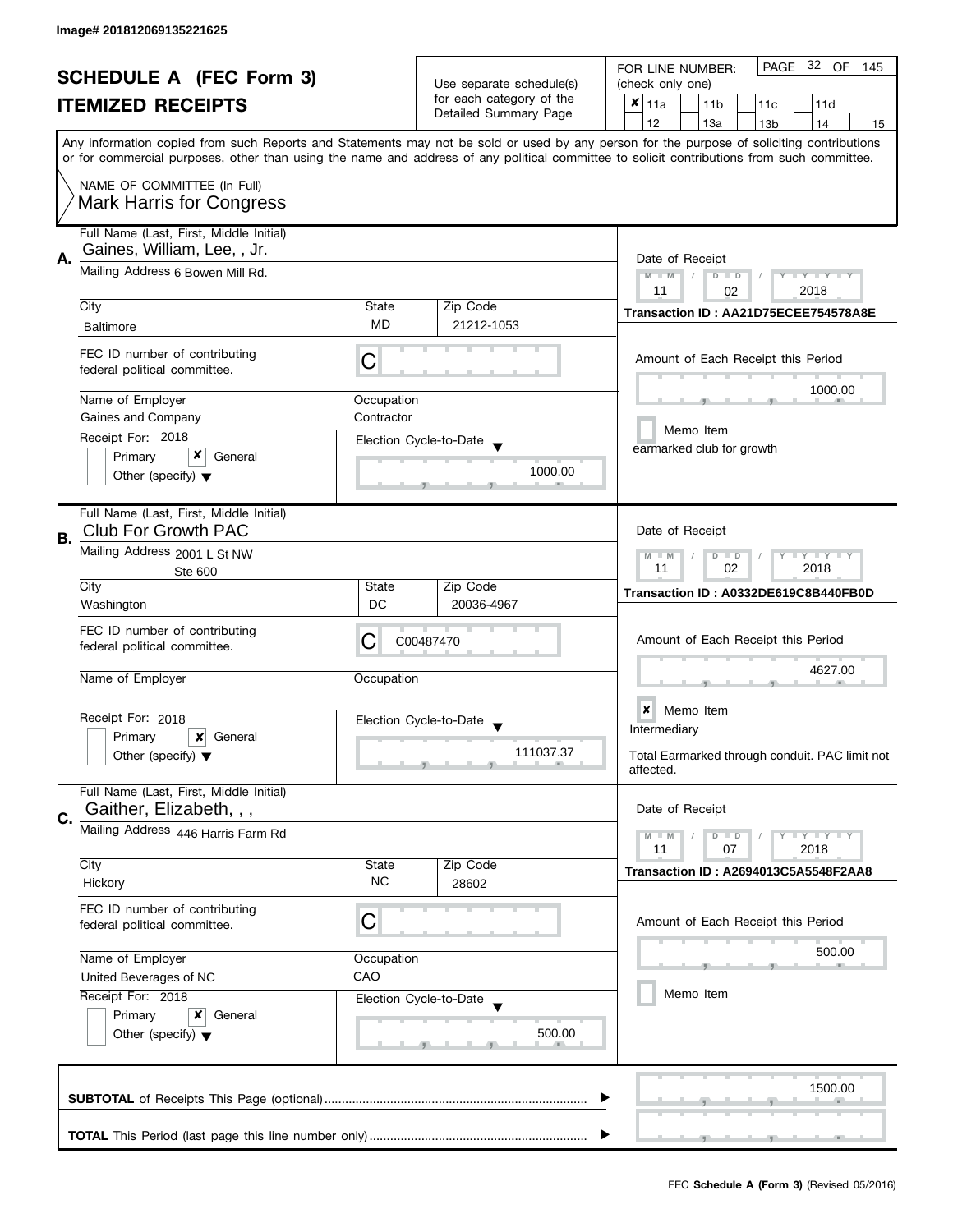Image# 201812069135221625

# SCHEDULE A (FEC Form 3)

## ITEMIZED RECEIPTS

Use separate schedule(s) for each category of the Detailed Summary Page

FOR LINE NUMBER: (check only one)

- [x] 11a
- [ ] 11b
- [ ] 11c
- [ ] 11d
- [ ] 12
- [ ] 13a
- [ ] 13b
- [ ] 14
- [ ] 15

Any information copied from such Reports and Statements may not be sold or used by any person for the purpose of soliciting contributions or for commercial purposes, other than using the name and address of any political committee to solicit contributions from such committee.

NAME OF COMMITTEE (In Full)
Mark Harris for Congress

---

### A.

**Full Name (Last, First, Middle Initial):** Gaines, William, Lee, , Jr.

**Mailing Address:** 6 Bowen Mill Rd.

**City:** Baltimore | **State:** MD | **Zip Code:** 21212-1053

**FEC ID number of contributing federal political committee:** C

**Name of Employer:** Gaines and Company

**Occupation:** Contractor

**Receipt For:** 2018 — Primary [ ] General [x] Other (specify) [ ]

**Election Cycle-to-Date:** 1000.00

**Date of Receipt:** 11 / 02 / 2018

**Transaction ID:** AA21D75ECEE754578A8E

**Amount of Each Receipt this Period:** 1000.00

[ ] Memo Item

earmarked club for growth

---

### B.

**Full Name (Last, First, Middle Initial):** Club For Growth PAC

**Mailing Address:** 2001 L St NW, Ste 600

**City:** Washington | **State:** DC | **Zip Code:** 20036-4967

**FEC ID number of contributing federal political committee:** C00487470

**Name of Employer:**

**Occupation:**

**Receipt For:** 2018 — Primary [ ] General [x] Other (specify) [ ]

**Election Cycle-to-Date:** 111037.37

**Date of Receipt:** 11 / 02 / 2018

**Transaction ID:** A0332DE619C8B440FB0D

**Amount of Each Receipt this Period:** 4627.00

[x] Memo Item

Intermediary

Total Earmarked through conduit. PAC limit not affected.

---

### C.

**Full Name (Last, First, Middle Initial):** Gaither, Elizabeth, , ,

**Mailing Address:** 446 Harris Farm Rd

**City:** Hickory | **State:** NC | **Zip Code:** 28602

**FEC ID number of contributing federal political committee:** C

**Name of Employer:** United Beverages of NC

**Occupation:** CAO

**Receipt For:** 2018 — Primary [ ] General [x] Other (specify) [ ]

**Election Cycle-to-Date:** 500.00

**Date of Receipt:** 11 / 07 / 2018

**Transaction ID:** A2694013C5A5548F2AA8

**Amount of Each Receipt this Period:** 500.00

[ ] Memo Item

---

**SUBTOTAL** of Receipts This Page (optional): 1500.00

**TOTAL** This Period (last page this line number only):

FEC **Schedule A (Form 3)** (Revised 05/2016)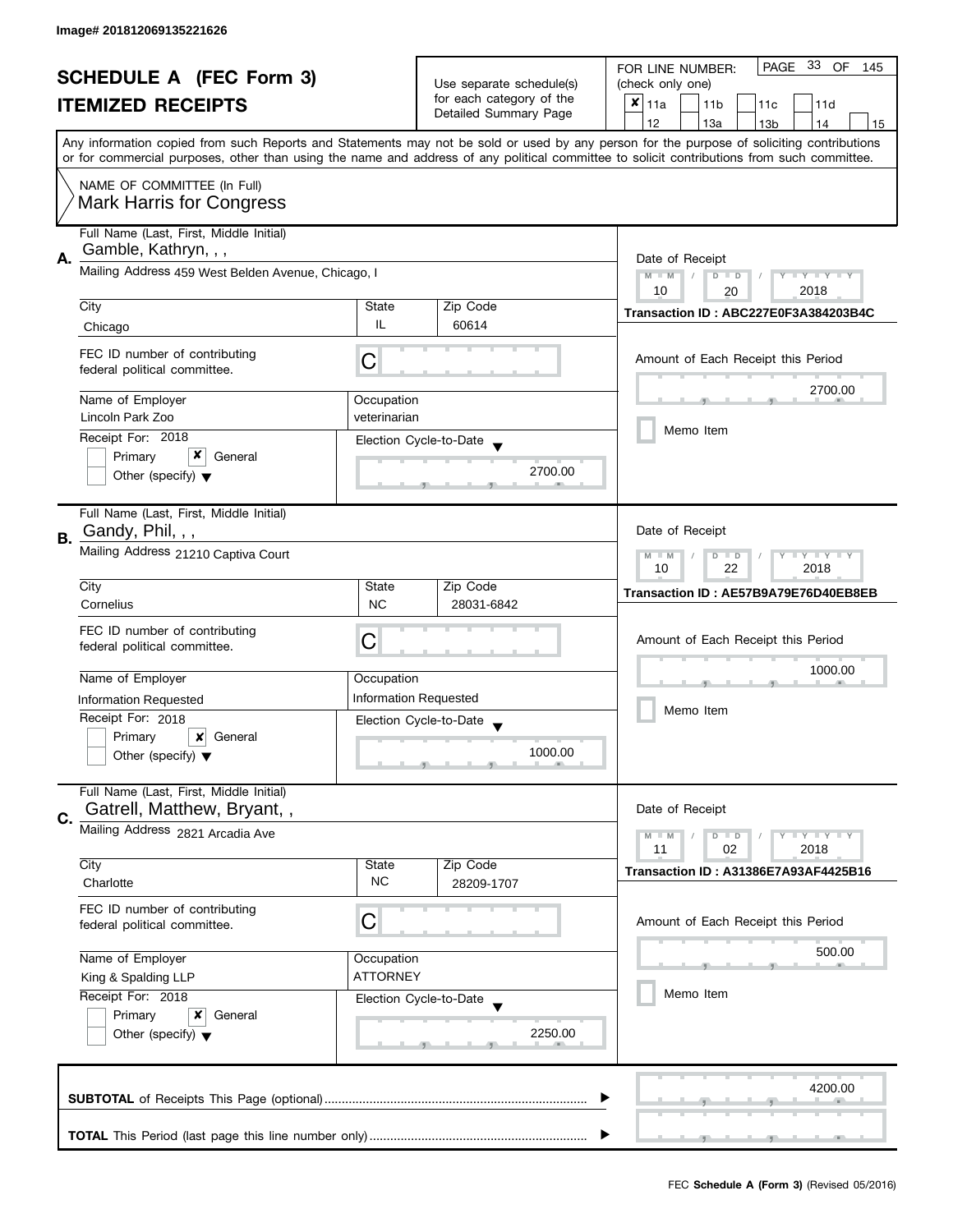Image# 201812069135221626

# SCHEDULE A (FEC Form 3)
## ITEMIZED RECEIPTS

Use separate schedule(s) for each category of the Detailed Summary Page

FOR LINE NUMBER: (check only one)

PAGE 33 OF 145

- [x] 11a
- [ ] 11b
- [ ] 11c
- [ ] 11d
- [ ] 12
- [ ] 13a
- [ ] 13b
- [ ] 14
- [ ] 15

Any information copied from such Reports and Statements may not be sold or used by any person for the purpose of soliciting contributions or for commercial purposes, other than using the name and address of any political committee to solicit contributions from such committee.

NAME OF COMMITTEE (In Full)
Mark Harris for Congress

---

**A.**

Full Name (Last, First, Middle Initial): Gamble, Kathryn, , ,

Mailing Address: 459 West Belden Avenue, Chicago, I

City: Chicago | State: IL | Zip Code: 60614

FEC ID number of contributing federal political committee: C

Name of Employer: Lincoln Park Zoo

Occupation: veterinarian

Receipt For: 2018

- [ ] Primary
- [x] General
- [ ] Other (specify)

Election Cycle-to-Date: 2700.00

Date of Receipt: 10 / 20 / 2018

Transaction ID : ABC227E0F3A384203B4C

Amount of Each Receipt this Period: 2700.00

- [ ] Memo Item

---

**B.**

Full Name (Last, First, Middle Initial): Gandy, Phil, , ,

Mailing Address: 21210 Captiva Court

City: Cornelius | State: NC | Zip Code: 28031-6842

FEC ID number of contributing federal political committee: C

Name of Employer: Information Requested

Occupation: Information Requested

Receipt For: 2018

- [ ] Primary
- [x] General
- [ ] Other (specify)

Election Cycle-to-Date: 1000.00

Date of Receipt: 10 / 22 / 2018

Transaction ID : AE57B9A79E76D40EB8EB

Amount of Each Receipt this Period: 1000.00

- [ ] Memo Item

---

**C.**

Full Name (Last, First, Middle Initial): Gatrell, Matthew, Bryant, ,

Mailing Address: 2821 Arcadia Ave

City: Charlotte | State: NC | Zip Code: 28209-1707

FEC ID number of contributing federal political committee: C

Name of Employer: King & Spalding LLP

Occupation: ATTORNEY

Receipt For: 2018

- [ ] Primary
- [x] General
- [ ] Other (specify)

Election Cycle-to-Date: 2250.00

Date of Receipt: 11 / 02 / 2018

Transaction ID : A31386E7A93AF4425B16

Amount of Each Receipt this Period: 500.00

- [ ] Memo Item

---

**SUBTOTAL** of Receipts This Page (optional): 4200.00

**TOTAL** This Period (last page this line number only):

FEC **Schedule A (Form 3)** (Revised 05/2016)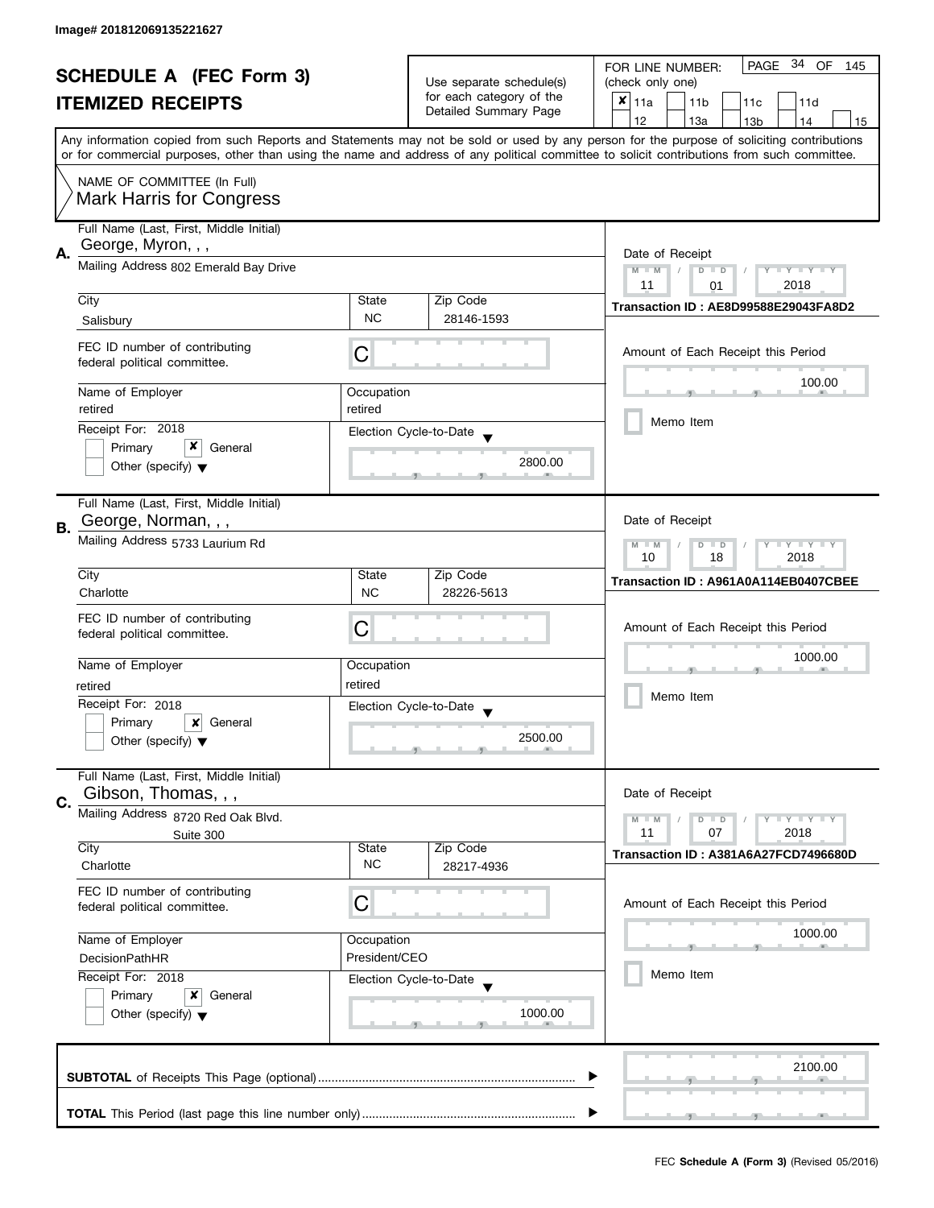Image# 201812069135221627

# SCHEDULE A (FEC Form 3)
## ITEMIZED RECEIPTS

Use separate schedule(s) for each category of the Detailed Summary Page

FOR LINE NUMBER: (check only one)

- [x] 11a
- [ ] 11b
- [ ] 11c
- [ ] 11d
- [ ] 12
- [ ] 13a
- [ ] 13b
- [ ] 14
- [ ] 15

Any information copied from such Reports and Statements may not be sold or used by any person for the purpose of soliciting contributions or for commercial purposes, other than using the name and address of any political committee to solicit contributions from such committee.

NAME OF COMMITTEE (In Full)
Mark Harris for Congress

---

**A.** Full Name (Last, First, Middle Initial): George, Myron, , ,

Mailing Address: 802 Emerald Bay Drive

City: Salisbury | State: NC | Zip Code: 28146-1593

FEC ID number of contributing federal political committee: C

Name of Employer: retired | Occupation: retired

Receipt For: 2018 — [ ] Primary [x] General [ ] Other (specify)

Election Cycle-to-Date: 2800.00

Date of Receipt: 11 / 01 / 2018

Transaction ID : AE8D99588E29043FA8D2

Amount of Each Receipt this Period: 100.00

[ ] Memo Item

---

**B.** Full Name (Last, First, Middle Initial): George, Norman, , ,

Mailing Address: 5733 Laurium Rd

City: Charlotte | State: NC | Zip Code: 28226-5613

FEC ID number of contributing federal political committee: C

Name of Employer: retired | Occupation: retired

Receipt For: 2018 — [ ] Primary [x] General [ ] Other (specify)

Election Cycle-to-Date: 2500.00

Date of Receipt: 10 / 18 / 2018

Transaction ID : A961A0A114EB0407CBEE

Amount of Each Receipt this Period: 1000.00

[ ] Memo Item

---

**C.** Full Name (Last, First, Middle Initial): Gibson, Thomas, , ,

Mailing Address: 8720 Red Oak Blvd. Suite 300

City: Charlotte | State: NC | Zip Code: 28217-4936

FEC ID number of contributing federal political committee: C

Name of Employer: DecisionPathHR | Occupation: President/CEO

Receipt For: 2018 — [ ] Primary [x] General [ ] Other (specify)

Election Cycle-to-Date: 1000.00

Date of Receipt: 11 / 07 / 2018

Transaction ID : A381A6A27FCD7496680D

Amount of Each Receipt this Period: 1000.00

[ ] Memo Item

---

**SUBTOTAL** of Receipts This Page (optional): 2100.00

**TOTAL** This Period (last page this line number only):

FEC **Schedule A (Form 3)** (Revised 05/2016)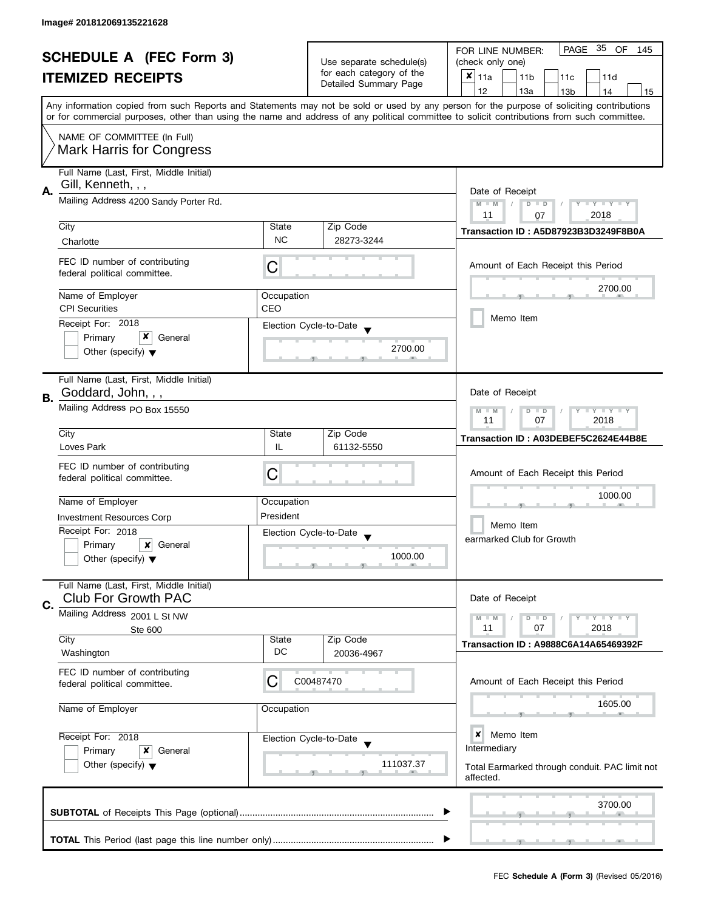Image# 201812069135221628

# SCHEDULE A (FEC Form 3)
## ITEMIZED RECEIPTS

Use separate schedule(s) for each category of the Detailed Summary Page

FOR LINE NUMBER: (check only one)

| | | | | |
|---|---|---|---|---|
| ☒ 11a | ☐ 11b | ☐ 11c | ☐ 11d | |
| ☐ 12 | ☐ 13a | ☐ 13b | ☐ 14 | ☐ 15 |

Any information copied from such Reports and Statements may not be sold or used by any person for the purpose of soliciting contributions or for commercial purposes, other than using the name and address of any political committee to solicit contributions from such committee.

NAME OF COMMITTEE (In Full)
Mark Harris for Congress

---

**A.** Full Name (Last, First, Middle Initial): Gill, Kenneth, , ,

Mailing Address: 4200 Sandy Porter Rd.

City: Charlotte | State: NC | Zip Code: 28273-3244

FEC ID number of contributing federal political committee: C

Name of Employer: CPI Securities | Occupation: CEO

Receipt For: 2018 — ☐ Primary ☒ General ☐ Other (specify)

Election Cycle-to-Date: 2700.00

Date of Receipt: 11 / 07 / 2018

Transaction ID : A5D87923B3D3249F8B0A

Amount of Each Receipt this Period: 2700.00

☐ Memo Item

---

**B.** Full Name (Last, First, Middle Initial): Goddard, John, , ,

Mailing Address: PO Box 15550

City: Loves Park | State: IL | Zip Code: 61132-5550

FEC ID number of contributing federal political committee: C

Name of Employer: Investment Resources Corp | Occupation: President

Receipt For: 2018 — ☐ Primary ☒ General ☐ Other (specify)

Election Cycle-to-Date: 1000.00

Date of Receipt: 11 / 07 / 2018

Transaction ID : A03DEBEF5C2624E44B8E

Amount of Each Receipt this Period: 1000.00

☐ Memo Item

earmarked Club for Growth

---

**C.** Full Name (Last, First, Middle Initial): Club For Growth PAC

Mailing Address: 2001 L St NW, Ste 600

City: Washington | State: DC | Zip Code: 20036-4967

FEC ID number of contributing federal political committee: C00487470

Name of Employer: | Occupation:

Receipt For: 2018 — ☐ Primary ☒ General ☐ Other (specify)

Election Cycle-to-Date: 111037.37

Date of Receipt: 11 / 07 / 2018

Transaction ID : A9888C6A14A65469392F

Amount of Each Receipt this Period: 1605.00

☒ Memo Item

Intermediary

Total Earmarked through conduit. PAC limit not affected.

---

**SUBTOTAL** of Receipts This Page (optional): 3700.00

**TOTAL** This Period (last page this line number only):

FEC **Schedule A (Form 3)** (Revised 05/2016)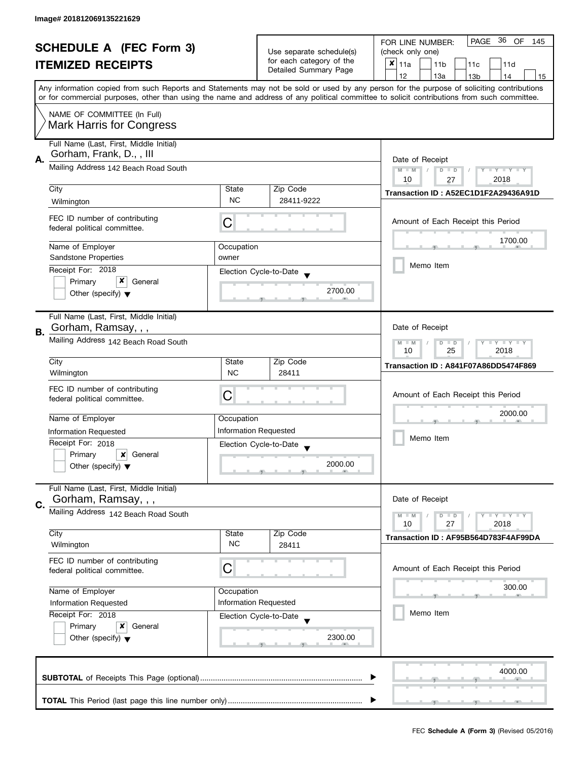Image# 201812069135221629

# SCHEDULE A (FEC Form 3)
## ITEMIZED RECEIPTS

Use separate schedule(s) for each category of the Detailed Summary Page

FOR LINE NUMBER: (check only one)

- [x] 11a
- [ ] 11b
- [ ] 11c
- [ ] 11d
- [ ] 12
- [ ] 13a
- [ ] 13b
- [ ] 14
- [ ] 15

PAGE 36 OF 145

Any information copied from such Reports and Statements may not be sold or used by any person for the purpose of soliciting contributions or for commercial purposes, other than using the name and address of any political committee to solicit contributions from such committee.

NAME OF COMMITTEE (In Full)
Mark Harris for Congress

---

**A.** Full Name (Last, First, Middle Initial): Gorham, Frank, D., , III

Mailing Address: 142 Beach Road South

| City | State | Zip Code |
|---|---|---|
| Wilmington | NC | 28411-9222 |

FEC ID number of contributing federal political committee: C

| Name of Employer | Occupation |
|---|---|
| Sandstone Properties | owner |

Receipt For: 2018
- [ ] Primary
- [x] General
- [ ] Other (specify)

Election Cycle-to-Date: 2700.00

Date of Receipt: 10 / 27 / 2018

Transaction ID : A52EC1D1F2A29436A91D

Amount of Each Receipt this Period: 1700.00

- [ ] Memo Item

---

**B.** Full Name (Last, First, Middle Initial): Gorham, Ramsay, , ,

Mailing Address: 142 Beach Road South

| City | State | Zip Code |
|---|---|---|
| Wilmington | NC | 28411 |

FEC ID number of contributing federal political committee: C

| Name of Employer | Occupation |
|---|---|
| Information Requested | Information Requested |

Receipt For: 2018
- [ ] Primary
- [x] General
- [ ] Other (specify)

Election Cycle-to-Date: 2000.00

Date of Receipt: 10 / 25 / 2018

Transaction ID : A841F07A86DD5474F869

Amount of Each Receipt this Period: 2000.00

- [ ] Memo Item

---

**C.** Full Name (Last, First, Middle Initial): Gorham, Ramsay, , ,

Mailing Address: 142 Beach Road South

| City | State | Zip Code |
|---|---|---|
| Wilmington | NC | 28411 |

FEC ID number of contributing federal political committee: C

| Name of Employer | Occupation |
|---|---|
| Information Requested | Information Requested |

Receipt For: 2018
- [ ] Primary
- [x] General
- [ ] Other (specify)

Election Cycle-to-Date: 2300.00

Date of Receipt: 10 / 27 / 2018

Transaction ID : AF95B564D783F4AF99DA

Amount of Each Receipt this Period: 300.00

- [ ] Memo Item

---

**SUBTOTAL** of Receipts This Page (optional): 4000.00

**TOTAL** This Period (last page this line number only):

FEC **Schedule A (Form 3)** (Revised 05/2016)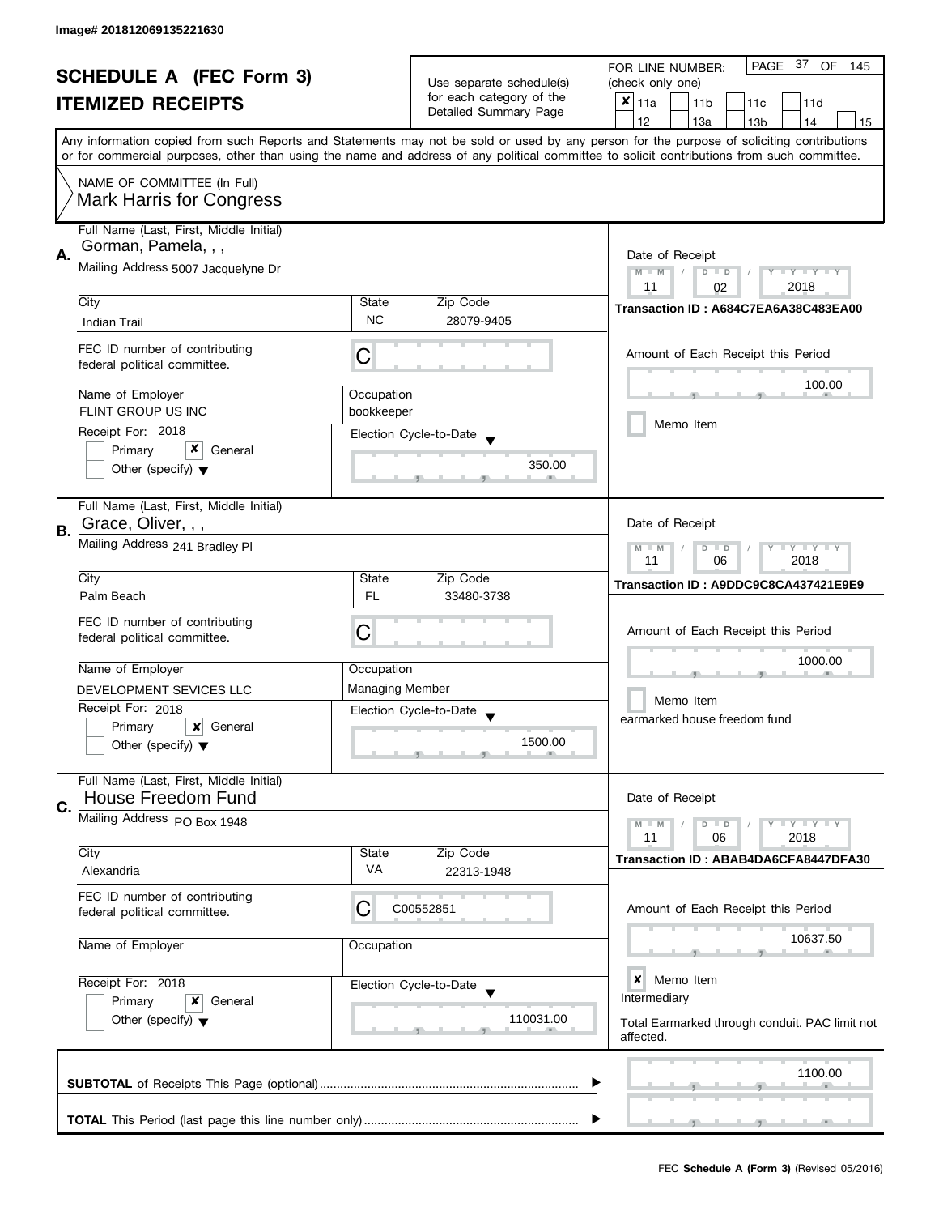Image# 201812069135221630

# SCHEDULE A (FEC Form 3)
## ITEMIZED RECEIPTS

Use separate schedule(s) for each category of the Detailed Summary Page

FOR LINE NUMBER: (check only one)

☒ 11a ☐ 11b ☐ 11c ☐ 11d ☐ 12 ☐ 13a ☐ 13b ☐ 14 ☐ 15

PAGE 37 OF 145

Any information copied from such Reports and Statements may not be sold or used by any person for the purpose of soliciting contributions or for commercial purposes, other than using the name and address of any political committee to solicit contributions from such committee.

NAME OF COMMITTEE (In Full)
Mark Harris for Congress

---

**A.** Full Name (Last, First, Middle Initial): Gorman, Pamela, , ,

Mailing Address: 5007 Jacquelyne Dr

City: Indian Trail | State: NC | Zip Code: 28079-9405

FEC ID number of contributing federal political committee: C

Name of Employer: FLINT GROUP US INC

Occupation: bookkeeper

Receipt For: 2018 ☐ Primary ☒ General ☐ Other (specify)

Election Cycle-to-Date: 350.00

Date of Receipt: 11 / 02 / 2018

Transaction ID : A684C7EA6A38C483EA00

Amount of Each Receipt this Period: 100.00

☐ Memo Item

---

**B.** Full Name (Last, First, Middle Initial): Grace, Oliver, , ,

Mailing Address: 241 Bradley Pl

City: Palm Beach | State: FL | Zip Code: 33480-3738

FEC ID number of contributing federal political committee: C

Name of Employer: DEVELOPMENT SEVICES LLC

Occupation: Managing Member

Receipt For: 2018 ☐ Primary ☒ General ☐ Other (specify)

Election Cycle-to-Date: 1500.00

Date of Receipt: 11 / 06 / 2018

Transaction ID : A9DDC9C8CA437421E9E9

Amount of Each Receipt this Period: 1000.00

☐ Memo Item

earmarked house freedom fund

---

**C.** Full Name (Last, First, Middle Initial): House Freedom Fund

Mailing Address: PO Box 1948

City: Alexandria | State: VA | Zip Code: 22313-1948

FEC ID number of contributing federal political committee: C00552851

Name of Employer:

Occupation:

Receipt For: 2018 ☐ Primary ☒ General ☐ Other (specify)

Election Cycle-to-Date: 110031.00

Date of Receipt: 11 / 06 / 2018

Transaction ID : ABAB4DA6CFA8447DFA30

Amount of Each Receipt this Period: 10637.50

☒ Memo Item

Intermediary

Total Earmarked through conduit. PAC limit not affected.

---

**SUBTOTAL** of Receipts This Page (optional): 1100.00

**TOTAL** This Period (last page this line number only):

FEC **Schedule A (Form 3)** (Revised 05/2016)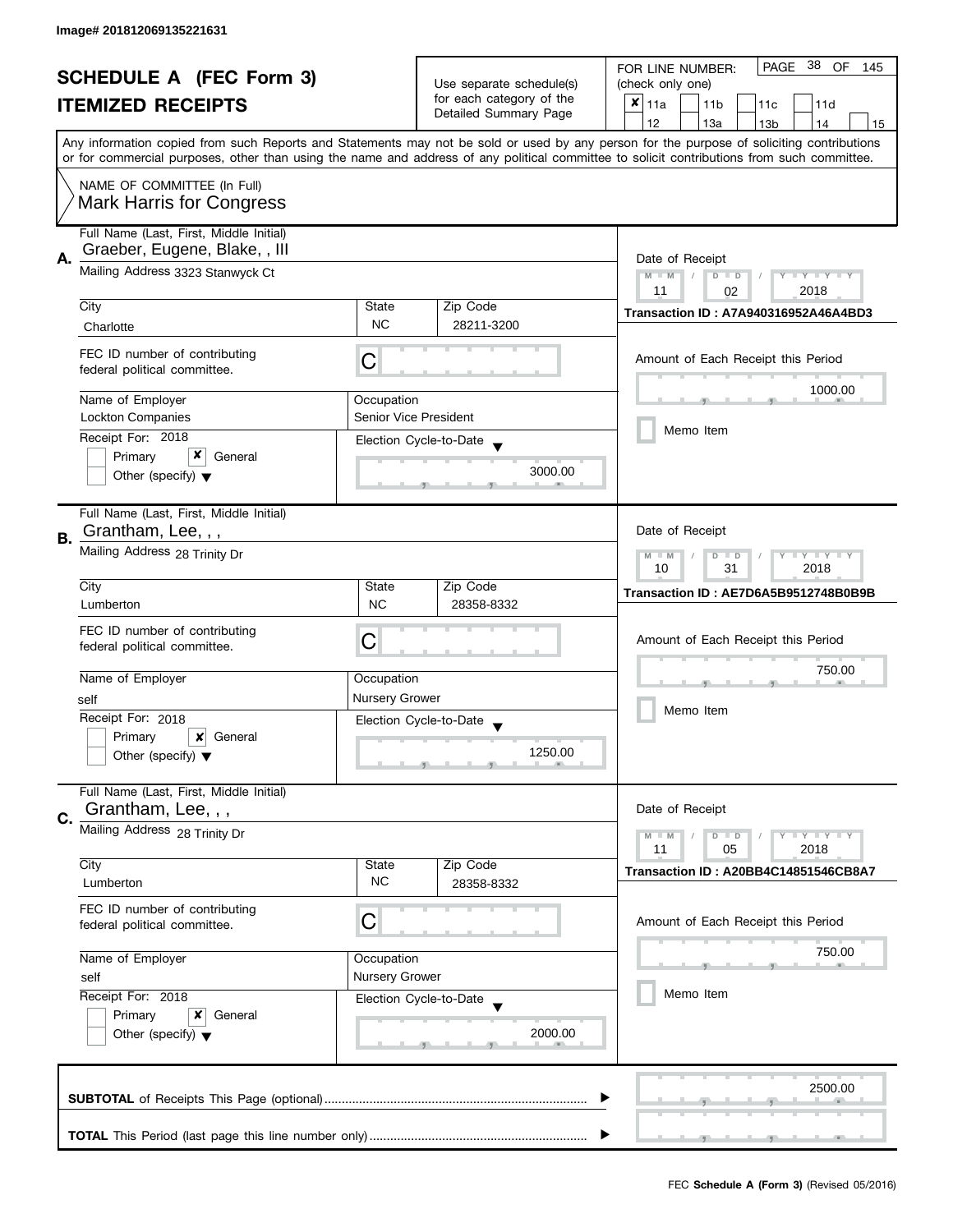Image# 201812069135221631

# SCHEDULE A (FEC Form 3)
## ITEMIZED RECEIPTS

Use separate schedule(s) for each category of the Detailed Summary Page

FOR LINE NUMBER: (check only one)

- [x] 11a
- [ ] 11b
- [ ] 11c
- [ ] 11d
- [ ] 12
- [ ] 13a
- [ ] 13b
- [ ] 14
- [ ] 15

PAGE 38 OF 145

Any information copied from such Reports and Statements may not be sold or used by any person for the purpose of soliciting contributions or for commercial purposes, other than using the name and address of any political committee to solicit contributions from such committee.

NAME OF COMMITTEE (In Full)
Mark Harris for Congress

---

**A.** Full Name (Last, First, Middle Initial): Graeber, Eugene, Blake, , III

Mailing Address: 3323 Stanwyck Ct

| City | State | Zip Code |
|---|---|---|
| Charlotte | NC | 28211-3200 |

FEC ID number of contributing federal political committee: C

| Name of Employer | Occupation |
|---|---|
| Lockton Companies | Senior Vice President |

Receipt For: 2018
- [ ] Primary
- [x] General
- [ ] Other (specify)

Election Cycle-to-Date: 3000.00

Date of Receipt: 11 / 02 / 2018

Transaction ID : A7A940316952A46A4BD3

Amount of Each Receipt this Period: 1000.00

- [ ] Memo Item

---

**B.** Full Name (Last, First, Middle Initial): Grantham, Lee, , ,

Mailing Address: 28 Trinity Dr

| City | State | Zip Code |
|---|---|---|
| Lumberton | NC | 28358-8332 |

FEC ID number of contributing federal political committee: C

| Name of Employer | Occupation |
|---|---|
| self | Nursery Grower |

Receipt For: 2018
- [ ] Primary
- [x] General
- [ ] Other (specify)

Election Cycle-to-Date: 1250.00

Date of Receipt: 10 / 31 / 2018

Transaction ID : AE7D6A5B9512748B0B9B

Amount of Each Receipt this Period: 750.00

- [ ] Memo Item

---

**C.** Full Name (Last, First, Middle Initial): Grantham, Lee, , ,

Mailing Address: 28 Trinity Dr

| City | State | Zip Code |
|---|---|---|
| Lumberton | NC | 28358-8332 |

FEC ID number of contributing federal political committee: C

| Name of Employer | Occupation |
|---|---|
| self | Nursery Grower |

Receipt For: 2018
- [ ] Primary
- [x] General
- [ ] Other (specify)

Election Cycle-to-Date: 2000.00

Date of Receipt: 11 / 05 / 2018

Transaction ID : A20BB4C14851546CB8A7

Amount of Each Receipt this Period: 750.00

- [ ] Memo Item

---

**SUBTOTAL** of Receipts This Page (optional): 2500.00

**TOTAL** This Period (last page this line number only):

FEC **Schedule A (Form 3)** (Revised 05/2016)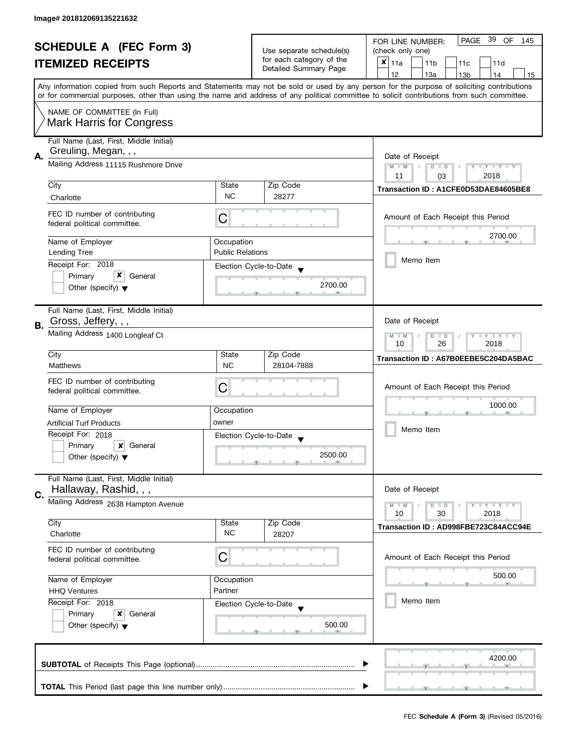Image# 201812069135221632

# SCHEDULE A (FEC Form 3)
## ITEMIZED RECEIPTS

Use separate schedule(s) for each category of the Detailed Summary Page

FOR LINE NUMBER: (check only one)

- [x] 11a
- [ ] 11b
- [ ] 11c
- [ ] 11d
- [ ] 12
- [ ] 13a
- [ ] 13b
- [ ] 14
- [ ] 15

PAGE 39 OF 145

Any information copied from such Reports and Statements may not be sold or used by any person for the purpose of soliciting contributions or for commercial purposes, other than using the name and address of any political committee to solicit contributions from such committee.

NAME OF COMMITTEE (In Full)
Mark Harris for Congress

---

**A.** Full Name (Last, First, Middle Initial): Greuling, Megan, , ,

Mailing Address: 11115 Rushmore Drive

City: Charlotte | State: NC | Zip Code: 28277

FEC ID number of contributing federal political committee: C

Name of Employer: Lending Tree

Occupation: Public Relations

Receipt For: 2018 — [ ] Primary [x] General [ ] Other (specify)

Election Cycle-to-Date: 2700.00

Date of Receipt: 11 / 03 / 2018

Transaction ID : A1CFE0D53DAE84605BE8

Amount of Each Receipt this Period: 2700.00

[ ] Memo Item

---

**B.** Full Name (Last, First, Middle Initial): Gross, Jeffery, , ,

Mailing Address: 1400 Longleaf Ct

City: Matthews | State: NC | Zip Code: 28104-7888

FEC ID number of contributing federal political committee: C

Name of Employer: Artificial Turf Products

Occupation: owner

Receipt For: 2018 — [ ] Primary [x] General [ ] Other (specify)

Election Cycle-to-Date: 2500.00

Date of Receipt: 10 / 26 / 2018

Transaction ID : A67B0EEBE5C204DA5BAC

Amount of Each Receipt this Period: 1000.00

[ ] Memo Item

---

**C.** Full Name (Last, First, Middle Initial): Hallaway, Rashid, , ,

Mailing Address: 2638 Hampton Avenue

City: Charlotte | State: NC | Zip Code: 28207

FEC ID number of contributing federal political committee: C

Name of Employer: HHQ Ventures

Occupation: Partner

Receipt For: 2018 — [ ] Primary [x] General [ ] Other (specify)

Election Cycle-to-Date: 500.00

Date of Receipt: 10 / 30 / 2018

Transaction ID : AD998FBE723C84ACC94E

Amount of Each Receipt this Period: 500.00

[ ] Memo Item

---

**SUBTOTAL** of Receipts This Page (optional): 4200.00

**TOTAL** This Period (last page this line number only):

FEC **Schedule A (Form 3)** (Revised 05/2016)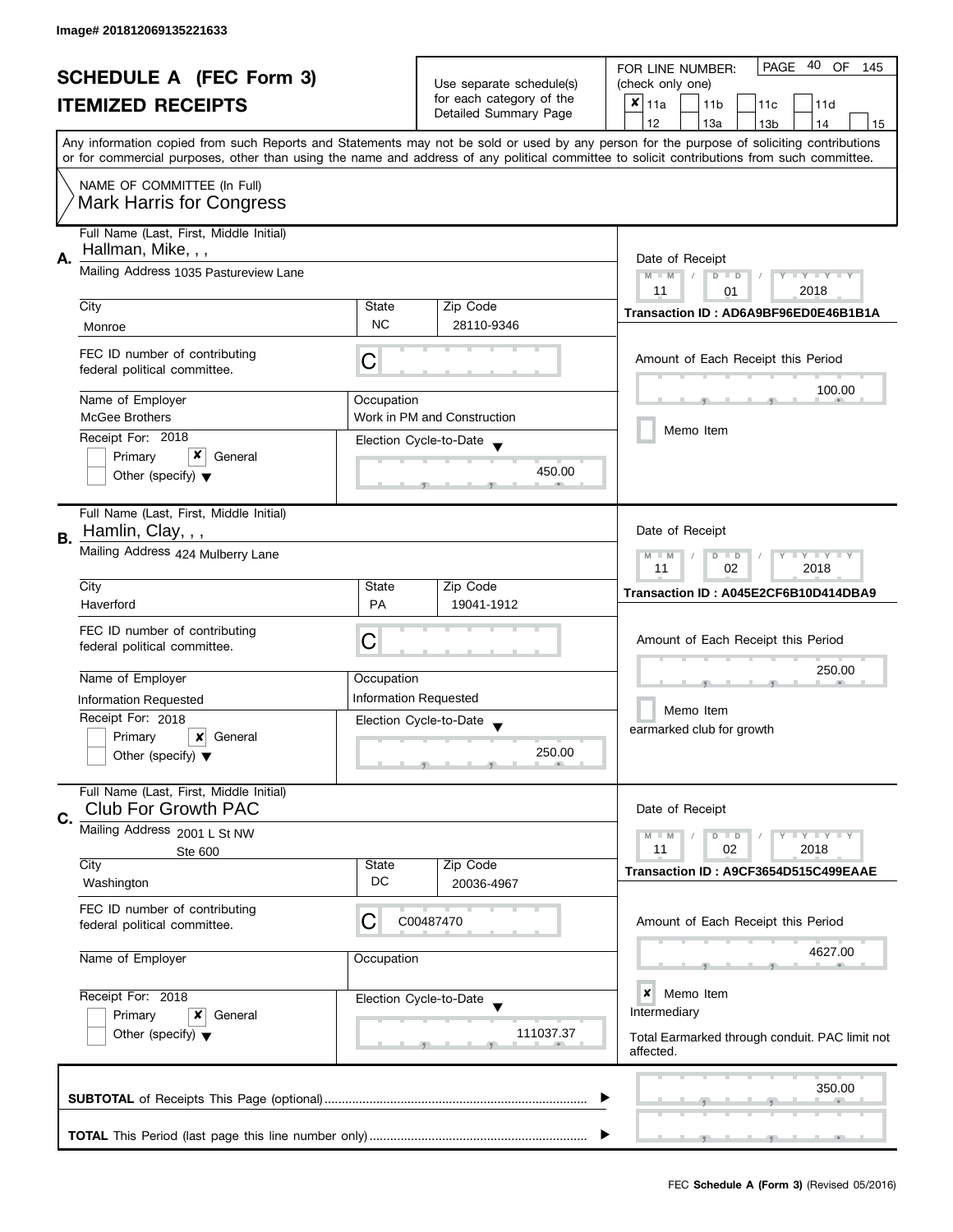Image# 201812069135221633

# SCHEDULE A (FEC Form 3)
## ITEMIZED RECEIPTS

Use separate schedule(s) for each category of the Detailed Summary Page

FOR LINE NUMBER: (check only one)

- [x] 11a
- [ ] 11b
- [ ] 11c
- [ ] 11d
- [ ] 12
- [ ] 13a
- [ ] 13b
- [ ] 14
- [ ] 15

PAGE 40 OF 145

Any information copied from such Reports and Statements may not be sold or used by any person for the purpose of soliciting contributions or for commercial purposes, other than using the name and address of any political committee to solicit contributions from such committee.

NAME OF COMMITTEE (In Full)
Mark Harris for Congress

---

**A.** Full Name (Last, First, Middle Initial): Hallman, Mike, , ,

Mailing Address: 1035 Pastureview Lane

| City | State | Zip Code |
|---|---|---|
| Monroe | NC | 28110-9346 |

FEC ID number of contributing federal political committee: C

Name of Employer: McGee Brothers
Occupation: Work in PM and Construction

Receipt For: 2018
- [ ] Primary
- [x] General
- [ ] Other (specify)

Election Cycle-to-Date: 450.00

Date of Receipt: 11 / 01 / 2018
Transaction ID : AD6A9BF96ED0E46B1B1A

Amount of Each Receipt this Period: 100.00

- [ ] Memo Item

---

**B.** Full Name (Last, First, Middle Initial): Hamlin, Clay, , ,

Mailing Address: 424 Mulberry Lane

| City | State | Zip Code |
|---|---|---|
| Haverford | PA | 19041-1912 |

FEC ID number of contributing federal political committee: C

Name of Employer: Information Requested
Occupation: Information Requested

Receipt For: 2018
- [ ] Primary
- [x] General
- [ ] Other (specify)

Election Cycle-to-Date: 250.00

Date of Receipt: 11 / 02 / 2018
Transaction ID : A045E2CF6B10D414DBA9

Amount of Each Receipt this Period: 250.00

- [ ] Memo Item

earmarked club for growth

---

**C.** Full Name (Last, First, Middle Initial): Club For Growth PAC

Mailing Address: 2001 L St NW
Ste 600

| City | State | Zip Code |
|---|---|---|
| Washington | DC | 20036-4967 |

FEC ID number of contributing federal political committee: C00487470

Name of Employer:
Occupation:

Receipt For: 2018
- [ ] Primary
- [x] General
- [ ] Other (specify)

Election Cycle-to-Date: 111037.37

Date of Receipt: 11 / 02 / 2018
Transaction ID : A9CF3654D515C499EAAE

Amount of Each Receipt this Period: 4627.00

- [x] Memo Item

Intermediary

Total Earmarked through conduit. PAC limit not affected.

---

**SUBTOTAL** of Receipts This Page (optional): 350.00

**TOTAL** This Period (last page this line number only):

FEC **Schedule A (Form 3)** (Revised 05/2016)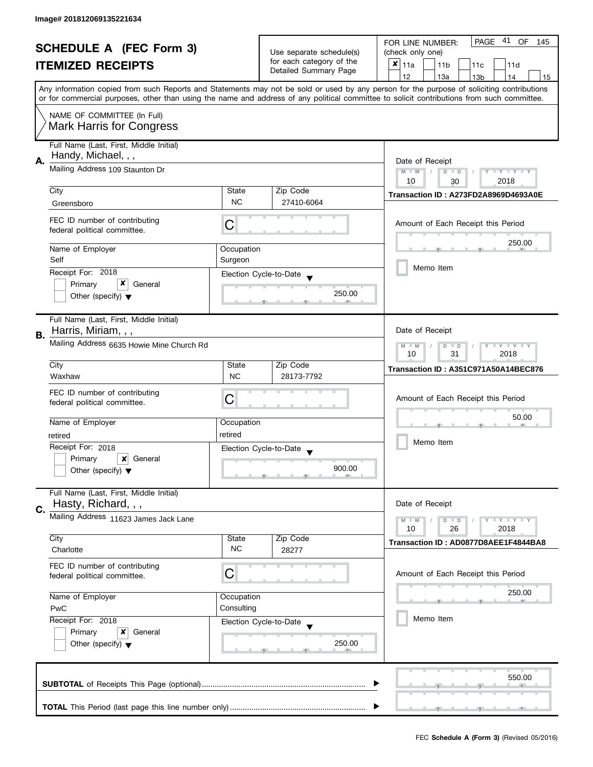Image# 201812069135221634

# SCHEDULE A (FEC Form 3)
## ITEMIZED RECEIPTS

Use separate schedule(s) for each category of the Detailed Summary Page

FOR LINE NUMBER: (check only one)

- [x] 11a
- [ ] 11b
- [ ] 11c
- [ ] 11d
- [ ] 12
- [ ] 13a
- [ ] 13b
- [ ] 14
- [ ] 15

PAGE 41 OF 145

Any information copied from such Reports and Statements may not be sold or used by any person for the purpose of soliciting contributions or for commercial purposes, other than using the name and address of any political committee to solicit contributions from such committee.

NAME OF COMMITTEE (In Full)
Mark Harris for Congress

---

**A.**

| Field | Value |
|---|---|
| Full Name (Last, First, Middle Initial) | Handy, Michael, , , |
| Mailing Address | 109 Staunton Dr |
| City | Greensboro |
| State | NC |
| Zip Code | 27410-6064 |
| FEC ID number of contributing federal political committee. | C |
| Name of Employer | Self |
| Occupation | Surgeon |
| Receipt For: 2018 | Primary [ ] General [x] Other (specify) [ ] |
| Election Cycle-to-Date | 250.00 |
| Date of Receipt | 10 / 30 / 2018 |
| Transaction ID | A273FD2A8969D4693A0E |
| Amount of Each Receipt this Period | 250.00 |
| Memo Item | [ ] |

---

**B.**

| Field | Value |
|---|---|
| Full Name (Last, First, Middle Initial) | Harris, Miriam, , , |
| Mailing Address | 6635 Howie Mine Church Rd |
| City | Waxhaw |
| State | NC |
| Zip Code | 28173-7792 |
| FEC ID number of contributing federal political committee. | C |
| Name of Employer | retired |
| Occupation | retired |
| Receipt For: 2018 | Primary [ ] General [x] Other (specify) [ ] |
| Election Cycle-to-Date | 900.00 |
| Date of Receipt | 10 / 31 / 2018 |
| Transaction ID | A351C971A50A14BEC876 |
| Amount of Each Receipt this Period | 50.00 |
| Memo Item | [ ] |

---

**C.**

| Field | Value |
|---|---|
| Full Name (Last, First, Middle Initial) | Hasty, Richard, , , |
| Mailing Address | 11623 James Jack Lane |
| City | Charlotte |
| State | NC |
| Zip Code | 28277 |
| FEC ID number of contributing federal political committee. | C |
| Name of Employer | PwC |
| Occupation | Consulting |
| Receipt For: 2018 | Primary [ ] General [x] Other (specify) [ ] |
| Election Cycle-to-Date | 250.00 |
| Date of Receipt | 10 / 26 / 2018 |
| Transaction ID | AD0877D8AEE1F4844BA8 |
| Amount of Each Receipt this Period | 250.00 |
| Memo Item | [ ] |

---

**SUBTOTAL** of Receipts This Page (optional) ........ 550.00

**TOTAL** This Period (last page this line number only) ........

FEC **Schedule A (Form 3)** (Revised 05/2016)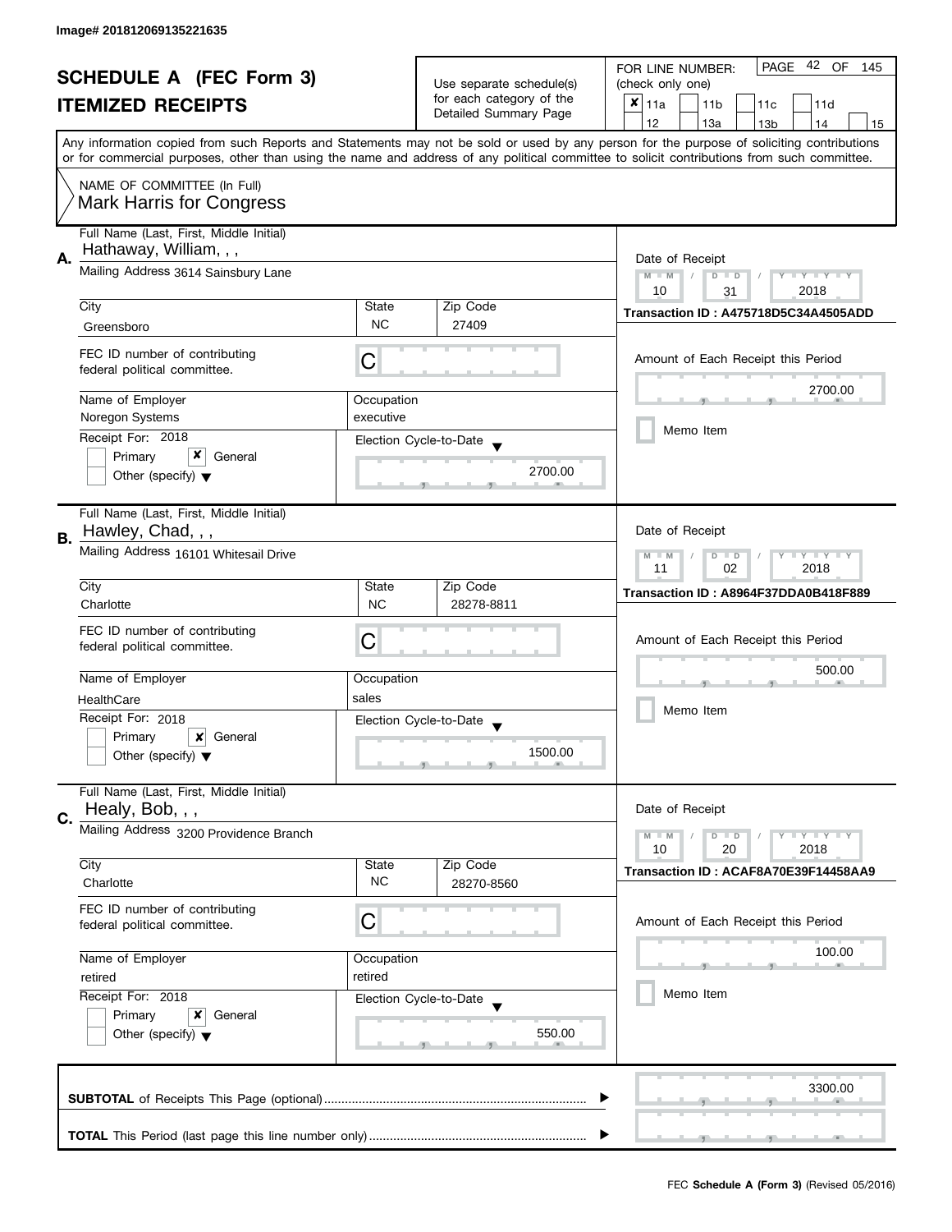Image# 201812069135221635

# SCHEDULE A (FEC Form 3)
## ITEMIZED RECEIPTS

Use separate schedule(s) for each category of the Detailed Summary Page

FOR LINE NUMBER: (check only one)

- [x] 11a
- [ ] 11b
- [ ] 11c
- [ ] 11d
- [ ] 12
- [ ] 13a
- [ ] 13b
- [ ] 14
- [ ] 15

Any information copied from such Reports and Statements may not be sold or used by any person for the purpose of soliciting contributions or for commercial purposes, other than using the name and address of any political committee to solicit contributions from such committee.

NAME OF COMMITTEE (In Full)
Mark Harris for Congress

---

**A.** Full Name (Last, First, Middle Initial): Hathaway, William, , ,

Mailing Address: 3614 Sainsbury Lane

City: Greensboro | State: NC | Zip Code: 27409

FEC ID number of contributing federal political committee: C

Name of Employer: Noregon Systems | Occupation: executive

Receipt For: 2018 — [ ] Primary [x] General [ ] Other (specify)

Election Cycle-to-Date: 2700.00

Date of Receipt: 10 / 31 / 2018

Transaction ID : A475718D5C34A4505ADD

Amount of Each Receipt this Period: 2700.00

[ ] Memo Item

---

**B.** Full Name (Last, First, Middle Initial): Hawley, Chad, , ,

Mailing Address: 16101 Whitesail Drive

City: Charlotte | State: NC | Zip Code: 28278-8811

FEC ID number of contributing federal political committee: C

Name of Employer: HealthCare | Occupation: sales

Receipt For: 2018 — [ ] Primary [x] General [ ] Other (specify)

Election Cycle-to-Date: 1500.00

Date of Receipt: 11 / 02 / 2018

Transaction ID : A8964F37DDA0B418F889

Amount of Each Receipt this Period: 500.00

[ ] Memo Item

---

**C.** Full Name (Last, First, Middle Initial): Healy, Bob, , ,

Mailing Address: 3200 Providence Branch

City: Charlotte | State: NC | Zip Code: 28270-8560

FEC ID number of contributing federal political committee: C

Name of Employer: retired | Occupation: retired

Receipt For: 2018 — [ ] Primary [x] General [ ] Other (specify)

Election Cycle-to-Date: 550.00

Date of Receipt: 10 / 20 / 2018

Transaction ID : ACAF8A70E39F14458AA9

Amount of Each Receipt this Period: 100.00

[ ] Memo Item

---

**SUBTOTAL** of Receipts This Page (optional): 3300.00

**TOTAL** This Period (last page this line number only):

FEC **Schedule A (Form 3)** (Revised 05/2016)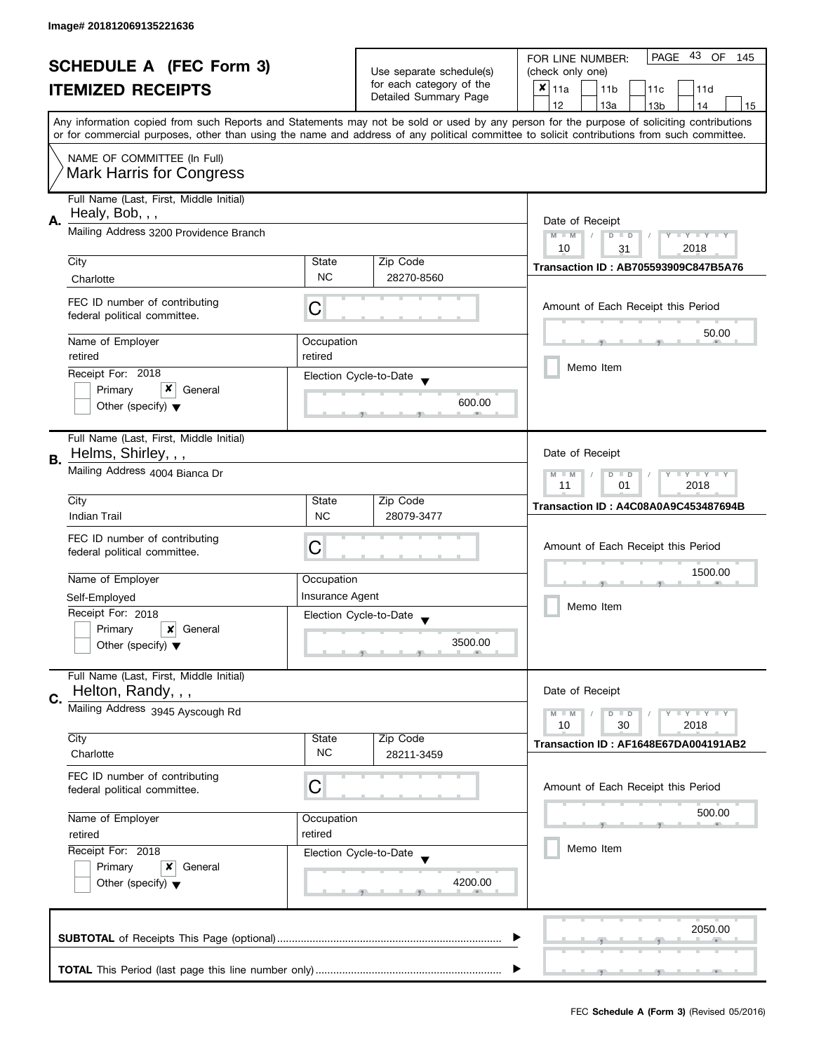Image# 201812069135221636

# SCHEDULE A (FEC Form 3)
## ITEMIZED RECEIPTS

Use separate schedule(s) for each category of the Detailed Summary Page

FOR LINE NUMBER: (check only one)

- [x] 11a
- [ ] 11b
- [ ] 11c
- [ ] 11d
- [ ] 12
- [ ] 13a
- [ ] 13b
- [ ] 14
- [ ] 15

PAGE 43 OF 145

Any information copied from such Reports and Statements may not be sold or used by any person for the purpose of soliciting contributions or for commercial purposes, other than using the name and address of any political committee to solicit contributions from such committee.

NAME OF COMMITTEE (In Full)
Mark Harris for Congress

---

**A.** Full Name (Last, First, Middle Initial): Healy, Bob, , ,

Mailing Address: 3200 Providence Branch

City: Charlotte | State: NC | Zip Code: 28270-8560

FEC ID number of contributing federal political committee: C

Name of Employer: retired | Occupation: retired

Receipt For: 2018 — [ ] Primary [x] General [ ] Other (specify)

Election Cycle-to-Date: 600.00

Date of Receipt: 10 / 31 / 2018

Transaction ID : AB705593909C847B5A76

Amount of Each Receipt this Period: 50.00

[ ] Memo Item

---

**B.** Full Name (Last, First, Middle Initial): Helms, Shirley, , ,

Mailing Address: 4004 Bianca Dr

City: Indian Trail | State: NC | Zip Code: 28079-3477

FEC ID number of contributing federal political committee: C

Name of Employer: Self-Employed | Occupation: Insurance Agent

Receipt For: 2018 — [ ] Primary [x] General [ ] Other (specify)

Election Cycle-to-Date: 3500.00

Date of Receipt: 11 / 01 / 2018

Transaction ID : A4C08A0A9C453487694B

Amount of Each Receipt this Period: 1500.00

[ ] Memo Item

---

**C.** Full Name (Last, First, Middle Initial): Helton, Randy, , ,

Mailing Address: 3945 Ayscough Rd

City: Charlotte | State: NC | Zip Code: 28211-3459

FEC ID number of contributing federal political committee: C

Name of Employer: retired | Occupation: retired

Receipt For: 2018 — [ ] Primary [x] General [ ] Other (specify)

Election Cycle-to-Date: 4200.00

Date of Receipt: 10 / 30 / 2018

Transaction ID : AF1648E67DA004191AB2

Amount of Each Receipt this Period: 500.00

[ ] Memo Item

---

**SUBTOTAL** of Receipts This Page (optional): 2050.00

**TOTAL** This Period (last page this line number only):

FEC **Schedule A (Form 3)** (Revised 05/2016)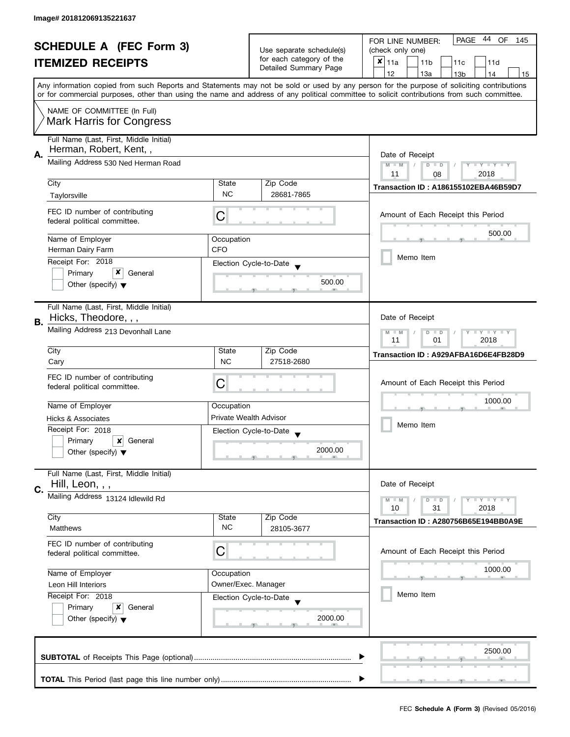Image# 201812069135221637

# SCHEDULE A (FEC Form 3)
## ITEMIZED RECEIPTS

Use separate schedule(s) for each category of the Detailed Summary Page

FOR LINE NUMBER: (check only one)
- [x] 11a
- [ ] 11b
- [ ] 11c
- [ ] 11d
- [ ] 12
- [ ] 13a
- [ ] 13b
- [ ] 14
- [ ] 15

PAGE 44 OF 145

Any information copied from such Reports and Statements may not be sold or used by any person for the purpose of soliciting contributions or for commercial purposes, other than using the name and address of any political committee to solicit contributions from such committee.

NAME OF COMMITTEE (In Full)
Mark Harris for Congress

---

**A.** Full Name (Last, First, Middle Initial): Herman, Robert, Kent, ,

Mailing Address: 530 Ned Herman Road

City: Taylorsville | State: NC | Zip Code: 28681-7865

FEC ID number of contributing federal political committee: C

Name of Employer: Herman Dairy Farm | Occupation: CFO

Receipt For: 2018 — [ ] Primary [x] General [ ] Other (specify)

Election Cycle-to-Date: 500.00

Date of Receipt: 11 / 08 / 2018

Transaction ID : A186155102EBA46B59D7

Amount of Each Receipt this Period: 500.00

[ ] Memo Item

---

**B.** Full Name (Last, First, Middle Initial): Hicks, Theodore, , ,

Mailing Address: 213 Devonhall Lane

City: Cary | State: NC | Zip Code: 27518-2680

FEC ID number of contributing federal political committee: C

Name of Employer: Hicks & Associates | Occupation: Private Wealth Advisor

Receipt For: 2018 — [ ] Primary [x] General [ ] Other (specify)

Election Cycle-to-Date: 2000.00

Date of Receipt: 11 / 01 / 2018

Transaction ID : A929AFBA16D6E4FB28D9

Amount of Each Receipt this Period: 1000.00

[ ] Memo Item

---

**C.** Full Name (Last, First, Middle Initial): Hill, Leon, , ,

Mailing Address: 13124 Idlewild Rd

City: Matthews | State: NC | Zip Code: 28105-3677

FEC ID number of contributing federal political committee: C

Name of Employer: Leon Hill Interiors | Occupation: Owner/Exec. Manager

Receipt For: 2018 — [ ] Primary [x] General [ ] Other (specify)

Election Cycle-to-Date: 2000.00

Date of Receipt: 10 / 31 / 2018

Transaction ID : A280756B65E194BB0A9E

Amount of Each Receipt this Period: 1000.00

[ ] Memo Item

---

**SUBTOTAL** of Receipts This Page (optional): 2500.00

**TOTAL** This Period (last page this line number only):

FEC **Schedule A (Form 3)** (Revised 05/2016)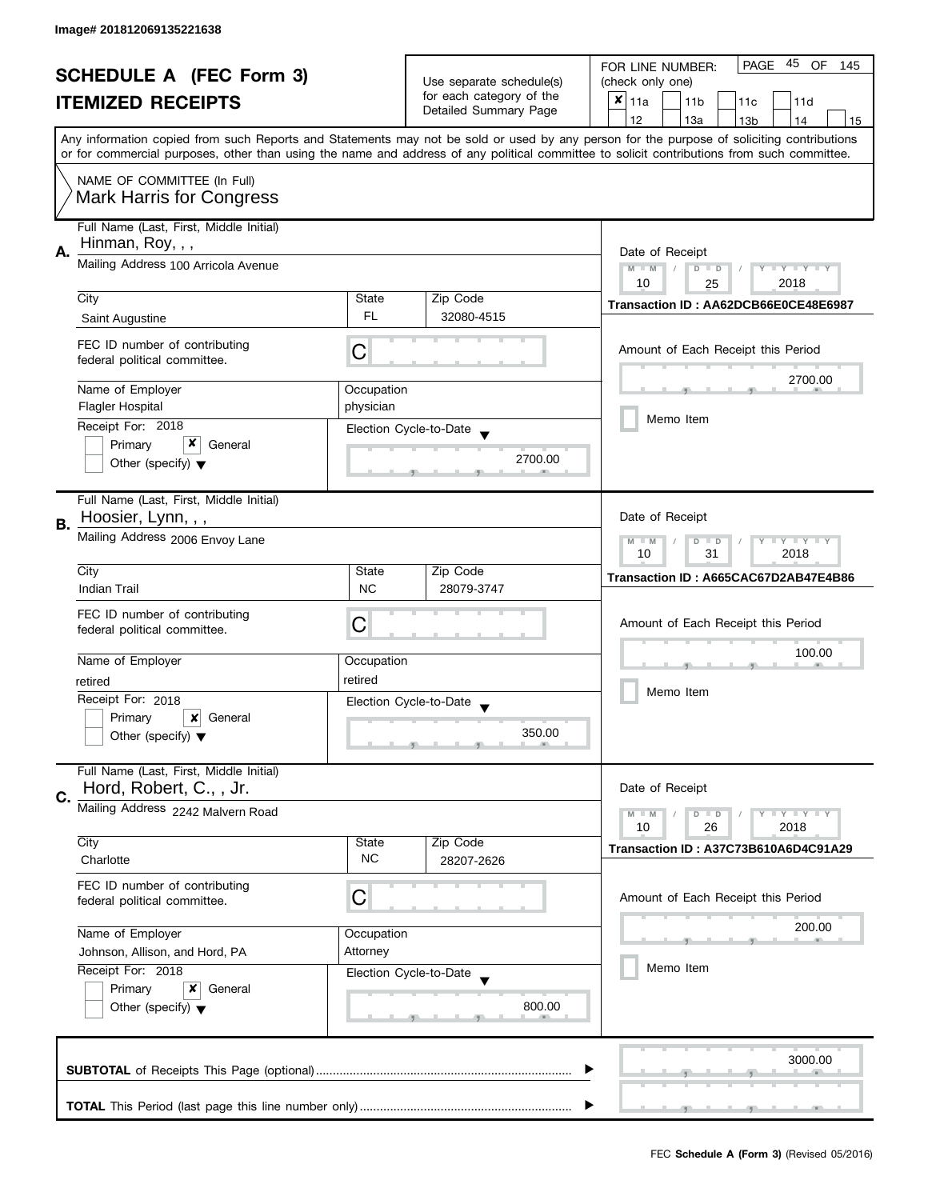Image# 201812069135221638

# SCHEDULE A (FEC Form 3)

## ITEMIZED RECEIPTS

Use separate schedule(s) for each category of the Detailed Summary Page

FOR LINE NUMBER: (check only one)

- [x] 11a
- [ ] 11b
- [ ] 11c
- [ ] 11d
- [ ] 12
- [ ] 13a
- [ ] 13b
- [ ] 14
- [ ] 15

Any information copied from such Reports and Statements may not be sold or used by any person for the purpose of soliciting contributions or for commercial purposes, other than using the name and address of any political committee to solicit contributions from such committee.

NAME OF COMMITTEE (In Full)
Mark Harris for Congress

---

**A.**

Full Name (Last, First, Middle Initial): Hinman, Roy, , ,

Mailing Address: 100 Arricola Avenue

City: Saint Augustine | State: FL | Zip Code: 32080-4515

FEC ID number of contributing federal political committee: C

Name of Employer: Flagler Hospital | Occupation: physician

Receipt For: 2018 — [ ] Primary [x] General [ ] Other (specify)

Election Cycle-to-Date: 2700.00

Date of Receipt: 10 / 25 / 2018

Transaction ID : AA62DCB66E0CE48E6987

Amount of Each Receipt this Period: 2700.00

[ ] Memo Item

---

**B.**

Full Name (Last, First, Middle Initial): Hoosier, Lynn, , ,

Mailing Address: 2006 Envoy Lane

City: Indian Trail | State: NC | Zip Code: 28079-3747

FEC ID number of contributing federal political committee: C

Name of Employer: retired | Occupation: retired

Receipt For: 2018 — [ ] Primary [x] General [ ] Other (specify)

Election Cycle-to-Date: 350.00

Date of Receipt: 10 / 31 / 2018

Transaction ID : A665CAC67D2AB47E4B86

Amount of Each Receipt this Period: 100.00

[ ] Memo Item

---

**C.**

Full Name (Last, First, Middle Initial): Hord, Robert, C., , Jr.

Mailing Address: 2242 Malvern Road

City: Charlotte | State: NC | Zip Code: 28207-2626

FEC ID number of contributing federal political committee: C

Name of Employer: Johnson, Allison, and Hord, PA | Occupation: Attorney

Receipt For: 2018 — [ ] Primary [x] General [ ] Other (specify)

Election Cycle-to-Date: 800.00

Date of Receipt: 10 / 26 / 2018

Transaction ID : A37C73B610A6D4C91A29

Amount of Each Receipt this Period: 200.00

[ ] Memo Item

---

**SUBTOTAL** of Receipts This Page (optional): 3000.00

**TOTAL** This Period (last page this line number only):

FEC **Schedule A (Form 3)** (Revised 05/2016)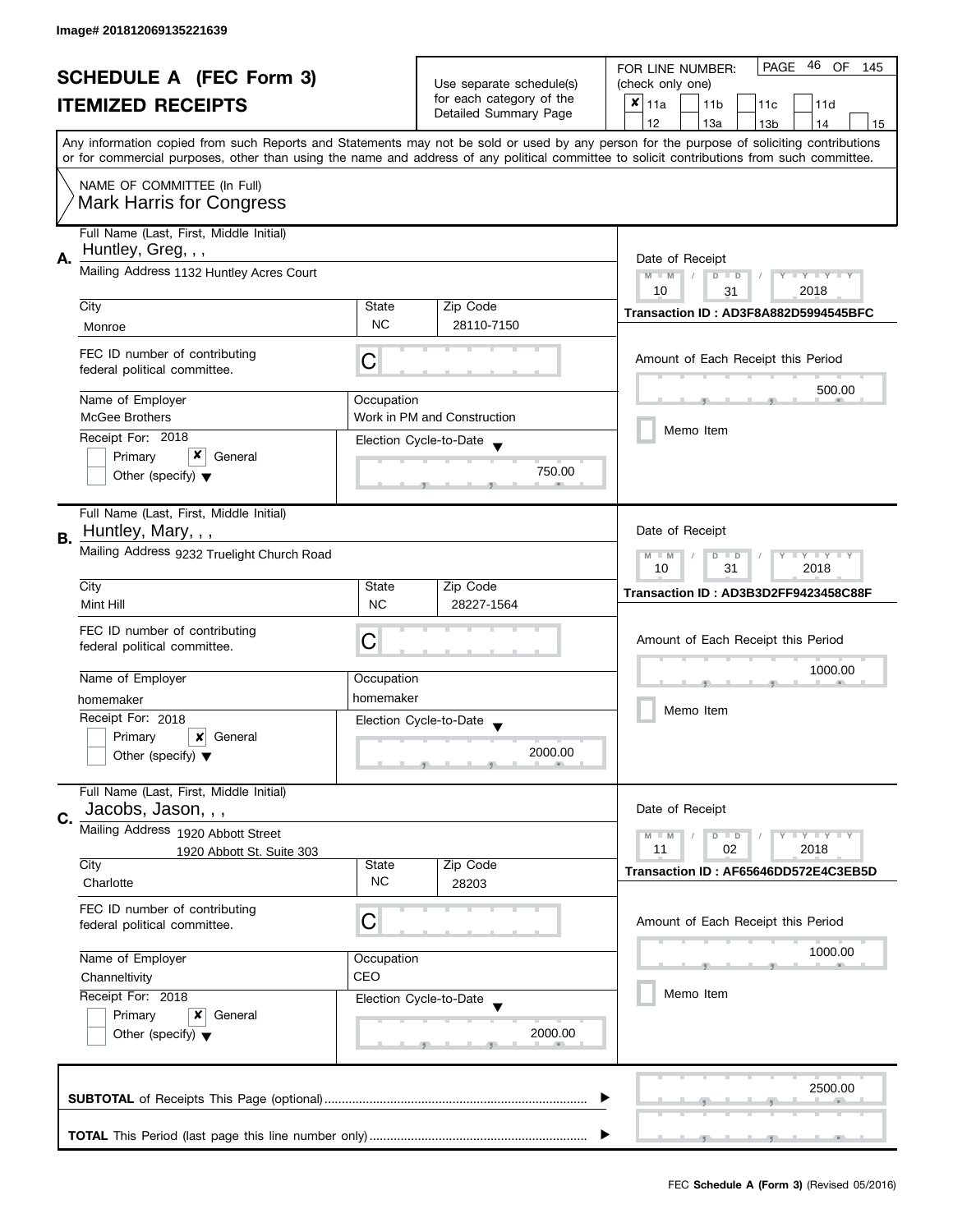Image# 201812069135221639

# SCHEDULE A (FEC Form 3)

## ITEMIZED RECEIPTS

Use separate schedule(s) for each category of the Detailed Summary Page

FOR LINE NUMBER: (check only one)

- [x] 11a
- [ ] 11b
- [ ] 11c
- [ ] 11d
- [ ] 12
- [ ] 13a
- [ ] 13b
- [ ] 14
- [ ] 15

Any information copied from such Reports and Statements may not be sold or used by any person for the purpose of soliciting contributions or for commercial purposes, other than using the name and address of any political committee to solicit contributions from such committee.

NAME OF COMMITTEE (In Full)
Mark Harris for Congress

---

**A.** Full Name (Last, First, Middle Initial): Huntley, Greg, , ,

Mailing Address: 1132 Huntley Acres Court

City: Monroe | State: NC | Zip Code: 28110-7150

FEC ID number of contributing federal political committee: C

Name of Employer: McGee Brothers

Occupation: Work in PM and Construction

Receipt For: 2018 — [ ] Primary [x] General [ ] Other (specify)

Election Cycle-to-Date: 750.00

Date of Receipt: 10 / 31 / 2018

Transaction ID : AD3F8A882D5994545BFC

Amount of Each Receipt this Period: 500.00

[ ] Memo Item

---

**B.** Full Name (Last, First, Middle Initial): Huntley, Mary, , ,

Mailing Address: 9232 Truelight Church Road

City: Mint Hill | State: NC | Zip Code: 28227-1564

FEC ID number of contributing federal political committee: C

Name of Employer: homemaker

Occupation: homemaker

Receipt For: 2018 — [ ] Primary [x] General [ ] Other (specify)

Election Cycle-to-Date: 2000.00

Date of Receipt: 10 / 31 / 2018

Transaction ID : AD3B3D2FF9423458C88F

Amount of Each Receipt this Period: 1000.00

[ ] Memo Item

---

**C.** Full Name (Last, First, Middle Initial): Jacobs, Jason, , ,

Mailing Address: 1920 Abbott Street
1920 Abbott St. Suite 303

City: Charlotte | State: NC | Zip Code: 28203

FEC ID number of contributing federal political committee: C

Name of Employer: Channeltivity

Occupation: CEO

Receipt For: 2018 — [ ] Primary [x] General [ ] Other (specify)

Election Cycle-to-Date: 2000.00

Date of Receipt: 11 / 02 / 2018

Transaction ID : AF65646DD572E4C3EB5D

Amount of Each Receipt this Period: 1000.00

[ ] Memo Item

---

**SUBTOTAL** of Receipts This Page (optional): 2500.00

**TOTAL** This Period (last page this line number only):

FEC **Schedule A (Form 3)** (Revised 05/2016)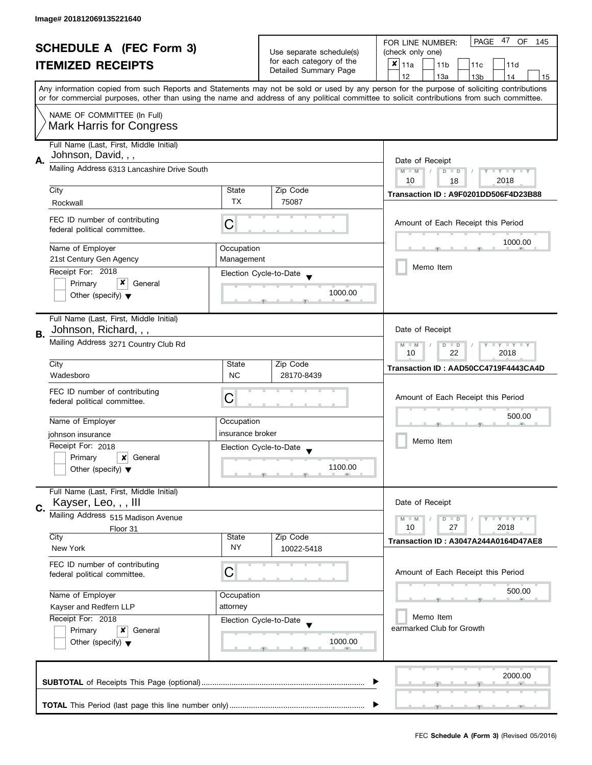Image# 201812069135221640

# SCHEDULE A (FEC Form 3)
## ITEMIZED RECEIPTS

Use separate schedule(s) for each category of the Detailed Summary Page

FOR LINE NUMBER: (check only one)

- [x] 11a
- [ ] 11b
- [ ] 11c
- [ ] 11d
- [ ] 12
- [ ] 13a
- [ ] 13b
- [ ] 14
- [ ] 15

Any information copied from such Reports and Statements may not be sold or used by any person for the purpose of soliciting contributions or for commercial purposes, other than using the name and address of any political committee to solicit contributions from such committee.

NAME OF COMMITTEE (In Full)
Mark Harris for Congress

---

**A.** Full Name (Last, First, Middle Initial): Johnson, David, , ,

Mailing Address: 6313 Lancashire Drive South

| City | State | Zip Code |
|---|---|---|
| Rockwall | TX | 75087 |

FEC ID number of contributing federal political committee: C

| Name of Employer | Occupation |
|---|---|
| 21st Century Gen Agency | Management |

Receipt For: 2018
- [ ] Primary
- [x] General
- [ ] Other (specify)

Election Cycle-to-Date: 1000.00

Date of Receipt: 10 / 18 / 2018

Transaction ID : A9F0201DD506F4D23B88

Amount of Each Receipt this Period: 1000.00

- [ ] Memo Item

---

**B.** Full Name (Last, First, Middle Initial): Johnson, Richard, , ,

Mailing Address: 3271 Country Club Rd

| City | State | Zip Code |
|---|---|---|
| Wadesboro | NC | 28170-8439 |

FEC ID number of contributing federal political committee: C

| Name of Employer | Occupation |
|---|---|
| johnson insurance | insurance broker |

Receipt For: 2018
- [ ] Primary
- [x] General
- [ ] Other (specify)

Election Cycle-to-Date: 1100.00

Date of Receipt: 10 / 22 / 2018

Transaction ID : AAD50CC4719F4443CA4D

Amount of Each Receipt this Period: 500.00

- [ ] Memo Item

---

**C.** Full Name (Last, First, Middle Initial): Kayser, Leo, , , III

Mailing Address: 515 Madison Avenue
Floor 31

| City | State | Zip Code |
|---|---|---|
| New York | NY | 10022-5418 |

FEC ID number of contributing federal political committee: C

| Name of Employer | Occupation |
|---|---|
| Kayser and Redfern LLP | attorney |

Receipt For: 2018
- [ ] Primary
- [x] General
- [ ] Other (specify)

Election Cycle-to-Date: 1000.00

Date of Receipt: 10 / 27 / 2018

Transaction ID : A3047A244A0164D47AE8

Amount of Each Receipt this Period: 500.00

- [ ] Memo Item

earmarked Club for Growth

---

**SUBTOTAL** of Receipts This Page (optional): 2000.00

**TOTAL** This Period (last page this line number only):

FEC **Schedule A (Form 3)** (Revised 05/2016)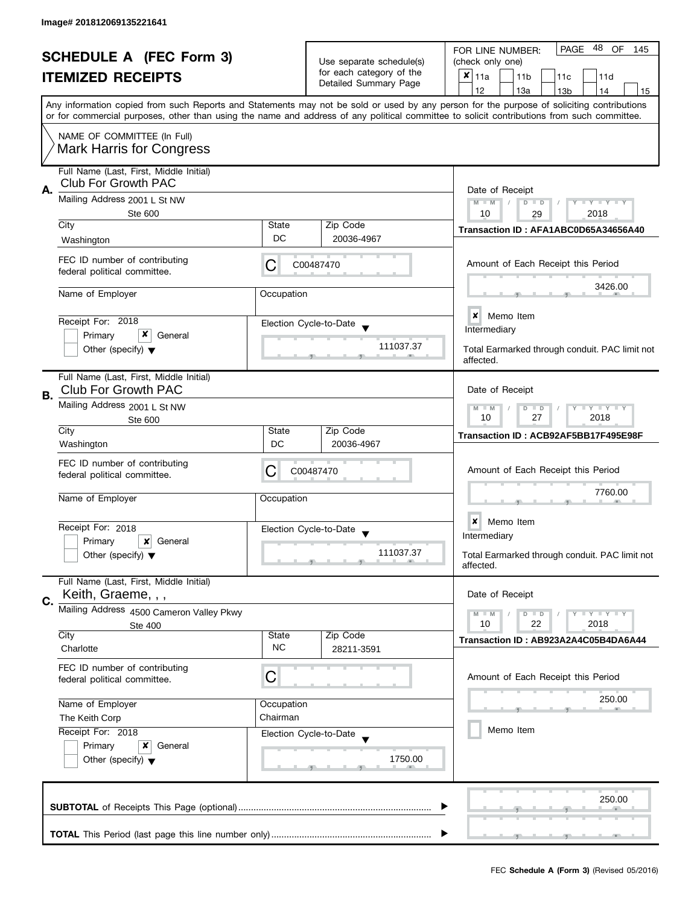Image# 201812069135221641

# SCHEDULE A (FEC Form 3)
## ITEMIZED RECEIPTS

Use separate schedule(s) for each category of the Detailed Summary Page

FOR LINE NUMBER: (check only one)

☒ 11a ☐ 11b ☐ 11c ☐ 11d ☐ 12 ☐ 13a ☐ 13b ☐ 14 ☐ 15

PAGE 48 OF 145

Any information copied from such Reports and Statements may not be sold or used by any person for the purpose of soliciting contributions or for commercial purposes, other than using the name and address of any political committee to solicit contributions from such committee.

NAME OF COMMITTEE (In Full)
Mark Harris for Congress

---

**A.**

| Field | Value |
|---|---|
| Full Name (Last, First, Middle Initial) | Club For Growth PAC |
| Mailing Address | 2001 L St NW, Ste 600 |
| City | Washington |
| State | DC |
| Zip Code | 20036-4967 |
| FEC ID number of contributing federal political committee | C00487470 |
| Name of Employer | |
| Occupation | |
| Receipt For | 2018 — ☐ Primary ☒ General ☐ Other (specify) |
| Election Cycle-to-Date | 111037.37 |
| Date of Receipt | 10 / 29 / 2018 |
| Transaction ID | AFA1ABC0D65A34656A40 |
| Amount of Each Receipt this Period | 3426.00 |
| Memo Item | ☒ |

Intermediary

Total Earmarked through conduit. PAC limit not affected.

---

**B.**

| Field | Value |
|---|---|
| Full Name (Last, First, Middle Initial) | Club For Growth PAC |
| Mailing Address | 2001 L St NW, Ste 600 |
| City | Washington |
| State | DC |
| Zip Code | 20036-4967 |
| FEC ID number of contributing federal political committee | C00487470 |
| Name of Employer | |
| Occupation | |
| Receipt For | 2018 — ☐ Primary ☒ General ☐ Other (specify) |
| Election Cycle-to-Date | 111037.37 |
| Date of Receipt | 10 / 27 / 2018 |
| Transaction ID | ACB92AF5BB17F495E98F |
| Amount of Each Receipt this Period | 7760.00 |
| Memo Item | ☒ |

Intermediary

Total Earmarked through conduit. PAC limit not affected.

---

**C.**

| Field | Value |
|---|---|
| Full Name (Last, First, Middle Initial) | Keith, Graeme, , , |
| Mailing Address | 4500 Cameron Valley Pkwy, Ste 400 |
| City | Charlotte |
| State | NC |
| Zip Code | 28211-3591 |
| FEC ID number of contributing federal political committee | C |
| Name of Employer | The Keith Corp |
| Occupation | Chairman |
| Receipt For | 2018 — ☐ Primary ☒ General ☐ Other (specify) |
| Election Cycle-to-Date | 1750.00 |
| Date of Receipt | 10 / 22 / 2018 |
| Transaction ID | AB923A2A4C05B4DA6A44 |
| Amount of Each Receipt this Period | 250.00 |
| Memo Item | ☐ |

---

**SUBTOTAL** of Receipts This Page (optional): 250.00

**TOTAL** This Period (last page this line number only):

FEC **Schedule A (Form 3)** (Revised 05/2016)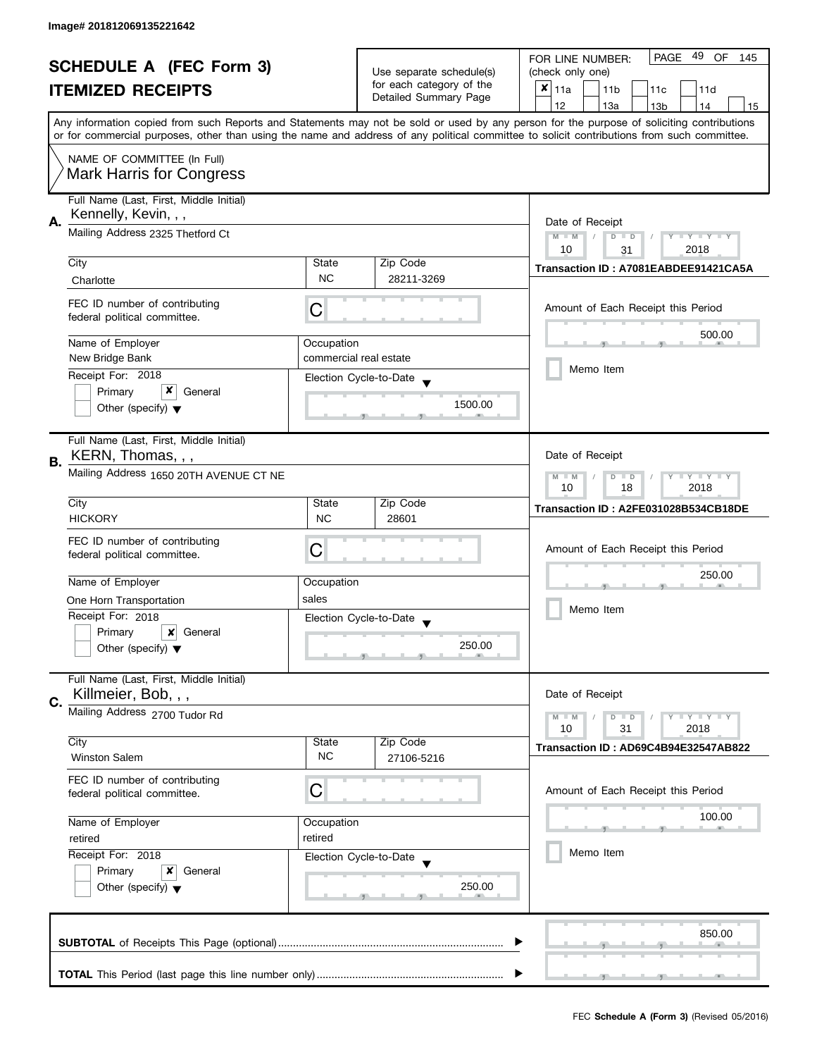Image# 201812069135221642

# SCHEDULE A (FEC Form 3)
## ITEMIZED RECEIPTS

Use separate schedule(s) for each category of the Detailed Summary Page

FOR LINE NUMBER: (check only one)

- [x] 11a
- [ ] 11b
- [ ] 11c
- [ ] 11d
- [ ] 12
- [ ] 13a
- [ ] 13b
- [ ] 14
- [ ] 15

PAGE 49 OF 145

Any information copied from such Reports and Statements may not be sold or used by any person for the purpose of soliciting contributions or for commercial purposes, other than using the name and address of any political committee to solicit contributions from such committee.

NAME OF COMMITTEE (In Full)
Mark Harris for Congress

---

**A.** Full Name (Last, First, Middle Initial): Kennelly, Kevin, , ,

Mailing Address: 2325 Thetford Ct

| City | State | Zip Code |
|---|---|---|
| Charlotte | NC | 28211-3269 |

FEC ID number of contributing federal political committee: C

| Name of Employer | Occupation |
|---|---|
| New Bridge Bank | commercial real estate |

Receipt For: 2018
- [ ] Primary
- [x] General
- [ ] Other (specify)

Election Cycle-to-Date: 1500.00

Date of Receipt: 10 / 31 / 2018

Transaction ID : A7081EABDEE91421CA5A

Amount of Each Receipt this Period: 500.00

- [ ] Memo Item

---

**B.** Full Name (Last, First, Middle Initial): KERN, Thomas, , ,

Mailing Address: 1650 20TH AVENUE CT NE

| City | State | Zip Code |
|---|---|---|
| HICKORY | NC | 28601 |

FEC ID number of contributing federal political committee: C

| Name of Employer | Occupation |
|---|---|
| One Horn Transportation | sales |

Receipt For: 2018
- [ ] Primary
- [x] General
- [ ] Other (specify)

Election Cycle-to-Date: 250.00

Date of Receipt: 10 / 18 / 2018

Transaction ID : A2FE031028B534CB18DE

Amount of Each Receipt this Period: 250.00

- [ ] Memo Item

---

**C.** Full Name (Last, First, Middle Initial): Killmeier, Bob, , ,

Mailing Address: 2700 Tudor Rd

| City | State | Zip Code |
|---|---|---|
| Winston Salem | NC | 27106-5216 |

FEC ID number of contributing federal political committee: C

| Name of Employer | Occupation |
|---|---|
| retired | retired |

Receipt For: 2018
- [ ] Primary
- [x] General
- [ ] Other (specify)

Election Cycle-to-Date: 250.00

Date of Receipt: 10 / 31 / 2018

Transaction ID : AD69C4B94E32547AB822

Amount of Each Receipt this Period: 100.00

- [ ] Memo Item

---

**SUBTOTAL** of Receipts This Page (optional): 850.00

**TOTAL** This Period (last page this line number only):

FEC **Schedule A (Form 3)** (Revised 05/2016)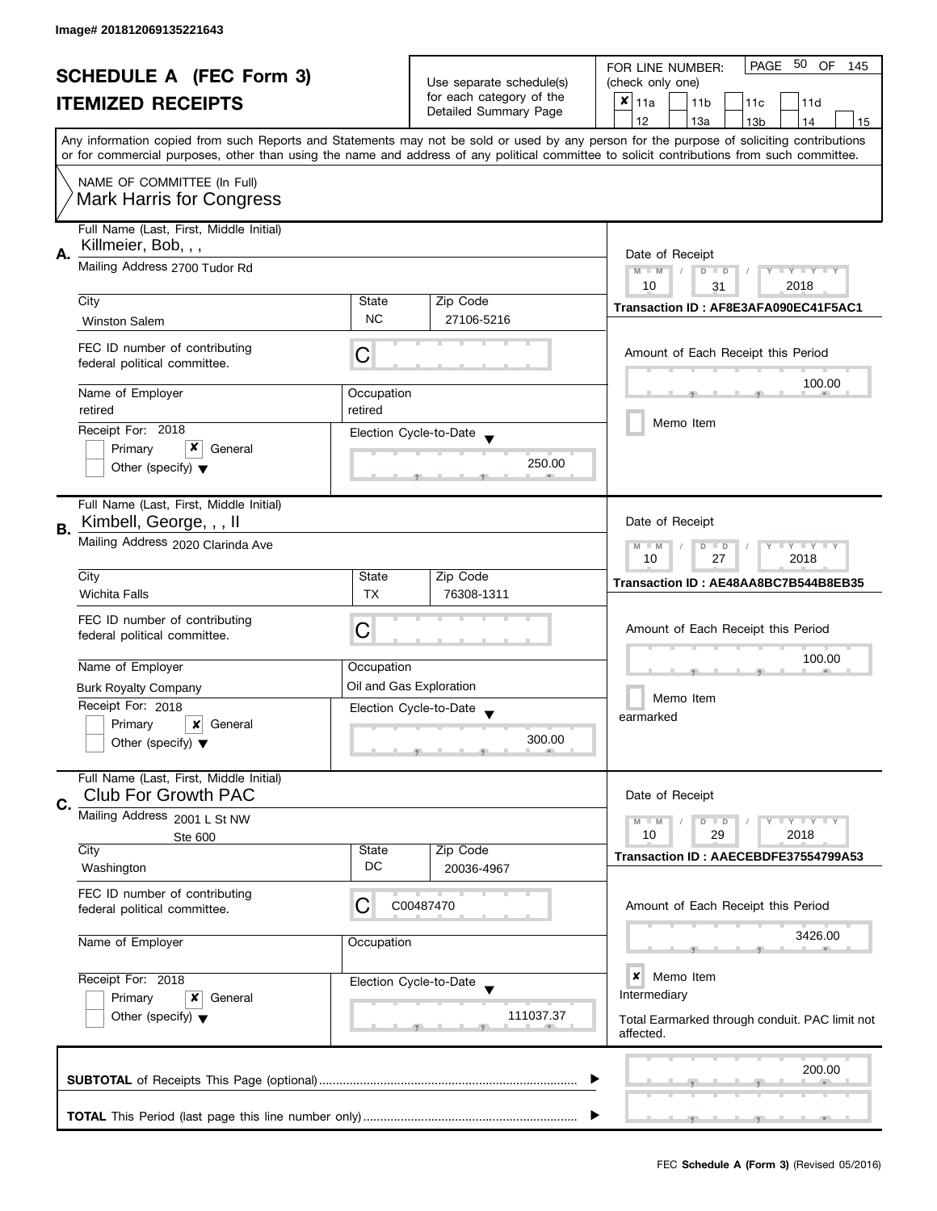Image# 201812069135221643

# SCHEDULE A (FEC Form 3)
## ITEMIZED RECEIPTS

Use separate schedule(s) for each category of the Detailed Summary Page

FOR LINE NUMBER: (check only one)

PAGE 50 OF 145

- [x] 11a
- [ ] 11b
- [ ] 11c
- [ ] 11d
- [ ] 12
- [ ] 13a
- [ ] 13b
- [ ] 14
- [ ] 15

Any information copied from such Reports and Statements may not be sold or used by any person for the purpose of soliciting contributions or for commercial purposes, other than using the name and address of any political committee to solicit contributions from such committee.

NAME OF COMMITTEE (In Full)
Mark Harris for Congress

---

**A.** Full Name (Last, First, Middle Initial): Killmeier, Bob, , ,

Mailing Address: 2700 Tudor Rd

City: Winston Salem | State: NC | Zip Code: 27106-5216

FEC ID number of contributing federal political committee: C

Name of Employer: retired | Occupation: retired

Receipt For: 2018 — [ ] Primary [x] General [ ] Other (specify)

Election Cycle-to-Date: 250.00

Date of Receipt: 10 / 31 / 2018

Transaction ID : AF8E3AFA090EC41F5AC1

Amount of Each Receipt this Period: 100.00

[ ] Memo Item

---

**B.** Full Name (Last, First, Middle Initial): Kimbell, George, , , II

Mailing Address: 2020 Clarinda Ave

City: Wichita Falls | State: TX | Zip Code: 76308-1311

FEC ID number of contributing federal political committee: C

Name of Employer: Burk Royalty Company | Occupation: Oil and Gas Exploration

Receipt For: 2018 — [ ] Primary [x] General [ ] Other (specify)

Election Cycle-to-Date: 300.00

Date of Receipt: 10 / 27 / 2018

Transaction ID : AE48AA8BC7B544B8EB35

Amount of Each Receipt this Period: 100.00

[ ] Memo Item

earmarked

---

**C.** Full Name (Last, First, Middle Initial): Club For Growth PAC

Mailing Address: 2001 L St NW, Ste 600

City: Washington | State: DC | Zip Code: 20036-4967

FEC ID number of contributing federal political committee: C00487470

Name of Employer: | Occupation:

Receipt For: 2018 — [ ] Primary [x] General [ ] Other (specify)

Election Cycle-to-Date: 111037.37

Date of Receipt: 10 / 29 / 2018

Transaction ID : AAECEBDFE37554799A53

Amount of Each Receipt this Period: 3426.00

[x] Memo Item

Intermediary

Total Earmarked through conduit. PAC limit not affected.

---

**SUBTOTAL** of Receipts This Page (optional): 200.00

**TOTAL** This Period (last page this line number only):

FEC **Schedule A (Form 3)** (Revised 05/2016)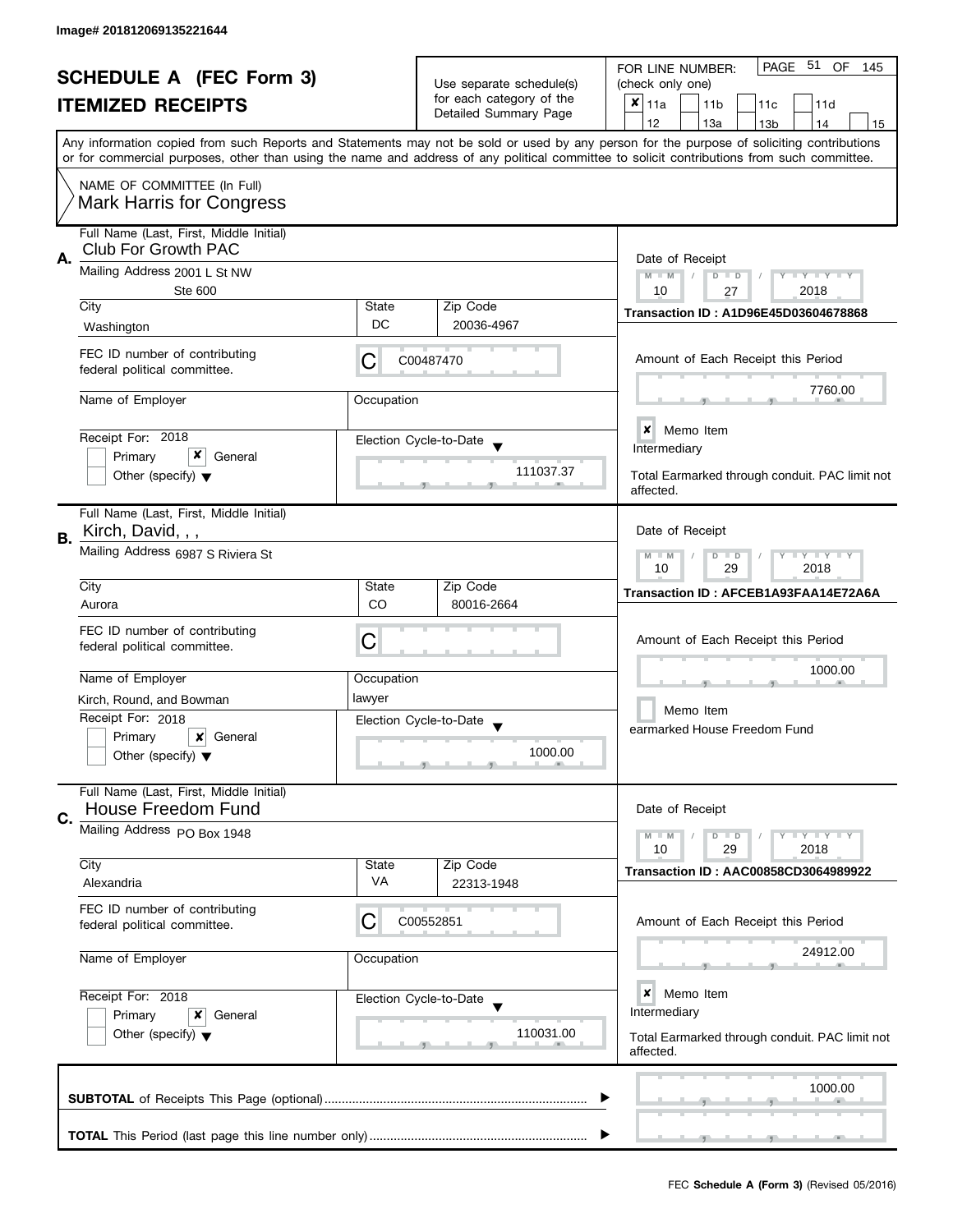Image# 201812069135221644

# SCHEDULE A (FEC Form 3)
## ITEMIZED RECEIPTS

Use separate schedule(s) for each category of the Detailed Summary Page

FOR LINE NUMBER: (check only one)

- [x] 11a
- [ ] 11b
- [ ] 11c
- [ ] 11d
- [ ] 12
- [ ] 13a
- [ ] 13b
- [ ] 14
- [ ] 15

PAGE 51 OF 145

Any information copied from such Reports and Statements may not be sold or used by any person for the purpose of soliciting contributions or for commercial purposes, other than using the name and address of any political committee to solicit contributions from such committee.

NAME OF COMMITTEE (In Full)
Mark Harris for Congress

---

**A.**

| Field | Value |
|---|---|
| Full Name (Last, First, Middle Initial) | Club For Growth PAC |
| Mailing Address | 2001 L St NW, Ste 600 |
| City | Washington |
| State | DC |
| Zip Code | 20036-4967 |
| FEC ID number of contributing federal political committee | C C00487470 |
| Name of Employer | |
| Occupation | |
| Receipt For | 2018 |
| Primary / General / Other | [x] General |
| Election Cycle-to-Date | 111037.37 |
| Date of Receipt | 10 / 27 / 2018 |
| Transaction ID | A1D96E45D03604678868 |
| Amount of Each Receipt this Period | 7760.00 |
| Memo Item | [x] |

Intermediary

Total Earmarked through conduit. PAC limit not affected.

---

**B.**

| Field | Value |
|---|---|
| Full Name (Last, First, Middle Initial) | Kirch, David, , , |
| Mailing Address | 6987 S Riviera St |
| City | Aurora |
| State | CO |
| Zip Code | 80016-2664 |
| FEC ID number of contributing federal political committee | C |
| Name of Employer | Kirch, Round, and Bowman |
| Occupation | lawyer |
| Receipt For | 2018 |
| Primary / General / Other | [x] General |
| Election Cycle-to-Date | 1000.00 |
| Date of Receipt | 10 / 29 / 2018 |
| Transaction ID | AFCEB1A93FAA14E72A6A |
| Amount of Each Receipt this Period | 1000.00 |
| Memo Item | [ ] |

earmarked House Freedom Fund

---

**C.**

| Field | Value |
|---|---|
| Full Name (Last, First, Middle Initial) | House Freedom Fund |
| Mailing Address | PO Box 1948 |
| City | Alexandria |
| State | VA |
| Zip Code | 22313-1948 |
| FEC ID number of contributing federal political committee | C C00552851 |
| Name of Employer | |
| Occupation | |
| Receipt For | 2018 |
| Primary / General / Other | [x] General |
| Election Cycle-to-Date | 110031.00 |
| Date of Receipt | 10 / 29 / 2018 |
| Transaction ID | AAC00858CD3064989922 |
| Amount of Each Receipt this Period | 24912.00 |
| Memo Item | [x] |

Intermediary

Total Earmarked through conduit. PAC limit not affected.

---

**SUBTOTAL** of Receipts This Page (optional) ........ 1000.00

**TOTAL** This Period (last page this line number only) ........

FEC **Schedule A (Form 3)** (Revised 05/2016)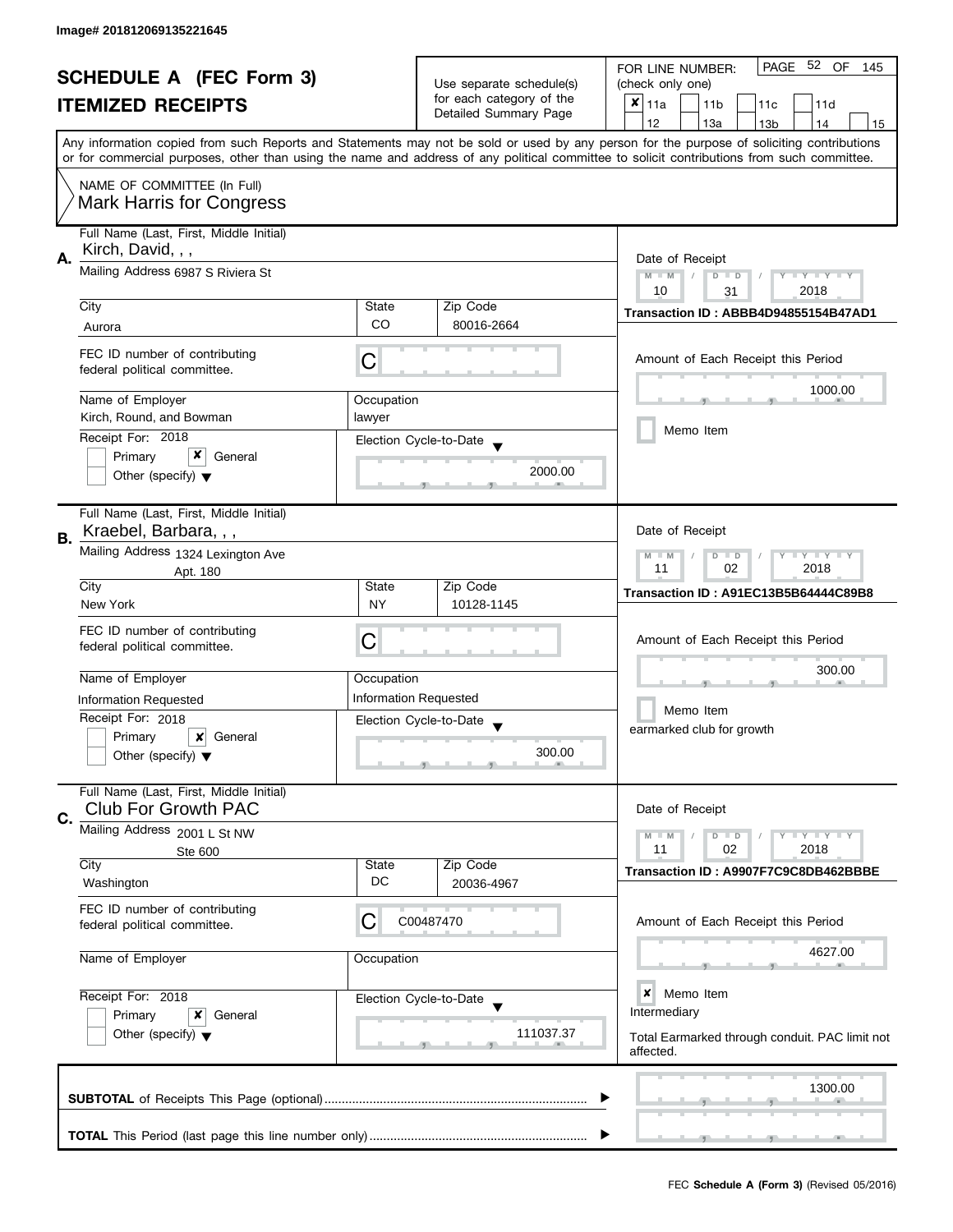Image# 201812069135221645

# SCHEDULE A (FEC Form 3)
## ITEMIZED RECEIPTS

Use separate schedule(s) for each category of the Detailed Summary Page

FOR LINE NUMBER: (check only one)

☒ 11a ☐ 11b ☐ 11c ☐ 11d ☐ 12 ☐ 13a ☐ 13b ☐ 14 ☐ 15

Any information copied from such Reports and Statements may not be sold or used by any person for the purpose of soliciting contributions or for commercial purposes, other than using the name and address of any political committee to solicit contributions from such committee.

NAME OF COMMITTEE (In Full)
Mark Harris for Congress

---

**A.**

Full Name (Last, First, Middle Initial): Kirch, David, , ,

Mailing Address: 6987 S Riviera St

City: Aurora | State: CO | Zip Code: 80016-2664

FEC ID number of contributing federal political committee: C

Name of Employer: Kirch, Round, and Bowman | Occupation: lawyer

Receipt For: 2018 ☐ Primary ☒ General ☐ Other (specify)

Election Cycle-to-Date: 2000.00

Date of Receipt: 10 / 31 / 2018

Transaction ID : ABBB4D94855154B47AD1

Amount of Each Receipt this Period: 1000.00

☐ Memo Item

---

**B.**

Full Name (Last, First, Middle Initial): Kraebel, Barbara, , ,

Mailing Address: 1324 Lexington Ave, Apt. 180

City: New York | State: NY | Zip Code: 10128-1145

FEC ID number of contributing federal political committee: C

Name of Employer: Information Requested | Occupation: Information Requested

Receipt For: 2018 ☐ Primary ☒ General ☐ Other (specify)

Election Cycle-to-Date: 300.00

Date of Receipt: 11 / 02 / 2018

Transaction ID : A91EC13B5B64444C89B8

Amount of Each Receipt this Period: 300.00

☐ Memo Item

earmarked club for growth

---

**C.**

Full Name (Last, First, Middle Initial): Club For Growth PAC

Mailing Address: 2001 L St NW, Ste 600

City: Washington | State: DC | Zip Code: 20036-4967

FEC ID number of contributing federal political committee: C00487470

Name of Employer: | Occupation:

Receipt For: 2018 ☐ Primary ☒ General ☐ Other (specify)

Election Cycle-to-Date: 111037.37

Date of Receipt: 11 / 02 / 2018

Transaction ID : A9907F7C9C8DB462BBBE

Amount of Each Receipt this Period: 4627.00

☒ Memo Item

Intermediary

Total Earmarked through conduit. PAC limit not affected.

---

**SUBTOTAL** of Receipts This Page (optional): 1300.00

**TOTAL** This Period (last page this line number only):

FEC **Schedule A (Form 3)** (Revised 05/2016)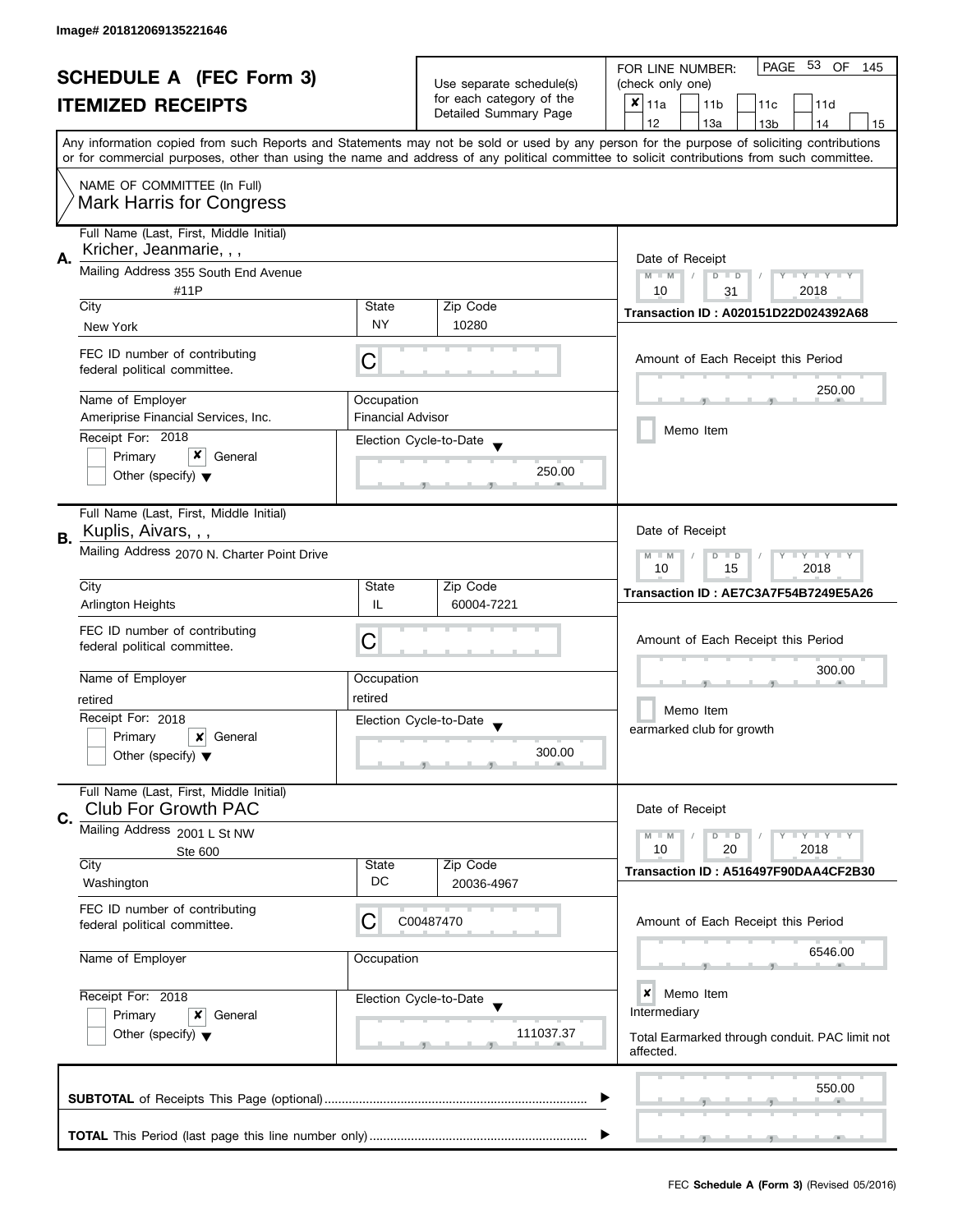Image# 201812069135221646

# SCHEDULE A (FEC Form 3)
## ITEMIZED RECEIPTS

Use separate schedule(s) for each category of the Detailed Summary Page

FOR LINE NUMBER: (check only one)
[x] 11a [ ] 11b [ ] 11c [ ] 11d [ ] 12 [ ] 13a [ ] 13b [ ] 14 [ ] 15

PAGE 53 OF 145

Any information copied from such Reports and Statements may not be sold or used by any person for the purpose of soliciting contributions or for commercial purposes, other than using the name and address of any political committee to solicit contributions from such committee.

NAME OF COMMITTEE (In Full)
Mark Harris for Congress

---

**A.** Full Name (Last, First, Middle Initial): Kricher, Jeanmarie, , ,

Mailing Address: 355 South End Avenue #11P

| City | State | Zip Code |
|---|---|---|
| New York | NY | 10280 |

FEC ID number of contributing federal political committee: C

Name of Employer: Ameriprise Financial Services, Inc.
Occupation: Financial Advisor

Receipt For: 2018
[ ] Primary [x] General
[ ] Other (specify)

Election Cycle-to-Date: 250.00

Date of Receipt: 10 / 31 / 2018
Transaction ID : A020151D22D024392A68

Amount of Each Receipt this Period: 250.00

[ ] Memo Item

---

**B.** Full Name (Last, First, Middle Initial): Kuplis, Aivars, , ,

Mailing Address: 2070 N. Charter Point Drive

| City | State | Zip Code |
|---|---|---|
| Arlington Heights | IL | 60004-7221 |

FEC ID number of contributing federal political committee: C

Name of Employer: retired
Occupation: retired

Receipt For: 2018
[ ] Primary [x] General
[ ] Other (specify)

Election Cycle-to-Date: 300.00

Date of Receipt: 10 / 15 / 2018
Transaction ID : AE7C3A7F54B7249E5A26

Amount of Each Receipt this Period: 300.00

[ ] Memo Item
earmarked club for growth

---

**C.** Full Name (Last, First, Middle Initial): Club For Growth PAC

Mailing Address: 2001 L St NW Ste 600

| City | State | Zip Code |
|---|---|---|
| Washington | DC | 20036-4967 |

FEC ID number of contributing federal political committee: C00487470

Name of Employer:
Occupation:

Receipt For: 2018
[ ] Primary [x] General
[ ] Other (specify)

Election Cycle-to-Date: 111037.37

Date of Receipt: 10 / 20 / 2018
Transaction ID : A516497F90DAA4CF2B30

Amount of Each Receipt this Period: 6546.00

[x] Memo Item
Intermediary

Total Earmarked through conduit. PAC limit not affected.

---

**SUBTOTAL** of Receipts This Page (optional): 550.00

**TOTAL** This Period (last page this line number only):

FEC **Schedule A (Form 3)** (Revised 05/2016)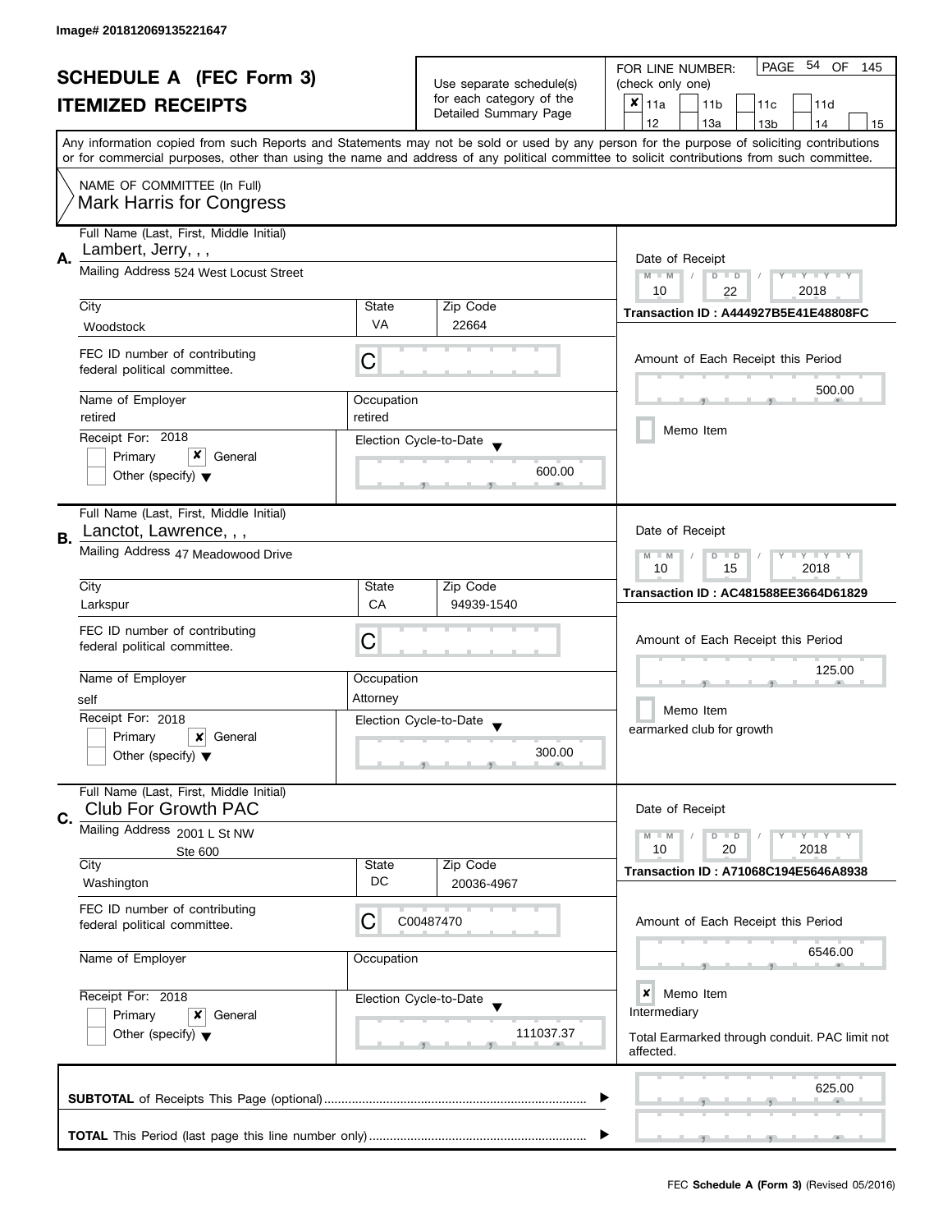Image# 201812069135221647

# SCHEDULE A (FEC Form 3)
## ITEMIZED RECEIPTS

Use separate schedule(s) for each category of the Detailed Summary Page

FOR LINE NUMBER: (check only one)
[x] 11a [ ] 11b [ ] 11c [ ] 11d [ ] 12 [ ] 13a [ ] 13b [ ] 14 [ ] 15

Any information copied from such Reports and Statements may not be sold or used by any person for the purpose of soliciting contributions or for commercial purposes, other than using the name and address of any political committee to solicit contributions from such committee.

NAME OF COMMITTEE (In Full)
Mark Harris for Congress

---

**A.** Full Name (Last, First, Middle Initial): Lambert, Jerry, , ,

Mailing Address: 524 West Locust Street

City: Woodstock | State: VA | Zip Code: 22664

FEC ID number of contributing federal political committee: C

Name of Employer: retired | Occupation: retired

Receipt For: 2018 — [ ] Primary [x] General [ ] Other (specify)

Election Cycle-to-Date: 600.00

Date of Receipt: 10 / 22 / 2018

Transaction ID : A444927B5E41E48808FC

Amount of Each Receipt this Period: 500.00

[ ] Memo Item

---

**B.** Full Name (Last, First, Middle Initial): Lanctot, Lawrence, , ,

Mailing Address: 47 Meadowood Drive

City: Larkspur | State: CA | Zip Code: 94939-1540

FEC ID number of contributing federal political committee: C

Name of Employer: self | Occupation: Attorney

Receipt For: 2018 — [ ] Primary [x] General [ ] Other (specify)

Election Cycle-to-Date: 300.00

Date of Receipt: 10 / 15 / 2018

Transaction ID : AC481588EE3664D61829

Amount of Each Receipt this Period: 125.00

[ ] Memo Item

earmarked club for growth

---

**C.** Full Name (Last, First, Middle Initial): Club For Growth PAC

Mailing Address: 2001 L St NW, Ste 600

City: Washington | State: DC | Zip Code: 20036-4967

FEC ID number of contributing federal political committee: C C00487470

Name of Employer: | Occupation:

Receipt For: 2018 — [ ] Primary [x] General [ ] Other (specify)

Election Cycle-to-Date: 111037.37

Date of Receipt: 10 / 20 / 2018

Transaction ID : A71068C194E5646A8938

Amount of Each Receipt this Period: 6546.00

[x] Memo Item

Intermediary

Total Earmarked through conduit. PAC limit not affected.

---

**SUBTOTAL** of Receipts This Page (optional): 625.00

**TOTAL** This Period (last page this line number only):

FEC **Schedule A (Form 3)** (Revised 05/2016)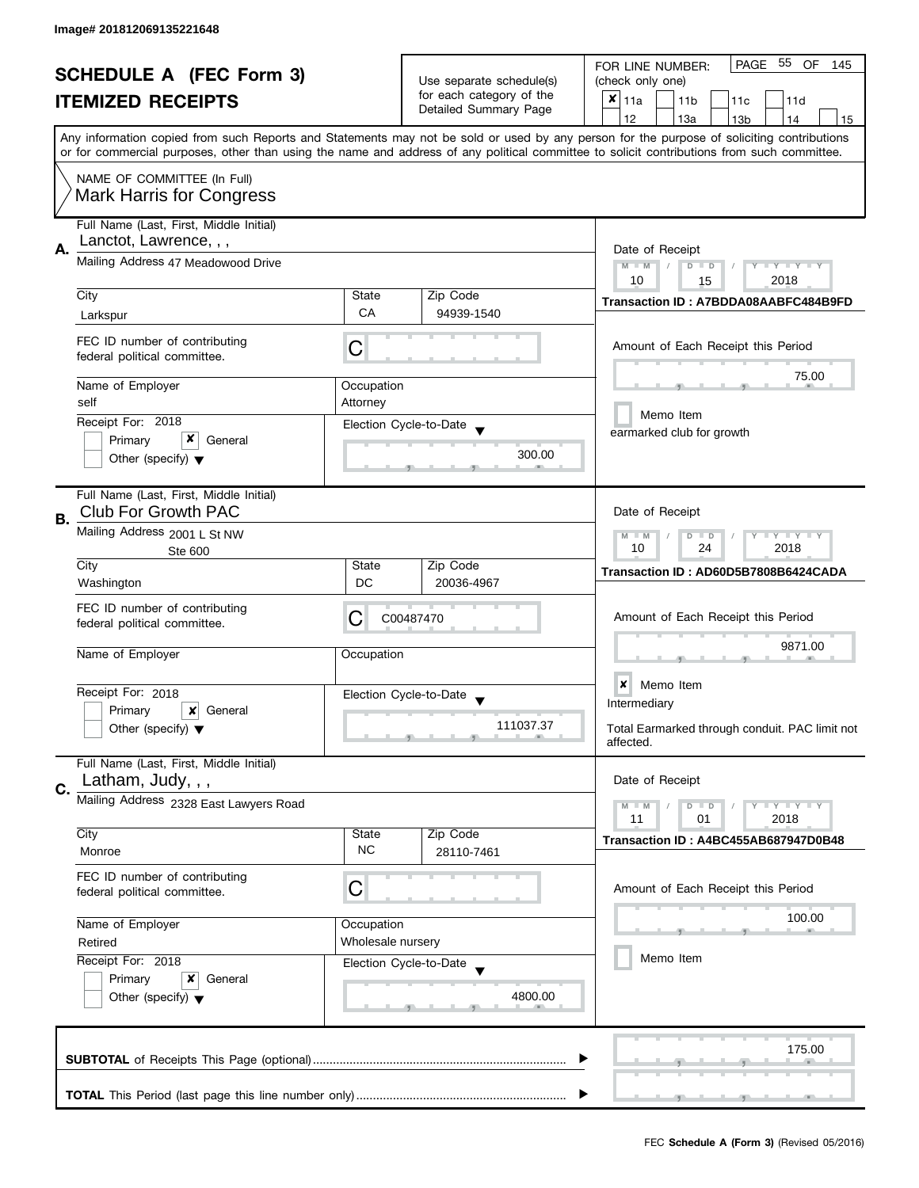Image# 201812069135221648

# SCHEDULE A (FEC Form 3)
## ITEMIZED RECEIPTS

Use separate schedule(s) for each category of the Detailed Summary Page

FOR LINE NUMBER: (check only one)

- [x] 11a
- [ ] 11b
- [ ] 11c
- [ ] 11d
- [ ] 12
- [ ] 13a
- [ ] 13b
- [ ] 14
- [ ] 15

Any information copied from such Reports and Statements may not be sold or used by any person for the purpose of soliciting contributions or for commercial purposes, other than using the name and address of any political committee to solicit contributions from such committee.

NAME OF COMMITTEE (In Full)
Mark Harris for Congress

---

**A.** Full Name (Last, First, Middle Initial): Lanctot, Lawrence, , ,

Mailing Address: 47 Meadowood Drive

City: Larkspur | State: CA | Zip Code: 94939-1540

FEC ID number of contributing federal political committee: C

Name of Employer: self | Occupation: Attorney

Receipt For: 2018 — [ ] Primary [x] General [ ] Other (specify)

Election Cycle-to-Date: 300.00

Date of Receipt: 10 / 15 / 2018

Transaction ID : A7BDDA08AABFC484B9FD

Amount of Each Receipt this Period: 75.00

[ ] Memo Item

earmarked club for growth

---

**B.** Full Name (Last, First, Middle Initial): Club For Growth PAC

Mailing Address: 2001 L St NW, Ste 600

City: Washington | State: DC | Zip Code: 20036-4967

FEC ID number of contributing federal political committee: C C00487470

Name of Employer: | Occupation:

Receipt For: 2018 — [ ] Primary [x] General [ ] Other (specify)

Election Cycle-to-Date: 111037.37

Date of Receipt: 10 / 24 / 2018

Transaction ID : AD60D5B7808B6424CADA

Amount of Each Receipt this Period: 9871.00

[x] Memo Item

Intermediary

Total Earmarked through conduit. PAC limit not affected.

---

**C.** Full Name (Last, First, Middle Initial): Latham, Judy, , ,

Mailing Address: 2328 East Lawyers Road

City: Monroe | State: NC | Zip Code: 28110-7461

FEC ID number of contributing federal political committee: C

Name of Employer: Retired | Occupation: Wholesale nursery

Receipt For: 2018 — [ ] Primary [x] General [ ] Other (specify)

Election Cycle-to-Date: 4800.00

Date of Receipt: 11 / 01 / 2018

Transaction ID : A4BC455AB687947D0B48

Amount of Each Receipt this Period: 100.00

[ ] Memo Item

---

**SUBTOTAL** of Receipts This Page (optional): 175.00

**TOTAL** This Period (last page this line number only):

FEC **Schedule A (Form 3)** (Revised 05/2016)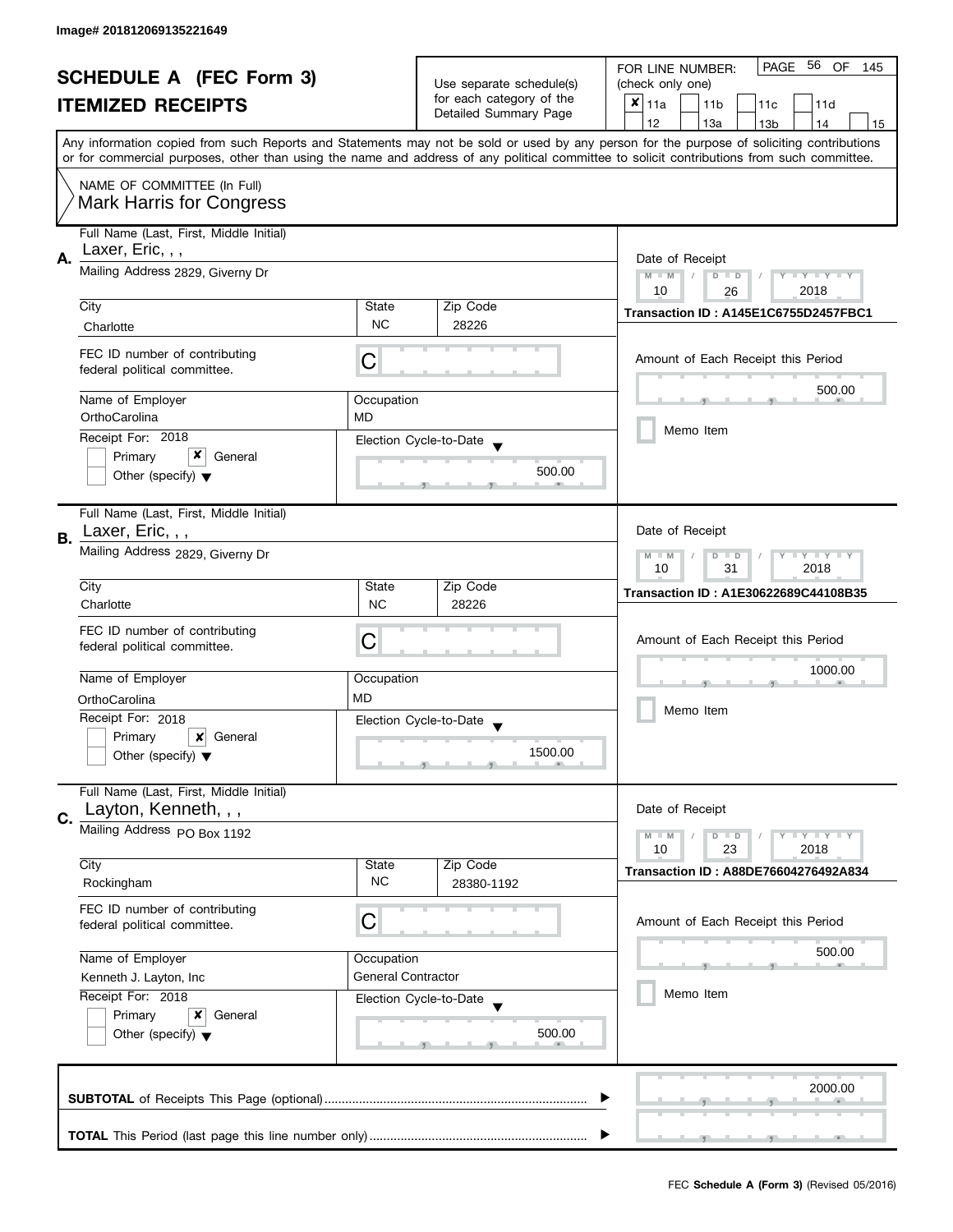Image# 201812069135221649

# SCHEDULE A (FEC Form 3)
## ITEMIZED RECEIPTS

Use separate schedule(s) for each category of the Detailed Summary Page

FOR LINE NUMBER: (check only one)

- [x] 11a
- [ ] 11b
- [ ] 11c
- [ ] 11d
- [ ] 12
- [ ] 13a
- [ ] 13b
- [ ] 14
- [ ] 15

PAGE 56 OF 145

Any information copied from such Reports and Statements may not be sold or used by any person for the purpose of soliciting contributions or for commercial purposes, other than using the name and address of any political committee to solicit contributions from such committee.

NAME OF COMMITTEE (In Full)
Mark Harris for Congress

---

**A.**

Full Name (Last, First, Middle Initial): Laxer, Eric, , ,

Mailing Address: 2829, Giverny Dr

| City | State | Zip Code |
|---|---|---|
| Charlotte | NC | 28226 |

FEC ID number of contributing federal political committee: C

| Name of Employer | Occupation |
|---|---|
| OrthoCarolina | MD |

Receipt For: 2018
- [ ] Primary
- [x] General
- [ ] Other (specify)

Election Cycle-to-Date: 500.00

Date of Receipt: 10 / 26 / 2018

Transaction ID : A145E1C6755D2457FBC1

Amount of Each Receipt this Period: 500.00

- [ ] Memo Item

---

**B.**

Full Name (Last, First, Middle Initial): Laxer, Eric, , ,

Mailing Address: 2829, Giverny Dr

| City | State | Zip Code |
|---|---|---|
| Charlotte | NC | 28226 |

FEC ID number of contributing federal political committee: C

| Name of Employer | Occupation |
|---|---|
| OrthoCarolina | MD |

Receipt For: 2018
- [ ] Primary
- [x] General
- [ ] Other (specify)

Election Cycle-to-Date: 1500.00

Date of Receipt: 10 / 31 / 2018

Transaction ID : A1E30622689C44108B35

Amount of Each Receipt this Period: 1000.00

- [ ] Memo Item

---

**C.**

Full Name (Last, First, Middle Initial): Layton, Kenneth, , ,

Mailing Address: PO Box 1192

| City | State | Zip Code |
|---|---|---|
| Rockingham | NC | 28380-1192 |

FEC ID number of contributing federal political committee: C

| Name of Employer | Occupation |
|---|---|
| Kenneth J. Layton, Inc | General Contractor |

Receipt For: 2018
- [ ] Primary
- [x] General
- [ ] Other (specify)

Election Cycle-to-Date: 500.00

Date of Receipt: 10 / 23 / 2018

Transaction ID : A88DE76604276492A834

Amount of Each Receipt this Period: 500.00

- [ ] Memo Item

---

**SUBTOTAL** of Receipts This Page (optional): 2000.00

**TOTAL** This Period (last page this line number only):

FEC **Schedule A (Form 3)** (Revised 05/2016)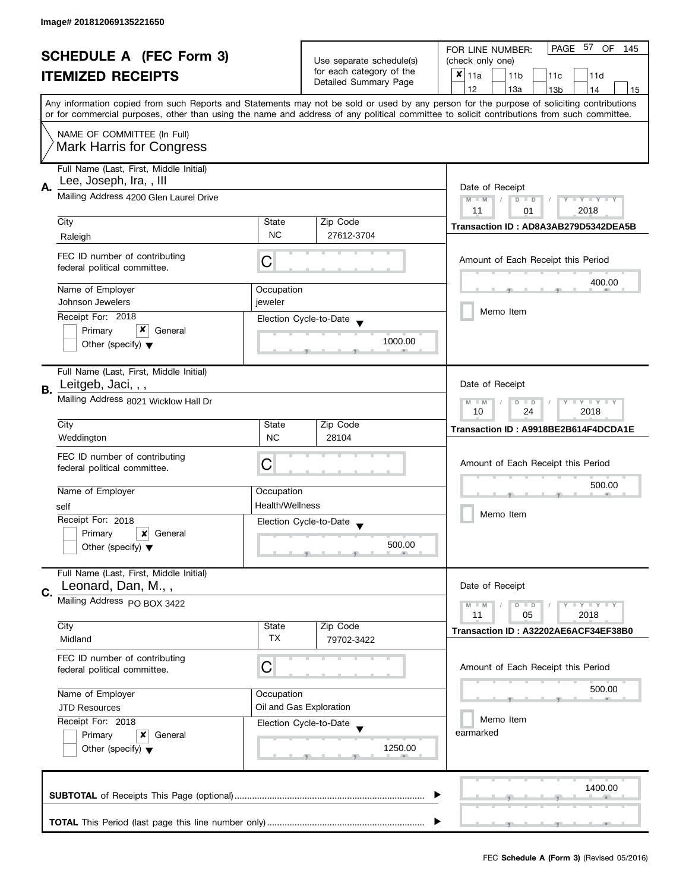Image# 201812069135221650

# SCHEDULE A (FEC Form 3)

## ITEMIZED RECEIPTS

Use separate schedule(s) for each category of the Detailed Summary Page

FOR LINE NUMBER: (check only one)

- [x] 11a
- [ ] 11b
- [ ] 11c
- [ ] 11d
- [ ] 12
- [ ] 13a
- [ ] 13b
- [ ] 14
- [ ] 15

PAGE 57 OF 145

Any information copied from such Reports and Statements may not be sold or used by any person for the purpose of soliciting contributions or for commercial purposes, other than using the name and address of any political committee to solicit contributions from such committee.

NAME OF COMMITTEE (In Full)
Mark Harris for Congress

---

**A.** Full Name (Last, First, Middle Initial): Lee, Joseph, Ira, , III

Mailing Address: 4200 Glen Laurel Drive

City: Raleigh | State: NC | Zip Code: 27612-3704

FEC ID number of contributing federal political committee: C

Name of Employer: Johnson Jewelers

Occupation: jeweler

Receipt For: 2018 — [ ] Primary [x] General [ ] Other (specify)

Election Cycle-to-Date: 1000.00

Date of Receipt: 11 / 01 / 2018

Transaction ID : AD8A3AB279D5342DEA5B

Amount of Each Receipt this Period: 400.00

[ ] Memo Item

---

**B.** Full Name (Last, First, Middle Initial): Leitgeb, Jaci, , ,

Mailing Address: 8021 Wicklow Hall Dr

City: Weddington | State: NC | Zip Code: 28104

FEC ID number of contributing federal political committee: C

Name of Employer: self

Occupation: Health/Wellness

Receipt For: 2018 — [ ] Primary [x] General [ ] Other (specify)

Election Cycle-to-Date: 500.00

Date of Receipt: 10 / 24 / 2018

Transaction ID : A9918BE2B614F4DCDA1E

Amount of Each Receipt this Period: 500.00

[ ] Memo Item

---

**C.** Full Name (Last, First, Middle Initial): Leonard, Dan, M., ,

Mailing Address: PO BOX 3422

City: Midland | State: TX | Zip Code: 79702-3422

FEC ID number of contributing federal political committee: C

Name of Employer: JTD Resources

Occupation: Oil and Gas Exploration

Receipt For: 2018 — [ ] Primary [x] General [ ] Other (specify)

Election Cycle-to-Date: 1250.00

Date of Receipt: 11 / 05 / 2018

Transaction ID : A32202AE6ACF34EF38B0

Amount of Each Receipt this Period: 500.00

[ ] Memo Item
earmarked

---

**SUBTOTAL** of Receipts This Page (optional): 1400.00

**TOTAL** This Period (last page this line number only):

FEC Schedule A (Form 3) (Revised 05/2016)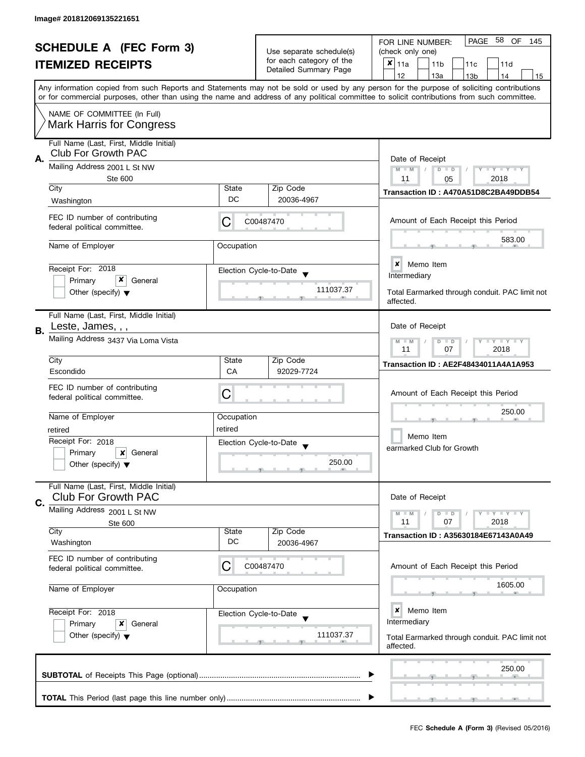Image# 201812069135221651

# SCHEDULE A (FEC Form 3)
## ITEMIZED RECEIPTS

Use separate schedule(s) for each category of the Detailed Summary Page

FOR LINE NUMBER: (check only one)

- [x] 11a
- [ ] 11b
- [ ] 11c
- [ ] 11d
- [ ] 12
- [ ] 13a
- [ ] 13b
- [ ] 14
- [ ] 15

PAGE 58 OF 145

Any information copied from such Reports and Statements may not be sold or used by any person for the purpose of soliciting contributions or for commercial purposes, other than using the name and address of any political committee to solicit contributions from such committee.

NAME OF COMMITTEE (In Full)
Mark Harris for Congress

---

**A.** Full Name (Last, First, Middle Initial): Club For Growth PAC

Mailing Address: 2001 L St NW, Ste 600

City: Washington | State: DC | Zip Code: 20036-4967

FEC ID number of contributing federal political committee: C00487470

Name of Employer: | Occupation:

Receipt For: 2018 — [ ] Primary [x] General [ ] Other (specify)

Election Cycle-to-Date: 111037.37

Date of Receipt: 11 / 05 / 2018

Transaction ID : A470A51D8C2BA49DDB54

Amount of Each Receipt this Period: 583.00

[x] Memo Item

Intermediary

Total Earmarked through conduit. PAC limit not affected.

---

**B.** Full Name (Last, First, Middle Initial): Leste, James, , ,

Mailing Address: 3437 Via Loma Vista

City: Escondido | State: CA | Zip Code: 92029-7724

FEC ID number of contributing federal political committee: C

Name of Employer: retired | Occupation: retired

Receipt For: 2018 — [ ] Primary [x] General [ ] Other (specify)

Election Cycle-to-Date: 250.00

Date of Receipt: 11 / 07 / 2018

Transaction ID : AE2F48434011A4A1A953

Amount of Each Receipt this Period: 250.00

[ ] Memo Item

earmarked Club for Growth

---

**C.** Full Name (Last, First, Middle Initial): Club For Growth PAC

Mailing Address: 2001 L St NW, Ste 600

City: Washington | State: DC | Zip Code: 20036-4967

FEC ID number of contributing federal political committee: C00487470

Name of Employer: | Occupation:

Receipt For: 2018 — [ ] Primary [x] General [ ] Other (specify)

Election Cycle-to-Date: 111037.37

Date of Receipt: 11 / 07 / 2018

Transaction ID : A35630184E67143A0A49

Amount of Each Receipt this Period: 1605.00

[x] Memo Item

Intermediary

Total Earmarked through conduit. PAC limit not affected.

---

**SUBTOTAL** of Receipts This Page (optional): 250.00

**TOTAL** This Period (last page this line number only):

FEC **Schedule A (Form 3)** (Revised 05/2016)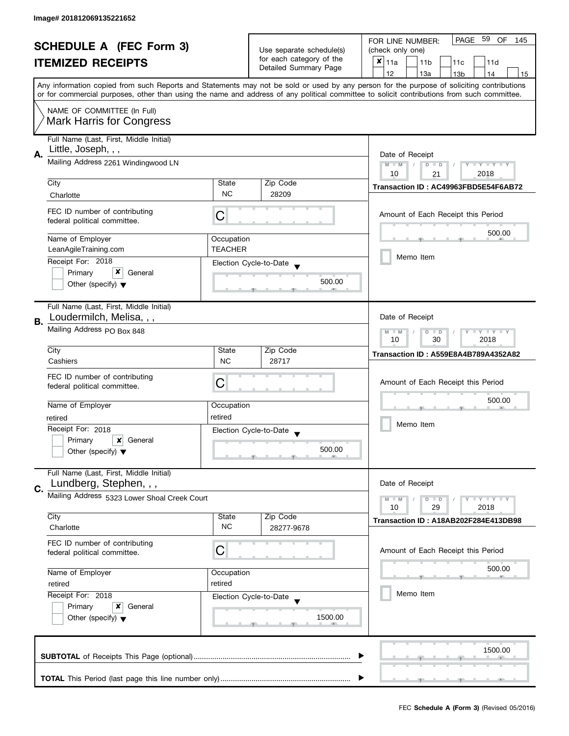Image# 201812069135221652

# SCHEDULE A (FEC Form 3)
## ITEMIZED RECEIPTS

Use separate schedule(s) for each category of the Detailed Summary Page

FOR LINE NUMBER: (check only one)
- [x] 11a
- [ ] 11b
- [ ] 11c
- [ ] 11d
- [ ] 12
- [ ] 13a
- [ ] 13b
- [ ] 14
- [ ] 15

PAGE 59 OF 145

Any information copied from such Reports and Statements may not be sold or used by any person for the purpose of soliciting contributions or for commercial purposes, other than using the name and address of any political committee to solicit contributions from such committee.

NAME OF COMMITTEE (In Full)
Mark Harris for Congress

---

**A.** Full Name (Last, First, Middle Initial): Little, Joseph, , ,

Mailing Address: 2261 Windingwood LN

City: Charlotte | State: NC | Zip Code: 28209

FEC ID number of contributing federal political committee: C

Name of Employer: LeanAgileTraining.com | Occupation: TEACHER

Receipt For: 2018
- [ ] Primary
- [x] General
- [ ] Other (specify)

Election Cycle-to-Date: 500.00

Date of Receipt: 10 / 21 / 2018

Transaction ID : AC49963FBD5E54F6AB72

Amount of Each Receipt this Period: 500.00

- [ ] Memo Item

---

**B.** Full Name (Last, First, Middle Initial): Loudermilch, Melisa, , ,

Mailing Address: PO Box 848

City: Cashiers | State: NC | Zip Code: 28717

FEC ID number of contributing federal political committee: C

Name of Employer: retired | Occupation: retired

Receipt For: 2018
- [ ] Primary
- [x] General
- [ ] Other (specify)

Election Cycle-to-Date: 500.00

Date of Receipt: 10 / 30 / 2018

Transaction ID : A559E8A4B789A4352A82

Amount of Each Receipt this Period: 500.00

- [ ] Memo Item

---

**C.** Full Name (Last, First, Middle Initial): Lundberg, Stephen, , ,

Mailing Address: 5323 Lower Shoal Creek Court

City: Charlotte | State: NC | Zip Code: 28277-9678

FEC ID number of contributing federal political committee: C

Name of Employer: retired | Occupation: retired

Receipt For: 2018
- [ ] Primary
- [x] General
- [ ] Other (specify)

Election Cycle-to-Date: 1500.00

Date of Receipt: 10 / 29 / 2018

Transaction ID : A18AB202F284E413DB98

Amount of Each Receipt this Period: 500.00

- [ ] Memo Item

---

**SUBTOTAL** of Receipts This Page (optional): 1500.00

**TOTAL** This Period (last page this line number only):

FEC **Schedule A (Form 3)** (Revised 05/2016)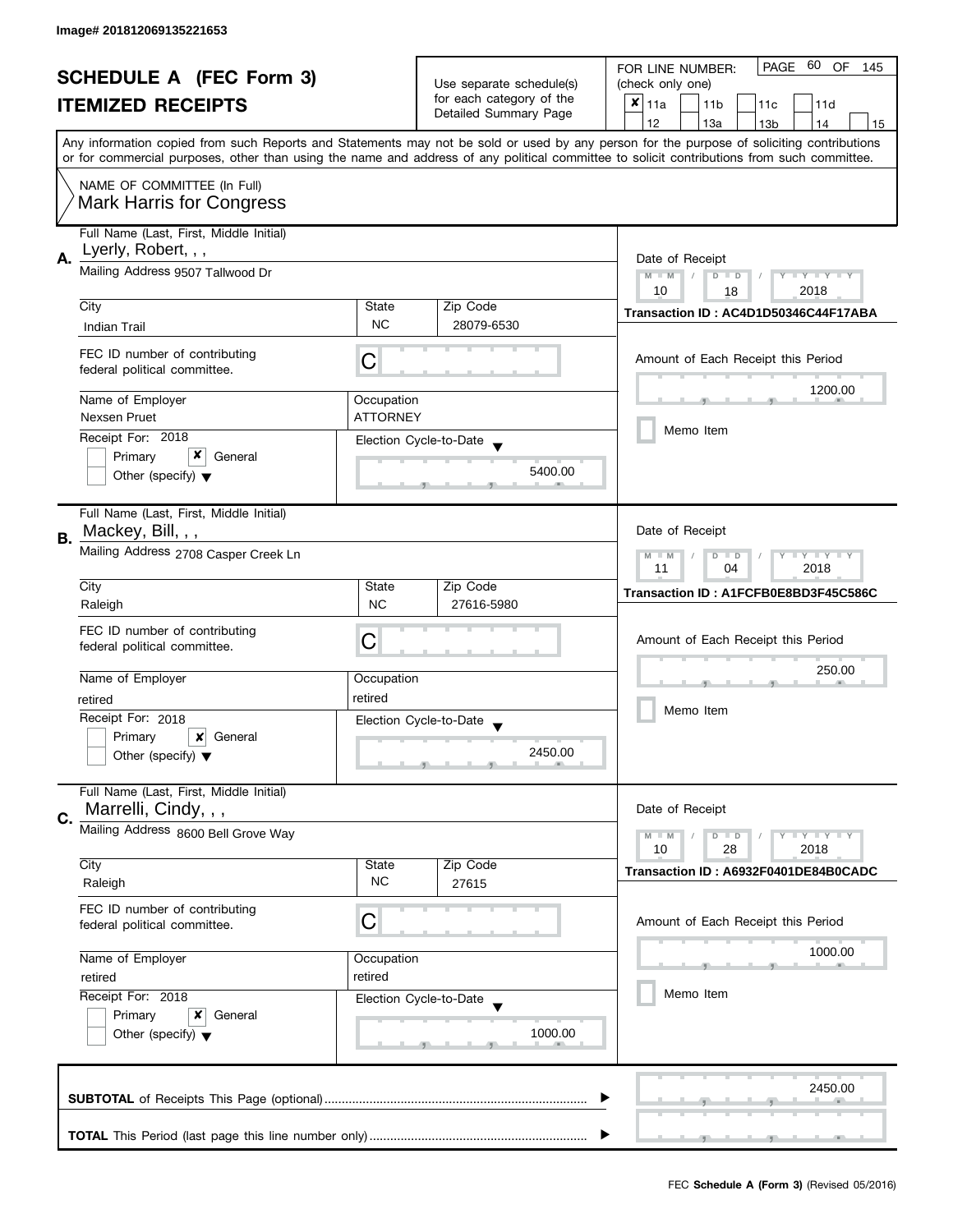Image# 201812069135221653

# SCHEDULE A (FEC Form 3)
## ITEMIZED RECEIPTS

Use separate schedule(s) for each category of the Detailed Summary Page

FOR LINE NUMBER: (check only one)

- [x] 11a
- [ ] 11b
- [ ] 11c
- [ ] 11d
- [ ] 12
- [ ] 13a
- [ ] 13b
- [ ] 14
- [ ] 15

PAGE 60 OF 145

Any information copied from such Reports and Statements may not be sold or used by any person for the purpose of soliciting contributions or for commercial purposes, other than using the name and address of any political committee to solicit contributions from such committee.

NAME OF COMMITTEE (In Full)
Mark Harris for Congress

---

**A.** Full Name (Last, First, Middle Initial): Lyerly, Robert, , ,

Mailing Address: 9507 Tallwood Dr

| City | State | Zip Code |
|---|---|---|
| Indian Trail | NC | 28079-6530 |

FEC ID number of contributing federal political committee: C

| Name of Employer | Occupation |
|---|---|
| Nexsen Pruet | ATTORNEY |

Receipt For: 2018
- [ ] Primary
- [x] General
- [ ] Other (specify)

Election Cycle-to-Date: 5400.00

Date of Receipt: 10 / 18 / 2018

Transaction ID : AC4D1D50346C44F17ABA

Amount of Each Receipt this Period: 1200.00

- [ ] Memo Item

---

**B.** Full Name (Last, First, Middle Initial): Mackey, Bill, , ,

Mailing Address: 2708 Casper Creek Ln

| City | State | Zip Code |
|---|---|---|
| Raleigh | NC | 27616-5980 |

FEC ID number of contributing federal political committee: C

| Name of Employer | Occupation |
|---|---|
| retired | retired |

Receipt For: 2018
- [ ] Primary
- [x] General
- [ ] Other (specify)

Election Cycle-to-Date: 2450.00

Date of Receipt: 11 / 04 / 2018

Transaction ID : A1FCFB0E8BD3F45C586C

Amount of Each Receipt this Period: 250.00

- [ ] Memo Item

---

**C.** Full Name (Last, First, Middle Initial): Marrelli, Cindy, , ,

Mailing Address: 8600 Bell Grove Way

| City | State | Zip Code |
|---|---|---|
| Raleigh | NC | 27615 |

FEC ID number of contributing federal political committee: C

| Name of Employer | Occupation |
|---|---|
| retired | retired |

Receipt For: 2018
- [ ] Primary
- [x] General
- [ ] Other (specify)

Election Cycle-to-Date: 1000.00

Date of Receipt: 10 / 28 / 2018

Transaction ID : A6932F0401DE84B0CADC

Amount of Each Receipt this Period: 1000.00

- [ ] Memo Item

---

**SUBTOTAL** of Receipts This Page (optional): 2450.00

**TOTAL** This Period (last page this line number only):

FEC **Schedule A (Form 3)** (Revised 05/2016)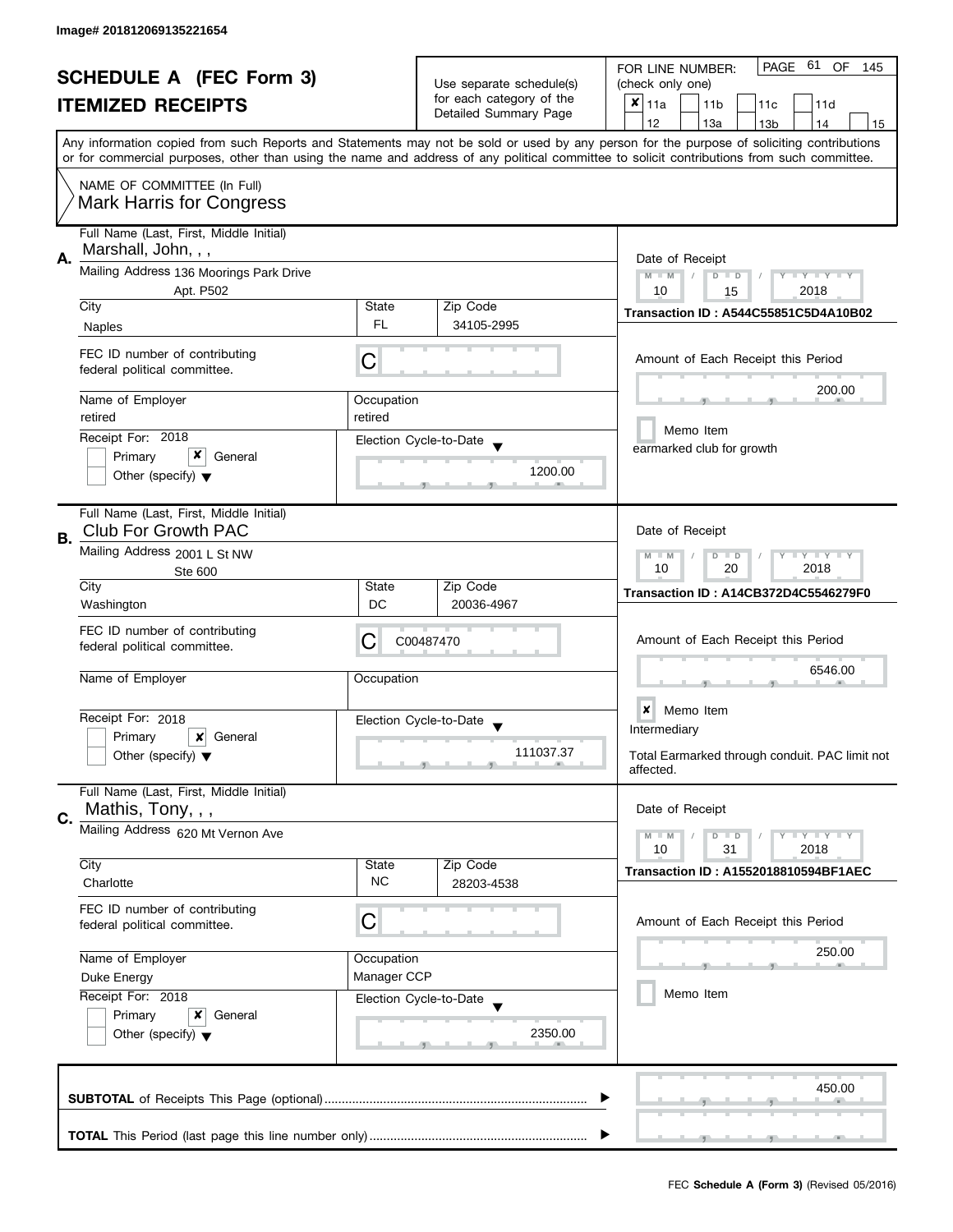Image# 201812069135221654

# SCHEDULE A (FEC Form 3)

## ITEMIZED RECEIPTS

Use separate schedule(s) for each category of the Detailed Summary Page

FOR LINE NUMBER: (check only one)

- [x] 11a
- [ ] 11b
- [ ] 11c
- [ ] 11d
- [ ] 12
- [ ] 13a
- [ ] 13b
- [ ] 14
- [ ] 15

Any information copied from such Reports and Statements may not be sold or used by any person for the purpose of soliciting contributions or for commercial purposes, other than using the name and address of any political committee to solicit contributions from such committee.

NAME OF COMMITTEE (In Full)
Mark Harris for Congress

---

**A.**

Full Name (Last, First, Middle Initial): Marshall, John, , ,

Mailing Address: 136 Moorings Park Drive, Apt. P502

City: Naples | State: FL | Zip Code: 34105-2995

FEC ID number of contributing federal political committee: C

Name of Employer: retired | Occupation: retired

Receipt For: 2018 — [ ] Primary [x] General [ ] Other (specify)

Election Cycle-to-Date: 1200.00

Date of Receipt: 10 / 15 / 2018

Transaction ID : A544C55851C5D4A10B02

Amount of Each Receipt this Period: 200.00

[ ] Memo Item

earmarked club for growth

---

**B.**

Full Name (Last, First, Middle Initial): Club For Growth PAC

Mailing Address: 2001 L St NW, Ste 600

City: Washington | State: DC | Zip Code: 20036-4967

FEC ID number of contributing federal political committee: C C00487470

Name of Employer: | Occupation:

Receipt For: 2018 — [ ] Primary [x] General [ ] Other (specify)

Election Cycle-to-Date: 111037.37

Date of Receipt: 10 / 20 / 2018

Transaction ID : A14CB372D4C5546279F0

Amount of Each Receipt this Period: 6546.00

[x] Memo Item

Intermediary

Total Earmarked through conduit. PAC limit not affected.

---

**C.**

Full Name (Last, First, Middle Initial): Mathis, Tony, , ,

Mailing Address: 620 Mt Vernon Ave

City: Charlotte | State: NC | Zip Code: 28203-4538

FEC ID number of contributing federal political committee: C

Name of Employer: Duke Energy | Occupation: Manager CCP

Receipt For: 2018 — [ ] Primary [x] General [ ] Other (specify)

Election Cycle-to-Date: 2350.00

Date of Receipt: 10 / 31 / 2018

Transaction ID : A1552018810594BF1AEC

Amount of Each Receipt this Period: 250.00

[ ] Memo Item

---

**SUBTOTAL** of Receipts This Page (optional): 450.00

**TOTAL** This Period (last page this line number only):

FEC **Schedule A (Form 3)** (Revised 05/2016)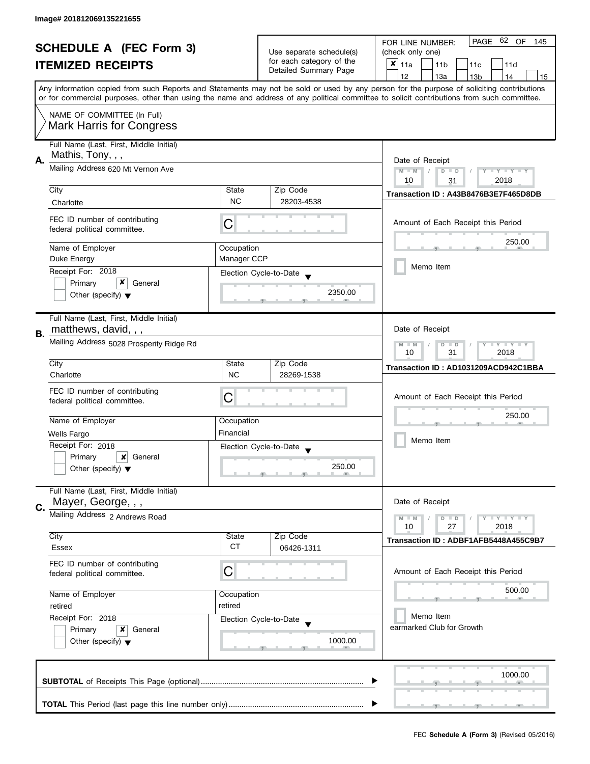Image# 201812069135221655

# SCHEDULE A (FEC Form 3)
## ITEMIZED RECEIPTS

Use separate schedule(s) for each category of the Detailed Summary Page

FOR LINE NUMBER: (check only one)

- [x] 11a
- [ ] 11b
- [ ] 11c
- [ ] 11d
- [ ] 12
- [ ] 13a
- [ ] 13b
- [ ] 14
- [ ] 15

PAGE 62 OF 145

Any information copied from such Reports and Statements may not be sold or used by any person for the purpose of soliciting contributions or for commercial purposes, other than using the name and address of any political committee to solicit contributions from such committee.

NAME OF COMMITTEE (In Full)
Mark Harris for Congress

---

**A.**

Full Name (Last, First, Middle Initial): Mathis, Tony, , ,

Mailing Address: 620 Mt Vernon Ave

| City | State | Zip Code |
|---|---|---|
| Charlotte | NC | 28203-4538 |

FEC ID number of contributing federal political committee: C

| Name of Employer | Occupation |
|---|---|
| Duke Energy | Manager CCP |

Receipt For: 2018
- [ ] Primary
- [x] General
- [ ] Other (specify)

Election Cycle-to-Date: 2350.00

Date of Receipt: 10 / 31 / 2018

Transaction ID : A43B8476B3E7F465D8DB

Amount of Each Receipt this Period: 250.00

- [ ] Memo Item

---

**B.**

Full Name (Last, First, Middle Initial): matthews, david, , ,

Mailing Address: 5028 Prosperity Ridge Rd

| City | State | Zip Code |
|---|---|---|
| Charlotte | NC | 28269-1538 |

FEC ID number of contributing federal political committee: C

| Name of Employer | Occupation |
|---|---|
| Wells Fargo | Financial |

Receipt For: 2018
- [ ] Primary
- [x] General
- [ ] Other (specify)

Election Cycle-to-Date: 250.00

Date of Receipt: 10 / 31 / 2018

Transaction ID : AD1031209ACD942C1BBA

Amount of Each Receipt this Period: 250.00

- [ ] Memo Item

---

**C.**

Full Name (Last, First, Middle Initial): Mayer, George, , ,

Mailing Address: 2 Andrews Road

| City | State | Zip Code |
|---|---|---|
| Essex | CT | 06426-1311 |

FEC ID number of contributing federal political committee: C

| Name of Employer | Occupation |
|---|---|
| retired | retired |

Receipt For: 2018
- [ ] Primary
- [x] General
- [ ] Other (specify)

Election Cycle-to-Date: 1000.00

Date of Receipt: 10 / 27 / 2018

Transaction ID : ADBF1AFB5448A455C9B7

Amount of Each Receipt this Period: 500.00

- [ ] Memo Item

earmarked Club for Growth

---

**SUBTOTAL** of Receipts This Page (optional): 1000.00

**TOTAL** This Period (last page this line number only):

FEC **Schedule A (Form 3)** (Revised 05/2016)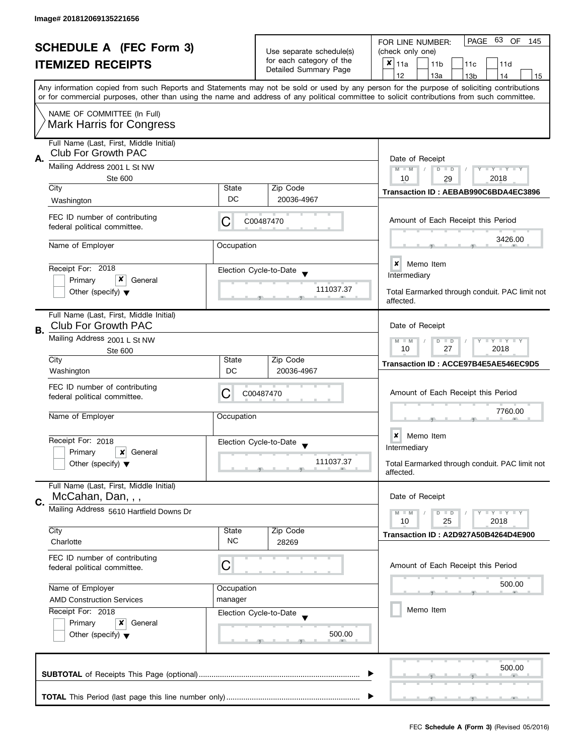Image# 201812069135221656

# SCHEDULE A (FEC Form 3)
## ITEMIZED RECEIPTS

Use separate schedule(s) for each category of the Detailed Summary Page

FOR LINE NUMBER: (check only one)

- [x] 11a
- [ ] 11b
- [ ] 11c
- [ ] 11d
- [ ] 12
- [ ] 13a
- [ ] 13b
- [ ] 14
- [ ] 15

PAGE 63 OF 145

Any information copied from such Reports and Statements may not be sold or used by any person for the purpose of soliciting contributions or for commercial purposes, other than using the name and address of any political committee to solicit contributions from such committee.

NAME OF COMMITTEE (In Full)
Mark Harris for Congress

---

**A.**

| Field | Value |
|---|---|
| Full Name (Last, First, Middle Initial) | Club For Growth PAC |
| Mailing Address | 2001 L St NW, Ste 600 |
| City | Washington |
| State | DC |
| Zip Code | 20036-4967 |
| FEC ID number of contributing federal political committee | C00487470 |
| Name of Employer | |
| Occupation | |
| Receipt For | 2018 — [ ] Primary [x] General [ ] Other (specify) |
| Election Cycle-to-Date | 111037.37 |
| Date of Receipt | 10 / 29 / 2018 |
| Transaction ID | AEBAB990C6BDA4EC3896 |
| Amount of Each Receipt this Period | 3426.00 |
| Memo Item | [x] |

Intermediary

Total Earmarked through conduit. PAC limit not affected.

---

**B.**

| Field | Value |
|---|---|
| Full Name (Last, First, Middle Initial) | Club For Growth PAC |
| Mailing Address | 2001 L St NW, Ste 600 |
| City | Washington |
| State | DC |
| Zip Code | 20036-4967 |
| FEC ID number of contributing federal political committee | C00487470 |
| Name of Employer | |
| Occupation | |
| Receipt For | 2018 — [ ] Primary [x] General [ ] Other (specify) |
| Election Cycle-to-Date | 111037.37 |
| Date of Receipt | 10 / 27 / 2018 |
| Transaction ID | ACCE97B4E5AE546EC9D5 |
| Amount of Each Receipt this Period | 7760.00 |
| Memo Item | [x] |

Intermediary

Total Earmarked through conduit. PAC limit not affected.

---

**C.**

| Field | Value |
|---|---|
| Full Name (Last, First, Middle Initial) | McCahan, Dan, , , |
| Mailing Address | 5610 Hartfield Downs Dr |
| City | Charlotte |
| State | NC |
| Zip Code | 28269 |
| FEC ID number of contributing federal political committee | C |
| Name of Employer | AMD Construction Services |
| Occupation | manager |
| Receipt For | 2018 — [ ] Primary [x] General [ ] Other (specify) |
| Election Cycle-to-Date | 500.00 |
| Date of Receipt | 10 / 25 / 2018 |
| Transaction ID | A2D927A50B4264D4E900 |
| Amount of Each Receipt this Period | 500.00 |
| Memo Item | [ ] |

---

**SUBTOTAL** of Receipts This Page (optional) ........ 500.00

**TOTAL** This Period (last page this line number only) ........

FEC **Schedule A (Form 3)** (Revised 05/2016)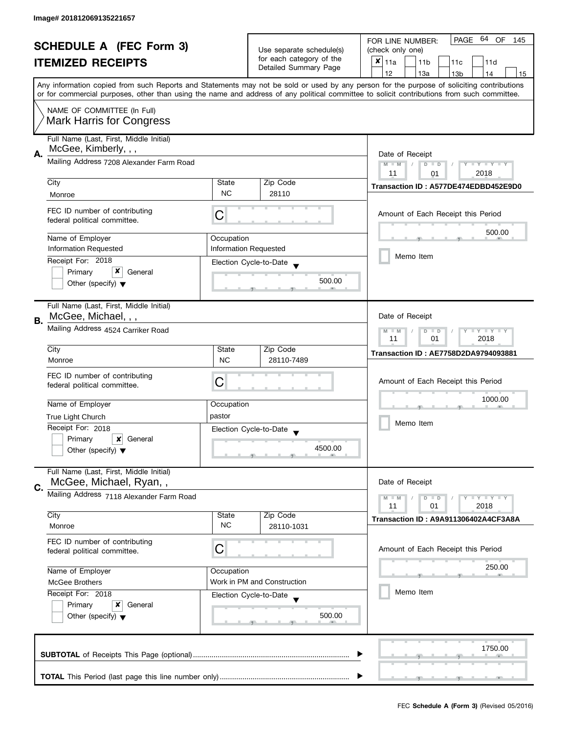Image# 201812069135221657

# SCHEDULE A (FEC Form 3)
## ITEMIZED RECEIPTS

Use separate schedule(s) for each category of the Detailed Summary Page

FOR LINE NUMBER: (check only one)

- [x] 11a
- [ ] 11b
- [ ] 11c
- [ ] 11d
- [ ] 12
- [ ] 13a
- [ ] 13b
- [ ] 14
- [ ] 15

PAGE 64 OF 145

Any information copied from such Reports and Statements may not be sold or used by any person for the purpose of soliciting contributions or for commercial purposes, other than using the name and address of any political committee to solicit contributions from such committee.

NAME OF COMMITTEE (In Full)
Mark Harris for Congress

---

**A.** Full Name (Last, First, Middle Initial): McGee, Kimberly, , ,

Mailing Address: 7208 Alexander Farm Road

City: Monroe | State: NC | Zip Code: 28110

FEC ID number of contributing federal political committee: C

Name of Employer: Information Requested | Occupation: Information Requested

Receipt For: 2018 — [ ] Primary [x] General [ ] Other (specify)

Election Cycle-to-Date: 500.00

Date of Receipt: 11 / 01 / 2018

Transaction ID : A577DE474EDBD452E9D0

Amount of Each Receipt this Period: 500.00

[ ] Memo Item

---

**B.** Full Name (Last, First, Middle Initial): McGee, Michael, , ,

Mailing Address: 4524 Carriker Road

City: Monroe | State: NC | Zip Code: 28110-7489

FEC ID number of contributing federal political committee: C

Name of Employer: True Light Church | Occupation: pastor

Receipt For: 2018 — [ ] Primary [x] General [ ] Other (specify)

Election Cycle-to-Date: 4500.00

Date of Receipt: 11 / 01 / 2018

Transaction ID : AE7758D2DA9794093881

Amount of Each Receipt this Period: 1000.00

[ ] Memo Item

---

**C.** Full Name (Last, First, Middle Initial): McGee, Michael, Ryan, ,

Mailing Address: 7118 Alexander Farm Road

City: Monroe | State: NC | Zip Code: 28110-1031

FEC ID number of contributing federal political committee: C

Name of Employer: McGee Brothers | Occupation: Work in PM and Construction

Receipt For: 2018 — [ ] Primary [x] General [ ] Other (specify)

Election Cycle-to-Date: 500.00

Date of Receipt: 11 / 01 / 2018

Transaction ID : A9A911306402A4CF3A8A

Amount of Each Receipt this Period: 250.00

[ ] Memo Item

---

**SUBTOTAL** of Receipts This Page (optional): 1750.00

**TOTAL** This Period (last page this line number only):

FEC **Schedule A (Form 3)** (Revised 05/2016)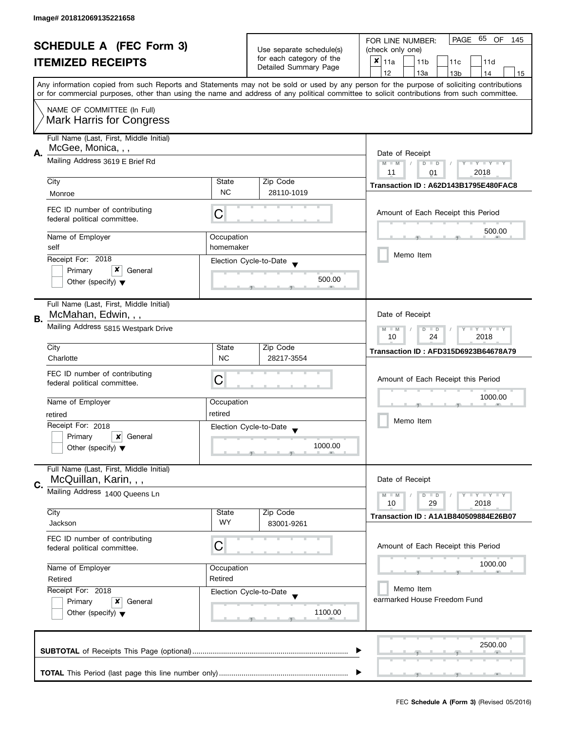Image# 201812069135221658

# SCHEDULE A (FEC Form 3)
## ITEMIZED RECEIPTS

Use separate schedule(s) for each category of the Detailed Summary Page

FOR LINE NUMBER: (check only one)
[x] 11a [ ] 11b [ ] 11c [ ] 11d [ ] 12 [ ] 13a [ ] 13b [ ] 14 [ ] 15

Any information copied from such Reports and Statements may not be sold or used by any person for the purpose of soliciting contributions or for commercial purposes, other than using the name and address of any political committee to solicit contributions from such committee.

NAME OF COMMITTEE (In Full)
Mark Harris for Congress

**A.**
Full Name (Last, First, Middle Initial): McGee, Monica, , ,
Mailing Address: 3619 E Brief Rd
City: Monroe | State: NC | Zip Code: 28110-1019
FEC ID number of contributing federal political committee: C
Name of Employer: self
Occupation: homemaker
Receipt For: 2018 — [ ] Primary [x] General [ ] Other (specify)
Election Cycle-to-Date: 500.00
Date of Receipt: 11 / 01 / 2018
Transaction ID : A62D143B1795E480FAC8
Amount of Each Receipt this Period: 500.00
[ ] Memo Item

**B.**
Full Name (Last, First, Middle Initial): McMahan, Edwin, , ,
Mailing Address: 5815 Westpark Drive
City: Charlotte | State: NC | Zip Code: 28217-3554
FEC ID number of contributing federal political committee: C
Name of Employer: retired
Occupation: retired
Receipt For: 2018 — [ ] Primary [x] General [ ] Other (specify)
Election Cycle-to-Date: 1000.00
Date of Receipt: 10 / 24 / 2018
Transaction ID : AFD315D6923B64678A79
Amount of Each Receipt this Period: 1000.00
[ ] Memo Item

**C.**
Full Name (Last, First, Middle Initial): McQuillan, Karin, , ,
Mailing Address: 1400 Queens Ln
City: Jackson | State: WY | Zip Code: 83001-9261
FEC ID number of contributing federal political committee: C
Name of Employer: Retired
Occupation: Retired
Receipt For: 2018 — [ ] Primary [x] General [ ] Other (specify)
Election Cycle-to-Date: 1100.00
Date of Receipt: 10 / 29 / 2018
Transaction ID : A1A1B840509884E26B07
Amount of Each Receipt this Period: 1000.00
[ ] Memo Item
earmarked House Freedom Fund

**SUBTOTAL** of Receipts This Page (optional): 2500.00

**TOTAL** This Period (last page this line number only):

FEC **Schedule A (Form 3)** (Revised 05/2016)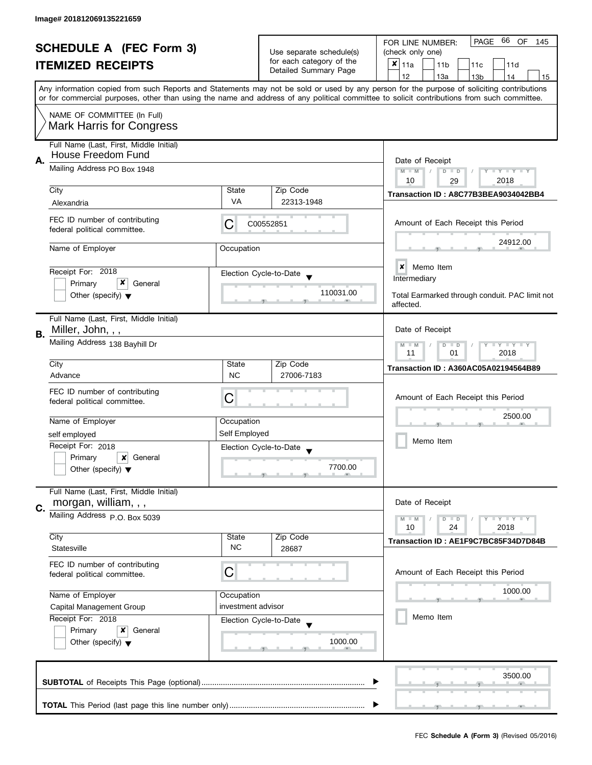Image# 201812069135221659

# SCHEDULE A (FEC Form 3)
## ITEMIZED RECEIPTS

Use separate schedule(s) for each category of the Detailed Summary Page

FOR LINE NUMBER: (check only one)

- [x] 11a
- [ ] 11b
- [ ] 11c
- [ ] 11d
- [ ] 12
- [ ] 13a
- [ ] 13b
- [ ] 14
- [ ] 15

Any information copied from such Reports and Statements may not be sold or used by any person for the purpose of soliciting contributions or for commercial purposes, other than using the name and address of any political committee to solicit contributions from such committee.

NAME OF COMMITTEE (In Full)
Mark Harris for Congress

---

**A.**

Full Name (Last, First, Middle Initial): House Freedom Fund

Mailing Address: PO Box 1948

City: Alexandria | State: VA | Zip Code: 22313-1948

FEC ID number of contributing federal political committee: C C00552851

Name of Employer:

Occupation:

Receipt For: 2018 — [ ] Primary [x] General [ ] Other (specify)

Election Cycle-to-Date: 110031.00

Date of Receipt: 10 / 29 / 2018

Transaction ID : A8C77B3BEA9034042BB4

Amount of Each Receipt this Period: 24912.00

[x] Memo Item

Intermediary

Total Earmarked through conduit. PAC limit not affected.

---

**B.**

Full Name (Last, First, Middle Initial): Miller, John, , ,

Mailing Address: 138 Bayhill Dr

City: Advance | State: NC | Zip Code: 27006-7183

FEC ID number of contributing federal political committee: C

Name of Employer: self employed

Occupation: Self Employed

Receipt For: 2018 — [ ] Primary [x] General [ ] Other (specify)

Election Cycle-to-Date: 7700.00

Date of Receipt: 11 / 01 / 2018

Transaction ID : A360AC05A02194564B89

Amount of Each Receipt this Period: 2500.00

[ ] Memo Item

---

**C.**

Full Name (Last, First, Middle Initial): morgan, william, , ,

Mailing Address: P.O. Box 5039

City: Statesville | State: NC | Zip Code: 28687

FEC ID number of contributing federal political committee: C

Name of Employer: Capital Management Group

Occupation: investment advisor

Receipt For: 2018 — [ ] Primary [x] General [ ] Other (specify)

Election Cycle-to-Date: 1000.00

Date of Receipt: 10 / 24 / 2018

Transaction ID : AE1F9C7BC85F34D7D84B

Amount of Each Receipt this Period: 1000.00

[ ] Memo Item

---

**SUBTOTAL** of Receipts This Page (optional) ........ 3500.00

**TOTAL** This Period (last page this line number only) ........

FEC **Schedule A (Form 3)** (Revised 05/2016)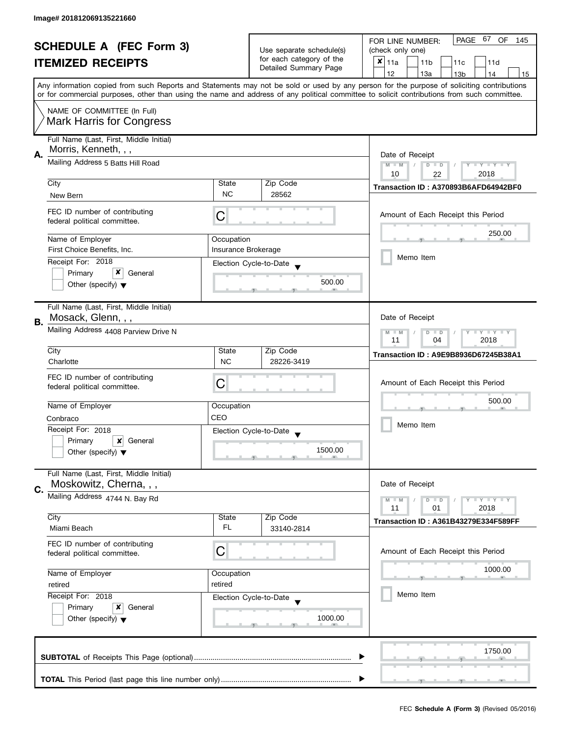Image# 201812069135221660

# SCHEDULE A (FEC Form 3)
## ITEMIZED RECEIPTS

Use separate schedule(s) for each category of the Detailed Summary Page

FOR LINE NUMBER: (check only one)

- [x] 11a
- [ ] 11b
- [ ] 11c
- [ ] 11d
- [ ] 12
- [ ] 13a
- [ ] 13b
- [ ] 14
- [ ] 15

PAGE 67 OF 145

Any information copied from such Reports and Statements may not be sold or used by any person for the purpose of soliciting contributions or for commercial purposes, other than using the name and address of any political committee to solicit contributions from such committee.

NAME OF COMMITTEE (In Full)
Mark Harris for Congress

---

**A.** Full Name (Last, First, Middle Initial): Morris, Kenneth, , ,

Mailing Address: 5 Batts Hill Road

| City | State | Zip Code |
|---|---|---|
| New Bern | NC | 28562 |

FEC ID number of contributing federal political committee: C

| Name of Employer | Occupation |
|---|---|
| First Choice Benefits, Inc. | Insurance Brokerage |

Receipt For: 2018
- [ ] Primary
- [x] General
- [ ] Other (specify)

Election Cycle-to-Date: 500.00

Date of Receipt: 10 / 22 / 2018

Transaction ID : A370893B6AFD64942BF0

Amount of Each Receipt this Period: 250.00

- [ ] Memo Item

---

**B.** Full Name (Last, First, Middle Initial): Mosack, Glenn, , ,

Mailing Address: 4408 Parview Drive N

| City | State | Zip Code |
|---|---|---|
| Charlotte | NC | 28226-3419 |

FEC ID number of contributing federal political committee: C

| Name of Employer | Occupation |
|---|---|
| Conbraco | CEO |

Receipt For: 2018
- [ ] Primary
- [x] General
- [ ] Other (specify)

Election Cycle-to-Date: 1500.00

Date of Receipt: 11 / 04 / 2018

Transaction ID : A9E9B8936D67245B38A1

Amount of Each Receipt this Period: 500.00

- [ ] Memo Item

---

**C.** Full Name (Last, First, Middle Initial): Moskowitz, Cherna, , ,

Mailing Address: 4744 N. Bay Rd

| City | State | Zip Code |
|---|---|---|
| Miami Beach | FL | 33140-2814 |

FEC ID number of contributing federal political committee: C

| Name of Employer | Occupation |
|---|---|
| retired | retired |

Receipt For: 2018
- [ ] Primary
- [x] General
- [ ] Other (specify)

Election Cycle-to-Date: 1000.00

Date of Receipt: 11 / 01 / 2018

Transaction ID : A361B43279E334F589FF

Amount of Each Receipt this Period: 1000.00

- [ ] Memo Item

---

**SUBTOTAL** of Receipts This Page (optional): 1750.00

**TOTAL** This Period (last page this line number only):

FEC **Schedule A (Form 3)** (Revised 05/2016)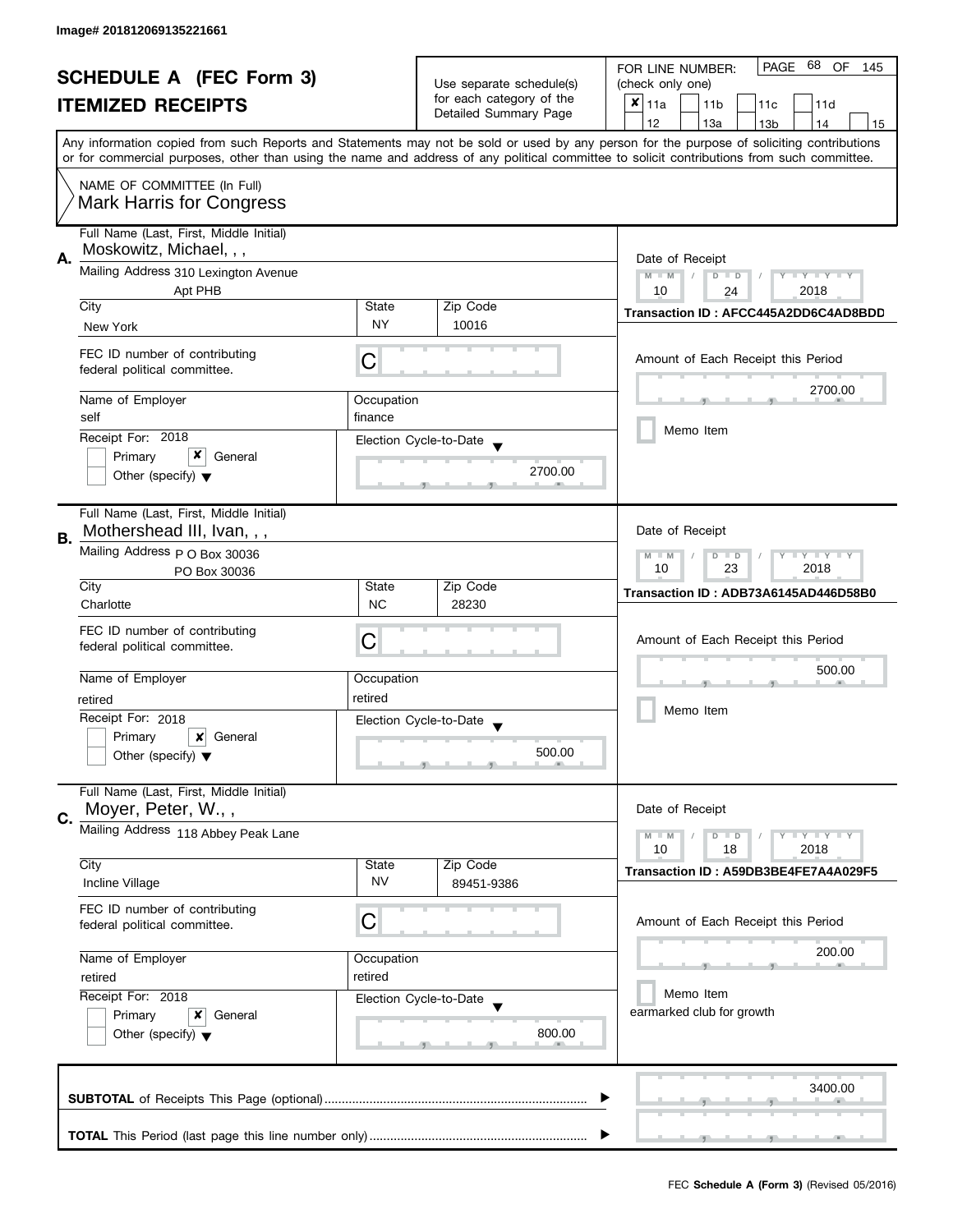Image# 201812069135221661

# SCHEDULE A (FEC Form 3)
# ITEMIZED RECEIPTS

Use separate schedule(s) for each category of the Detailed Summary Page

FOR LINE NUMBER: (check only one)

- [x] 11a
- [ ] 11b
- [ ] 11c
- [ ] 11d
- [ ] 12
- [ ] 13a
- [ ] 13b
- [ ] 14
- [ ] 15

PAGE 68 OF 145

Any information copied from such Reports and Statements may not be sold or used by any person for the purpose of soliciting contributions or for commercial purposes, other than using the name and address of any political committee to solicit contributions from such committee.

NAME OF COMMITTEE (In Full)
Mark Harris for Congress

---

**A.** Full Name (Last, First, Middle Initial): Moskowitz, Michael, , ,

Mailing Address: 310 Lexington Avenue, Apt PHB

City: New York | State: NY | Zip Code: 10016

FEC ID number of contributing federal political committee: C

Name of Employer: self | Occupation: finance

Receipt For: 2018 — [ ] Primary [x] General [ ] Other (specify)

Election Cycle-to-Date: 2700.00

Date of Receipt: 10/24/2018

Transaction ID : AFCC445A2DD6C4AD8BDD

Amount of Each Receipt this Period: 2700.00

[ ] Memo Item

---

**B.** Full Name (Last, First, Middle Initial): Mothershead III, Ivan, , ,

Mailing Address: P O Box 30036, PO Box 30036

City: Charlotte | State: NC | Zip Code: 28230

FEC ID number of contributing federal political committee: C

Name of Employer: retired | Occupation: retired

Receipt For: 2018 — [ ] Primary [x] General [ ] Other (specify)

Election Cycle-to-Date: 500.00

Date of Receipt: 10/23/2018

Transaction ID : ADB73A6145AD446D58B0

Amount of Each Receipt this Period: 500.00

[ ] Memo Item

---

**C.** Full Name (Last, First, Middle Initial): Moyer, Peter, W., ,

Mailing Address: 118 Abbey Peak Lane

City: Incline Village | State: NV | Zip Code: 89451-9386

FEC ID number of contributing federal political committee: C

Name of Employer: retired | Occupation: retired

Receipt For: 2018 — [ ] Primary [x] General [ ] Other (specify)

Election Cycle-to-Date: 800.00

Date of Receipt: 10/18/2018

Transaction ID : A59DB3BE4FE7A4A029F5

Amount of Each Receipt this Period: 200.00

[ ] Memo Item
earmarked club for growth

---

**SUBTOTAL** of Receipts This Page (optional): 3400.00

**TOTAL** This Period (last page this line number only):

FEC **Schedule A (Form 3)** (Revised 05/2016)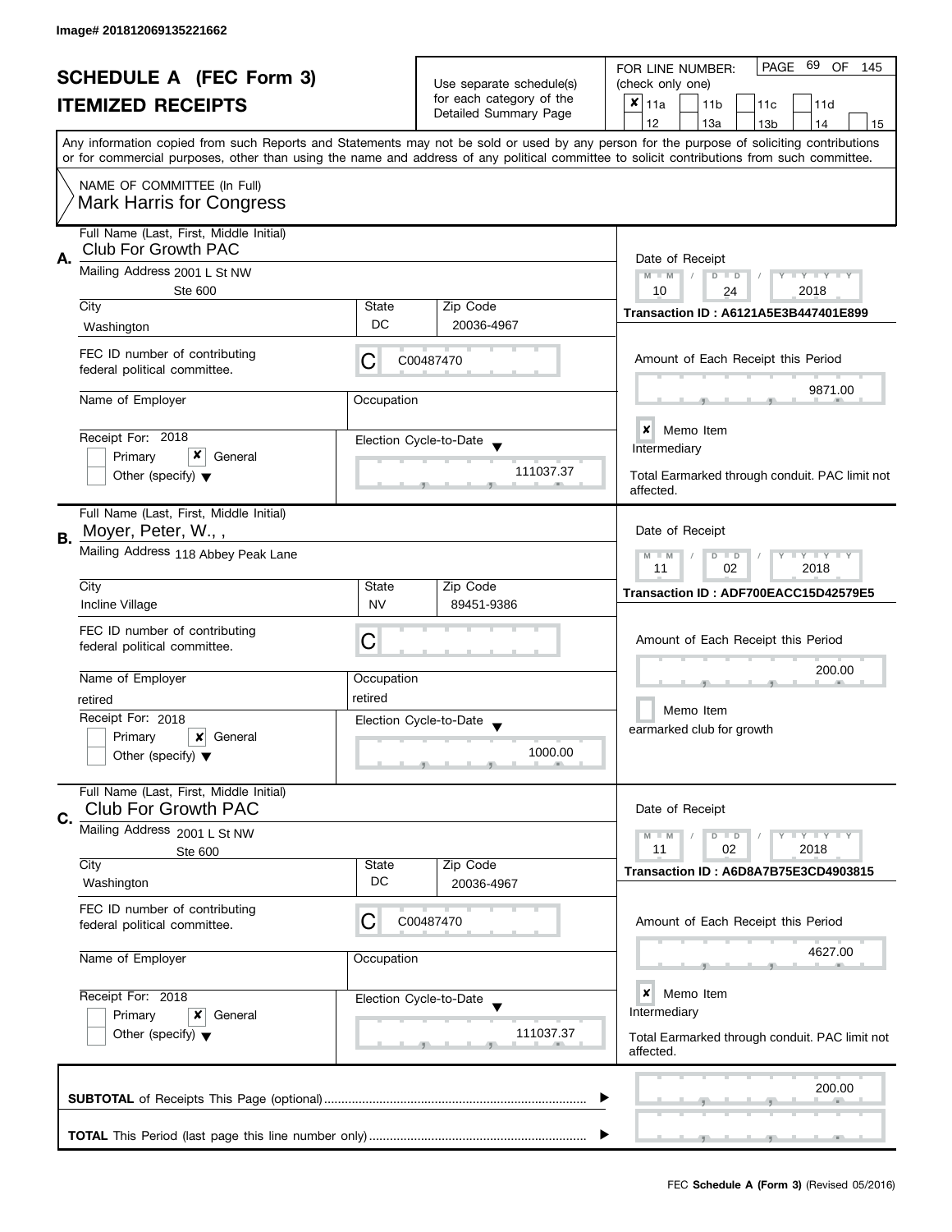Image# 201812069135221662

# SCHEDULE A (FEC Form 3)
## ITEMIZED RECEIPTS

Use separate schedule(s) for each category of the Detailed Summary Page

FOR LINE NUMBER: (check only one)

- [x] 11a
- [ ] 11b
- [ ] 11c
- [ ] 11d
- [ ] 12
- [ ] 13a
- [ ] 13b
- [ ] 14
- [ ] 15

Any information copied from such Reports and Statements may not be sold or used by any person for the purpose of soliciting contributions or for commercial purposes, other than using the name and address of any political committee to solicit contributions from such committee.

NAME OF COMMITTEE (In Full)
Mark Harris for Congress

---

**A.**

Full Name (Last, First, Middle Initial): Club For Growth PAC

Mailing Address: 2001 L St NW, Ste 600

City: Washington | State: DC | Zip Code: 20036-4967

FEC ID number of contributing federal political committee: C00487470

Name of Employer: | Occupation:

Receipt For: 2018 — [ ] Primary [x] General [ ] Other (specify)

Election Cycle-to-Date: 111037.37

Date of Receipt: 10 / 24 / 2018

Transaction ID : A6121A5E3B447401E899

Amount of Each Receipt this Period: 9871.00

[x] Memo Item

Intermediary

Total Earmarked through conduit. PAC limit not affected.

---

**B.**

Full Name (Last, First, Middle Initial): Moyer, Peter, W., ,

Mailing Address: 118 Abbey Peak Lane

City: Incline Village | State: NV | Zip Code: 89451-9386

FEC ID number of contributing federal political committee: C

Name of Employer: retired | Occupation: retired

Receipt For: 2018 — [ ] Primary [x] General [ ] Other (specify)

Election Cycle-to-Date: 1000.00

Date of Receipt: 11 / 02 / 2018

Transaction ID : ADF700EACC15D42579E5

Amount of Each Receipt this Period: 200.00

[ ] Memo Item

earmarked club for growth

---

**C.**

Full Name (Last, First, Middle Initial): Club For Growth PAC

Mailing Address: 2001 L St NW, Ste 600

City: Washington | State: DC | Zip Code: 20036-4967

FEC ID number of contributing federal political committee: C00487470

Name of Employer: | Occupation:

Receipt For: 2018 — [ ] Primary [x] General [ ] Other (specify)

Election Cycle-to-Date: 111037.37

Date of Receipt: 11 / 02 / 2018

Transaction ID : A6D8A7B75E3CD4903815

Amount of Each Receipt this Period: 4627.00

[x] Memo Item

Intermediary

Total Earmarked through conduit. PAC limit not affected.

---

**SUBTOTAL** of Receipts This Page (optional): 200.00

**TOTAL** This Period (last page this line number only):

FEC **Schedule A (Form 3)** (Revised 05/2016)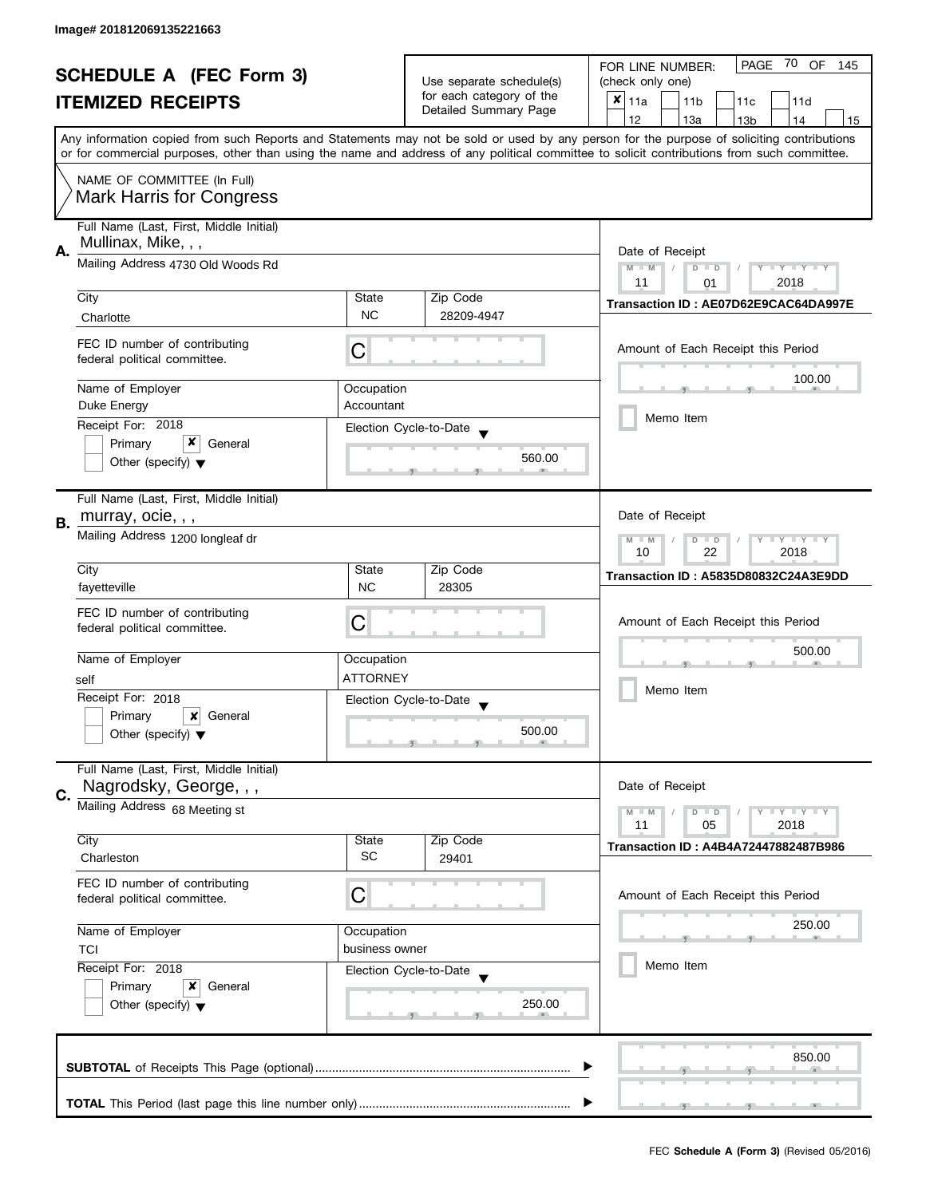Image# 201812069135221663

# SCHEDULE A (FEC Form 3)
## ITEMIZED RECEIPTS

Use separate schedule(s) for each category of the Detailed Summary Page

FOR LINE NUMBER: (check only one)

- [x] 11a
- [ ] 11b
- [ ] 11c
- [ ] 11d
- [ ] 12
- [ ] 13a
- [ ] 13b
- [ ] 14
- [ ] 15

PAGE 70 OF 145

Any information copied from such Reports and Statements may not be sold or used by any person for the purpose of soliciting contributions or for commercial purposes, other than using the name and address of any political committee to solicit contributions from such committee.

NAME OF COMMITTEE (In Full)
Mark Harris for Congress

---

**A.**

Full Name (Last, First, Middle Initial): Mullinax, Mike, , ,

Mailing Address: 4730 Old Woods Rd

City: Charlotte | State: NC | Zip Code: 28209-4947

FEC ID number of contributing federal political committee: C

Name of Employer: Duke Energy | Occupation: Accountant

Receipt For: 2018 — Primary [ ] General [x] Other (specify) [ ]

Election Cycle-to-Date: 560.00

Date of Receipt: 11 / 01 / 2018

Transaction ID : AE07D62E9CAC64DA997E

Amount of Each Receipt this Period: 100.00

Memo Item [ ]

---

**B.**

Full Name (Last, First, Middle Initial): murray, ocie, , ,

Mailing Address: 1200 longleaf dr

City: fayetteville | State: NC | Zip Code: 28305

FEC ID number of contributing federal political committee: C

Name of Employer: self | Occupation: ATTORNEY

Receipt For: 2018 — Primary [ ] General [x] Other (specify) [ ]

Election Cycle-to-Date: 500.00

Date of Receipt: 10 / 22 / 2018

Transaction ID : A5835D80832C24A3E9DD

Amount of Each Receipt this Period: 500.00

Memo Item [ ]

---

**C.**

Full Name (Last, First, Middle Initial): Nagrodsky, George, , ,

Mailing Address: 68 Meeting st

City: Charleston | State: SC | Zip Code: 29401

FEC ID number of contributing federal political committee: C

Name of Employer: TCI | Occupation: business owner

Receipt For: 2018 — Primary [ ] General [x] Other (specify) [ ]

Election Cycle-to-Date: 250.00

Date of Receipt: 11 / 05 / 2018

Transaction ID : A4B4A72447882487B986

Amount of Each Receipt this Period: 250.00

Memo Item [ ]

---

**SUBTOTAL** of Receipts This Page (optional): 850.00

**TOTAL** This Period (last page this line number only):

FEC **Schedule A (Form 3)** (Revised 05/2016)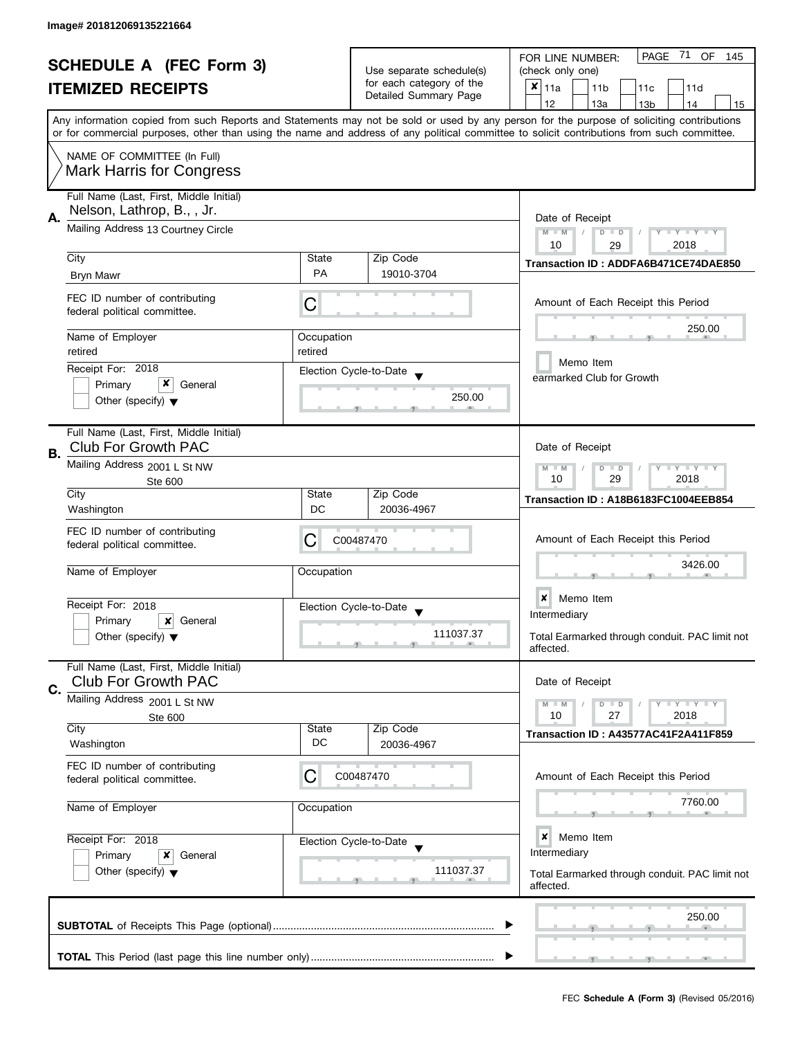Image# 201812069135221664

# SCHEDULE A (FEC Form 3)
## ITEMIZED RECEIPTS

Use separate schedule(s) for each category of the Detailed Summary Page

FOR LINE NUMBER: (check only one)

- [x] 11a
- [ ] 11b
- [ ] 11c
- [ ] 11d
- [ ] 12
- [ ] 13a
- [ ] 13b
- [ ] 14
- [ ] 15

Any information copied from such Reports and Statements may not be sold or used by any person for the purpose of soliciting contributions or for commercial purposes, other than using the name and address of any political committee to solicit contributions from such committee.

NAME OF COMMITTEE (In Full)
Mark Harris for Congress

---

**A.** Full Name (Last, First, Middle Initial): Nelson, Lathrop, B., , Jr.

Mailing Address: 13 Courtney Circle

| City | State | Zip Code |
|---|---|---|
| Bryn Mawr | PA | 19010-3704 |

FEC ID number of contributing federal political committee: C

| Name of Employer | Occupation |
|---|---|
| retired | retired |

Receipt For: 2018
- [ ] Primary
- [x] General
- [ ] Other (specify)

Election Cycle-to-Date: 250.00

Date of Receipt: 10 / 29 / 2018

Transaction ID : ADDFA6B471CE74DAE850

Amount of Each Receipt this Period: 250.00

- [ ] Memo Item

earmarked Club for Growth

---

**B.** Full Name (Last, First, Middle Initial): Club For Growth PAC

Mailing Address: 2001 L St NW
Ste 600

| City | State | Zip Code |
|---|---|---|
| Washington | DC | 20036-4967 |

FEC ID number of contributing federal political committee: C C00487470

| Name of Employer | Occupation |
|---|---|
| | |

Receipt For: 2018
- [ ] Primary
- [x] General
- [ ] Other (specify)

Election Cycle-to-Date: 111037.37

Date of Receipt: 10 / 29 / 2018

Transaction ID : A18B6183FC1004EEB854

Amount of Each Receipt this Period: 3426.00

- [x] Memo Item

Intermediary

Total Earmarked through conduit. PAC limit not affected.

---

**C.** Full Name (Last, First, Middle Initial): Club For Growth PAC

Mailing Address: 2001 L St NW
Ste 600

| City | State | Zip Code |
|---|---|---|
| Washington | DC | 20036-4967 |

FEC ID number of contributing federal political committee: C C00487470

| Name of Employer | Occupation |
|---|---|
| | |

Receipt For: 2018
- [ ] Primary
- [x] General
- [ ] Other (specify)

Election Cycle-to-Date: 111037.37

Date of Receipt: 10 / 27 / 2018

Transaction ID : A43577AC41F2A411F859

Amount of Each Receipt this Period: 7760.00

- [x] Memo Item

Intermediary

Total Earmarked through conduit. PAC limit not affected.

---

**SUBTOTAL** of Receipts This Page (optional): 250.00

**TOTAL** This Period (last page this line number only):

FEC **Schedule A (Form 3)** (Revised 05/2016)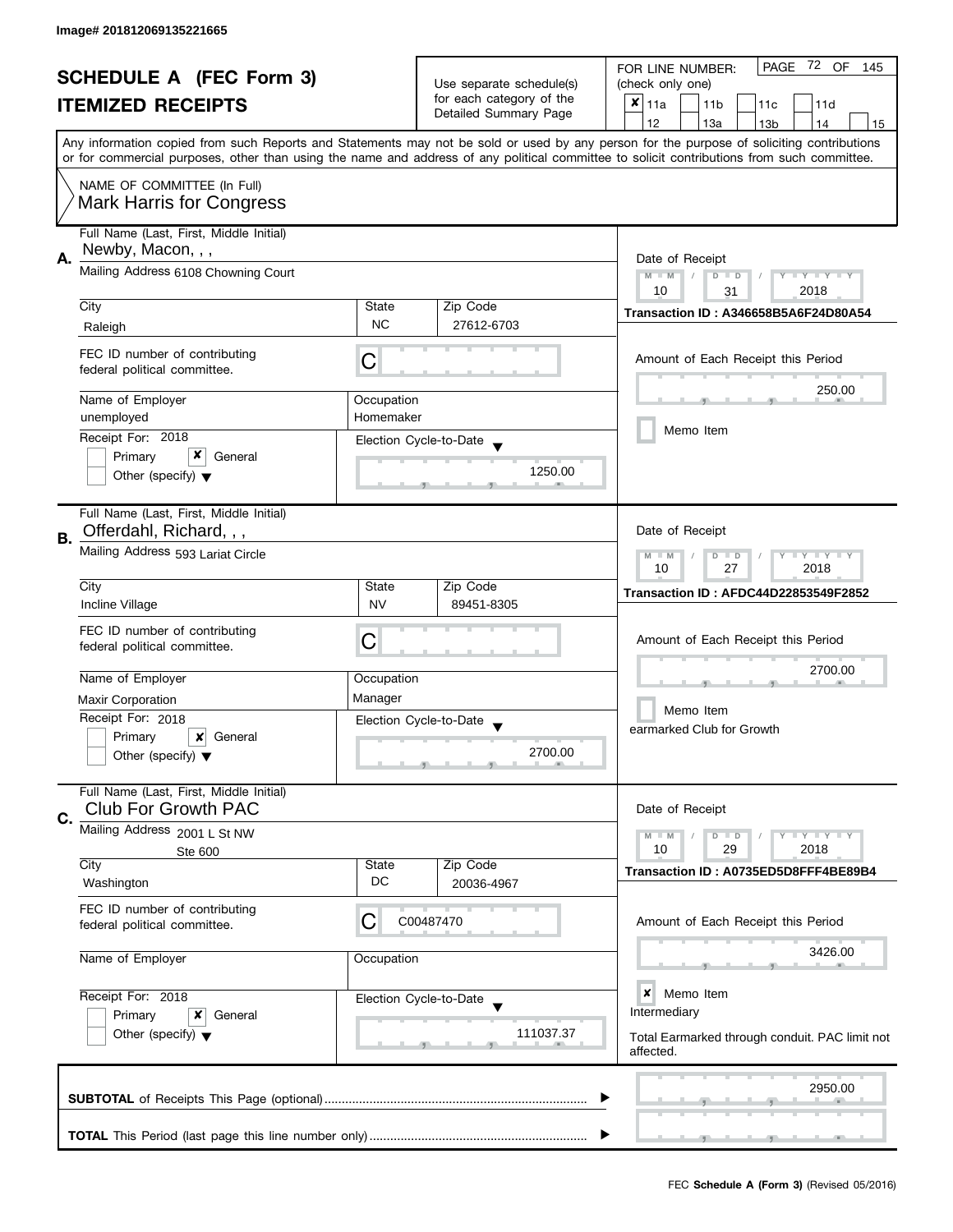Image# 201812069135221665

# SCHEDULE A (FEC Form 3)
## ITEMIZED RECEIPTS

Use separate schedule(s) for each category of the Detailed Summary Page

FOR LINE NUMBER: (check only one)

- [x] 11a
- [ ] 11b
- [ ] 11c
- [ ] 11d
- [ ] 12
- [ ] 13a
- [ ] 13b
- [ ] 14
- [ ] 15

PAGE 72 OF 145

Any information copied from such Reports and Statements may not be sold or used by any person for the purpose of soliciting contributions or for commercial purposes, other than using the name and address of any political committee to solicit contributions from such committee.

NAME OF COMMITTEE (In Full)
Mark Harris for Congress

---

**A.** Full Name (Last, First, Middle Initial): Newby, Macon, , ,

Mailing Address: 6108 Chowning Court

| City | State | Zip Code |
|---|---|---|
| Raleigh | NC | 27612-6703 |

FEC ID number of contributing federal political committee: C

| Name of Employer | Occupation |
|---|---|
| unemployed | Homemaker |

Receipt For: 2018
- [ ] Primary
- [x] General
- [ ] Other (specify)

Election Cycle-to-Date: 1250.00

Date of Receipt: 10 / 31 / 2018

Transaction ID : A346658B5A6F24D80A54

Amount of Each Receipt this Period: 250.00

- [ ] Memo Item

---

**B.** Full Name (Last, First, Middle Initial): Offerdahl, Richard, , ,

Mailing Address: 593 Lariat Circle

| City | State | Zip Code |
|---|---|---|
| Incline Village | NV | 89451-8305 |

FEC ID number of contributing federal political committee: C

| Name of Employer | Occupation |
|---|---|
| Maxir Corporation | Manager |

Receipt For: 2018
- [ ] Primary
- [x] General
- [ ] Other (specify)

Election Cycle-to-Date: 2700.00

Date of Receipt: 10 / 27 / 2018

Transaction ID : AFDC44D22853549F2852

Amount of Each Receipt this Period: 2700.00

- [ ] Memo Item

earmarked Club for Growth

---

**C.** Full Name (Last, First, Middle Initial): Club For Growth PAC

Mailing Address: 2001 L St NW, Ste 600

| City | State | Zip Code |
|---|---|---|
| Washington | DC | 20036-4967 |

FEC ID number of contributing federal political committee: C00487470

| Name of Employer | Occupation |
|---|---|
| | |

Receipt For: 2018
- [ ] Primary
- [x] General
- [ ] Other (specify)

Election Cycle-to-Date: 111037.37

Date of Receipt: 10 / 29 / 2018

Transaction ID : A0735ED5D8FFF4BE89B4

Amount of Each Receipt this Period: 3426.00

- [x] Memo Item

Intermediary

Total Earmarked through conduit. PAC limit not affected.

---

**SUBTOTAL** of Receipts This Page (optional): 2950.00

**TOTAL** This Period (last page this line number only):

FEC **Schedule A (Form 3)** (Revised 05/2016)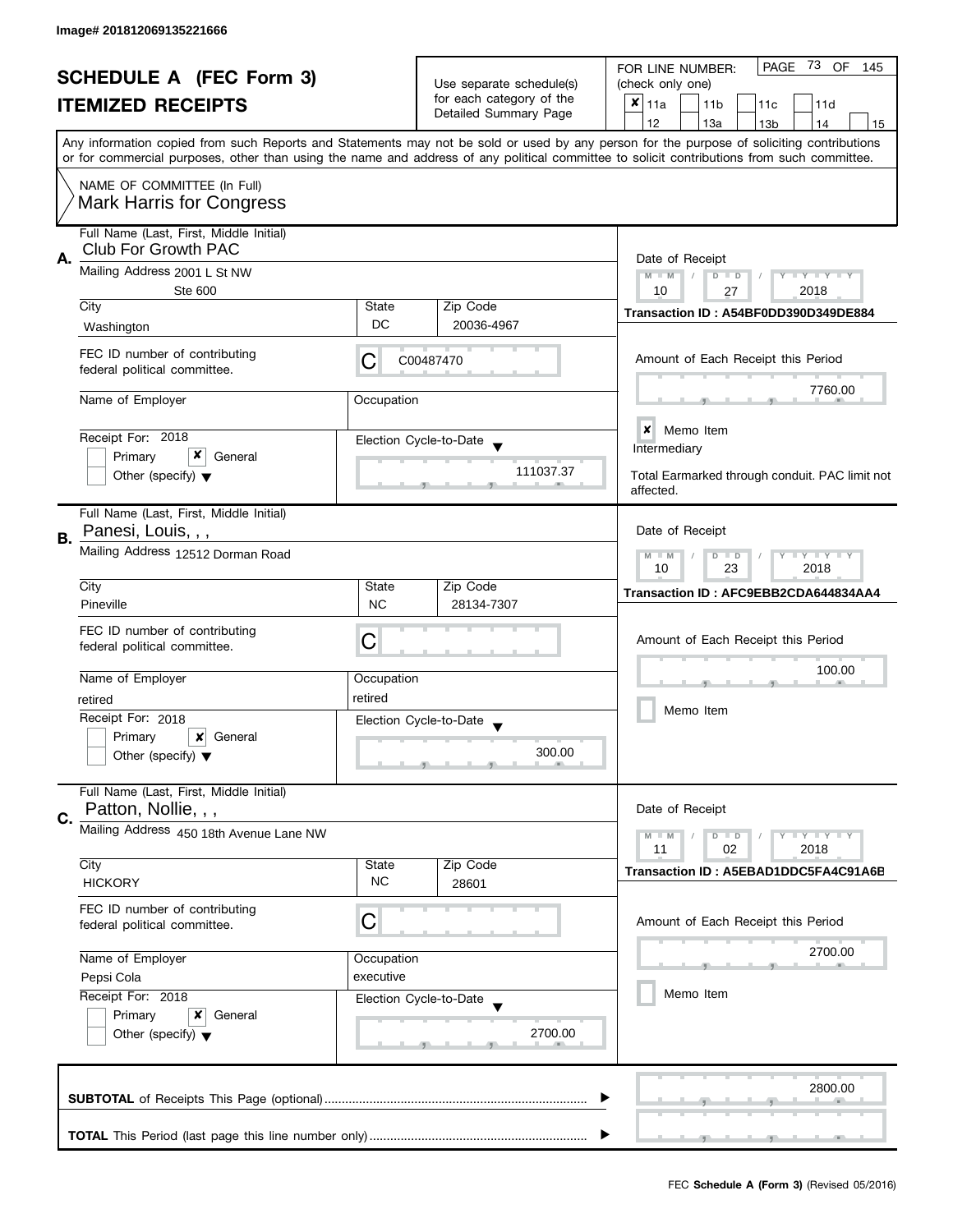Image# 201812069135221666

# SCHEDULE A (FEC Form 3)
## ITEMIZED RECEIPTS

Use separate schedule(s) for each category of the Detailed Summary Page

FOR LINE NUMBER: (check only one)

- [x] 11a
- [ ] 11b
- [ ] 11c
- [ ] 11d
- [ ] 12
- [ ] 13a
- [ ] 13b
- [ ] 14
- [ ] 15

PAGE 73 OF 145

Any information copied from such Reports and Statements may not be sold or used by any person for the purpose of soliciting contributions or for commercial purposes, other than using the name and address of any political committee to solicit contributions from such committee.

NAME OF COMMITTEE (In Full)
**Mark Harris for Congress**

---

**A.** Full Name (Last, First, Middle Initial): Club For Growth PAC

Mailing Address: 2001 L St NW, Ste 600

City: Washington | State: DC | Zip Code: 20036-4967

FEC ID number of contributing federal political committee: C C00487470

Name of Employer: | Occupation:

Receipt For: 2018 — [ ] Primary [x] General [ ] Other (specify)

Election Cycle-to-Date: 111037.37

Date of Receipt: 10 / 27 / 2018

Transaction ID : A54BF0DD390D349DE884

Amount of Each Receipt this Period: 7760.00

[x] Memo Item

Intermediary

Total Earmarked through conduit. PAC limit not affected.

---

**B.** Full Name (Last, First, Middle Initial): Panesi, Louis, , ,

Mailing Address: 12512 Dorman Road

City: Pineville | State: NC | Zip Code: 28134-7307

FEC ID number of contributing federal political committee: C

Name of Employer: retired | Occupation: retired

Receipt For: 2018 — [ ] Primary [x] General [ ] Other (specify)

Election Cycle-to-Date: 300.00

Date of Receipt: 10 / 23 / 2018

Transaction ID : AFC9EBB2CDA644834AA4

Amount of Each Receipt this Period: 100.00

[ ] Memo Item

---

**C.** Full Name (Last, First, Middle Initial): Patton, Nollie, , ,

Mailing Address: 450 18th Avenue Lane NW

City: HICKORY | State: NC | Zip Code: 28601

FEC ID number of contributing federal political committee: C

Name of Employer: Pepsi Cola | Occupation: executive

Receipt For: 2018 — [ ] Primary [x] General [ ] Other (specify)

Election Cycle-to-Date: 2700.00

Date of Receipt: 11 / 02 / 2018

Transaction ID : A5EBAD1DDC5FA4C91A6B

Amount of Each Receipt this Period: 2700.00

[ ] Memo Item

---

**SUBTOTAL** of Receipts This Page (optional): 2800.00

**TOTAL** This Period (last page this line number only):

FEC **Schedule A (Form 3)** (Revised 05/2016)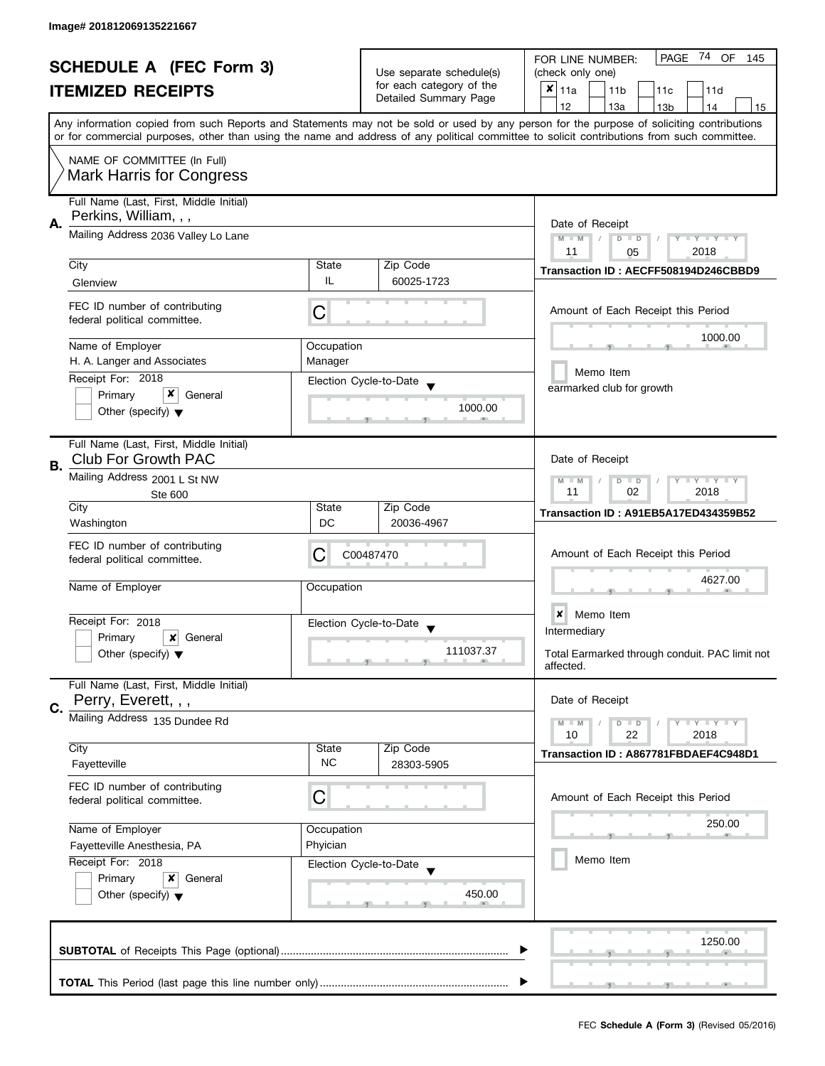Image# 201812069135221667

# SCHEDULE A (FEC Form 3)
## ITEMIZED RECEIPTS

Use separate schedule(s) for each category of the Detailed Summary Page

FOR LINE NUMBER: (check only one)

☒ 11a ☐ 11b ☐ 11c ☐ 11d ☐ 12 ☐ 13a ☐ 13b ☐ 14 ☐ 15

Any information copied from such Reports and Statements may not be sold or used by any person for the purpose of soliciting contributions or for commercial purposes, other than using the name and address of any political committee to solicit contributions from such committee.

NAME OF COMMITTEE (In Full)
Mark Harris for Congress

---

**A.** Full Name (Last, First, Middle Initial): Perkins, William, , ,

Mailing Address: 2036 Valley Lo Lane

City: Glenview | State: IL | Zip Code: 60025-1723

FEC ID number of contributing federal political committee: C

Name of Employer: H. A. Langer and Associates | Occupation: Manager

Receipt For: 2018 ☐ Primary ☒ General ☐ Other (specify)

Election Cycle-to-Date: 1000.00

Date of Receipt: 11 / 05 / 2018

Transaction ID : AECFF508194D246CBBD9

Amount of Each Receipt this Period: 1000.00

☐ Memo Item

earmarked club for growth

---

**B.** Full Name (Last, First, Middle Initial): Club For Growth PAC

Mailing Address: 2001 L St NW, Ste 600

City: Washington | State: DC | Zip Code: 20036-4967

FEC ID number of contributing federal political committee: C C00487470

Name of Employer: | Occupation:

Receipt For: 2018 ☐ Primary ☒ General ☐ Other (specify)

Election Cycle-to-Date: 111037.37

Date of Receipt: 11 / 02 / 2018

Transaction ID : A91EB5A17ED434359B52

Amount of Each Receipt this Period: 4627.00

☒ Memo Item

Intermediary

Total Earmarked through conduit. PAC limit not affected.

---

**C.** Full Name (Last, First, Middle Initial): Perry, Everett, , ,

Mailing Address: 135 Dundee Rd

City: Fayetteville | State: NC | Zip Code: 28303-5905

FEC ID number of contributing federal political committee: C

Name of Employer: Fayetteville Anesthesia, PA | Occupation: Phyician

Receipt For: 2018 ☐ Primary ☒ General ☐ Other (specify)

Election Cycle-to-Date: 450.00

Date of Receipt: 10 / 22 / 2018

Transaction ID : A867781FBDAEF4C948D1

Amount of Each Receipt this Period: 250.00

☐ Memo Item

---

**SUBTOTAL** of Receipts This Page (optional): 1250.00

**TOTAL** This Period (last page this line number only):

FEC **Schedule A (Form 3)** (Revised 05/2016)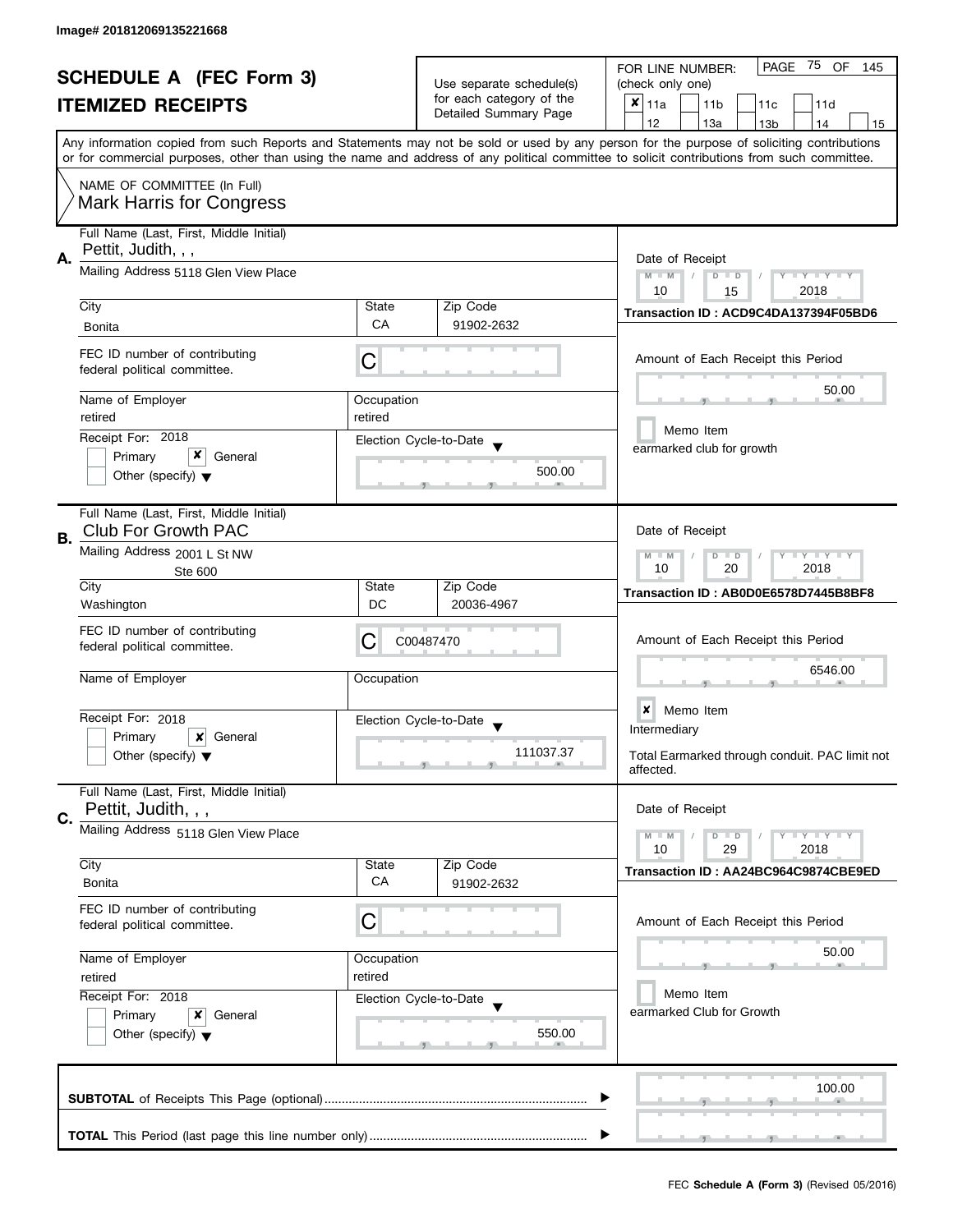Image# 201812069135221668

# SCHEDULE A (FEC Form 3)
## ITEMIZED RECEIPTS

Use separate schedule(s) for each category of the Detailed Summary Page

FOR LINE NUMBER: (check only one)
[x] 11a [ ] 11b [ ] 11c [ ] 11d [ ] 12 [ ] 13a [ ] 13b [ ] 14 [ ] 15

PAGE 75 OF 145

Any information copied from such Reports and Statements may not be sold or used by any person for the purpose of soliciting contributions or for commercial purposes, other than using the name and address of any political committee to solicit contributions from such committee.

NAME OF COMMITTEE (In Full)
Mark Harris for Congress

---

**A.** Full Name (Last, First, Middle Initial): Pettit, Judith, , ,

Mailing Address: 5118 Glen View Place

City: Bonita | State: CA | Zip Code: 91902-2632

FEC ID number of contributing federal political committee: C

Name of Employer: retired | Occupation: retired

Receipt For: 2018 — [ ] Primary [x] General — Other (specify)

Election Cycle-to-Date: 500.00

Date of Receipt: 10 / 15 / 2018

Transaction ID : ACD9C4DA137394F05BD6

Amount of Each Receipt this Period: 50.00

[ ] Memo Item
earmarked club for growth

---

**B.** Full Name (Last, First, Middle Initial): Club For Growth PAC

Mailing Address: 2001 L St NW, Ste 600

City: Washington | State: DC | Zip Code: 20036-4967

FEC ID number of contributing federal political committee: C00487470

Name of Employer: | Occupation:

Receipt For: 2018 — [ ] Primary [x] General — Other (specify)

Election Cycle-to-Date: 111037.37

Date of Receipt: 10 / 20 / 2018

Transaction ID : AB0D0E6578D7445B8BF8

Amount of Each Receipt this Period: 6546.00

[x] Memo Item
Intermediary

Total Earmarked through conduit. PAC limit not affected.

---

**C.** Full Name (Last, First, Middle Initial): Pettit, Judith, , ,

Mailing Address: 5118 Glen View Place

City: Bonita | State: CA | Zip Code: 91902-2632

FEC ID number of contributing federal political committee: C

Name of Employer: retired | Occupation: retired

Receipt For: 2018 — [ ] Primary [x] General — Other (specify)

Election Cycle-to-Date: 550.00

Date of Receipt: 10 / 29 / 2018

Transaction ID : AA24BC964C9874CBE9ED

Amount of Each Receipt this Period: 50.00

[ ] Memo Item
earmarked Club for Growth

---

**SUBTOTAL** of Receipts This Page (optional): 100.00

**TOTAL** This Period (last page this line number only):

FEC **Schedule A (Form 3)** (Revised 05/2016)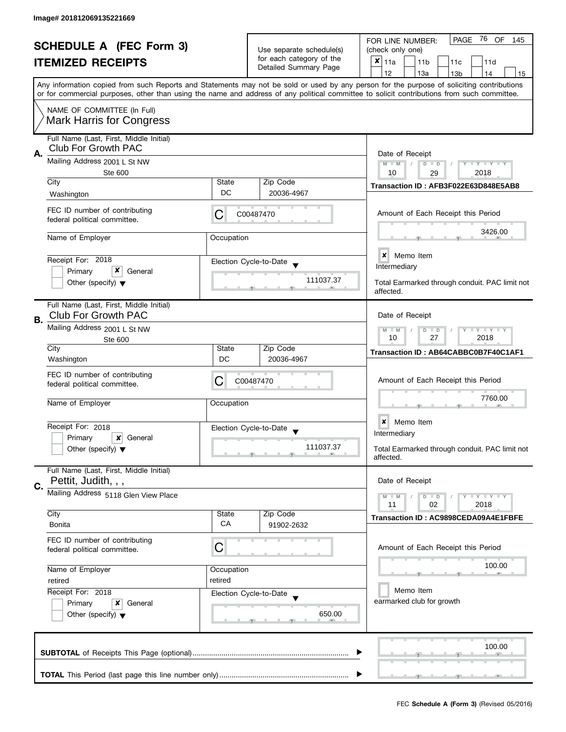Image# 201812069135221669

# SCHEDULE A (FEC Form 3)

## ITEMIZED RECEIPTS

Use separate schedule(s) for each category of the Detailed Summary Page

FOR LINE NUMBER: (check only one)

- [x] 11a
- [ ] 11b
- [ ] 11c
- [ ] 11d
- [ ] 12
- [ ] 13a
- [ ] 13b
- [ ] 14
- [ ] 15

Any information copied from such Reports and Statements may not be sold or used by any person for the purpose of soliciting contributions or for commercial purposes, other than using the name and address of any political committee to solicit contributions from such committee.

NAME OF COMMITTEE (In Full)
Mark Harris for Congress

---

### A.

**Full Name (Last, First, Middle Initial):** Club For Growth PAC

**Mailing Address:** 2001 L St NW, Ste 600

**City:** Washington | **State:** DC | **Zip Code:** 20036-4967

**FEC ID number of contributing federal political committee:** C00487470

**Name of Employer:**

**Occupation:**

**Receipt For:** 2018 — [ ] Primary [x] General [ ] Other (specify)

**Election Cycle-to-Date:** 111037.37

**Date of Receipt:** 10 / 29 / 2018

**Transaction ID :** AFB3F022E63D848E5AB8

**Amount of Each Receipt this Period:** 3426.00

[x] Memo Item

Intermediary

Total Earmarked through conduit. PAC limit not affected.

---

### B.

**Full Name (Last, First, Middle Initial):** Club For Growth PAC

**Mailing Address:** 2001 L St NW, Ste 600

**City:** Washington | **State:** DC | **Zip Code:** 20036-4967

**FEC ID number of contributing federal political committee:** C00487470

**Name of Employer:**

**Occupation:**

**Receipt For:** 2018 — [ ] Primary [x] General [ ] Other (specify)

**Election Cycle-to-Date:** 111037.37

**Date of Receipt:** 10 / 27 / 2018

**Transaction ID :** AB64CABBC0B7F40C1AF1

**Amount of Each Receipt this Period:** 7760.00

[x] Memo Item

Intermediary

Total Earmarked through conduit. PAC limit not affected.

---

### C.

**Full Name (Last, First, Middle Initial):** Pettit, Judith, , ,

**Mailing Address:** 5118 Glen View Place

**City:** Bonita | **State:** CA | **Zip Code:** 91902-2632

**FEC ID number of contributing federal political committee:** C

**Name of Employer:** retired

**Occupation:** retired

**Receipt For:** 2018 — [ ] Primary [x] General [ ] Other (specify)

**Election Cycle-to-Date:** 650.00

**Date of Receipt:** 11 / 02 / 2018

**Transaction ID :** AC9898CEDA09A4E1FBFE

**Amount of Each Receipt this Period:** 100.00

[ ] Memo Item

earmarked club for growth

---

**SUBTOTAL** of Receipts This Page (optional): 100.00

**TOTAL** This Period (last page this line number only):

FEC **Schedule A (Form 3)** (Revised 05/2016)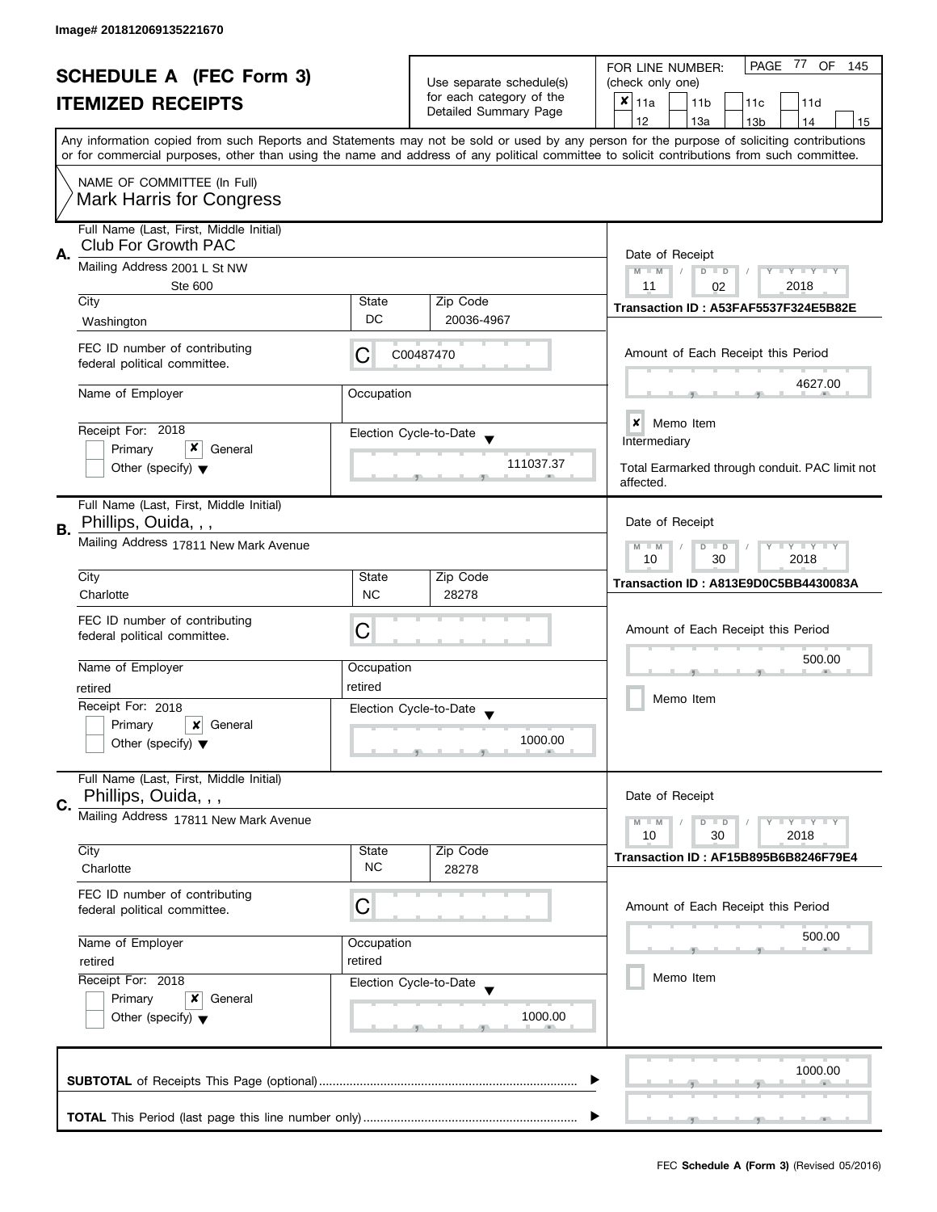Image# 201812069135221670

# SCHEDULE A (FEC Form 3)

## ITEMIZED RECEIPTS

Use separate schedule(s) for each category of the Detailed Summary Page

FOR LINE NUMBER: (check only one)

- [x] 11a
- [ ] 11b
- [ ] 11c
- [ ] 11d
- [ ] 12
- [ ] 13a
- [ ] 13b
- [ ] 14
- [ ] 15

Any information copied from such Reports and Statements may not be sold or used by any person for the purpose of soliciting contributions or for commercial purposes, other than using the name and address of any political committee to solicit contributions from such committee.

NAME OF COMMITTEE (In Full)
Mark Harris for Congress

---

**A.** Full Name (Last, First, Middle Initial): Club For Growth PAC

Mailing Address: 2001 L St NW, Ste 600

City: Washington | State: DC | Zip Code: 20036-4967

FEC ID number of contributing federal political committee: C C00487470

Name of Employer: | Occupation:

Receipt For: 2018 — [ ] Primary [x] General [ ] Other (specify)

Election Cycle-to-Date: 111037.37

Date of Receipt: 11 / 02 / 2018

Transaction ID : A53FAF5537F324E5B82E

Amount of Each Receipt this Period: 4627.00

[x] Memo Item

Intermediary

Total Earmarked through conduit. PAC limit not affected.

---

**B.** Full Name (Last, First, Middle Initial): Phillips, Ouida, , ,

Mailing Address: 17811 New Mark Avenue

City: Charlotte | State: NC | Zip Code: 28278

FEC ID number of contributing federal political committee: C

Name of Employer: retired | Occupation: retired

Receipt For: 2018 — [ ] Primary [x] General [ ] Other (specify)

Election Cycle-to-Date: 1000.00

Date of Receipt: 10 / 30 / 2018

Transaction ID : A813E9D0C5BB4430083A

Amount of Each Receipt this Period: 500.00

[ ] Memo Item

---

**C.** Full Name (Last, First, Middle Initial): Phillips, Ouida, , ,

Mailing Address: 17811 New Mark Avenue

City: Charlotte | State: NC | Zip Code: 28278

FEC ID number of contributing federal political committee: C

Name of Employer: retired | Occupation: retired

Receipt For: 2018 — [ ] Primary [x] General [ ] Other (specify)

Election Cycle-to-Date: 1000.00

Date of Receipt: 10 / 30 / 2018

Transaction ID : AF15B895B6B8246F79E4

Amount of Each Receipt this Period: 500.00

[ ] Memo Item

---

**SUBTOTAL** of Receipts This Page (optional): 1000.00

**TOTAL** This Period (last page this line number only):

FEC **Schedule A (Form 3)** (Revised 05/2016)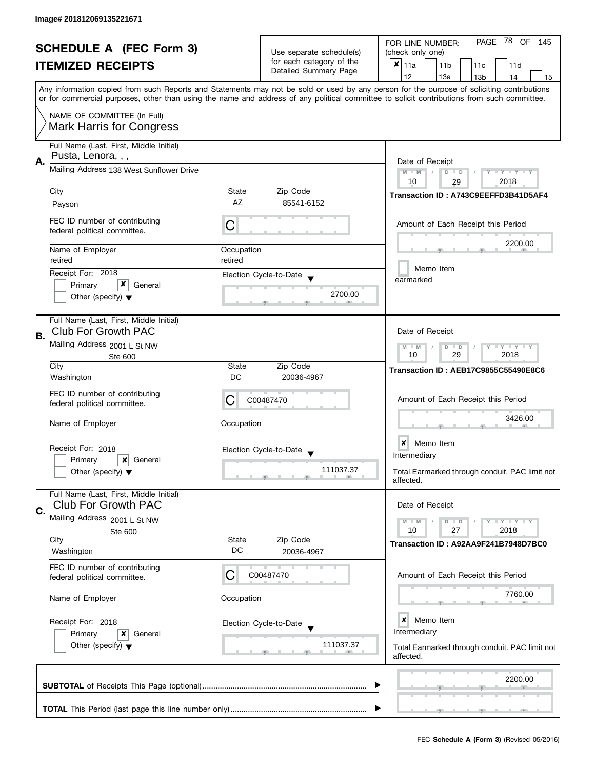Image# 201812069135221671

# SCHEDULE A (FEC Form 3)
## ITEMIZED RECEIPTS

Use separate schedule(s) for each category of the Detailed Summary Page

FOR LINE NUMBER: (check only one)

- [x] 11a
- [ ] 11b
- [ ] 11c
- [ ] 11d
- [ ] 12
- [ ] 13a
- [ ] 13b
- [ ] 14
- [ ] 15

PAGE 78 OF 145

Any information copied from such Reports and Statements may not be sold or used by any person for the purpose of soliciting contributions or for commercial purposes, other than using the name and address of any political committee to solicit contributions from such committee.

NAME OF COMMITTEE (In Full)
Mark Harris for Congress

---

**A.** Full Name (Last, First, Middle Initial): Pusta, Lenora, , ,

Mailing Address: 138 West Sunflower Drive

| City | State | Zip Code |
|---|---|---|
| Payson | AZ | 85541-6152 |

FEC ID number of contributing federal political committee: C

Name of Employer: retired
Occupation: retired

Receipt For: 2018
- [ ] Primary
- [x] General
- [ ] Other (specify)

Election Cycle-to-Date: 2700.00

Date of Receipt: 10 / 29 / 2018

Transaction ID : A743C9EEFFD3B41D5AF4

Amount of Each Receipt this Period: 2200.00

- [ ] Memo Item

earmarked

---

**B.** Full Name (Last, First, Middle Initial): Club For Growth PAC

Mailing Address: 2001 L St NW
Ste 600

| City | State | Zip Code |
|---|---|---|
| Washington | DC | 20036-4967 |

FEC ID number of contributing federal political committee: C C00487470

Name of Employer:
Occupation:

Receipt For: 2018
- [ ] Primary
- [x] General
- [ ] Other (specify)

Election Cycle-to-Date: 111037.37

Date of Receipt: 10 / 29 / 2018

Transaction ID : AEB17C9855C55490E8C6

Amount of Each Receipt this Period: 3426.00

- [x] Memo Item

Intermediary

Total Earmarked through conduit. PAC limit not affected.

---

**C.** Full Name (Last, First, Middle Initial): Club For Growth PAC

Mailing Address: 2001 L St NW
Ste 600

| City | State | Zip Code |
|---|---|---|
| Washington | DC | 20036-4967 |

FEC ID number of contributing federal political committee: C C00487470

Name of Employer:
Occupation:

Receipt For: 2018
- [ ] Primary
- [x] General
- [ ] Other (specify)

Election Cycle-to-Date: 111037.37

Date of Receipt: 10 / 27 / 2018

Transaction ID : A92AA9F241B7948D7BC0

Amount of Each Receipt this Period: 7760.00

- [x] Memo Item

Intermediary

Total Earmarked through conduit. PAC limit not affected.

---

**SUBTOTAL** of Receipts This Page (optional): 2200.00

**TOTAL** This Period (last page this line number only):

FEC **Schedule A (Form 3)** (Revised 05/2016)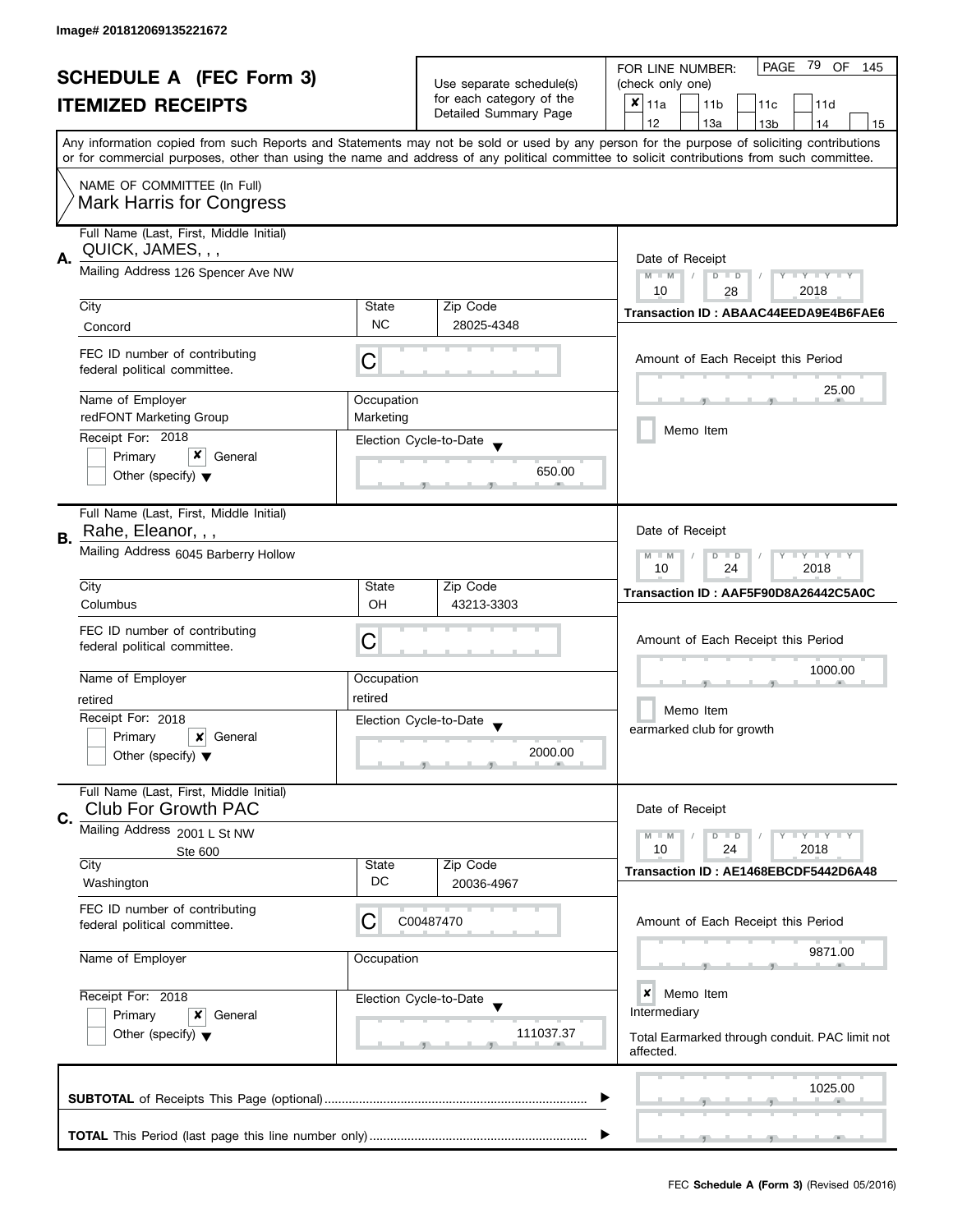Image# 201812069135221672

# SCHEDULE A (FEC Form 3)
## ITEMIZED RECEIPTS

Use separate schedule(s) for each category of the Detailed Summary Page

FOR LINE NUMBER: (check only one)
- [x] 11a
- [ ] 11b
- [ ] 11c
- [ ] 11d
- [ ] 12
- [ ] 13a
- [ ] 13b
- [ ] 14
- [ ] 15

PAGE 79 OF 145

Any information copied from such Reports and Statements may not be sold or used by any person for the purpose of soliciting contributions or for commercial purposes, other than using the name and address of any political committee to solicit contributions from such committee.

NAME OF COMMITTEE (In Full)
Mark Harris for Congress

---

### A.
**Full Name (Last, First, Middle Initial):** QUICK, JAMES, , ,
**Mailing Address:** 126 Spencer Ave NW
**City:** Concord | **State:** NC | **Zip Code:** 28025-4348
**FEC ID number of contributing federal political committee:** C
**Name of Employer:** redFONT Marketing Group
**Occupation:** Marketing
**Receipt For:** 2018 — [ ] Primary [x] General [ ] Other (specify)
**Election Cycle-to-Date:** 650.00
**Date of Receipt:** 10/28/2018
**Transaction ID:** ABAAC44EEDA9E4B6FAE6
**Amount of Each Receipt this Period:** 25.00
[ ] Memo Item

---

### B.
**Full Name (Last, First, Middle Initial):** Rahe, Eleanor, , ,
**Mailing Address:** 6045 Barberry Hollow
**City:** Columbus | **State:** OH | **Zip Code:** 43213-3303
**FEC ID number of contributing federal political committee:** C
**Name of Employer:** retired
**Occupation:** retired
**Receipt For:** 2018 — [ ] Primary [x] General [ ] Other (specify)
**Election Cycle-to-Date:** 2000.00
**Date of Receipt:** 10/24/2018
**Transaction ID:** AAF5F90D8A26442C5A0C
**Amount of Each Receipt this Period:** 1000.00
[ ] Memo Item
earmarked club for growth

---

### C.
**Full Name (Last, First, Middle Initial):** Club For Growth PAC
**Mailing Address:** 2001 L St NW, Ste 600
**City:** Washington | **State:** DC | **Zip Code:** 20036-4967
**FEC ID number of contributing federal political committee:** C00487470
**Name of Employer:**
**Occupation:**
**Receipt For:** 2018 — [ ] Primary [x] General [ ] Other (specify)
**Election Cycle-to-Date:** 111037.37
**Date of Receipt:** 10/24/2018
**Transaction ID:** AE1468EBCDF5442D6A48
**Amount of Each Receipt this Period:** 9871.00
[x] Memo Item
Intermediary

Total Earmarked through conduit. PAC limit not affected.

---

**SUBTOTAL** of Receipts This Page (optional): 1025.00

**TOTAL** This Period (last page this line number only):

FEC **Schedule A (Form 3)** (Revised 05/2016)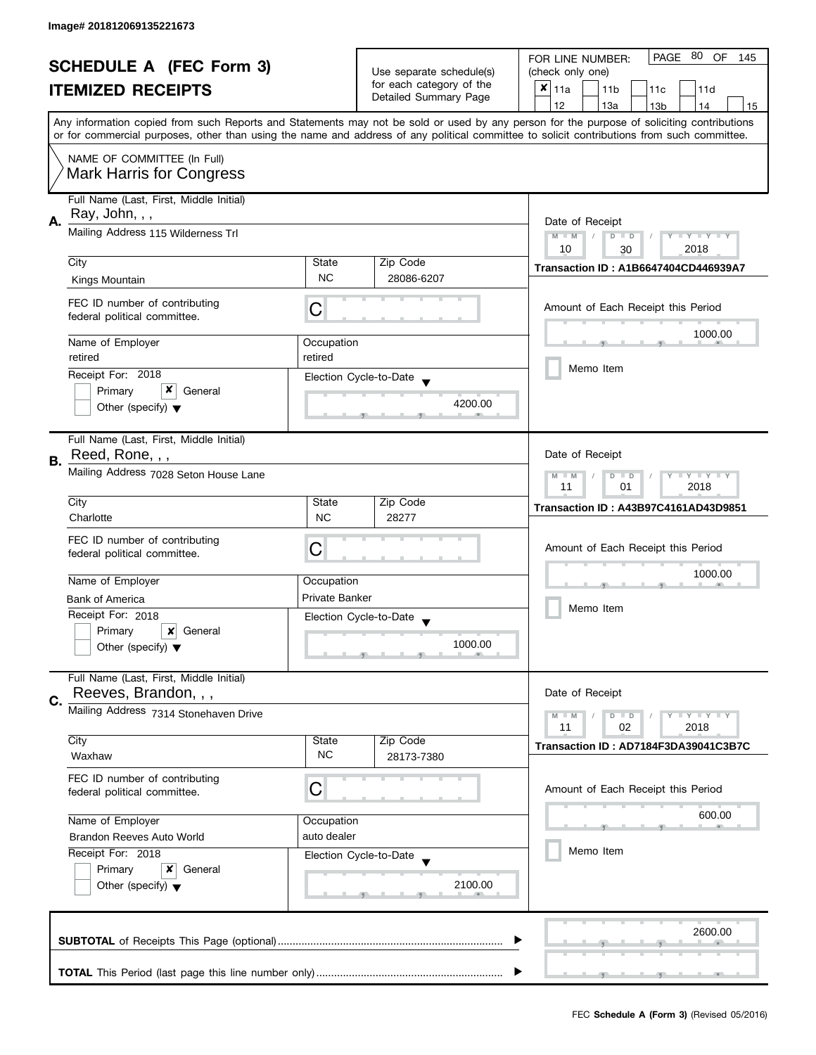Image# 201812069135221673

# SCHEDULE A (FEC Form 3)
# ITEMIZED RECEIPTS

Use separate schedule(s) for each category of the Detailed Summary Page

FOR LINE NUMBER: (check only one)

- [x] 11a
- [ ] 11b
- [ ] 11c
- [ ] 11d
- [ ] 12
- [ ] 13a
- [ ] 13b
- [ ] 14
- [ ] 15

PAGE 80 OF 145

Any information copied from such Reports and Statements may not be sold or used by any person for the purpose of soliciting contributions or for commercial purposes, other than using the name and address of any political committee to solicit contributions from such committee.

NAME OF COMMITTEE (In Full)
Mark Harris for Congress

---

**A.** Full Name (Last, First, Middle Initial): Ray, John, , ,

Mailing Address: 115 Wilderness Trl

City: Kings Mountain | State: NC | Zip Code: 28086-6207

FEC ID number of contributing federal political committee: C

Name of Employer: retired | Occupation: retired

Receipt For: 2018 — [ ] Primary [x] General [ ] Other (specify)

Election Cycle-to-Date: 4200.00

Date of Receipt: 10 / 30 / 2018

Transaction ID : A1B6647404CD446939A7

Amount of Each Receipt this Period: 1000.00

[ ] Memo Item

---

**B.** Full Name (Last, First, Middle Initial): Reed, Rone, , ,

Mailing Address: 7028 Seton House Lane

City: Charlotte | State: NC | Zip Code: 28277

FEC ID number of contributing federal political committee: C

Name of Employer: Bank of America | Occupation: Private Banker

Receipt For: 2018 — [ ] Primary [x] General [ ] Other (specify)

Election Cycle-to-Date: 1000.00

Date of Receipt: 11 / 01 / 2018

Transaction ID : A43B97C4161AD43D9851

Amount of Each Receipt this Period: 1000.00

[ ] Memo Item

---

**C.** Full Name (Last, First, Middle Initial): Reeves, Brandon, , ,

Mailing Address: 7314 Stonehaven Drive

City: Waxhaw | State: NC | Zip Code: 28173-7380

FEC ID number of contributing federal political committee: C

Name of Employer: Brandon Reeves Auto World | Occupation: auto dealer

Receipt For: 2018 — [ ] Primary [x] General [ ] Other (specify)

Election Cycle-to-Date: 2100.00

Date of Receipt: 11 / 02 / 2018

Transaction ID : AD7184F3DA39041C3B7C

Amount of Each Receipt this Period: 600.00

[ ] Memo Item

---

**SUBTOTAL** of Receipts This Page (optional): 2600.00

**TOTAL** This Period (last page this line number only):

FEC **Schedule A (Form 3)** (Revised 05/2016)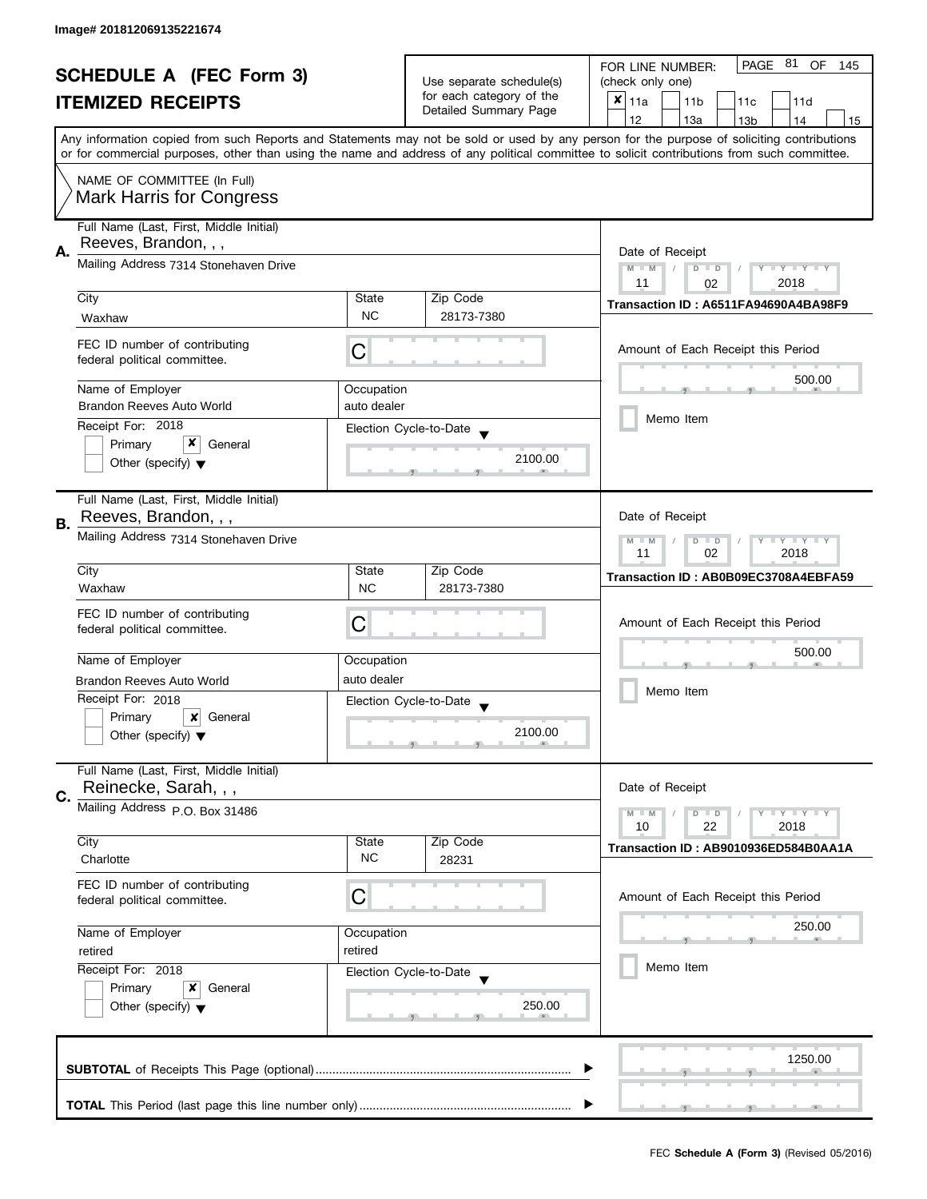Image# 201812069135221674

# SCHEDULE A (FEC Form 3)
## ITEMIZED RECEIPTS

Use separate schedule(s) for each category of the Detailed Summary Page

FOR LINE NUMBER: (check only one)

- [x] 11a
- [ ] 11b
- [ ] 11c
- [ ] 11d
- [ ] 12
- [ ] 13a
- [ ] 13b
- [ ] 14
- [ ] 15

Any information copied from such Reports and Statements may not be sold or used by any person for the purpose of soliciting contributions or for commercial purposes, other than using the name and address of any political committee to solicit contributions from such committee.

NAME OF COMMITTEE (In Full)
Mark Harris for Congress

---

**A.** Full Name (Last, First, Middle Initial): Reeves, Brandon, , ,

Mailing Address: 7314 Stonehaven Drive

| City | State | Zip Code |
|---|---|---|
| Waxhaw | NC | 28173-7380 |

FEC ID number of contributing federal political committee: C

| Name of Employer | Occupation |
|---|---|
| Brandon Reeves Auto World | auto dealer |

Receipt For: 2018
- [ ] Primary
- [x] General
- [ ] Other (specify)

Election Cycle-to-Date: 2100.00

Date of Receipt: 11 / 02 / 2018

Transaction ID : A6511FA94690A4BA98F9

Amount of Each Receipt this Period: 500.00

- [ ] Memo Item

---

**B.** Full Name (Last, First, Middle Initial): Reeves, Brandon, , ,

Mailing Address: 7314 Stonehaven Drive

| City | State | Zip Code |
|---|---|---|
| Waxhaw | NC | 28173-7380 |

FEC ID number of contributing federal political committee: C

| Name of Employer | Occupation |
|---|---|
| Brandon Reeves Auto World | auto dealer |

Receipt For: 2018
- [ ] Primary
- [x] General
- [ ] Other (specify)

Election Cycle-to-Date: 2100.00

Date of Receipt: 11 / 02 / 2018

Transaction ID : AB0B09EC3708A4EBFA59

Amount of Each Receipt this Period: 500.00

- [ ] Memo Item

---

**C.** Full Name (Last, First, Middle Initial): Reinecke, Sarah, , ,

Mailing Address: P.O. Box 31486

| City | State | Zip Code |
|---|---|---|
| Charlotte | NC | 28231 |

FEC ID number of contributing federal political committee: C

| Name of Employer | Occupation |
|---|---|
| retired | retired |

Receipt For: 2018
- [ ] Primary
- [x] General
- [ ] Other (specify)

Election Cycle-to-Date: 250.00

Date of Receipt: 10 / 22 / 2018

Transaction ID : AB9010936ED584B0AA1A

Amount of Each Receipt this Period: 250.00

- [ ] Memo Item

---

**SUBTOTAL** of Receipts This Page (optional): 1250.00

**TOTAL** This Period (last page this line number only):

FEC **Schedule A (Form 3)** (Revised 05/2016)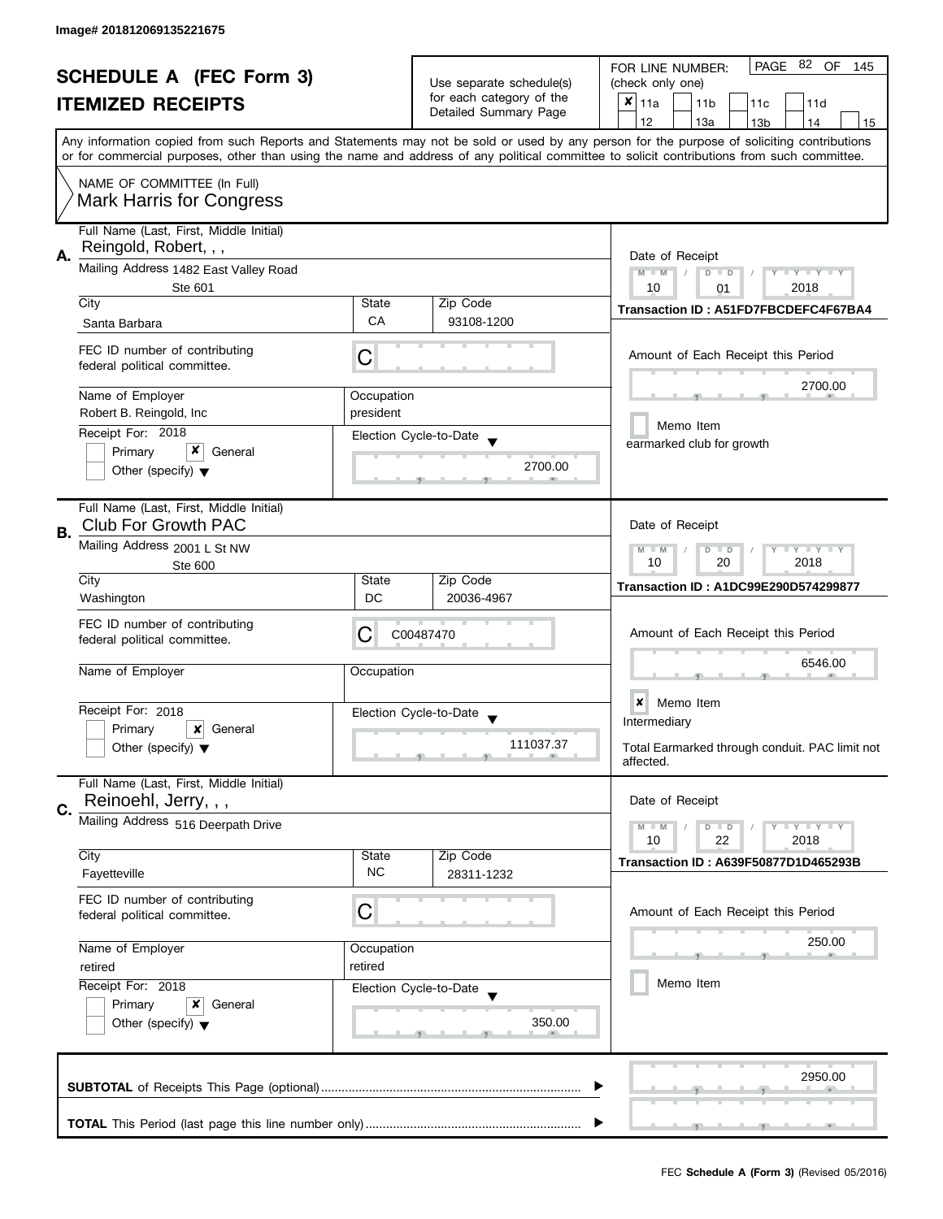Image# 201812069135221675

# SCHEDULE A (FEC Form 3)
## ITEMIZED RECEIPTS

Use separate schedule(s) for each category of the Detailed Summary Page

FOR LINE NUMBER: (check only one)

- [x] 11a
- [ ] 11b
- [ ] 11c
- [ ] 11d
- [ ] 12
- [ ] 13a
- [ ] 13b
- [ ] 14
- [ ] 15

PAGE 82 OF 145

Any information copied from such Reports and Statements may not be sold or used by any person for the purpose of soliciting contributions or for commercial purposes, other than using the name and address of any political committee to solicit contributions from such committee.

NAME OF COMMITTEE (In Full)
Mark Harris for Congress

---

**A.**

Full Name (Last, First, Middle Initial): Reingold, Robert, , ,

Mailing Address: 1482 East Valley Road, Ste 601

City: Santa Barbara | State: CA | Zip Code: 93108-1200

FEC ID number of contributing federal political committee: C

Name of Employer: Robert B. Reingold, Inc

Occupation: president

Receipt For: 2018 — [ ] Primary [x] General [ ] Other (specify)

Election Cycle-to-Date: 2700.00

Date of Receipt: 10 / 01 / 2018

Transaction ID : A51FD7FBCDEFC4F67BA4

Amount of Each Receipt this Period: 2700.00

[ ] Memo Item

earmarked club for growth

---

**B.**

Full Name (Last, First, Middle Initial): Club For Growth PAC

Mailing Address: 2001 L St NW, Ste 600

City: Washington | State: DC | Zip Code: 20036-4967

FEC ID number of contributing federal political committee: C00487470

Name of Employer:

Occupation:

Receipt For: 2018 — [ ] Primary [x] General [ ] Other (specify)

Election Cycle-to-Date: 111037.37

Date of Receipt: 10 / 20 / 2018

Transaction ID : A1DC99E290D574299877

Amount of Each Receipt this Period: 6546.00

[x] Memo Item

Intermediary

Total Earmarked through conduit. PAC limit not affected.

---

**C.**

Full Name (Last, First, Middle Initial): Reinoehl, Jerry, , ,

Mailing Address: 516 Deerpath Drive

City: Fayetteville | State: NC | Zip Code: 28311-1232

FEC ID number of contributing federal political committee: C

Name of Employer: retired

Occupation: retired

Receipt For: 2018 — [ ] Primary [x] General [ ] Other (specify)

Election Cycle-to-Date: 350.00

Date of Receipt: 10 / 22 / 2018

Transaction ID : A639F50877D1D465293B

Amount of Each Receipt this Period: 250.00

[ ] Memo Item

---

**SUBTOTAL** of Receipts This Page (optional): 2950.00

**TOTAL** This Period (last page this line number only):

FEC **Schedule A (Form 3)** (Revised 05/2016)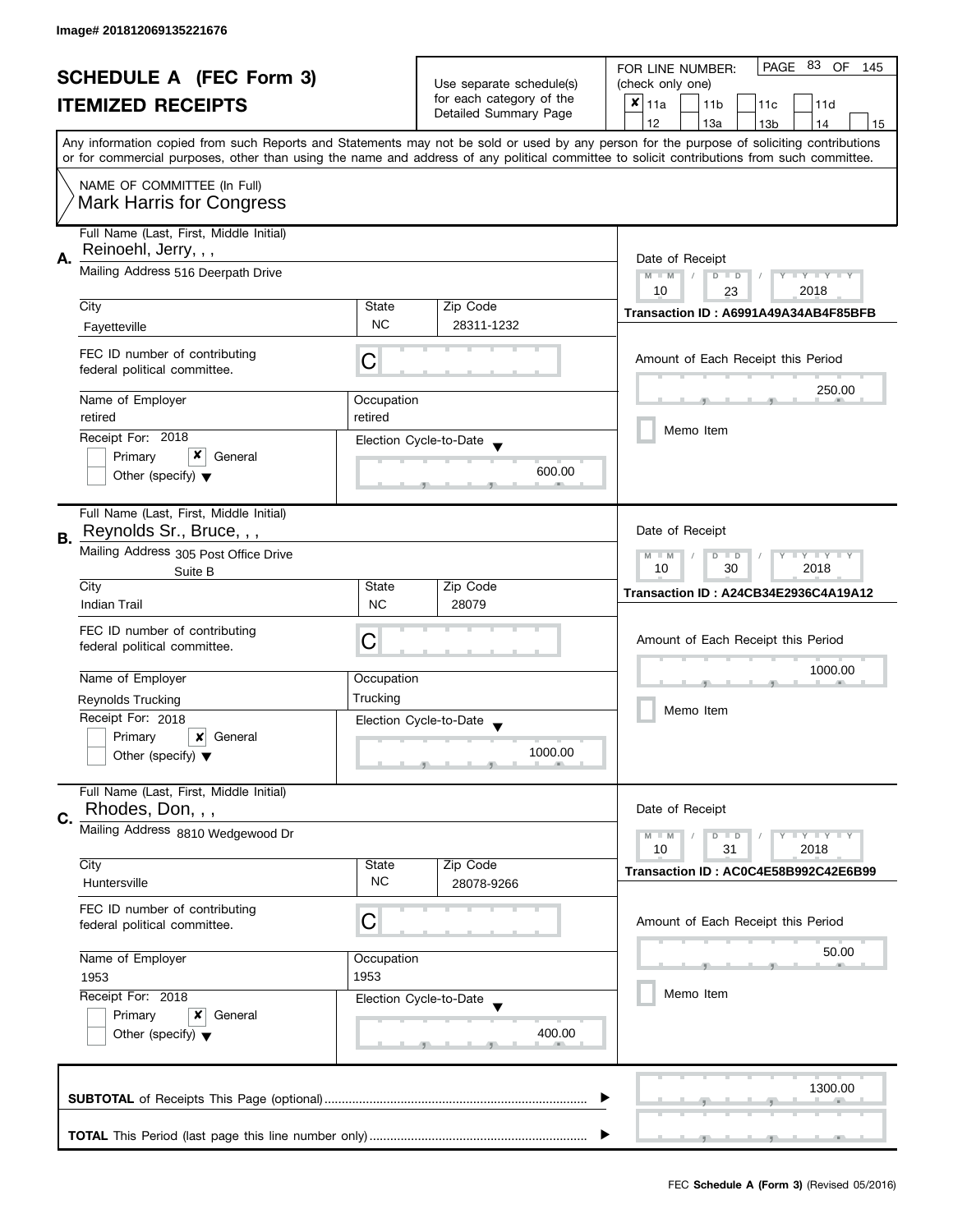Image# 201812069135221676

# SCHEDULE A (FEC Form 3)
## ITEMIZED RECEIPTS

Use separate schedule(s) for each category of the Detailed Summary Page

FOR LINE NUMBER: (check only one)

PAGE 83 OF 145

- [x] 11a
- [ ] 11b
- [ ] 11c
- [ ] 11d
- [ ] 12
- [ ] 13a
- [ ] 13b
- [ ] 14
- [ ] 15

Any information copied from such Reports and Statements may not be sold or used by any person for the purpose of soliciting contributions or for commercial purposes, other than using the name and address of any political committee to solicit contributions from such committee.

NAME OF COMMITTEE (In Full)
Mark Harris for Congress

---

**A.**

Full Name (Last, First, Middle Initial): Reinoehl, Jerry, , ,

Mailing Address: 516 Deerpath Drive

City: Fayetteville | State: NC | Zip Code: 28311-1232

FEC ID number of contributing federal political committee: C

Name of Employer: retired | Occupation: retired

Receipt For: 2018 — [ ] Primary [x] General [ ] Other (specify)

Election Cycle-to-Date: 600.00

Date of Receipt: 10 / 23 / 2018

Transaction ID : A6991A49A34AB4F85BFB

Amount of Each Receipt this Period: 250.00

[ ] Memo Item

---

**B.**

Full Name (Last, First, Middle Initial): Reynolds Sr., Bruce, , ,

Mailing Address: 305 Post Office Drive, Suite B

City: Indian Trail | State: NC | Zip Code: 28079

FEC ID number of contributing federal political committee: C

Name of Employer: Reynolds Trucking | Occupation: Trucking

Receipt For: 2018 — [ ] Primary [x] General [ ] Other (specify)

Election Cycle-to-Date: 1000.00

Date of Receipt: 10 / 30 / 2018

Transaction ID : A24CB34E2936C4A19A12

Amount of Each Receipt this Period: 1000.00

[ ] Memo Item

---

**C.**

Full Name (Last, First, Middle Initial): Rhodes, Don, , ,

Mailing Address: 8810 Wedgewood Dr

City: Huntersville | State: NC | Zip Code: 28078-9266

FEC ID number of contributing federal political committee: C

Name of Employer: 1953 | Occupation: 1953

Receipt For: 2018 — [ ] Primary [x] General [ ] Other (specify)

Election Cycle-to-Date: 400.00

Date of Receipt: 10 / 31 / 2018

Transaction ID : AC0C4E58B992C42E6B99

Amount of Each Receipt this Period: 50.00

[ ] Memo Item

---

**SUBTOTAL** of Receipts This Page (optional): 1300.00

**TOTAL** This Period (last page this line number only):

FEC **Schedule A (Form 3)** (Revised 05/2016)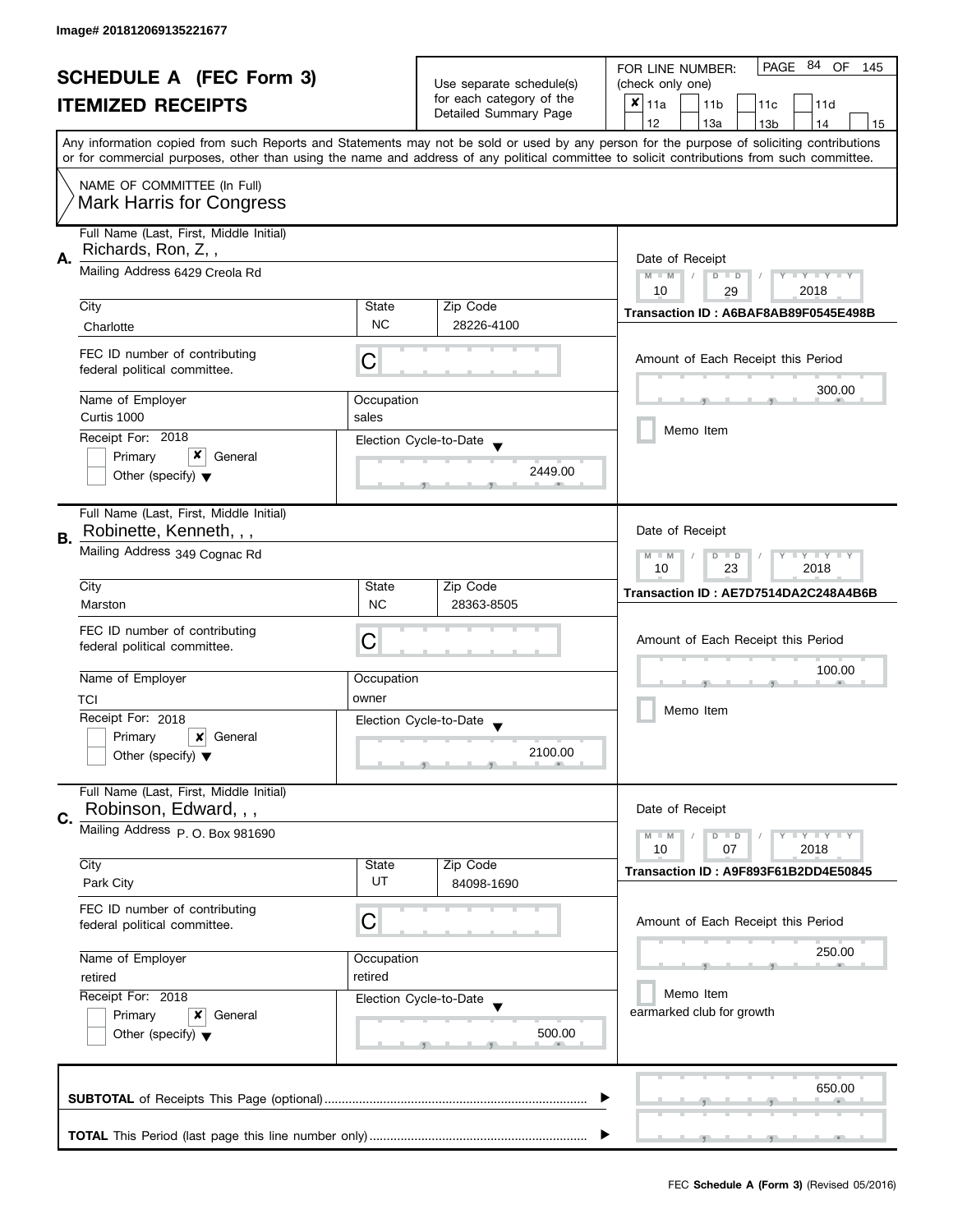Image# 201812069135221677

# SCHEDULE A (FEC Form 3)
## ITEMIZED RECEIPTS

Use separate schedule(s) for each category of the Detailed Summary Page

FOR LINE NUMBER: (check only one)
[x] 11a [ ] 11b [ ] 11c [ ] 11d [ ] 12 [ ] 13a [ ] 13b [ ] 14 [ ] 15

PAGE 84 OF 145

Any information copied from such Reports and Statements may not be sold or used by any person for the purpose of soliciting contributions or for commercial purposes, other than using the name and address of any political committee to solicit contributions from such committee.

NAME OF COMMITTEE (In Full)
Mark Harris for Congress

---

**A.** Full Name (Last, First, Middle Initial): Richards, Ron, Z, ,

Mailing Address: 6429 Creola Rd

City: Charlotte | State: NC | Zip Code: 28226-4100

FEC ID number of contributing federal political committee: C

Name of Employer: Curtis 1000 | Occupation: sales

Receipt For: 2018 — [ ] Primary [x] General [ ] Other (specify)

Election Cycle-to-Date: 2449.00

Date of Receipt: 10 / 29 / 2018

Transaction ID : A6BAF8AB89F0545E498B

Amount of Each Receipt this Period: 300.00

[ ] Memo Item

---

**B.** Full Name (Last, First, Middle Initial): Robinette, Kenneth, , ,

Mailing Address: 349 Cognac Rd

City: Marston | State: NC | Zip Code: 28363-8505

FEC ID number of contributing federal political committee: C

Name of Employer: TCI | Occupation: owner

Receipt For: 2018 — [ ] Primary [x] General [ ] Other (specify)

Election Cycle-to-Date: 2100.00

Date of Receipt: 10 / 23 / 2018

Transaction ID : AE7D7514DA2C248A4B6B

Amount of Each Receipt this Period: 100.00

[ ] Memo Item

---

**C.** Full Name (Last, First, Middle Initial): Robinson, Edward, , ,

Mailing Address: P. O. Box 981690

City: Park City | State: UT | Zip Code: 84098-1690

FEC ID number of contributing federal political committee: C

Name of Employer: retired | Occupation: retired

Receipt For: 2018 — [ ] Primary [x] General [ ] Other (specify)

Election Cycle-to-Date: 500.00

Date of Receipt: 10 / 07 / 2018

Transaction ID : A9F893F61B2DD4E50845

Amount of Each Receipt this Period: 250.00

[ ] Memo Item
earmarked club for growth

---

**SUBTOTAL** of Receipts This Page (optional): 650.00

**TOTAL** This Period (last page this line number only):

FEC **Schedule A (Form 3)** (Revised 05/2016)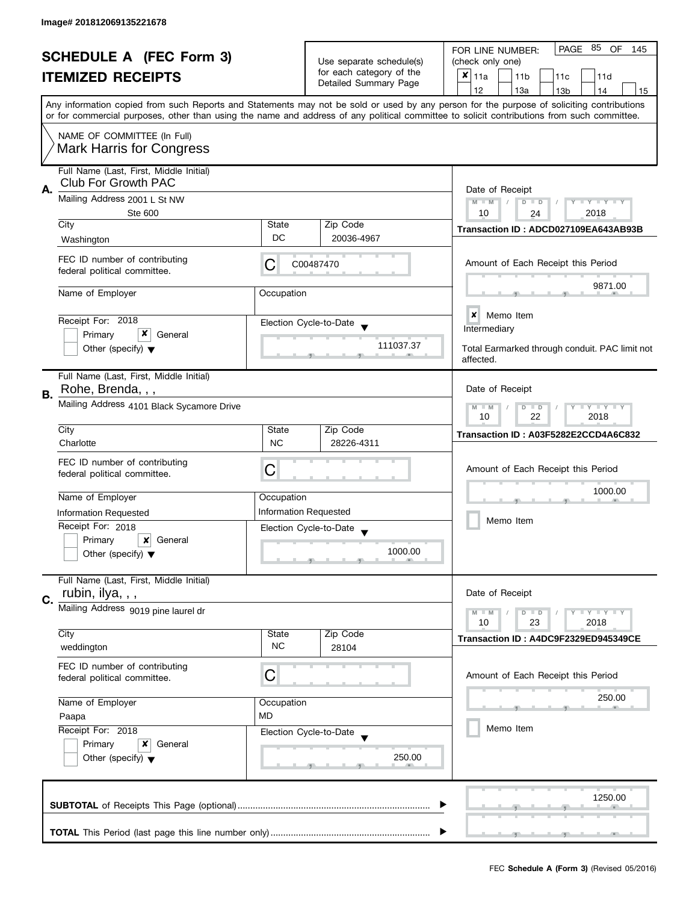Image# 201812069135221678

# SCHEDULE A (FEC Form 3)
## ITEMIZED RECEIPTS

Use separate schedule(s) for each category of the Detailed Summary Page

FOR LINE NUMBER: (check only one)

- [x] 11a
- [ ] 11b
- [ ] 11c
- [ ] 11d
- [ ] 12
- [ ] 13a
- [ ] 13b
- [ ] 14
- [ ] 15

PAGE 85 OF 145

Any information copied from such Reports and Statements may not be sold or used by any person for the purpose of soliciting contributions or for commercial purposes, other than using the name and address of any political committee to solicit contributions from such committee.

NAME OF COMMITTEE (In Full)
Mark Harris for Congress

---

**A.** Full Name (Last, First, Middle Initial): Club For Growth PAC

Mailing Address: 2001 L St NW, Ste 600

City: Washington | State: DC | Zip Code: 20036-4967

FEC ID number of contributing federal political committee: C C00487470

Name of Employer: | Occupation:

Receipt For: 2018 — [ ] Primary [x] General [ ] Other (specify)

Election Cycle-to-Date: 111037.37

Date of Receipt: 10 / 24 / 2018

Transaction ID : ADCD027109EA643AB93B

Amount of Each Receipt this Period: 9871.00

[x] Memo Item

Intermediary

Total Earmarked through conduit. PAC limit not affected.

---

**B.** Full Name (Last, First, Middle Initial): Rohe, Brenda, , ,

Mailing Address: 4101 Black Sycamore Drive

City: Charlotte | State: NC | Zip Code: 28226-4311

FEC ID number of contributing federal political committee: C

Name of Employer: Information Requested | Occupation: Information Requested

Receipt For: 2018 — [ ] Primary [x] General [ ] Other (specify)

Election Cycle-to-Date: 1000.00

Date of Receipt: 10 / 22 / 2018

Transaction ID : A03F5282E2CCD4A6C832

Amount of Each Receipt this Period: 1000.00

[ ] Memo Item

---

**C.** Full Name (Last, First, Middle Initial): rubin, ilya, , ,

Mailing Address: 9019 pine laurel dr

City: weddington | State: NC | Zip Code: 28104

FEC ID number of contributing federal political committee: C

Name of Employer: Paapa | Occupation: MD

Receipt For: 2018 — [ ] Primary [x] General [ ] Other (specify)

Election Cycle-to-Date: 250.00

Date of Receipt: 10 / 23 / 2018

Transaction ID : A4DC9F2329ED945349CE

Amount of Each Receipt this Period: 250.00

[ ] Memo Item

---

**SUBTOTAL** of Receipts This Page (optional): 1250.00

**TOTAL** This Period (last page this line number only):

FEC **Schedule A (Form 3)** (Revised 05/2016)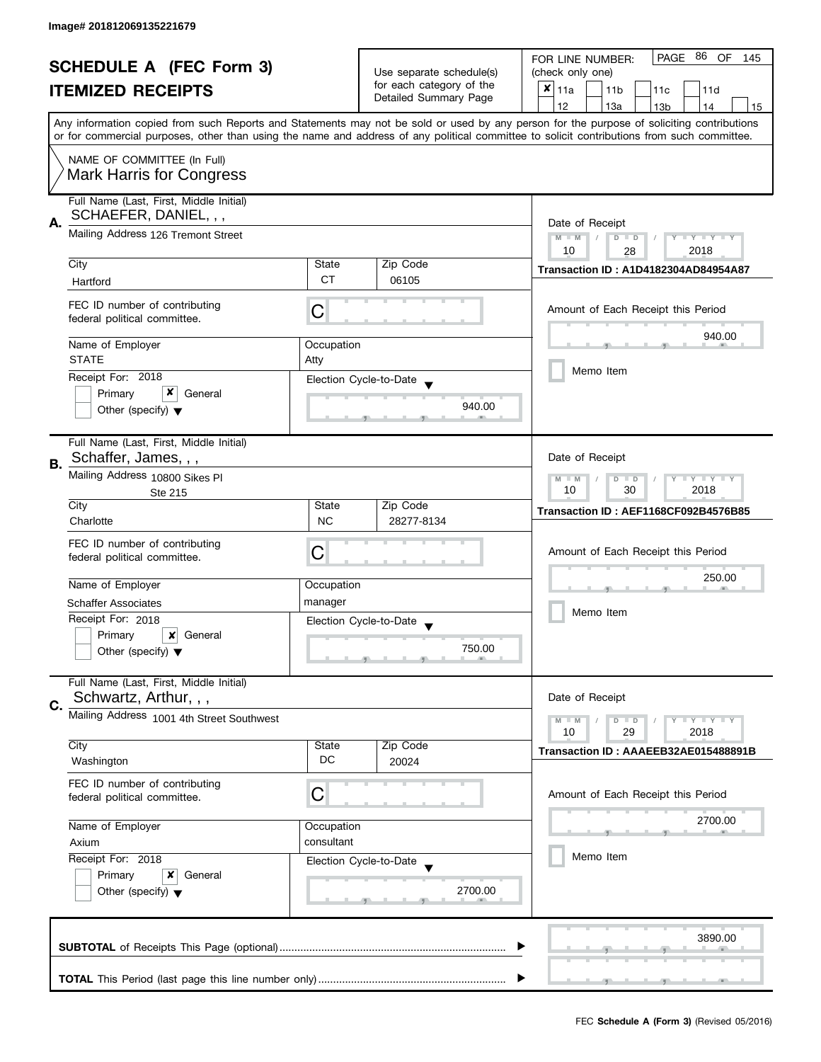Image# 201812069135221679

# SCHEDULE A (FEC Form 3)
## ITEMIZED RECEIPTS

Use separate schedule(s) for each category of the Detailed Summary Page

FOR LINE NUMBER: (check only one)

☒ 11a ☐ 11b ☐ 11c ☐ 11d ☐ 12 ☐ 13a ☐ 13b ☐ 14 ☐ 15

Any information copied from such Reports and Statements may not be sold or used by any person for the purpose of soliciting contributions or for commercial purposes, other than using the name and address of any political committee to solicit contributions from such committee.

NAME OF COMMITTEE (In Full)
Mark Harris for Congress

---

**A.** Full Name (Last, First, Middle Initial): SCHAEFER, DANIEL, , ,

Mailing Address: 126 Tremont Street

City: Hartford | State: CT | Zip Code: 06105

FEC ID number of contributing federal political committee: C

Name of Employer: STATE | Occupation: Atty

Receipt For: 2018 — ☐ Primary ☒ General ☐ Other (specify)

Election Cycle-to-Date: 940.00

Date of Receipt: 10 / 28 / 2018

Transaction ID : A1D4182304AD84954A87

Amount of Each Receipt this Period: 940.00

☐ Memo Item

---

**B.** Full Name (Last, First, Middle Initial): Schaffer, James, , ,

Mailing Address: 10800 Sikes Pl, Ste 215

City: Charlotte | State: NC | Zip Code: 28277-8134

FEC ID number of contributing federal political committee: C

Name of Employer: Schaffer Associates | Occupation: manager

Receipt For: 2018 — ☐ Primary ☒ General ☐ Other (specify)

Election Cycle-to-Date: 750.00

Date of Receipt: 10 / 30 / 2018

Transaction ID : AEF1168CF092B4576B85

Amount of Each Receipt this Period: 250.00

☐ Memo Item

---

**C.** Full Name (Last, First, Middle Initial): Schwartz, Arthur, , ,

Mailing Address: 1001 4th Street Southwest

City: Washington | State: DC | Zip Code: 20024

FEC ID number of contributing federal political committee: C

Name of Employer: Axium | Occupation: consultant

Receipt For: 2018 — ☐ Primary ☒ General ☐ Other (specify)

Election Cycle-to-Date: 2700.00

Date of Receipt: 10 / 29 / 2018

Transaction ID : AAAEEB32AE015488891B

Amount of Each Receipt this Period: 2700.00

☐ Memo Item

---

**SUBTOTAL** of Receipts This Page (optional): 3890.00

**TOTAL** This Period (last page this line number only):

FEC **Schedule A (Form 3)** (Revised 05/2016)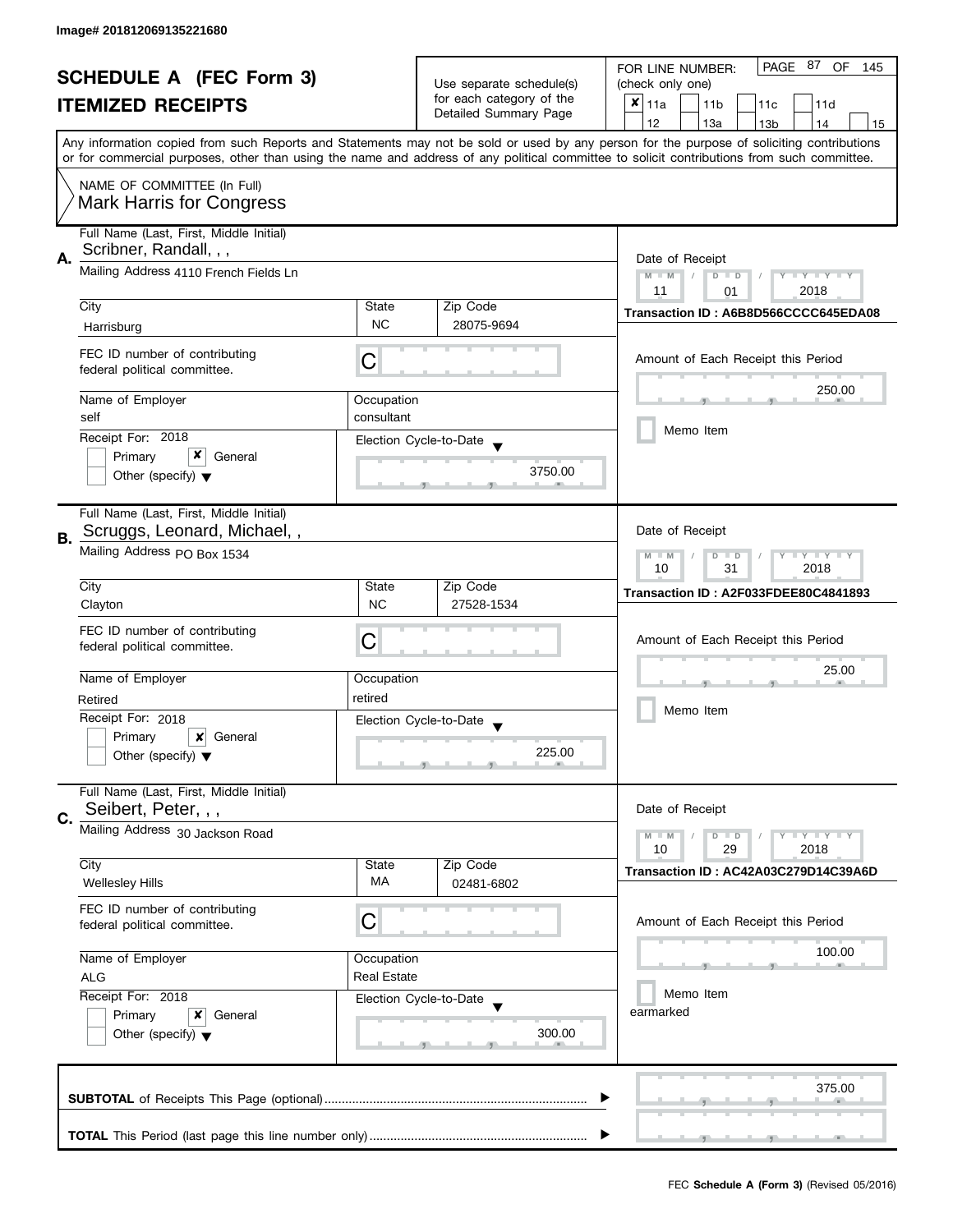Image# 201812069135221680

# SCHEDULE A (FEC Form 3)
## ITEMIZED RECEIPTS

Use separate schedule(s) for each category of the Detailed Summary Page

FOR LINE NUMBER: (check only one)

- [x] 11a
- [ ] 11b
- [ ] 11c
- [ ] 11d
- [ ] 12
- [ ] 13a
- [ ] 13b
- [ ] 14
- [ ] 15

Any information copied from such Reports and Statements may not be sold or used by any person for the purpose of soliciting contributions or for commercial purposes, other than using the name and address of any political committee to solicit contributions from such committee.

NAME OF COMMITTEE (In Full)
Mark Harris for Congress

---

**A.**

| Field | Value |
|---|---|
| Full Name (Last, First, Middle Initial) | Scribner, Randall, , , |
| Mailing Address | 4110 French Fields Ln |
| City | Harrisburg |
| State | NC |
| Zip Code | 28075-9694 |
| FEC ID number of contributing federal political committee. | C |
| Name of Employer | self |
| Occupation | consultant |
| Receipt For: 2018 | Primary [ ] General [x] Other (specify) [ ] |
| Election Cycle-to-Date | 3750.00 |
| Date of Receipt | 11 / 01 / 2018 |
| Transaction ID | A6B8D566CCCC645EDA08 |
| Amount of Each Receipt this Period | 250.00 |
| Memo Item | [ ] |

---

**B.**

| Field | Value |
|---|---|
| Full Name (Last, First, Middle Initial) | Scruggs, Leonard, Michael, , |
| Mailing Address | PO Box 1534 |
| City | Clayton |
| State | NC |
| Zip Code | 27528-1534 |
| FEC ID number of contributing federal political committee. | C |
| Name of Employer | Retired |
| Occupation | retired |
| Receipt For: 2018 | Primary [ ] General [x] Other (specify) [ ] |
| Election Cycle-to-Date | 225.00 |
| Date of Receipt | 10 / 31 / 2018 |
| Transaction ID | A2F033FDEE80C4841893 |
| Amount of Each Receipt this Period | 25.00 |
| Memo Item | [ ] |

---

**C.**

| Field | Value |
|---|---|
| Full Name (Last, First, Middle Initial) | Seibert, Peter, , , |
| Mailing Address | 30 Jackson Road |
| City | Wellesley Hills |
| State | MA |
| Zip Code | 02481-6802 |
| FEC ID number of contributing federal political committee. | C |
| Name of Employer | ALG |
| Occupation | Real Estate |
| Receipt For: 2018 | Primary [ ] General [x] Other (specify) [ ] |
| Election Cycle-to-Date | 300.00 |
| Date of Receipt | 10 / 29 / 2018 |
| Transaction ID | AC42A03C279D14C39A6D |
| Amount of Each Receipt this Period | 100.00 |
| Memo Item | [ ] earmarked |

---

| | |
|---|---|
| **SUBTOTAL** of Receipts This Page (optional) | 375.00 |
| **TOTAL** This Period (last page this line number only) | |

FEC **Schedule A (Form 3)** (Revised 05/2016)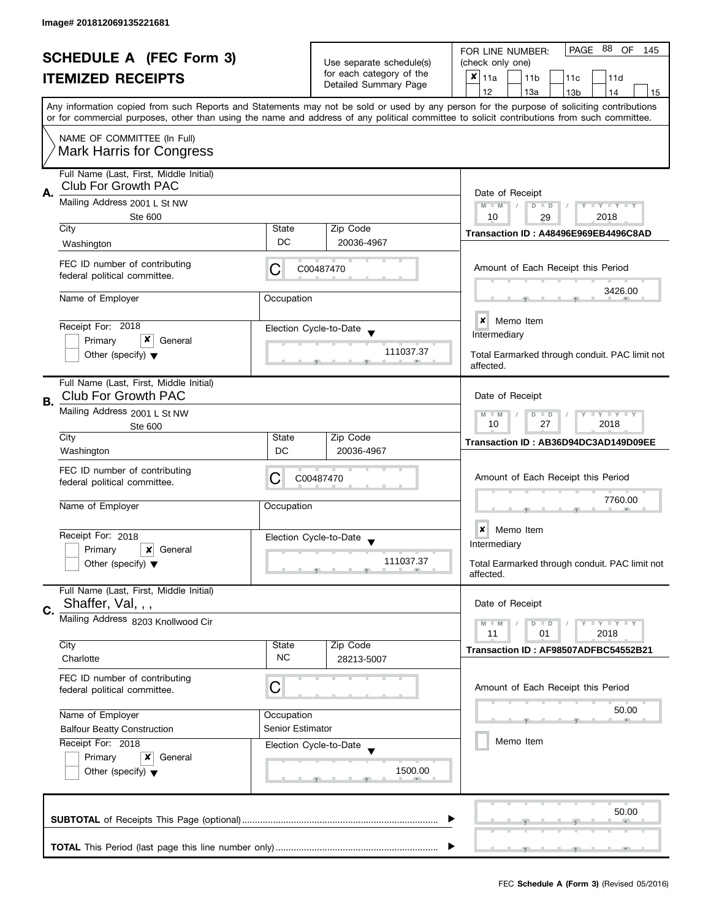Image# 201812069135221681

# SCHEDULE A (FEC Form 3)
## ITEMIZED RECEIPTS

Use separate schedule(s) for each category of the Detailed Summary Page

FOR LINE NUMBER: (check only one)

- [x] 11a
- [ ] 11b
- [ ] 11c
- [ ] 11d
- [ ] 12
- [ ] 13a
- [ ] 13b
- [ ] 14
- [ ] 15

PAGE 88 OF 145

Any information copied from such Reports and Statements may not be sold or used by any person for the purpose of soliciting contributions or for commercial purposes, other than using the name and address of any political committee to solicit contributions from such committee.

NAME OF COMMITTEE (In Full)
Mark Harris for Congress

---

**A.** Full Name (Last, First, Middle Initial): Club For Growth PAC

Mailing Address: 2001 L St NW, Ste 600

City: Washington | State: DC | Zip Code: 20036-4967

FEC ID number of contributing federal political committee: C00487470

Name of Employer: | Occupation:

Receipt For: 2018 — [ ] Primary [x] General [ ] Other (specify)

Election Cycle-to-Date: 111037.37

Date of Receipt: 10 / 29 / 2018

Transaction ID : A48496E969EB4496C8AD

Amount of Each Receipt this Period: 3426.00

[x] Memo Item

Intermediary

Total Earmarked through conduit. PAC limit not affected.

---

**B.** Full Name (Last, First, Middle Initial): Club For Growth PAC

Mailing Address: 2001 L St NW, Ste 600

City: Washington | State: DC | Zip Code: 20036-4967

FEC ID number of contributing federal political committee: C00487470

Name of Employer: | Occupation:

Receipt For: 2018 — [ ] Primary [x] General [ ] Other (specify)

Election Cycle-to-Date: 111037.37

Date of Receipt: 10 / 27 / 2018

Transaction ID : AB36D94DC3AD149D09EE

Amount of Each Receipt this Period: 7760.00

[x] Memo Item

Intermediary

Total Earmarked through conduit. PAC limit not affected.

---

**C.** Full Name (Last, First, Middle Initial): Shaffer, Val, , ,

Mailing Address: 8203 Knollwood Cir

City: Charlotte | State: NC | Zip Code: 28213-5007

FEC ID number of contributing federal political committee: C

Name of Employer: Balfour Beatty Construction | Occupation: Senior Estimator

Receipt For: 2018 — [ ] Primary [x] General [ ] Other (specify)

Election Cycle-to-Date: 1500.00

Date of Receipt: 11 / 01 / 2018

Transaction ID : AF98507ADFBC54552B21

Amount of Each Receipt this Period: 50.00

[ ] Memo Item

---

**SUBTOTAL** of Receipts This Page (optional): 50.00

**TOTAL** This Period (last page this line number only):

FEC **Schedule A (Form 3)** (Revised 05/2016)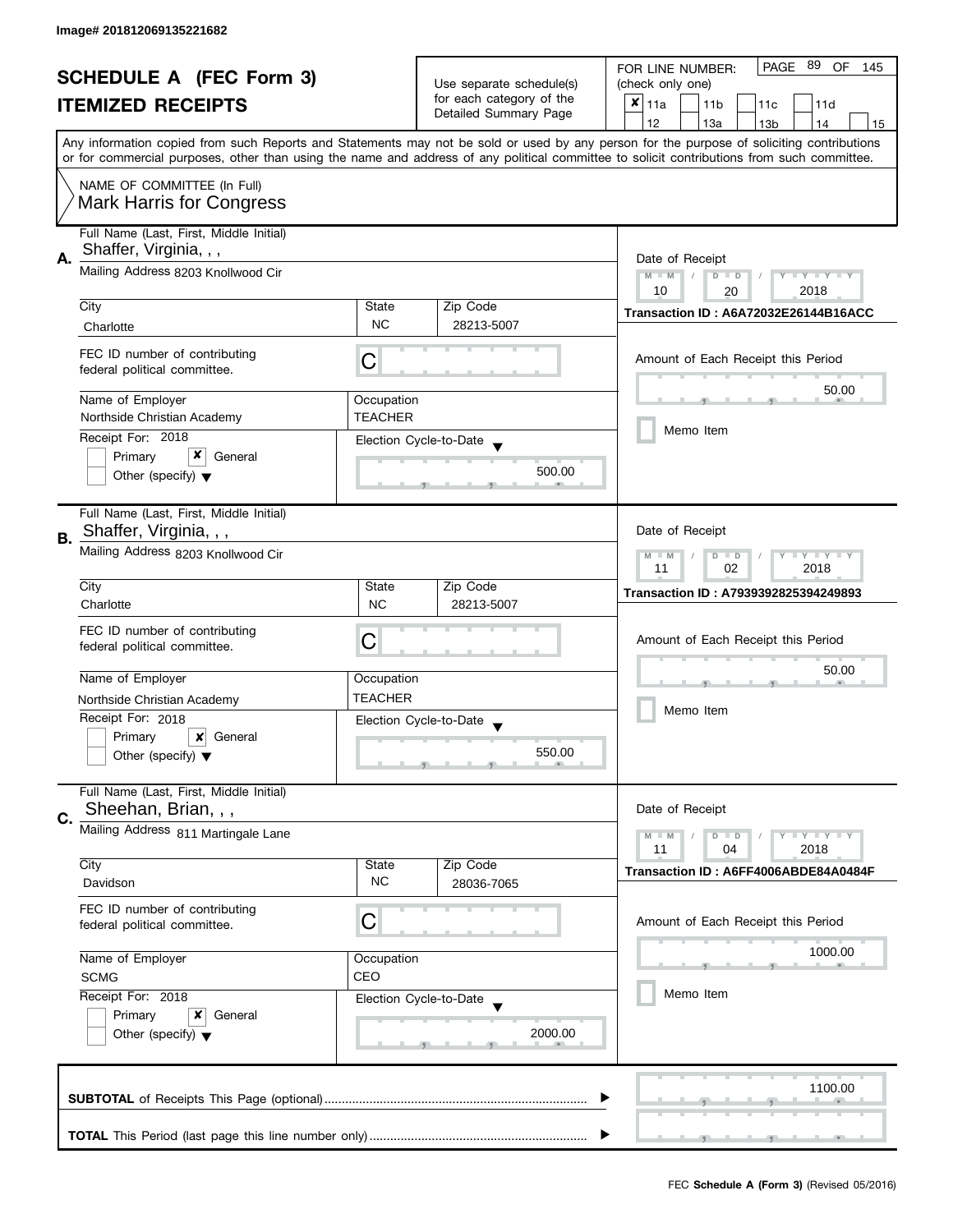Image# 201812069135221682

# SCHEDULE A (FEC Form 3)
## ITEMIZED RECEIPTS

Use separate schedule(s) for each category of the Detailed Summary Page

FOR LINE NUMBER: (check only one)

- [x] 11a
- [ ] 11b
- [ ] 11c
- [ ] 11d
- [ ] 12
- [ ] 13a
- [ ] 13b
- [ ] 14
- [ ] 15

PAGE 89 OF 145

Any information copied from such Reports and Statements may not be sold or used by any person for the purpose of soliciting contributions or for commercial purposes, other than using the name and address of any political committee to solicit contributions from such committee.

NAME OF COMMITTEE (In Full)
Mark Harris for Congress

---

**A.**

Full Name (Last, First, Middle Initial): Shaffer, Virginia, , ,

Mailing Address: 8203 Knollwood Cir

| City | State | Zip Code |
|---|---|---|
| Charlotte | NC | 28213-5007 |

FEC ID number of contributing federal political committee: C

| Name of Employer | Occupation |
|---|---|
| Northside Christian Academy | TEACHER |

Receipt For: 2018
- [ ] Primary
- [x] General
- [ ] Other (specify)

Election Cycle-to-Date: 500.00

Date of Receipt: 10 / 20 / 2018

Transaction ID : A6A72032E26144B16ACC

Amount of Each Receipt this Period: 50.00

- [ ] Memo Item

---

**B.**

Full Name (Last, First, Middle Initial): Shaffer, Virginia, , ,

Mailing Address: 8203 Knollwood Cir

| City | State | Zip Code |
|---|---|---|
| Charlotte | NC | 28213-5007 |

FEC ID number of contributing federal political committee: C

| Name of Employer | Occupation |
|---|---|
| Northside Christian Academy | TEACHER |

Receipt For: 2018
- [ ] Primary
- [x] General
- [ ] Other (specify)

Election Cycle-to-Date: 550.00

Date of Receipt: 11 / 02 / 2018

Transaction ID : A7939392825394249893

Amount of Each Receipt this Period: 50.00

- [ ] Memo Item

---

**C.**

Full Name (Last, First, Middle Initial): Sheehan, Brian, , ,

Mailing Address: 811 Martingale Lane

| City | State | Zip Code |
|---|---|---|
| Davidson | NC | 28036-7065 |

FEC ID number of contributing federal political committee: C

| Name of Employer | Occupation |
|---|---|
| SCMG | CEO |

Receipt For: 2018
- [ ] Primary
- [x] General
- [ ] Other (specify)

Election Cycle-to-Date: 2000.00

Date of Receipt: 11 / 04 / 2018

Transaction ID : A6FF4006ABDE84A0484F

Amount of Each Receipt this Period: 1000.00

- [ ] Memo Item

---

**SUBTOTAL** of Receipts This Page (optional): 1100.00

**TOTAL** This Period (last page this line number only):

FEC **Schedule A (Form 3)** (Revised 05/2016)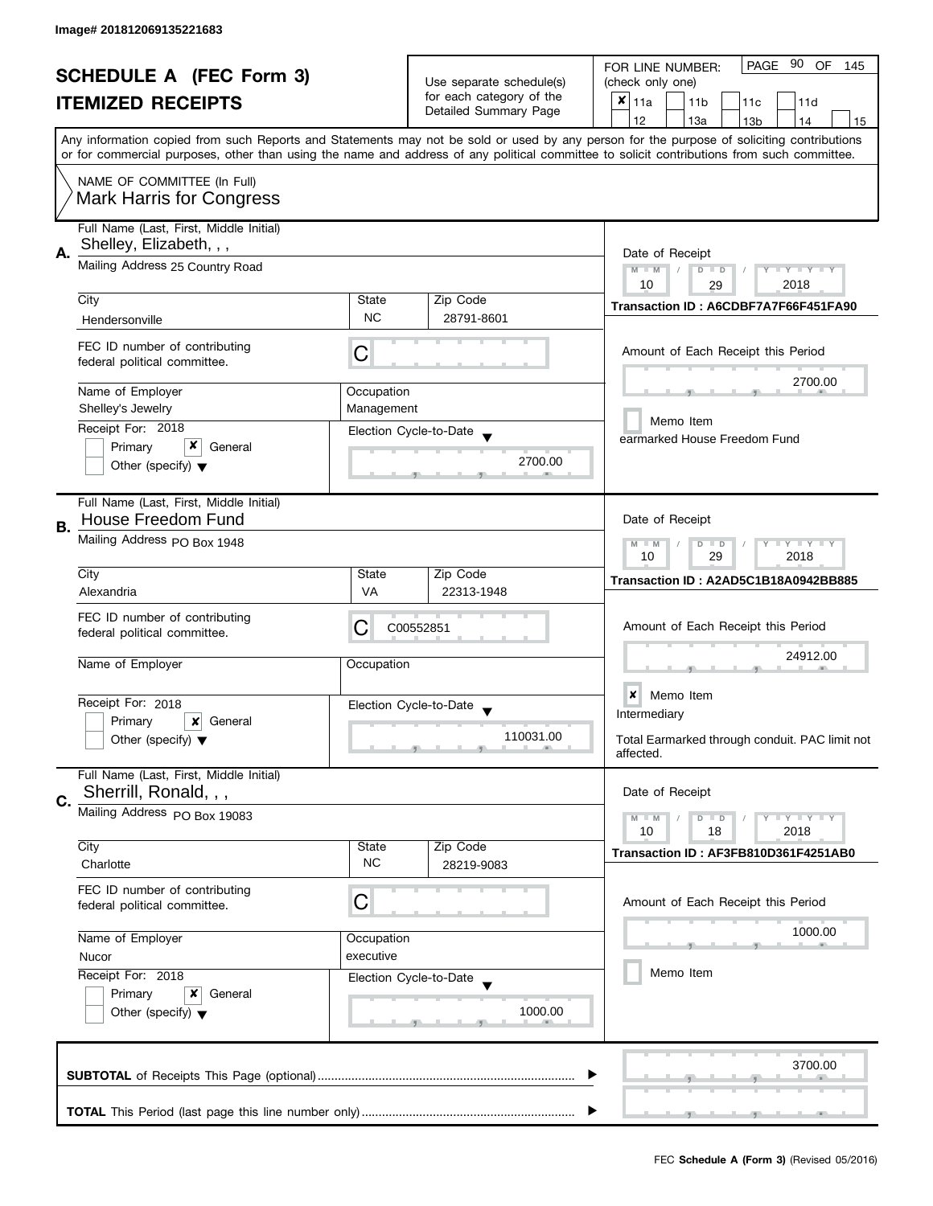Image# 201812069135221683

# SCHEDULE A (FEC Form 3)

## ITEMIZED RECEIPTS

Use separate schedule(s) for each category of the Detailed Summary Page

FOR LINE NUMBER: (check only one)

- [x] 11a
- [ ] 11b
- [ ] 11c
- [ ] 11d
- [ ] 12
- [ ] 13a
- [ ] 13b
- [ ] 14
- [ ] 15

Any information copied from such Reports and Statements may not be sold or used by any person for the purpose of soliciting contributions or for commercial purposes, other than using the name and address of any political committee to solicit contributions from such committee.

NAME OF COMMITTEE (In Full)
Mark Harris for Congress

---

**A.** Full Name (Last, First, Middle Initial): Shelley, Elizabeth, , ,

Mailing Address: 25 Country Road

City: Hendersonville | State: NC | Zip Code: 28791-8601

FEC ID number of contributing federal political committee: C

Name of Employer: Shelley's Jewelry

Occupation: Management

Receipt For: 2018 — [ ] Primary [x] General [ ] Other (specify)

Election Cycle-to-Date: 2700.00

Date of Receipt: 10 / 29 / 2018

Transaction ID : A6CDBF7A7F66F451FA90

Amount of Each Receipt this Period: 2700.00

[ ] Memo Item

earmarked House Freedom Fund

---

**B.** Full Name (Last, First, Middle Initial): House Freedom Fund

Mailing Address: PO Box 1948

City: Alexandria | State: VA | Zip Code: 22313-1948

FEC ID number of contributing federal political committee: C C00552851

Name of Employer:

Occupation:

Receipt For: 2018 — [ ] Primary [x] General [ ] Other (specify)

Election Cycle-to-Date: 110031.00

Date of Receipt: 10 / 29 / 2018

Transaction ID : A2AD5C1B18A0942BB885

Amount of Each Receipt this Period: 24912.00

[x] Memo Item

Intermediary

Total Earmarked through conduit. PAC limit not affected.

---

**C.** Full Name (Last, First, Middle Initial): Sherrill, Ronald, , ,

Mailing Address: PO Box 19083

City: Charlotte | State: NC | Zip Code: 28219-9083

FEC ID number of contributing federal political committee: C

Name of Employer: Nucor

Occupation: executive

Receipt For: 2018 — [ ] Primary [x] General [ ] Other (specify)

Election Cycle-to-Date: 1000.00

Date of Receipt: 10 / 18 / 2018

Transaction ID : AF3FB810D361F4251AB0

Amount of Each Receipt this Period: 1000.00

[ ] Memo Item

---

**SUBTOTAL** of Receipts This Page (optional): 3700.00

**TOTAL** This Period (last page this line number only):

FEC **Schedule A (Form 3)** (Revised 05/2016)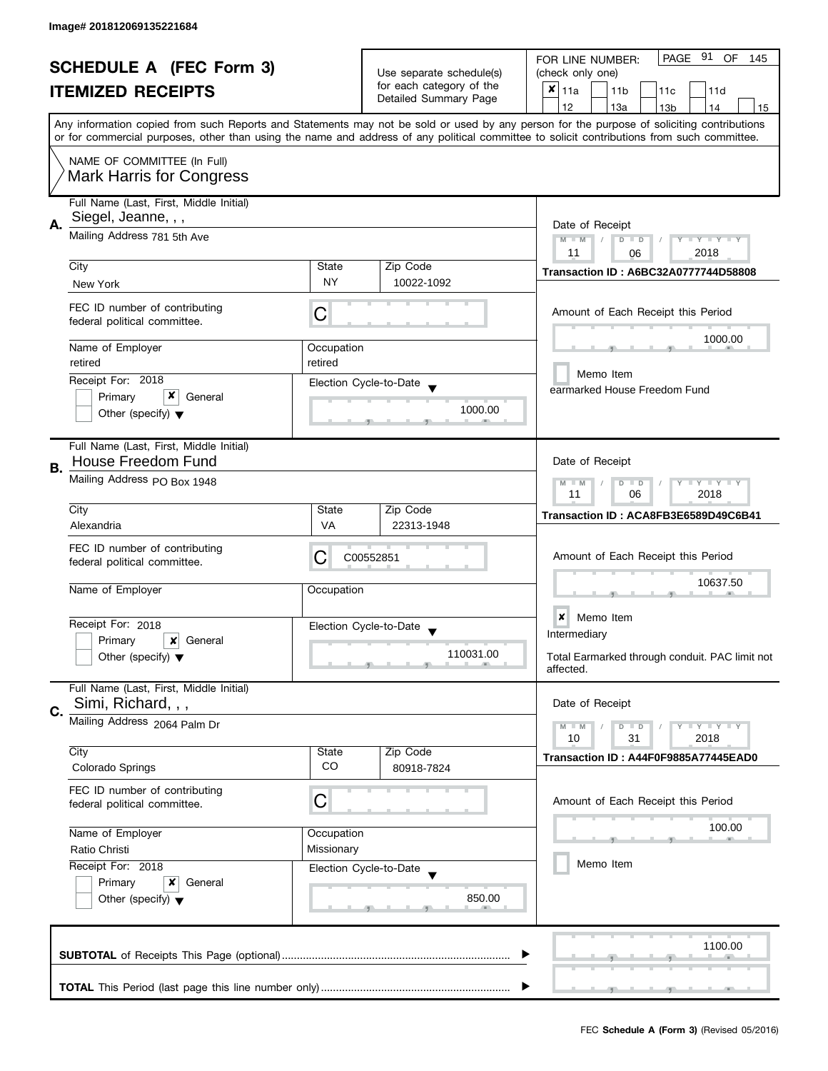Image# 201812069135221684

# SCHEDULE A (FEC Form 3)
# ITEMIZED RECEIPTS

Use separate schedule(s) for each category of the Detailed Summary Page

FOR LINE NUMBER: (check only one)
[x] 11a [ ] 11b [ ] 11c [ ] 11d [ ] 12 [ ] 13a [ ] 13b [ ] 14 [ ] 15

Any information copied from such Reports and Statements may not be sold or used by any person for the purpose of soliciting contributions or for commercial purposes, other than using the name and address of any political committee to solicit contributions from such committee.

NAME OF COMMITTEE (In Full)
Mark Harris for Congress

---

**A.** Full Name (Last, First, Middle Initial): Siegel, Jeanne, , ,

Mailing Address: 781 5th Ave

City: New York | State: NY | Zip Code: 10022-1092

FEC ID number of contributing federal political committee: C

Name of Employer: retired | Occupation: retired

Receipt For: 2018 — [ ] Primary [x] General [ ] Other (specify)

Election Cycle-to-Date: 1000.00

Date of Receipt: 11 / 06 / 2018

Transaction ID : A6BC32A0777744D58808

Amount of Each Receipt this Period: 1000.00

[ ] Memo Item
earmarked House Freedom Fund

---

**B.** Full Name (Last, First, Middle Initial): House Freedom Fund

Mailing Address: PO Box 1948

City: Alexandria | State: VA | Zip Code: 22313-1948

FEC ID number of contributing federal political committee: C C00552851

Name of Employer: | Occupation:

Receipt For: 2018 — [ ] Primary [x] General [ ] Other (specify)

Election Cycle-to-Date: 110031.00

Date of Receipt: 11 / 06 / 2018

Transaction ID : ACA8FB3E6589D49C6B41

Amount of Each Receipt this Period: 10637.50

[x] Memo Item
Intermediary

Total Earmarked through conduit. PAC limit not affected.

---

**C.** Full Name (Last, First, Middle Initial): Simi, Richard, , ,

Mailing Address: 2064 Palm Dr

City: Colorado Springs | State: CO | Zip Code: 80918-7824

FEC ID number of contributing federal political committee: C

Name of Employer: Ratio Christi | Occupation: Missionary

Receipt For: 2018 — [ ] Primary [x] General [ ] Other (specify)

Election Cycle-to-Date: 850.00

Date of Receipt: 10 / 31 / 2018

Transaction ID : A44F0F9885A77445EAD0

Amount of Each Receipt this Period: 100.00

[ ] Memo Item

---

**SUBTOTAL** of Receipts This Page (optional): 1100.00

**TOTAL** This Period (last page this line number only):

FEC **Schedule A (Form 3)** (Revised 05/2016)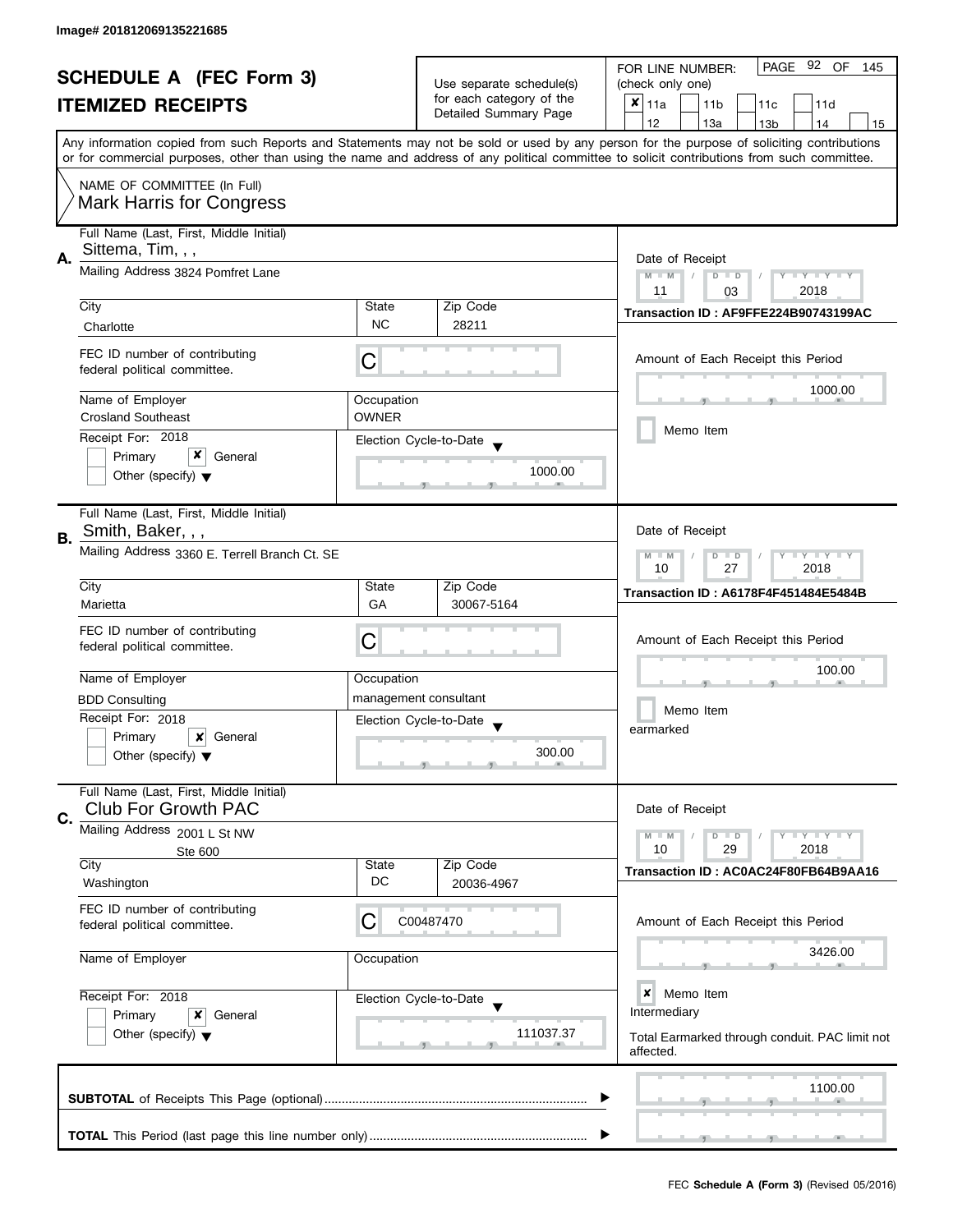Image# 201812069135221685

# SCHEDULE A (FEC Form 3)
## ITEMIZED RECEIPTS

Use separate schedule(s) for each category of the Detailed Summary Page

FOR LINE NUMBER: (check only one)

- [x] 11a
- [ ] 11b
- [ ] 11c
- [ ] 11d
- [ ] 12
- [ ] 13a
- [ ] 13b
- [ ] 14
- [ ] 15

PAGE 92 OF 145

Any information copied from such Reports and Statements may not be sold or used by any person for the purpose of soliciting contributions or for commercial purposes, other than using the name and address of any political committee to solicit contributions from such committee.

NAME OF COMMITTEE (In Full)
Mark Harris for Congress

---

**A.** Full Name (Last, First, Middle Initial): Sittema, Tim, , ,

Mailing Address: 3824 Pomfret Lane

City: Charlotte | State: NC | Zip Code: 28211

FEC ID number of contributing federal political committee: C

Name of Employer: Crosland Southeast | Occupation: OWNER

Receipt For: 2018 — [ ] Primary [x] General [ ] Other (specify)

Election Cycle-to-Date: 1000.00

Date of Receipt: 11 / 03 / 2018

Transaction ID : AF9FFE224B90743199AC

Amount of Each Receipt this Period: 1000.00

[ ] Memo Item

---

**B.** Full Name (Last, First, Middle Initial): Smith, Baker, , ,

Mailing Address: 3360 E. Terrell Branch Ct. SE

City: Marietta | State: GA | Zip Code: 30067-5164

FEC ID number of contributing federal political committee: C

Name of Employer: BDD Consulting | Occupation: management consultant

Receipt For: 2018 — [ ] Primary [x] General [ ] Other (specify)

Election Cycle-to-Date: 300.00

Date of Receipt: 10 / 27 / 2018

Transaction ID : A6178F4F451484E5484B

Amount of Each Receipt this Period: 100.00

[ ] Memo Item

earmarked

---

**C.** Full Name (Last, First, Middle Initial): Club For Growth PAC

Mailing Address: 2001 L St NW, Ste 600

City: Washington | State: DC | Zip Code: 20036-4967

FEC ID number of contributing federal political committee: C00487470

Name of Employer: | Occupation:

Receipt For: 2018 — [ ] Primary [x] General [ ] Other (specify)

Election Cycle-to-Date: 111037.37

Date of Receipt: 10 / 29 / 2018

Transaction ID : AC0AC24F80FB64B9AA16

Amount of Each Receipt this Period: 3426.00

[x] Memo Item

Intermediary

Total Earmarked through conduit. PAC limit not affected.

---

**SUBTOTAL** of Receipts This Page (optional): 1100.00

**TOTAL** This Period (last page this line number only):

FEC **Schedule A (Form 3)** (Revised 05/2016)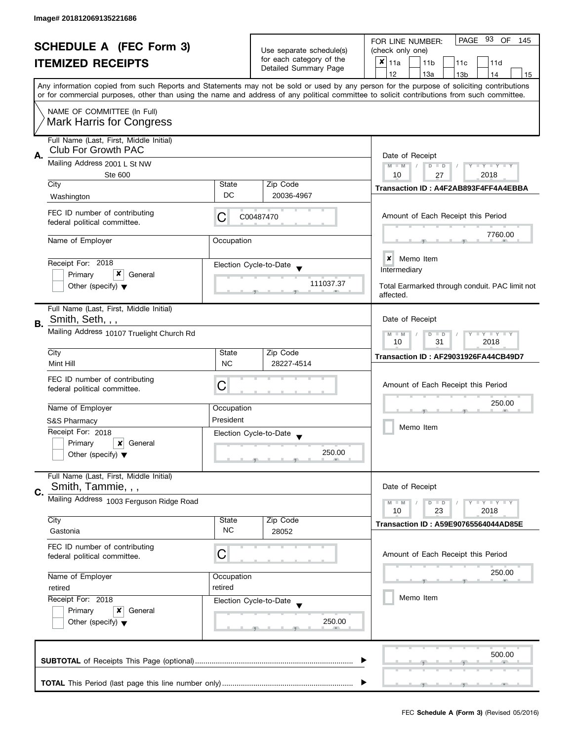Image# 201812069135221686

# SCHEDULE A (FEC Form 3)
## ITEMIZED RECEIPTS

Use separate schedule(s) for each category of the Detailed Summary Page

FOR LINE NUMBER: (check only one)

- [x] 11a
- [ ] 11b
- [ ] 11c
- [ ] 11d
- [ ] 12
- [ ] 13a
- [ ] 13b
- [ ] 14
- [ ] 15

Any information copied from such Reports and Statements may not be sold or used by any person for the purpose of soliciting contributions or for commercial purposes, other than using the name and address of any political committee to solicit contributions from such committee.

NAME OF COMMITTEE (In Full)
Mark Harris for Congress

---

**A.**

Full Name (Last, First, Middle Initial): Club For Growth PAC

Mailing Address: 2001 L St NW, Ste 600

City: Washington | State: DC | Zip Code: 20036-4967

FEC ID number of contributing federal political committee: C00487470

Name of Employer: 

Occupation: 

Receipt For: 2018 — [ ] Primary [x] General [ ] Other (specify)

Election Cycle-to-Date: 111037.37

Date of Receipt: 10 / 27 / 2018

Transaction ID : A4F2AB893F4FF4A4EBBA

Amount of Each Receipt this Period: 7760.00

[x] Memo Item

Intermediary

Total Earmarked through conduit. PAC limit not affected.

---

**B.**

Full Name (Last, First, Middle Initial): Smith, Seth, , ,

Mailing Address: 10107 Truelight Church Rd

City: Mint Hill | State: NC | Zip Code: 28227-4514

FEC ID number of contributing federal political committee: C

Name of Employer: S&S Pharmacy

Occupation: President

Receipt For: 2018 — [ ] Primary [x] General [ ] Other (specify)

Election Cycle-to-Date: 250.00

Date of Receipt: 10 / 31 / 2018

Transaction ID : AF29031926FA44CB49D7

Amount of Each Receipt this Period: 250.00

[ ] Memo Item

---

**C.**

Full Name (Last, First, Middle Initial): Smith, Tammie, , ,

Mailing Address: 1003 Ferguson Ridge Road

City: Gastonia | State: NC | Zip Code: 28052

FEC ID number of contributing federal political committee: C

Name of Employer: retired

Occupation: retired

Receipt For: 2018 — [ ] Primary [x] General [ ] Other (specify)

Election Cycle-to-Date: 250.00

Date of Receipt: 10 / 23 / 2018

Transaction ID : A59E90765564044AD85E

Amount of Each Receipt this Period: 250.00

[ ] Memo Item

---

**SUBTOTAL** of Receipts This Page (optional): 500.00

**TOTAL** This Period (last page this line number only): 

FEC **Schedule A (Form 3)** (Revised 05/2016)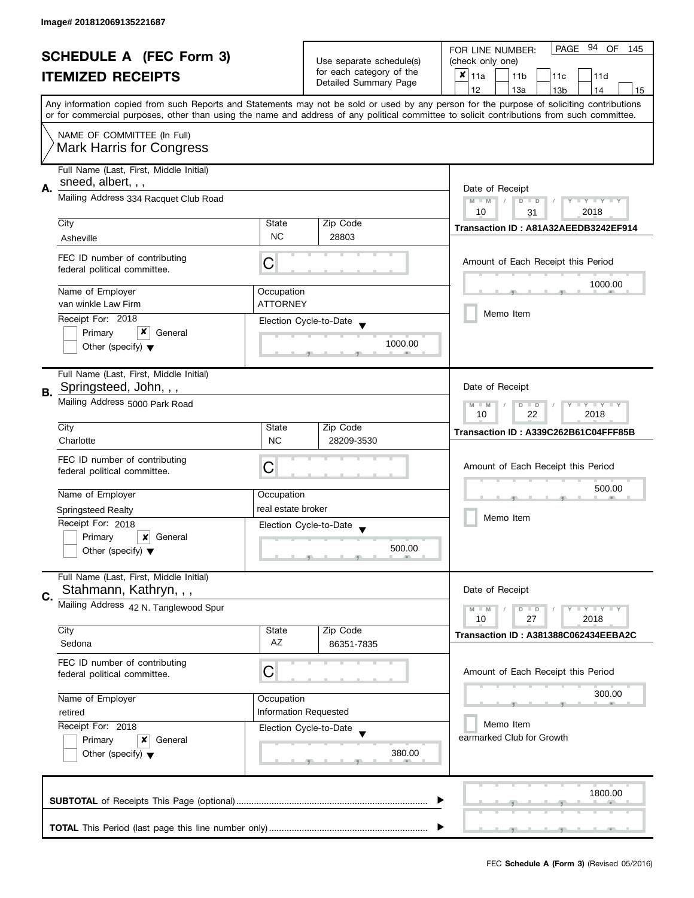Image# 201812069135221687

# SCHEDULE A (FEC Form 3)
## ITEMIZED RECEIPTS

Use separate schedule(s) for each category of the Detailed Summary Page

FOR LINE NUMBER: (check only one)
☒ 11a ☐ 11b ☐ 11c ☐ 11d ☐ 12 ☐ 13a ☐ 13b ☐ 14 ☐ 15

PAGE 94 OF 145

Any information copied from such Reports and Statements may not be sold or used by any person for the purpose of soliciting contributions or for commercial purposes, other than using the name and address of any political committee to solicit contributions from such committee.

NAME OF COMMITTEE (In Full)
Mark Harris for Congress

---

**A.** Full Name (Last, First, Middle Initial): sneed, albert, , ,
Mailing Address: 334 Racquet Club Road
City: Asheville | State: NC | Zip Code: 28803
FEC ID number of contributing federal political committee: C
Name of Employer: van winkle Law Firm
Occupation: ATTORNEY
Receipt For: 2018 ☐ Primary ☒ General ☐ Other (specify)
Election Cycle-to-Date: 1000.00
Date of Receipt: 10 / 31 / 2018
Transaction ID : A81A32AEEDB3242EF914
Amount of Each Receipt this Period: 1000.00
☐ Memo Item

---

**B.** Full Name (Last, First, Middle Initial): Springsteed, John, , ,
Mailing Address: 5000 Park Road
City: Charlotte | State: NC | Zip Code: 28209-3530
FEC ID number of contributing federal political committee: C
Name of Employer: Springsteed Realty
Occupation: real estate broker
Receipt For: 2018 ☐ Primary ☒ General ☐ Other (specify)
Election Cycle-to-Date: 500.00
Date of Receipt: 10 / 22 / 2018
Transaction ID : A339C262B61C04FFF85B
Amount of Each Receipt this Period: 500.00
☐ Memo Item

---

**C.** Full Name (Last, First, Middle Initial): Stahmann, Kathryn, , ,
Mailing Address: 42 N. Tanglewood Spur
City: Sedona | State: AZ | Zip Code: 86351-7835
FEC ID number of contributing federal political committee: C
Name of Employer: retired
Occupation: Information Requested
Receipt For: 2018 ☐ Primary ☒ General ☐ Other (specify)
Election Cycle-to-Date: 380.00
Date of Receipt: 10 / 27 / 2018
Transaction ID : A381388C062434EEBA2C
Amount of Each Receipt this Period: 300.00
☐ Memo Item
earmarked Club for Growth

---

**SUBTOTAL** of Receipts This Page (optional): 1800.00

**TOTAL** This Period (last page this line number only):

FEC **Schedule A (Form 3)** (Revised 05/2016)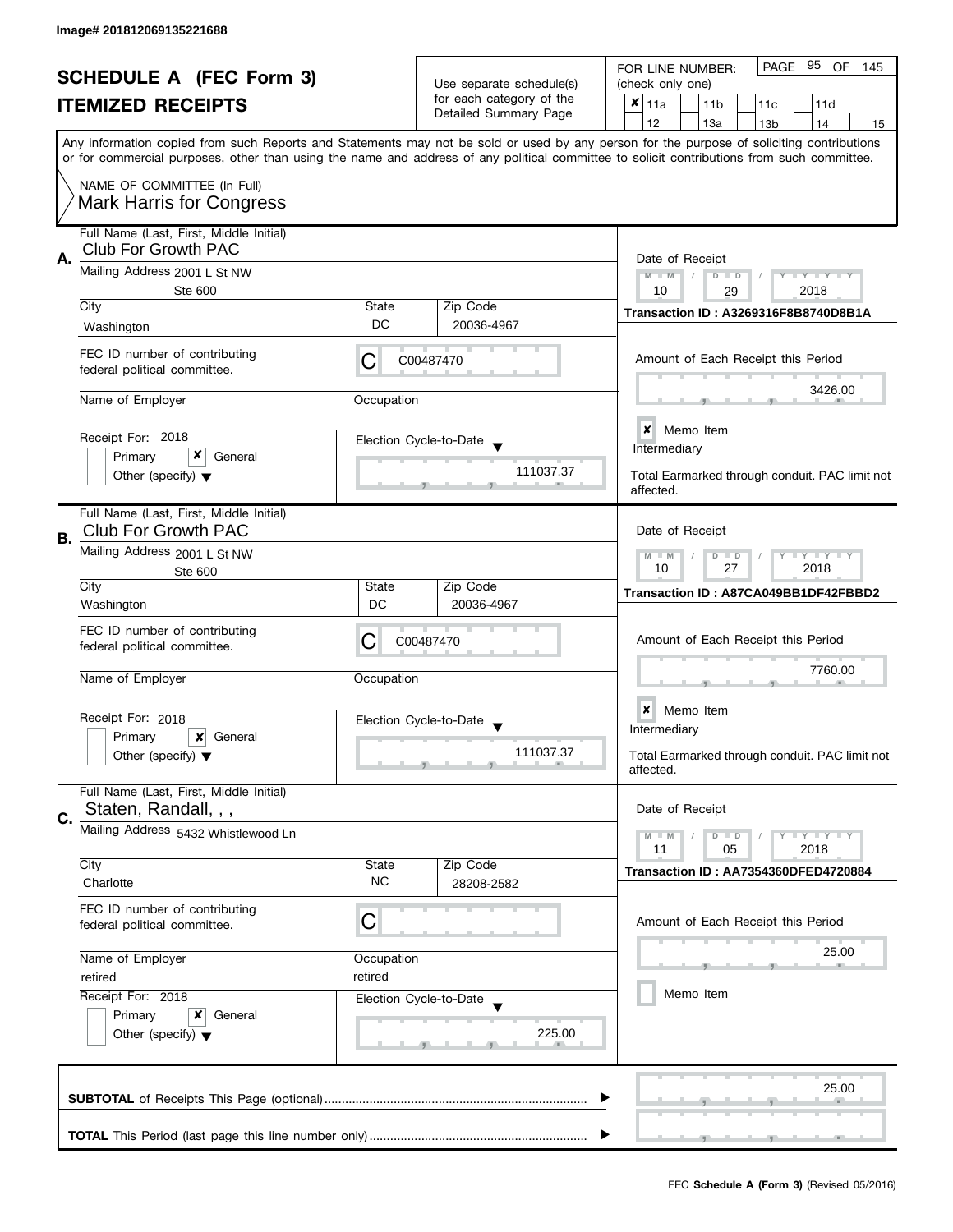Image# 201812069135221688

# SCHEDULE A (FEC Form 3)
## ITEMIZED RECEIPTS

Use separate schedule(s) for each category of the Detailed Summary Page

FOR LINE NUMBER: (check only one)

- [x] 11a
- [ ] 11b
- [ ] 11c
- [ ] 11d
- [ ] 12
- [ ] 13a
- [ ] 13b
- [ ] 14
- [ ] 15

PAGE 95 OF 145

Any information copied from such Reports and Statements may not be sold or used by any person for the purpose of soliciting contributions or for commercial purposes, other than using the name and address of any political committee to solicit contributions from such committee.

NAME OF COMMITTEE (In Full)
Mark Harris for Congress

---

**A.** Full Name (Last, First, Middle Initial): Club For Growth PAC

Mailing Address: 2001 L St NW, Ste 600

City: Washington | State: DC | Zip Code: 20036-4967

FEC ID number of contributing federal political committee: C00487470

Name of Employer: | Occupation:

Receipt For: 2018 — [ ] Primary [x] General [ ] Other (specify)

Election Cycle-to-Date: 111037.37

Date of Receipt: 10 / 29 / 2018

Transaction ID : A3269316F8B8740D8B1A

Amount of Each Receipt this Period: 3426.00

[x] Memo Item

Intermediary

Total Earmarked through conduit. PAC limit not affected.

---

**B.** Full Name (Last, First, Middle Initial): Club For Growth PAC

Mailing Address: 2001 L St NW, Ste 600

City: Washington | State: DC | Zip Code: 20036-4967

FEC ID number of contributing federal political committee: C00487470

Name of Employer: | Occupation:

Receipt For: 2018 — [ ] Primary [x] General [ ] Other (specify)

Election Cycle-to-Date: 111037.37

Date of Receipt: 10 / 27 / 2018

Transaction ID : A87CA049BB1DF42FBBD2

Amount of Each Receipt this Period: 7760.00

[x] Memo Item

Intermediary

Total Earmarked through conduit. PAC limit not affected.

---

**C.** Full Name (Last, First, Middle Initial): Staten, Randall, , ,

Mailing Address: 5432 Whistlewood Ln

City: Charlotte | State: NC | Zip Code: 28208-2582

FEC ID number of contributing federal political committee: C

Name of Employer: retired | Occupation: retired

Receipt For: 2018 — [ ] Primary [x] General [ ] Other (specify)

Election Cycle-to-Date: 225.00

Date of Receipt: 11 / 05 / 2018

Transaction ID : AA7354360DFED4720884

Amount of Each Receipt this Period: 25.00

[ ] Memo Item

---

**SUBTOTAL** of Receipts This Page (optional): 25.00

**TOTAL** This Period (last page this line number only):

FEC **Schedule A (Form 3)** (Revised 05/2016)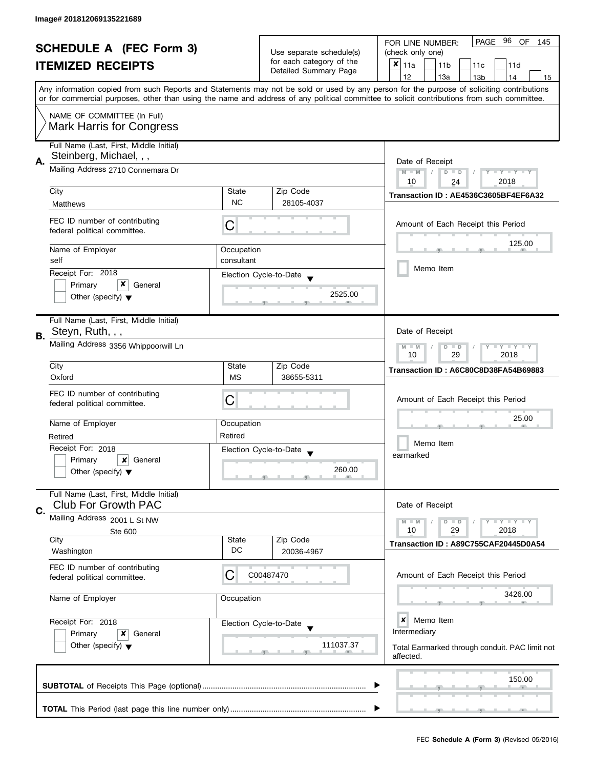Image# 201812069135221689

# SCHEDULE A (FEC Form 3)

# ITEMIZED RECEIPTS

Use separate schedule(s) for each category of the Detailed Summary Page

FOR LINE NUMBER: (check only one)

- [x] 11a
- [ ] 11b
- [ ] 11c
- [ ] 11d
- [ ] 12
- [ ] 13a
- [ ] 13b
- [ ] 14
- [ ] 15

PAGE 96 OF 145

Any information copied from such Reports and Statements may not be sold or used by any person for the purpose of soliciting contributions or for commercial purposes, other than using the name and address of any political committee to solicit contributions from such committee.

NAME OF COMMITTEE (In Full)
Mark Harris for Congress

---

## A.

Full Name (Last, First, Middle Initial): Steinberg, Michael, , ,

Mailing Address: 2710 Connemara Dr

City: Matthews | State: NC | Zip Code: 28105-4037

FEC ID number of contributing federal political committee: C

Name of Employer: self

Occupation: consultant

Receipt For: 2018

- [ ] Primary
- [x] General
- [ ] Other (specify)

Election Cycle-to-Date: 2525.00

Date of Receipt: 10 / 24 / 2018

Transaction ID : AE4536C3605BF4EF6A32

Amount of Each Receipt this Period: 125.00

- [ ] Memo Item

---

## B.

Full Name (Last, First, Middle Initial): Steyn, Ruth, , ,

Mailing Address: 3356 Whippoorwill Ln

City: Oxford | State: MS | Zip Code: 38655-5311

FEC ID number of contributing federal political committee: C

Name of Employer: Retired

Occupation: Retired

Receipt For: 2018

- [ ] Primary
- [x] General
- [ ] Other (specify)

Election Cycle-to-Date: 260.00

Date of Receipt: 10 / 29 / 2018

Transaction ID : A6C80C8D38FA54B69883

Amount of Each Receipt this Period: 25.00

- [ ] Memo Item

earmarked

---

## C.

Full Name (Last, First, Middle Initial): Club For Growth PAC

Mailing Address: 2001 L St NW
Ste 600

City: Washington | State: DC | Zip Code: 20036-4967

FEC ID number of contributing federal political committee: C00487470

Name of Employer:

Occupation:

Receipt For: 2018

- [ ] Primary
- [x] General
- [ ] Other (specify)

Election Cycle-to-Date: 111037.37

Date of Receipt: 10 / 29 / 2018

Transaction ID : A89C755CAF20445D0A54

Amount of Each Receipt this Period: 3426.00

- [x] Memo Item

Intermediary

Total Earmarked through conduit. PAC limit not affected.

---

**SUBTOTAL** of Receipts This Page (optional): 150.00

**TOTAL** This Period (last page this line number only):

FEC **Schedule A (Form 3)** (Revised 05/2016)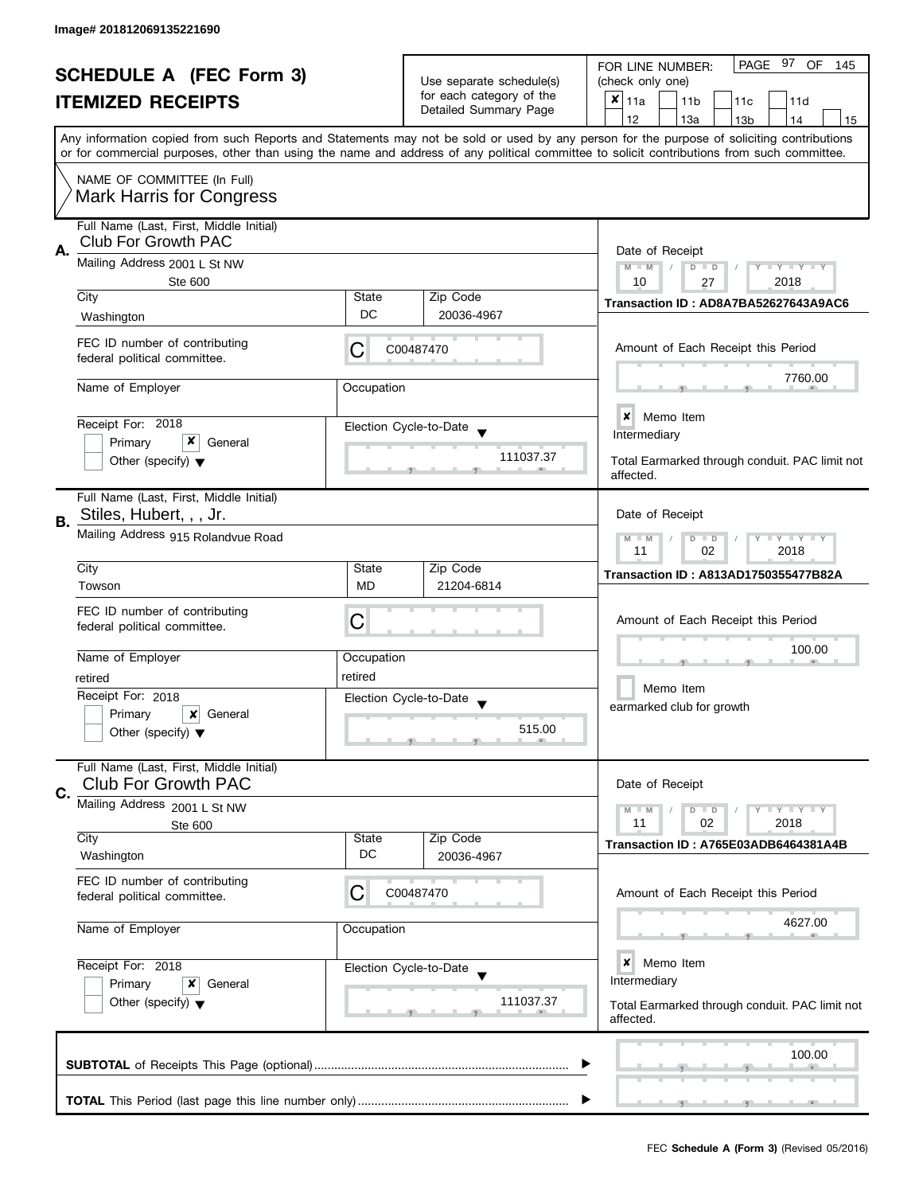Image# 201812069135221690

# SCHEDULE A (FEC Form 3)
## ITEMIZED RECEIPTS

Use separate schedule(s) for each category of the Detailed Summary Page

FOR LINE NUMBER: (check only one)

- [x] 11a
- [ ] 11b
- [ ] 11c
- [ ] 11d
- [ ] 12
- [ ] 13a
- [ ] 13b
- [ ] 14
- [ ] 15

Any information copied from such Reports and Statements may not be sold or used by any person for the purpose of soliciting contributions or for commercial purposes, other than using the name and address of any political committee to solicit contributions from such committee.

NAME OF COMMITTEE (In Full)
Mark Harris for Congress

---

**A.**

Full Name (Last, First, Middle Initial): Club For Growth PAC

Mailing Address: 2001 L St NW, Ste 600

City: Washington | State: DC | Zip Code: 20036-4967

FEC ID number of contributing federal political committee: C C00487470

Name of Employer: | Occupation:

Receipt For: 2018 — [ ] Primary [x] General [ ] Other (specify)

Election Cycle-to-Date: 111037.37

Date of Receipt: 10 / 27 / 2018

Transaction ID : AD8A7BA52627643A9AC6

Amount of Each Receipt this Period: 7760.00

[x] Memo Item

Intermediary

Total Earmarked through conduit. PAC limit not affected.

---

**B.**

Full Name (Last, First, Middle Initial): Stiles, Hubert, , , Jr.

Mailing Address: 915 Rolandvue Road

City: Towson | State: MD | Zip Code: 21204-6814

FEC ID number of contributing federal political committee: C

Name of Employer: retired | Occupation: retired

Receipt For: 2018 — [ ] Primary [x] General [ ] Other (specify)

Election Cycle-to-Date: 515.00

Date of Receipt: 11 / 02 / 2018

Transaction ID : A813AD1750355477B82A

Amount of Each Receipt this Period: 100.00

[ ] Memo Item

earmarked club for growth

---

**C.**

Full Name (Last, First, Middle Initial): Club For Growth PAC

Mailing Address: 2001 L St NW, Ste 600

City: Washington | State: DC | Zip Code: 20036-4967

FEC ID number of contributing federal political committee: C C00487470

Name of Employer: | Occupation:

Receipt For: 2018 — [ ] Primary [x] General [ ] Other (specify)

Election Cycle-to-Date: 111037.37

Date of Receipt: 11 / 02 / 2018

Transaction ID : A765E03ADB6464381A4B

Amount of Each Receipt this Period: 4627.00

[x] Memo Item

Intermediary

Total Earmarked through conduit. PAC limit not affected.

---

**SUBTOTAL** of Receipts This Page (optional): 100.00

**TOTAL** This Period (last page this line number only):

FEC **Schedule A (Form 3)** (Revised 05/2016)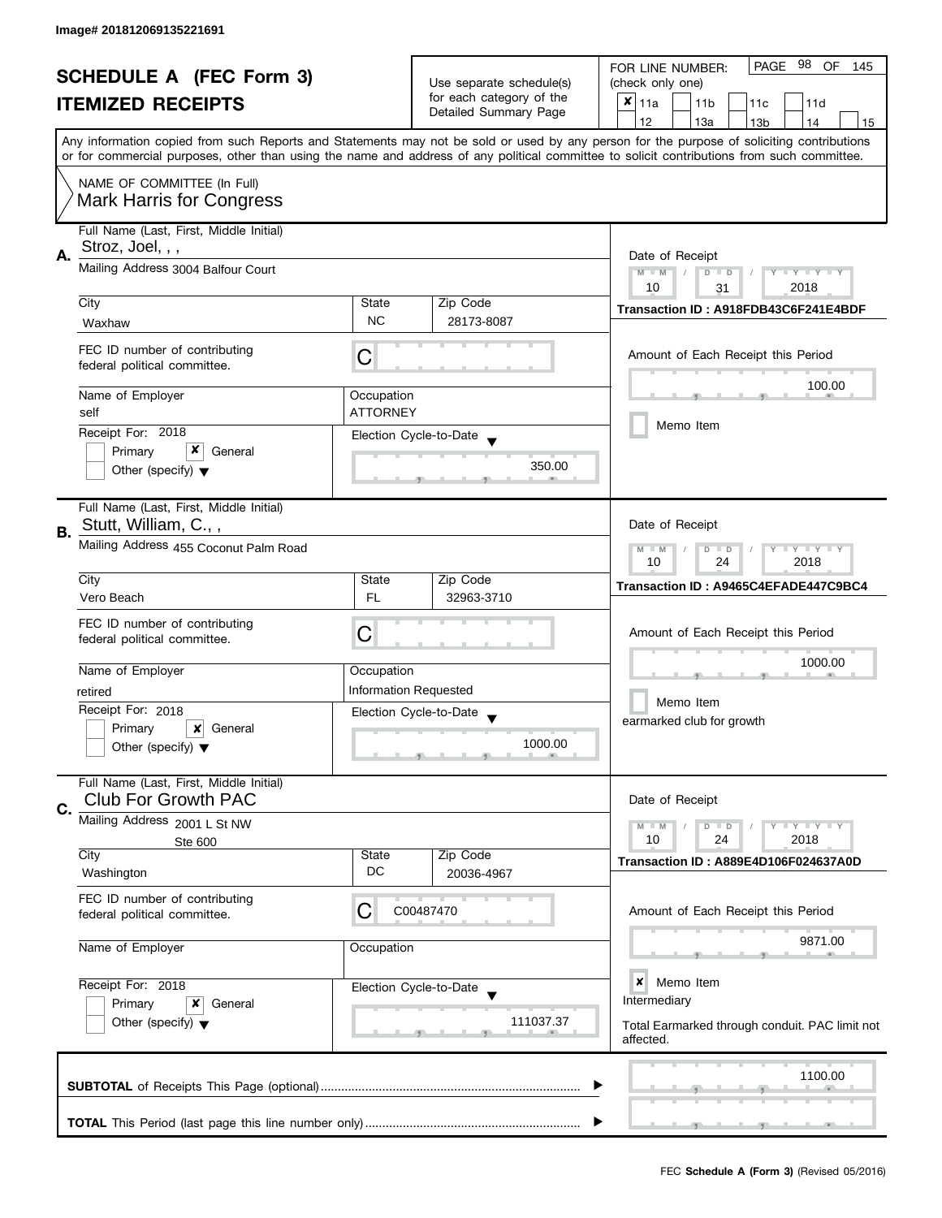Image# 201812069135221691

# SCHEDULE A (FEC Form 3)
## ITEMIZED RECEIPTS

Use separate schedule(s) for each category of the Detailed Summary Page

FOR LINE NUMBER: (check only one)

- [x] 11a
- [ ] 11b
- [ ] 11c
- [ ] 11d
- [ ] 12
- [ ] 13a
- [ ] 13b
- [ ] 14
- [ ] 15

Any information copied from such Reports and Statements may not be sold or used by any person for the purpose of soliciting contributions or for commercial purposes, other than using the name and address of any political committee to solicit contributions from such committee.

NAME OF COMMITTEE (In Full)
Mark Harris for Congress

---

**A.** Full Name (Last, First, Middle Initial): Stroz, Joel, , ,

Mailing Address: 3004 Balfour Court

City: Waxhaw | State: NC | Zip Code: 28173-8087

FEC ID number of contributing federal political committee: C

Name of Employer: self

Occupation: ATTORNEY

Receipt For: 2018 — Primary [ ] General [x] Other (specify)

Election Cycle-to-Date: 350.00

Date of Receipt: 10 / 31 / 2018

Transaction ID : A918FDB43C6F241E4BDF

Amount of Each Receipt this Period: 100.00

Memo Item [ ]

---

**B.** Full Name (Last, First, Middle Initial): Stutt, William, C., ,

Mailing Address: 455 Coconut Palm Road

City: Vero Beach | State: FL | Zip Code: 32963-3710

FEC ID number of contributing federal political committee: C

Name of Employer: retired

Occupation: Information Requested

Receipt For: 2018 — Primary [ ] General [x] Other (specify)

Election Cycle-to-Date: 1000.00

Date of Receipt: 10 / 24 / 2018

Transaction ID : A9465C4EFADE447C9BC4

Amount of Each Receipt this Period: 1000.00

Memo Item [ ]
earmarked club for growth

---

**C.** Full Name (Last, First, Middle Initial): Club For Growth PAC

Mailing Address: 2001 L St NW, Ste 600

City: Washington | State: DC | Zip Code: 20036-4967

FEC ID number of contributing federal political committee: C00487470

Name of Employer:

Occupation:

Receipt For: 2018 — Primary [ ] General [x] Other (specify)

Election Cycle-to-Date: 111037.37

Date of Receipt: 10 / 24 / 2018

Transaction ID : A889E4D106F024637A0D

Amount of Each Receipt this Period: 9871.00

Memo Item [x]
Intermediary

Total Earmarked through conduit. PAC limit not affected.

---

**SUBTOTAL** of Receipts This Page (optional): 1100.00

**TOTAL** This Period (last page this line number only):

FEC **Schedule A (Form 3)** (Revised 05/2016)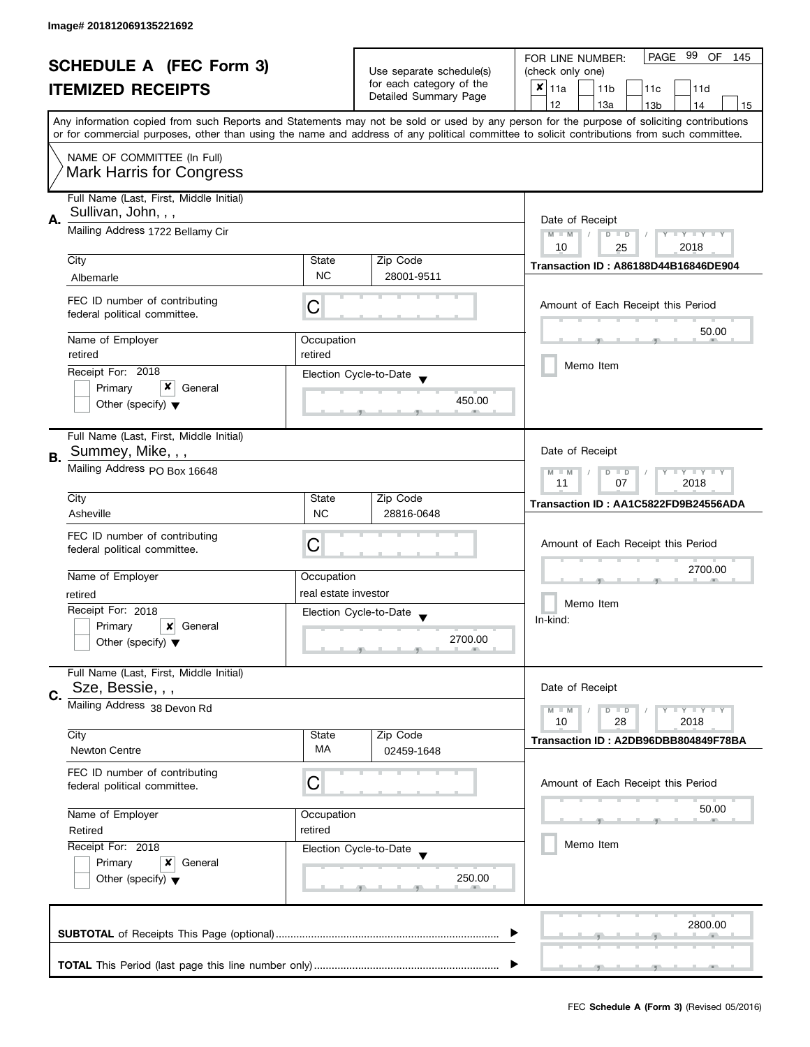Image# 201812069135221692

# SCHEDULE A (FEC Form 3)
## ITEMIZED RECEIPTS

Use separate schedule(s) for each category of the Detailed Summary Page

FOR LINE NUMBER: (check only one)

- [x] 11a
- [ ] 11b
- [ ] 11c
- [ ] 11d
- [ ] 12
- [ ] 13a
- [ ] 13b
- [ ] 14
- [ ] 15

PAGE 99 OF 145

Any information copied from such Reports and Statements may not be sold or used by any person for the purpose of soliciting contributions or for commercial purposes, other than using the name and address of any political committee to solicit contributions from such committee.

NAME OF COMMITTEE (In Full)
Mark Harris for Congress

---

**A.**

Full Name (Last, First, Middle Initial): Sullivan, John, , ,

Mailing Address: 1722 Bellamy Cir

| City | State | Zip Code |
|---|---|---|
| Albemarle | NC | 28001-9511 |

FEC ID number of contributing federal political committee: C

| Name of Employer | Occupation |
|---|---|
| retired | retired |

Receipt For: 2018
- [ ] Primary
- [x] General
- [ ] Other (specify)

Election Cycle-to-Date: 450.00

Date of Receipt: 10 / 25 / 2018

Transaction ID : A86188D44B16846DE904

Amount of Each Receipt this Period: 50.00

- [ ] Memo Item

---

**B.**

Full Name (Last, First, Middle Initial): Summey, Mike, , ,

Mailing Address: PO Box 16648

| City | State | Zip Code |
|---|---|---|
| Asheville | NC | 28816-0648 |

FEC ID number of contributing federal political committee: C

| Name of Employer | Occupation |
|---|---|
| retired | real estate investor |

Receipt For: 2018
- [ ] Primary
- [x] General
- [ ] Other (specify)

Election Cycle-to-Date: 2700.00

Date of Receipt: 11 / 07 / 2018

Transaction ID : AA1C5822FD9B24556ADA

Amount of Each Receipt this Period: 2700.00

- [ ] Memo Item

In-kind:

---

**C.**

Full Name (Last, First, Middle Initial): Sze, Bessie, , ,

Mailing Address: 38 Devon Rd

| City | State | Zip Code |
|---|---|---|
| Newton Centre | MA | 02459-1648 |

FEC ID number of contributing federal political committee: C

| Name of Employer | Occupation |
|---|---|
| Retired | retired |

Receipt For: 2018
- [ ] Primary
- [x] General
- [ ] Other (specify)

Election Cycle-to-Date: 250.00

Date of Receipt: 10 / 28 / 2018

Transaction ID : A2DB96DBB804849F78BA

Amount of Each Receipt this Period: 50.00

- [ ] Memo Item

---

**SUBTOTAL** of Receipts This Page (optional): 2800.00

**TOTAL** This Period (last page this line number only):

FEC **Schedule A (Form 3)** (Revised 05/2016)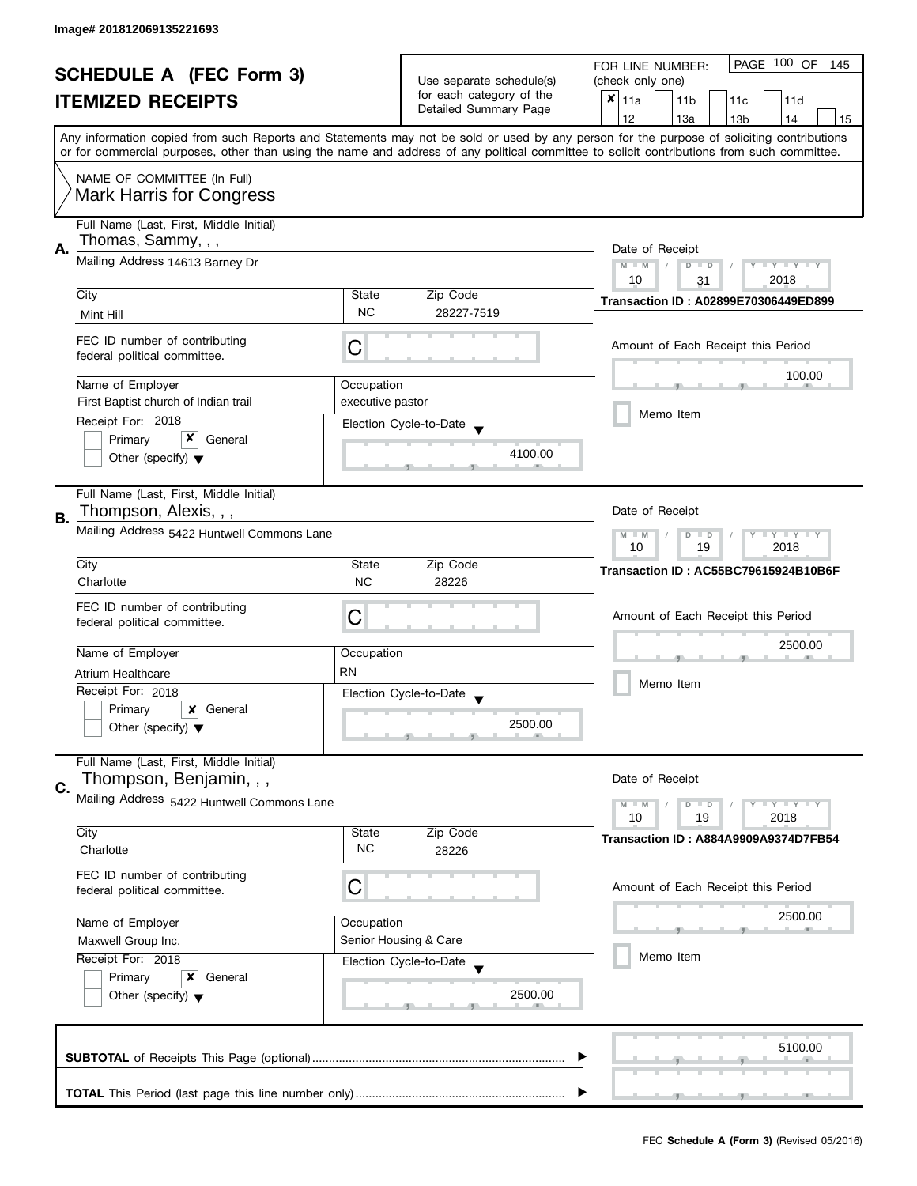Image# 201812069135221693

# SCHEDULE A (FEC Form 3)

## ITEMIZED RECEIPTS

Use separate schedule(s) for each category of the Detailed Summary Page

FOR LINE NUMBER: (check only one)

- [x] 11a
- [ ] 11b
- [ ] 11c
- [ ] 11d
- [ ] 12
- [ ] 13a
- [ ] 13b
- [ ] 14
- [ ] 15

Any information copied from such Reports and Statements may not be sold or used by any person for the purpose of soliciting contributions or for commercial purposes, other than using the name and address of any political committee to solicit contributions from such committee.

NAME OF COMMITTEE (In Full)
Mark Harris for Congress

---

**A.**

Full Name (Last, First, Middle Initial): Thomas, Sammy, , ,

Mailing Address: 14613 Barney Dr

City: Mint Hill | State: NC | Zip Code: 28227-7519

FEC ID number of contributing federal political committee: C

Name of Employer: First Baptist church of Indian trail

Occupation: executive pastor

Receipt For: 2018 — [ ] Primary [x] General [ ] Other (specify)

Election Cycle-to-Date: 4100.00

Date of Receipt: 10 / 31 / 2018

Transaction ID : A02899E70306449ED899

Amount of Each Receipt this Period: 100.00

[ ] Memo Item

---

**B.**

Full Name (Last, First, Middle Initial): Thompson, Alexis, , ,

Mailing Address: 5422 Huntwell Commons Lane

City: Charlotte | State: NC | Zip Code: 28226

FEC ID number of contributing federal political committee: C

Name of Employer: Atrium Healthcare

Occupation: RN

Receipt For: 2018 — [ ] Primary [x] General [ ] Other (specify)

Election Cycle-to-Date: 2500.00

Date of Receipt: 10 / 19 / 2018

Transaction ID : AC55BC79615924B10B6F

Amount of Each Receipt this Period: 2500.00

[ ] Memo Item

---

**C.**

Full Name (Last, First, Middle Initial): Thompson, Benjamin, , ,

Mailing Address: 5422 Huntwell Commons Lane

City: Charlotte | State: NC | Zip Code: 28226

FEC ID number of contributing federal political committee: C

Name of Employer: Maxwell Group Inc.

Occupation: Senior Housing & Care

Receipt For: 2018 — [ ] Primary [x] General [ ] Other (specify)

Election Cycle-to-Date: 2500.00

Date of Receipt: 10 / 19 / 2018

Transaction ID : A884A9909A9374D7FB54

Amount of Each Receipt this Period: 2500.00

[ ] Memo Item

---

**SUBTOTAL** of Receipts This Page (optional): 5100.00

**TOTAL** This Period (last page this line number only):

FEC **Schedule A (Form 3)** (Revised 05/2016)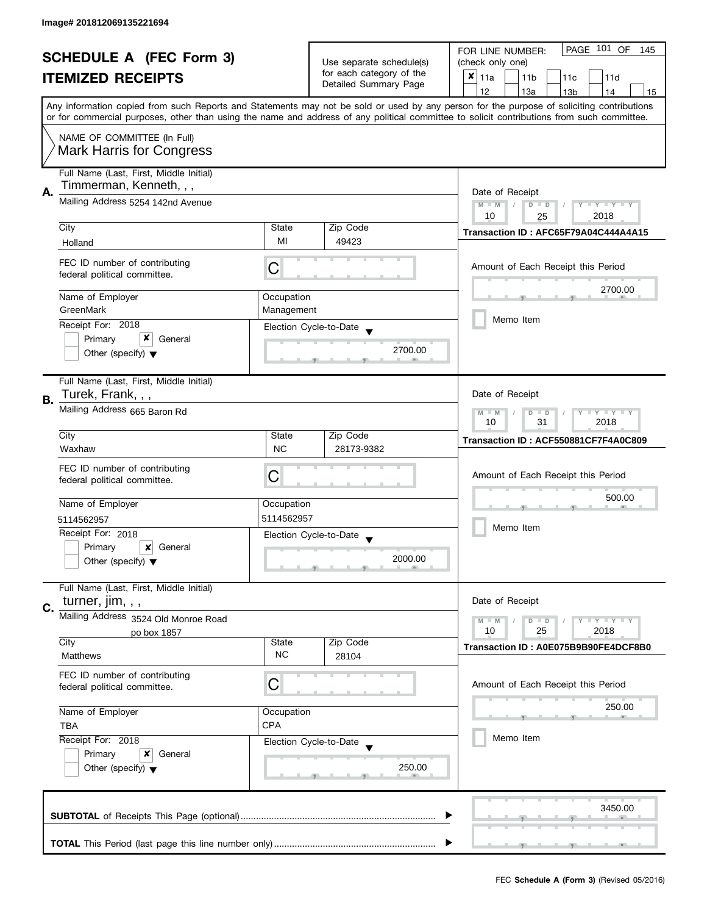Image# 201812069135221694

# SCHEDULE A (FEC Form 3)
# ITEMIZED RECEIPTS

Use separate schedule(s) for each category of the Detailed Summary Page

FOR LINE NUMBER: (check only one)
- [x] 11a
- [ ] 11b
- [ ] 11c
- [ ] 11d
- [ ] 12
- [ ] 13a
- [ ] 13b
- [ ] 14
- [ ] 15

PAGE 101 OF 145

Any information copied from such Reports and Statements may not be sold or used by any person for the purpose of soliciting contributions or for commercial purposes, other than using the name and address of any political committee to solicit contributions from such committee.

NAME OF COMMITTEE (In Full)
Mark Harris for Congress

---

**A.**
Full Name (Last, First, Middle Initial): Timmerman, Kenneth, , ,
Mailing Address: 5254 142nd Avenue
City: Holland | State: MI | Zip Code: 49423
FEC ID number of contributing federal political committee: C
Name of Employer: GreenMark
Occupation: Management
Receipt For: 2018 — [ ] Primary [x] General [ ] Other (specify)
Election Cycle-to-Date: 2700.00
Date of Receipt: 10 / 25 / 2018
Transaction ID : AFC65F79A04C444A4A15
Amount of Each Receipt this Period: 2700.00
Memo Item

---

**B.**
Full Name (Last, First, Middle Initial): Turek, Frank, , ,
Mailing Address: 665 Baron Rd
City: Waxhaw | State: NC | Zip Code: 28173-9382
FEC ID number of contributing federal political committee: C
Name of Employer: 5114562957
Occupation: 5114562957
Receipt For: 2018 — [ ] Primary [x] General [ ] Other (specify)
Election Cycle-to-Date: 2000.00
Date of Receipt: 10 / 31 / 2018
Transaction ID : ACF550881CF7F4A0C809
Amount of Each Receipt this Period: 500.00
Memo Item

---

**C.**
Full Name (Last, First, Middle Initial): turner, jim, , ,
Mailing Address: 3524 Old Monroe Road, po box 1857
City: Matthews | State: NC | Zip Code: 28104
FEC ID number of contributing federal political committee: C
Name of Employer: TBA
Occupation: CPA
Receipt For: 2018 — [ ] Primary [x] General [ ] Other (specify)
Election Cycle-to-Date: 250.00
Date of Receipt: 10 / 25 / 2018
Transaction ID : A0E075B9B90FE4DCF8B0
Amount of Each Receipt this Period: 250.00
Memo Item

---

**SUBTOTAL** of Receipts This Page (optional): 3450.00

**TOTAL** This Period (last page this line number only):

FEC **Schedule A (Form 3)** (Revised 05/2016)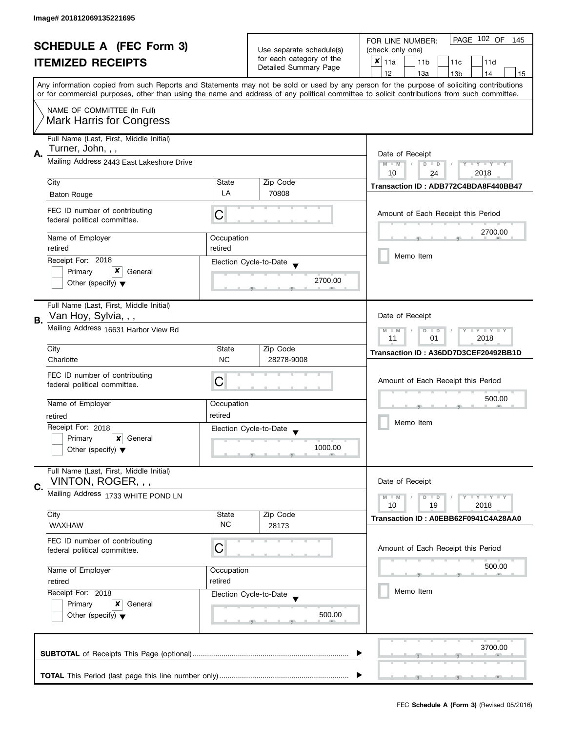Image# 201812069135221695

# SCHEDULE A (FEC Form 3)
## ITEMIZED RECEIPTS

Use separate schedule(s) for each category of the Detailed Summary Page

FOR LINE NUMBER: (check only one)

- [x] 11a
- [ ] 11b
- [ ] 11c
- [ ] 11d
- [ ] 12
- [ ] 13a
- [ ] 13b
- [ ] 14
- [ ] 15

Any information copied from such Reports and Statements may not be sold or used by any person for the purpose of soliciting contributions or for commercial purposes, other than using the name and address of any political committee to solicit contributions from such committee.

NAME OF COMMITTEE (In Full)
Mark Harris for Congress

---

**A.** Full Name (Last, First, Middle Initial): Turner, John, , ,

Mailing Address: 2443 East Lakeshore Drive

City: Baton Rouge | State: LA | Zip Code: 70808

FEC ID number of contributing federal political committee: C

Name of Employer: retired | Occupation: retired

Receipt For: 2018 — [ ] Primary [x] General [ ] Other (specify)

Election Cycle-to-Date: 2700.00

Date of Receipt: 10/24/2018

Transaction ID : ADB772C4BDA8F440BB47

Amount of Each Receipt this Period: 2700.00

[ ] Memo Item

---

**B.** Full Name (Last, First, Middle Initial): Van Hoy, Sylvia, , ,

Mailing Address: 16631 Harbor View Rd

City: Charlotte | State: NC | Zip Code: 28278-9008

FEC ID number of contributing federal political committee: C

Name of Employer: retired | Occupation: retired

Receipt For: 2018 — [ ] Primary [x] General [ ] Other (specify)

Election Cycle-to-Date: 1000.00

Date of Receipt: 11/01/2018

Transaction ID : A36DD7D3CEF20492BB1D

Amount of Each Receipt this Period: 500.00

[ ] Memo Item

---

**C.** Full Name (Last, First, Middle Initial): VINTON, ROGER, , ,

Mailing Address: 1733 WHITE POND LN

City: WAXHAW | State: NC | Zip Code: 28173

FEC ID number of contributing federal political committee: C

Name of Employer: retired | Occupation: retired

Receipt For: 2018 — [ ] Primary [x] General [ ] Other (specify)

Election Cycle-to-Date: 500.00

Date of Receipt: 10/19/2018

Transaction ID : A0EBB62F0941C4A28AA0

Amount of Each Receipt this Period: 500.00

[ ] Memo Item

---

**SUBTOTAL** of Receipts This Page (optional): 3700.00

**TOTAL** This Period (last page this line number only):

FEC **Schedule A (Form 3)** (Revised 05/2016)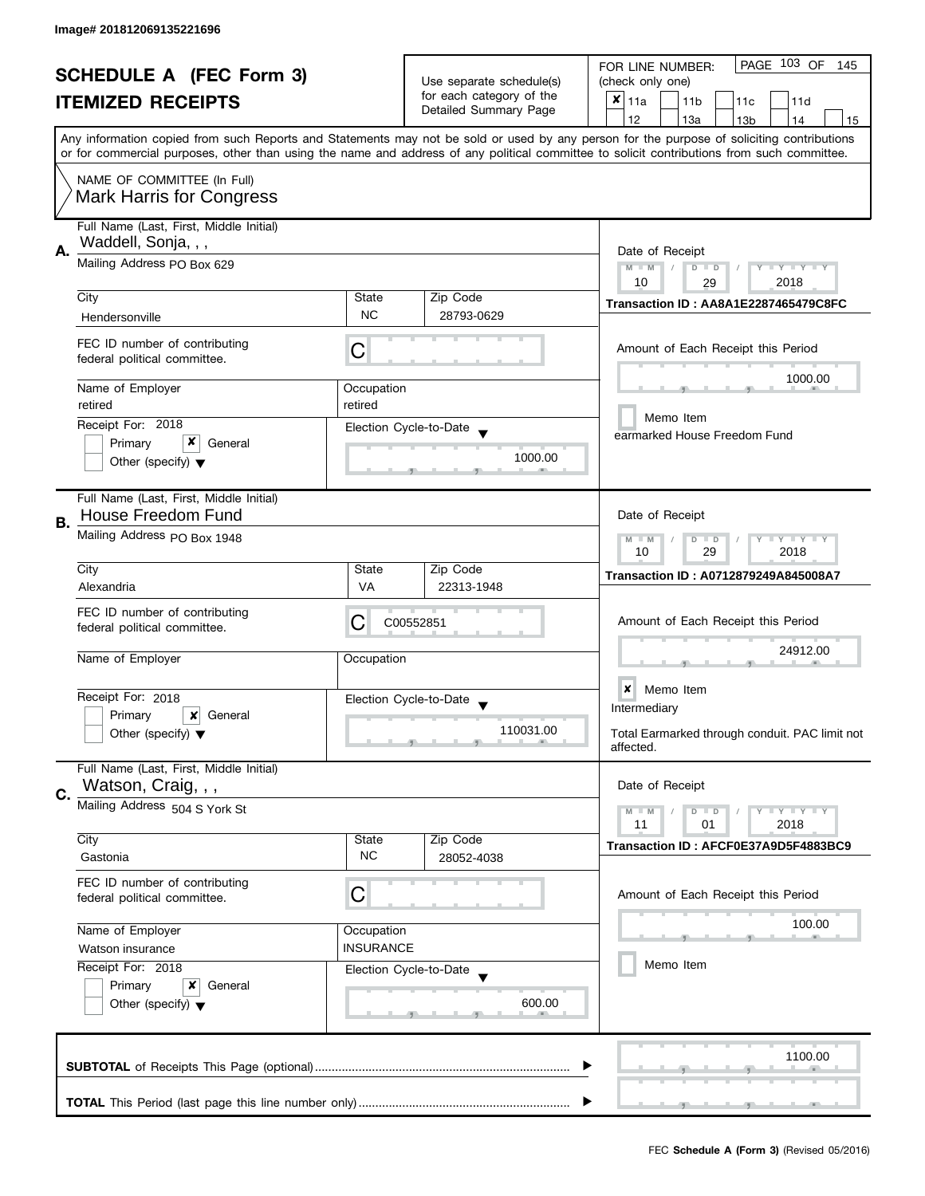Image# 201812069135221696

# SCHEDULE A (FEC Form 3)
## ITEMIZED RECEIPTS

Use separate schedule(s) for each category of the Detailed Summary Page

FOR LINE NUMBER: (check only one)

- [x] 11a
- [ ] 11b
- [ ] 11c
- [ ] 11d
- [ ] 12
- [ ] 13a
- [ ] 13b
- [ ] 14
- [ ] 15

Any information copied from such Reports and Statements may not be sold or used by any person for the purpose of soliciting contributions or for commercial purposes, other than using the name and address of any political committee to solicit contributions from such committee.

NAME OF COMMITTEE (In Full)
Mark Harris for Congress

---

**A.**

Full Name (Last, First, Middle Initial): Waddell, Sonja, , ,

Mailing Address: PO Box 629

City: Hendersonville | State: NC | Zip Code: 28793-0629

FEC ID number of contributing federal political committee: C

Name of Employer: retired | Occupation: retired

Receipt For: 2018
- [ ] Primary
- [x] General
- [ ] Other (specify)

Election Cycle-to-Date: 1000.00

Date of Receipt: 10 / 29 / 2018

Transaction ID : AA8A1E2287465479C8FC

Amount of Each Receipt this Period: 1000.00

- [ ] Memo Item

earmarked House Freedom Fund

---

**B.**

Full Name (Last, First, Middle Initial): House Freedom Fund

Mailing Address: PO Box 1948

City: Alexandria | State: VA | Zip Code: 22313-1948

FEC ID number of contributing federal political committee: C C00552851

Name of Employer: | Occupation:

Receipt For: 2018
- [ ] Primary
- [x] General
- [ ] Other (specify)

Election Cycle-to-Date: 110031.00

Date of Receipt: 10 / 29 / 2018

Transaction ID : A0712879249A845008A7

Amount of Each Receipt this Period: 24912.00

- [x] Memo Item

Intermediary

Total Earmarked through conduit. PAC limit not affected.

---

**C.**

Full Name (Last, First, Middle Initial): Watson, Craig, , ,

Mailing Address: 504 S York St

City: Gastonia | State: NC | Zip Code: 28052-4038

FEC ID number of contributing federal political committee: C

Name of Employer: Watson insurance | Occupation: INSURANCE

Receipt For: 2018
- [ ] Primary
- [x] General
- [ ] Other (specify)

Election Cycle-to-Date: 600.00

Date of Receipt: 11 / 01 / 2018

Transaction ID : AFCF0E37A9D5F4883BC9

Amount of Each Receipt this Period: 100.00

- [ ] Memo Item

---

**SUBTOTAL** of Receipts This Page (optional): 1100.00

**TOTAL** This Period (last page this line number only):

FEC **Schedule A (Form 3)** (Revised 05/2016)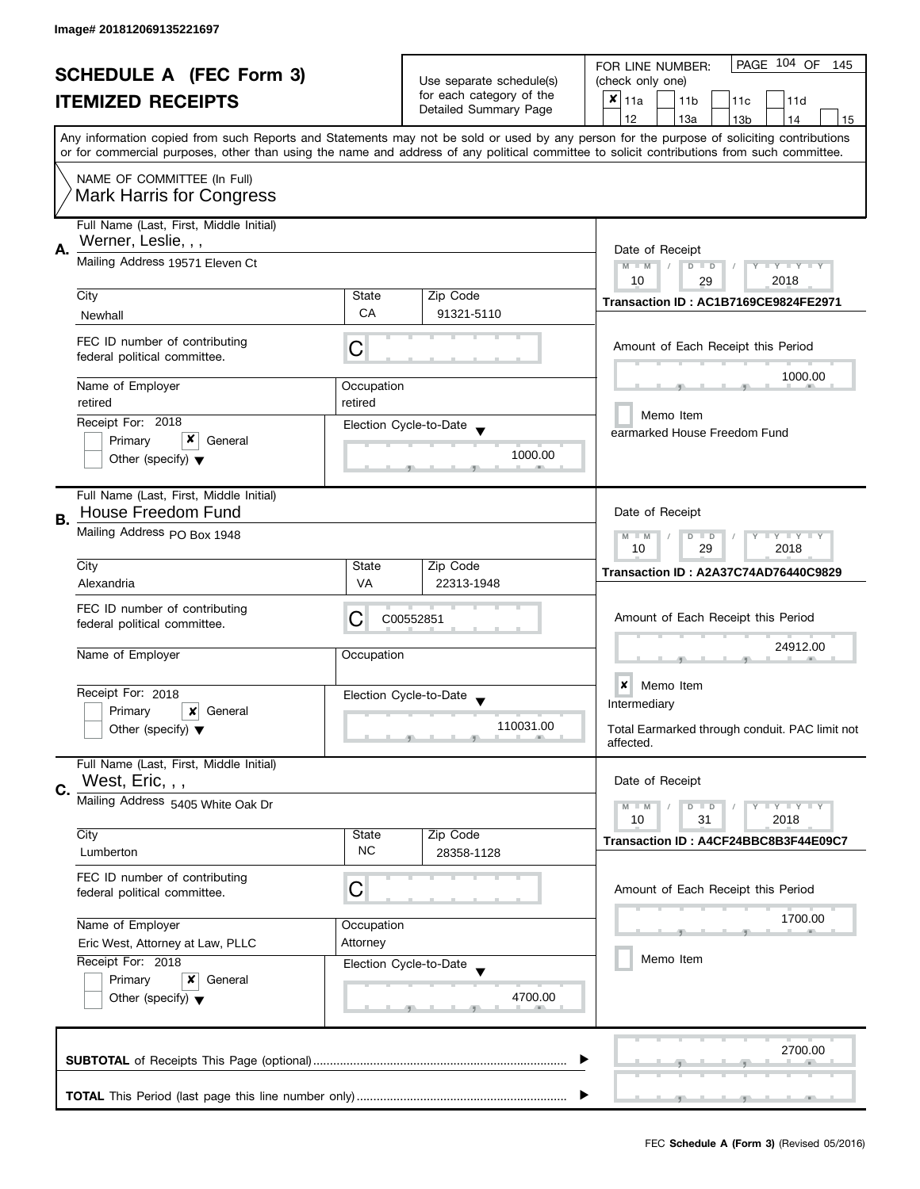Image# 201812069135221697

# SCHEDULE A (FEC Form 3)
## ITEMIZED RECEIPTS

Use separate schedule(s) for each category of the Detailed Summary Page

FOR LINE NUMBER: (check only one)

- [x] 11a
- [ ] 11b
- [ ] 11c
- [ ] 11d
- [ ] 12
- [ ] 13a
- [ ] 13b
- [ ] 14
- [ ] 15

Any information copied from such Reports and Statements may not be sold or used by any person for the purpose of soliciting contributions or for commercial purposes, other than using the name and address of any political committee to solicit contributions from such committee.

NAME OF COMMITTEE (In Full)
Mark Harris for Congress

---

**A.** Full Name (Last, First, Middle Initial): Werner, Leslie, , ,

Mailing Address: 19571 Eleven Ct

City: Newhall | State: CA | Zip Code: 91321-5110

FEC ID number of contributing federal political committee: C

Name of Employer: retired | Occupation: retired

Receipt For: 2018 — [ ] Primary [x] General [ ] Other (specify)

Election Cycle-to-Date: 1000.00

Date of Receipt: 10 / 29 / 2018

Transaction ID : AC1B7169CE9824FE2971

Amount of Each Receipt this Period: 1000.00

[ ] Memo Item

earmarked House Freedom Fund

---

**B.** Full Name (Last, First, Middle Initial): House Freedom Fund

Mailing Address: PO Box 1948

City: Alexandria | State: VA | Zip Code: 22313-1948

FEC ID number of contributing federal political committee: C C00552851

Name of Employer: | Occupation:

Receipt For: 2018 — [ ] Primary [x] General [ ] Other (specify)

Election Cycle-to-Date: 110031.00

Date of Receipt: 10 / 29 / 2018

Transaction ID : A2A37C74AD76440C9829

Amount of Each Receipt this Period: 24912.00

[x] Memo Item

Intermediary

Total Earmarked through conduit. PAC limit not affected.

---

**C.** Full Name (Last, First, Middle Initial): West, Eric, , ,

Mailing Address: 5405 White Oak Dr

City: Lumberton | State: NC | Zip Code: 28358-1128

FEC ID number of contributing federal political committee: C

Name of Employer: Eric West, Attorney at Law, PLLC | Occupation: Attorney

Receipt For: 2018 — [ ] Primary [x] General [ ] Other (specify)

Election Cycle-to-Date: 4700.00

Date of Receipt: 10 / 31 / 2018

Transaction ID : A4CF24BBC8B3F44E09C7

Amount of Each Receipt this Period: 1700.00

[ ] Memo Item

---

**SUBTOTAL** of Receipts This Page (optional): 2700.00

**TOTAL** This Period (last page this line number only):

FEC **Schedule A (Form 3)** (Revised 05/2016)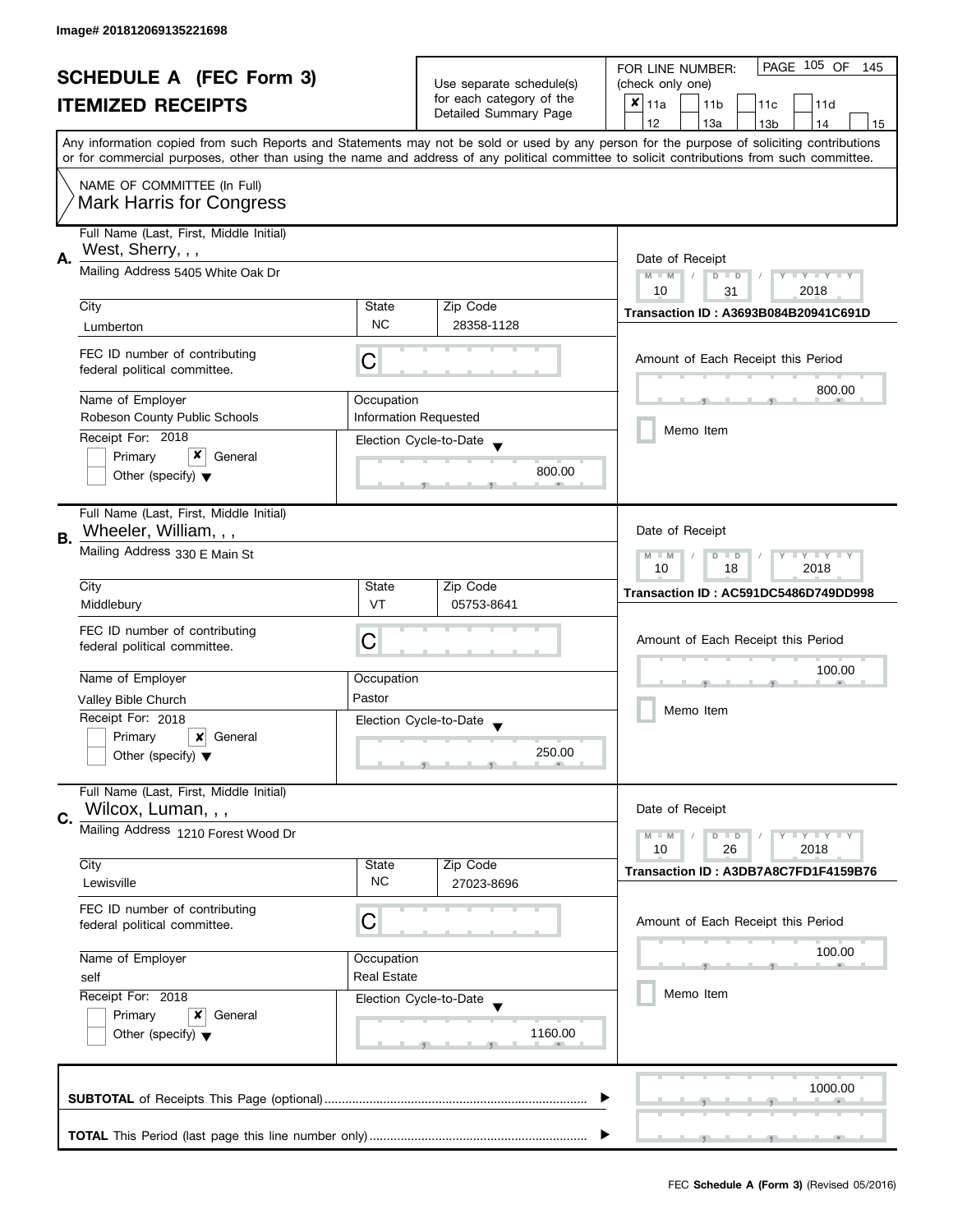Image# 201812069135221698

# SCHEDULE A (FEC Form 3)
## ITEMIZED RECEIPTS

Use separate schedule(s) for each category of the Detailed Summary Page

FOR LINE NUMBER: (check only one)
- [x] 11a
- [ ] 11b
- [ ] 11c
- [ ] 11d
- [ ] 12
- [ ] 13a
- [ ] 13b
- [ ] 14
- [ ] 15

PAGE 105 OF 145

Any information copied from such Reports and Statements may not be sold or used by any person for the purpose of soliciting contributions or for commercial purposes, other than using the name and address of any political committee to solicit contributions from such committee.

NAME OF COMMITTEE (In Full)
Mark Harris for Congress

---

**A.** Full Name (Last, First, Middle Initial): West, Sherry, , ,

Mailing Address: 5405 White Oak Dr

City: Lumberton | State: NC | Zip Code: 28358-1128

FEC ID number of contributing federal political committee: C

Name of Employer: Robeson County Public Schools

Occupation: Information Requested

Receipt For: 2018 — [ ] Primary [x] General [ ] Other (specify)

Election Cycle-to-Date: 800.00

Date of Receipt: 10 / 31 / 2018

Transaction ID : A3693B084B20941C691D

Amount of Each Receipt this Period: 800.00

[ ] Memo Item

---

**B.** Full Name (Last, First, Middle Initial): Wheeler, William, , ,

Mailing Address: 330 E Main St

City: Middlebury | State: VT | Zip Code: 05753-8641

FEC ID number of contributing federal political committee: C

Name of Employer: Valley Bible Church

Occupation: Pastor

Receipt For: 2018 — [ ] Primary [x] General [ ] Other (specify)

Election Cycle-to-Date: 250.00

Date of Receipt: 10 / 18 / 2018

Transaction ID : AC591DC5486D749DD998

Amount of Each Receipt this Period: 100.00

[ ] Memo Item

---

**C.** Full Name (Last, First, Middle Initial): Wilcox, Luman, , ,

Mailing Address: 1210 Forest Wood Dr

City: Lewisville | State: NC | Zip Code: 27023-8696

FEC ID number of contributing federal political committee: C

Name of Employer: self

Occupation: Real Estate

Receipt For: 2018 — [ ] Primary [x] General [ ] Other (specify)

Election Cycle-to-Date: 1160.00

Date of Receipt: 10 / 26 / 2018

Transaction ID : A3DB7A8C7FD1F4159B76

Amount of Each Receipt this Period: 100.00

[ ] Memo Item

---

**SUBTOTAL** of Receipts This Page (optional): 1000.00

**TOTAL** This Period (last page this line number only):

FEC **Schedule A (Form 3)** (Revised 05/2016)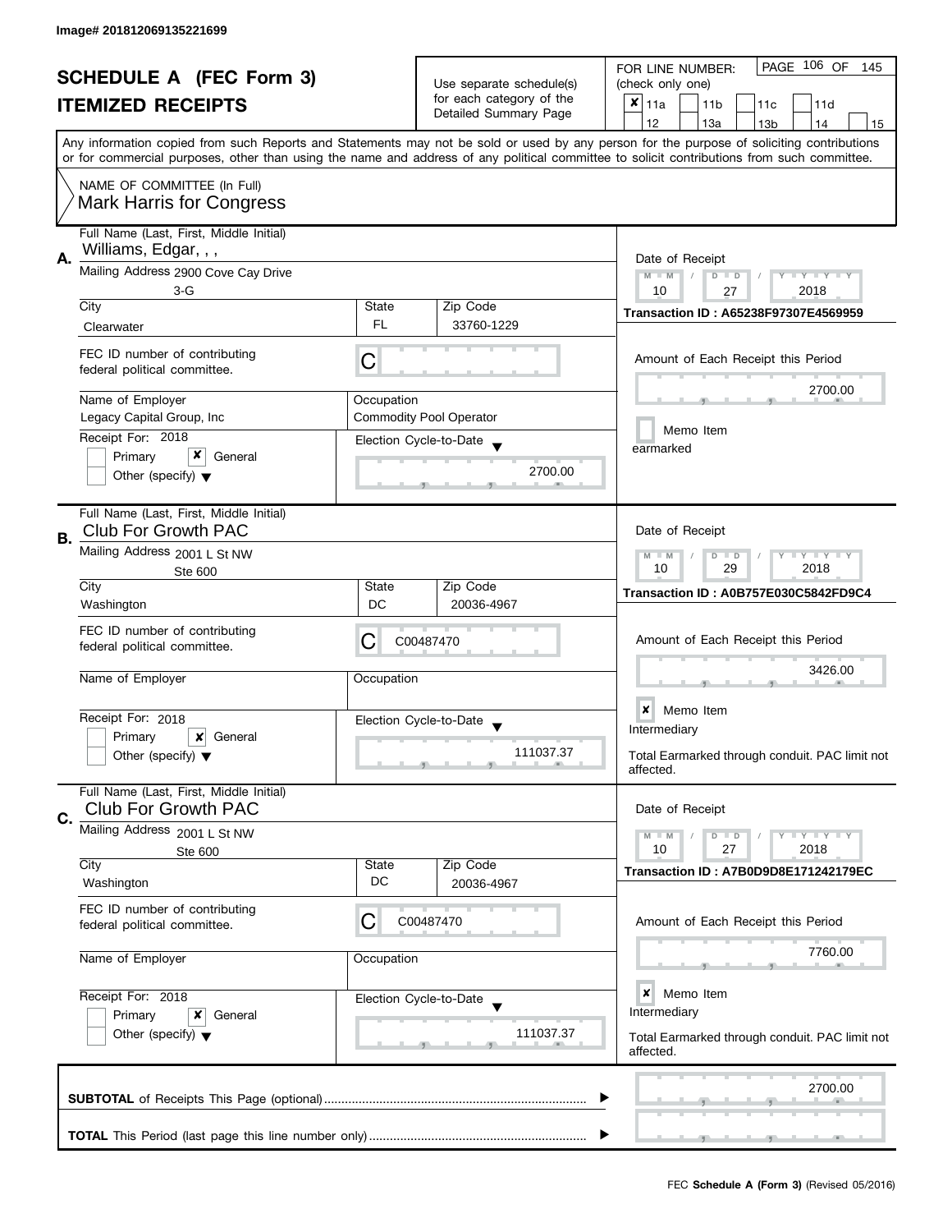Image# 201812069135221699

# SCHEDULE A (FEC Form 3)

## ITEMIZED RECEIPTS

Use separate schedule(s) for each category of the Detailed Summary Page

FOR LINE NUMBER: (check only one)

- [x] 11a
- [ ] 11b
- [ ] 11c
- [ ] 11d
- [ ] 12
- [ ] 13a
- [ ] 13b
- [ ] 14
- [ ] 15

PAGE 106 OF 145

Any information copied from such Reports and Statements may not be sold or used by any person for the purpose of soliciting contributions or for commercial purposes, other than using the name and address of any political committee to solicit contributions from such committee.

NAME OF COMMITTEE (In Full)
Mark Harris for Congress

---

**A.** Full Name (Last, First, Middle Initial): Williams, Edgar, , ,

Mailing Address: 2900 Cove Cay Drive, 3-G

City: Clearwater | State: FL | Zip Code: 33760-1229

FEC ID number of contributing federal political committee: C

Name of Employer: Legacy Capital Group, Inc

Occupation: Commodity Pool Operator

Receipt For: 2018
- [ ] Primary
- [x] General
- [ ] Other (specify)

Election Cycle-to-Date: 2700.00

Date of Receipt: 10 / 27 / 2018

Transaction ID : A65238F97307E4569959

Amount of Each Receipt this Period: 2700.00

- [ ] Memo Item

earmarked

---

**B.** Full Name (Last, First, Middle Initial): Club For Growth PAC

Mailing Address: 2001 L St NW, Ste 600

City: Washington | State: DC | Zip Code: 20036-4967

FEC ID number of contributing federal political committee: C00487470

Name of Employer:

Occupation:

Receipt For: 2018
- [ ] Primary
- [x] General
- [ ] Other (specify)

Election Cycle-to-Date: 111037.37

Date of Receipt: 10 / 29 / 2018

Transaction ID : A0B757E030C5842FD9C4

Amount of Each Receipt this Period: 3426.00

- [x] Memo Item

Intermediary

Total Earmarked through conduit. PAC limit not affected.

---

**C.** Full Name (Last, First, Middle Initial): Club For Growth PAC

Mailing Address: 2001 L St NW, Ste 600

City: Washington | State: DC | Zip Code: 20036-4967

FEC ID number of contributing federal political committee: C00487470

Name of Employer:

Occupation:

Receipt For: 2018
- [ ] Primary
- [x] General
- [ ] Other (specify)

Election Cycle-to-Date: 111037.37

Date of Receipt: 10 / 27 / 2018

Transaction ID : A7B0D9D8E171242179EC

Amount of Each Receipt this Period: 7760.00

- [x] Memo Item

Intermediary

Total Earmarked through conduit. PAC limit not affected.

---

**SUBTOTAL** of Receipts This Page (optional): 2700.00

**TOTAL** This Period (last page this line number only):

FEC **Schedule A (Form 3)** (Revised 05/2016)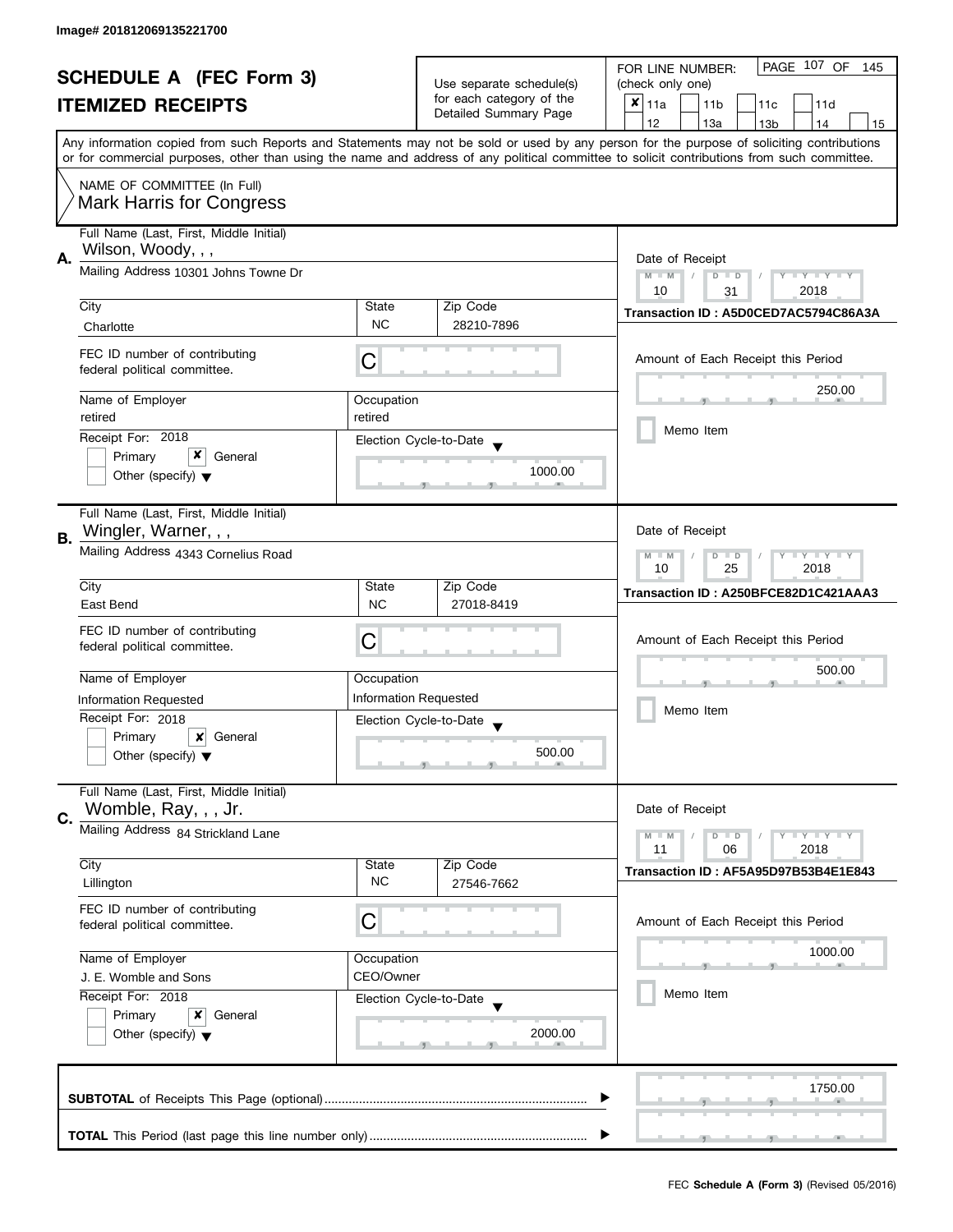Image# 201812069135221700

# SCHEDULE A (FEC Form 3)
## ITEMIZED RECEIPTS

Use separate schedule(s) for each category of the Detailed Summary Page

FOR LINE NUMBER: (check only one)

- [x] 11a
- [ ] 11b
- [ ] 11c
- [ ] 11d
- [ ] 12
- [ ] 13a
- [ ] 13b
- [ ] 14
- [ ] 15

Any information copied from such Reports and Statements may not be sold or used by any person for the purpose of soliciting contributions or for commercial purposes, other than using the name and address of any political committee to solicit contributions from such committee.

NAME OF COMMITTEE (In Full)
Mark Harris for Congress

---

**A.** Full Name (Last, First, Middle Initial): Wilson, Woody, , ,

Mailing Address: 10301 Johns Towne Dr

| City | State | Zip Code |
|---|---|---|
| Charlotte | NC | 28210-7896 |

FEC ID number of contributing federal political committee: C

| Name of Employer | Occupation |
|---|---|
| retired | retired |

Receipt For: 2018
- [ ] Primary
- [x] General
- [ ] Other (specify)

Election Cycle-to-Date: 1000.00

Date of Receipt: 10 / 31 / 2018

Transaction ID : A5D0CED7AC5794C86A3A

Amount of Each Receipt this Period: 250.00

- [ ] Memo Item

---

**B.** Full Name (Last, First, Middle Initial): Wingler, Warner, , ,

Mailing Address: 4343 Cornelius Road

| City | State | Zip Code |
|---|---|---|
| East Bend | NC | 27018-8419 |

FEC ID number of contributing federal political committee: C

| Name of Employer | Occupation |
|---|---|
| Information Requested | Information Requested |

Receipt For: 2018
- [ ] Primary
- [x] General
- [ ] Other (specify)

Election Cycle-to-Date: 500.00

Date of Receipt: 10 / 25 / 2018

Transaction ID : A250BFCE82D1C421AAA3

Amount of Each Receipt this Period: 500.00

- [ ] Memo Item

---

**C.** Full Name (Last, First, Middle Initial): Womble, Ray, , , Jr.

Mailing Address: 84 Strickland Lane

| City | State | Zip Code |
|---|---|---|
| Lillington | NC | 27546-7662 |

FEC ID number of contributing federal political committee: C

| Name of Employer | Occupation |
|---|---|
| J. E. Womble and Sons | CEO/Owner |

Receipt For: 2018
- [ ] Primary
- [x] General
- [ ] Other (specify)

Election Cycle-to-Date: 2000.00

Date of Receipt: 11 / 06 / 2018

Transaction ID : AF5A95D97B53B4E1E843

Amount of Each Receipt this Period: 1000.00

- [ ] Memo Item

---

**SUBTOTAL** of Receipts This Page (optional): 1750.00

**TOTAL** This Period (last page this line number only):

FEC **Schedule A (Form 3)** (Revised 05/2016)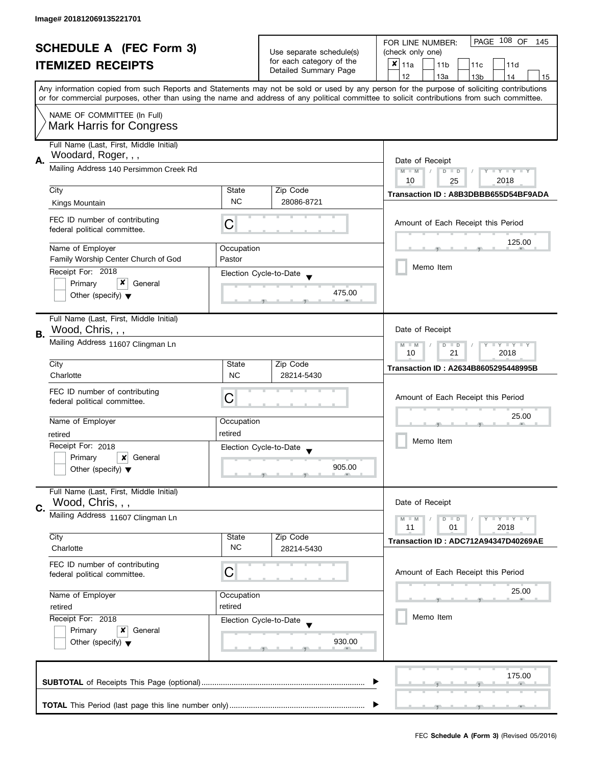Image# 201812069135221701

# SCHEDULE A (FEC Form 3)
## ITEMIZED RECEIPTS

Use separate schedule(s) for each category of the Detailed Summary Page

FOR LINE NUMBER: (check only one)

- [x] 11a
- [ ] 11b
- [ ] 11c
- [ ] 11d
- [ ] 12
- [ ] 13a
- [ ] 13b
- [ ] 14
- [ ] 15

PAGE 108 OF 145

Any information copied from such Reports and Statements may not be sold or used by any person for the purpose of soliciting contributions or for commercial purposes, other than using the name and address of any political committee to solicit contributions from such committee.

NAME OF COMMITTEE (In Full)
Mark Harris for Congress

---

**A.** Full Name (Last, First, Middle Initial): Woodard, Roger, , ,

Mailing Address: 140 Persimmon Creek Rd

| City | State | Zip Code |
|---|---|---|
| Kings Mountain | NC | 28086-8721 |

FEC ID number of contributing federal political committee: C

| Name of Employer | Occupation |
|---|---|
| Family Worship Center Church of God | Pastor |

Receipt For: 2018
- [ ] Primary
- [x] General
- [ ] Other (specify)

Election Cycle-to-Date: 475.00

Date of Receipt: 10 / 25 / 2018

Transaction ID : A8B3DBBB655D54BF9ADA

Amount of Each Receipt this Period: 125.00

- [ ] Memo Item

---

**B.** Full Name (Last, First, Middle Initial): Wood, Chris, , ,

Mailing Address: 11607 Clingman Ln

| City | State | Zip Code |
|---|---|---|
| Charlotte | NC | 28214-5430 |

FEC ID number of contributing federal political committee: C

| Name of Employer | Occupation |
|---|---|
| retired | retired |

Receipt For: 2018
- [ ] Primary
- [x] General
- [ ] Other (specify)

Election Cycle-to-Date: 905.00

Date of Receipt: 10 / 21 / 2018

Transaction ID : A2634B8605295448995B

Amount of Each Receipt this Period: 25.00

- [ ] Memo Item

---

**C.** Full Name (Last, First, Middle Initial): Wood, Chris, , ,

Mailing Address: 11607 Clingman Ln

| City | State | Zip Code |
|---|---|---|
| Charlotte | NC | 28214-5430 |

FEC ID number of contributing federal political committee: C

| Name of Employer | Occupation |
|---|---|
| retired | retired |

Receipt For: 2018
- [ ] Primary
- [x] General
- [ ] Other (specify)

Election Cycle-to-Date: 930.00

Date of Receipt: 11 / 01 / 2018

Transaction ID : ADC712A94347D40269AE

Amount of Each Receipt this Period: 25.00

- [ ] Memo Item

---

**SUBTOTAL** of Receipts This Page (optional): 175.00

**TOTAL** This Period (last page this line number only):

FEC **Schedule A (Form 3)** (Revised 05/2016)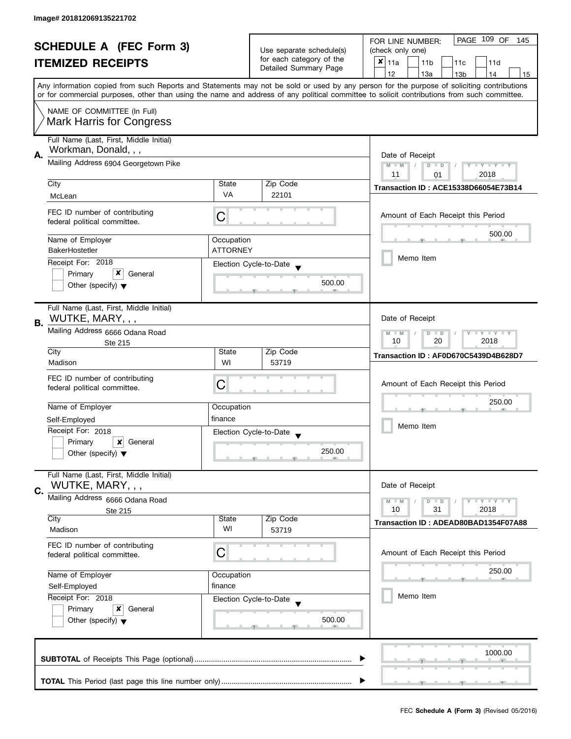Image# 201812069135221702

# SCHEDULE A (FEC Form 3)
## ITEMIZED RECEIPTS

Use separate schedule(s) for each category of the Detailed Summary Page

FOR LINE NUMBER: (check only one)

- [x] 11a
- [ ] 11b
- [ ] 11c
- [ ] 11d
- [ ] 12
- [ ] 13a
- [ ] 13b
- [ ] 14
- [ ] 15

Any information copied from such Reports and Statements may not be sold or used by any person for the purpose of soliciting contributions or for commercial purposes, other than using the name and address of any political committee to solicit contributions from such committee.

NAME OF COMMITTEE (In Full)
Mark Harris for Congress

---

**A.** Full Name (Last, First, Middle Initial): Workman, Donald, , ,

Mailing Address: 6904 Georgetown Pike

City: McLean | State: VA | Zip Code: 22101

FEC ID number of contributing federal political committee: C

Name of Employer: BakerHostetler

Occupation: ATTORNEY

Receipt For: 2018 — [ ] Primary [x] General [ ] Other (specify)

Election Cycle-to-Date: 500.00

Date of Receipt: 11 / 01 / 2018

Transaction ID : ACE15338D66054E73B14

Amount of Each Receipt this Period: 500.00

[ ] Memo Item

---

**B.** Full Name (Last, First, Middle Initial): WUTKE, MARY, , ,

Mailing Address: 6666 Odana Road, Ste 215

City: Madison | State: WI | Zip Code: 53719

FEC ID number of contributing federal political committee: C

Name of Employer: Self-Employed

Occupation: finance

Receipt For: 2018 — [ ] Primary [x] General [ ] Other (specify)

Election Cycle-to-Date: 250.00

Date of Receipt: 10 / 20 / 2018

Transaction ID : AF0D670C5439D4B628D7

Amount of Each Receipt this Period: 250.00

[ ] Memo Item

---

**C.** Full Name (Last, First, Middle Initial): WUTKE, MARY, , ,

Mailing Address: 6666 Odana Road, Ste 215

City: Madison | State: WI | Zip Code: 53719

FEC ID number of contributing federal political committee: C

Name of Employer: Self-Employed

Occupation: finance

Receipt For: 2018 — [ ] Primary [x] General [ ] Other (specify)

Election Cycle-to-Date: 500.00

Date of Receipt: 10 / 31 / 2018

Transaction ID : ADEAD80BAD1354F07A88

Amount of Each Receipt this Period: 250.00

[ ] Memo Item

---

**SUBTOTAL** of Receipts This Page (optional): 1000.00

**TOTAL** This Period (last page this line number only):

FEC **Schedule A (Form 3)** (Revised 05/2016)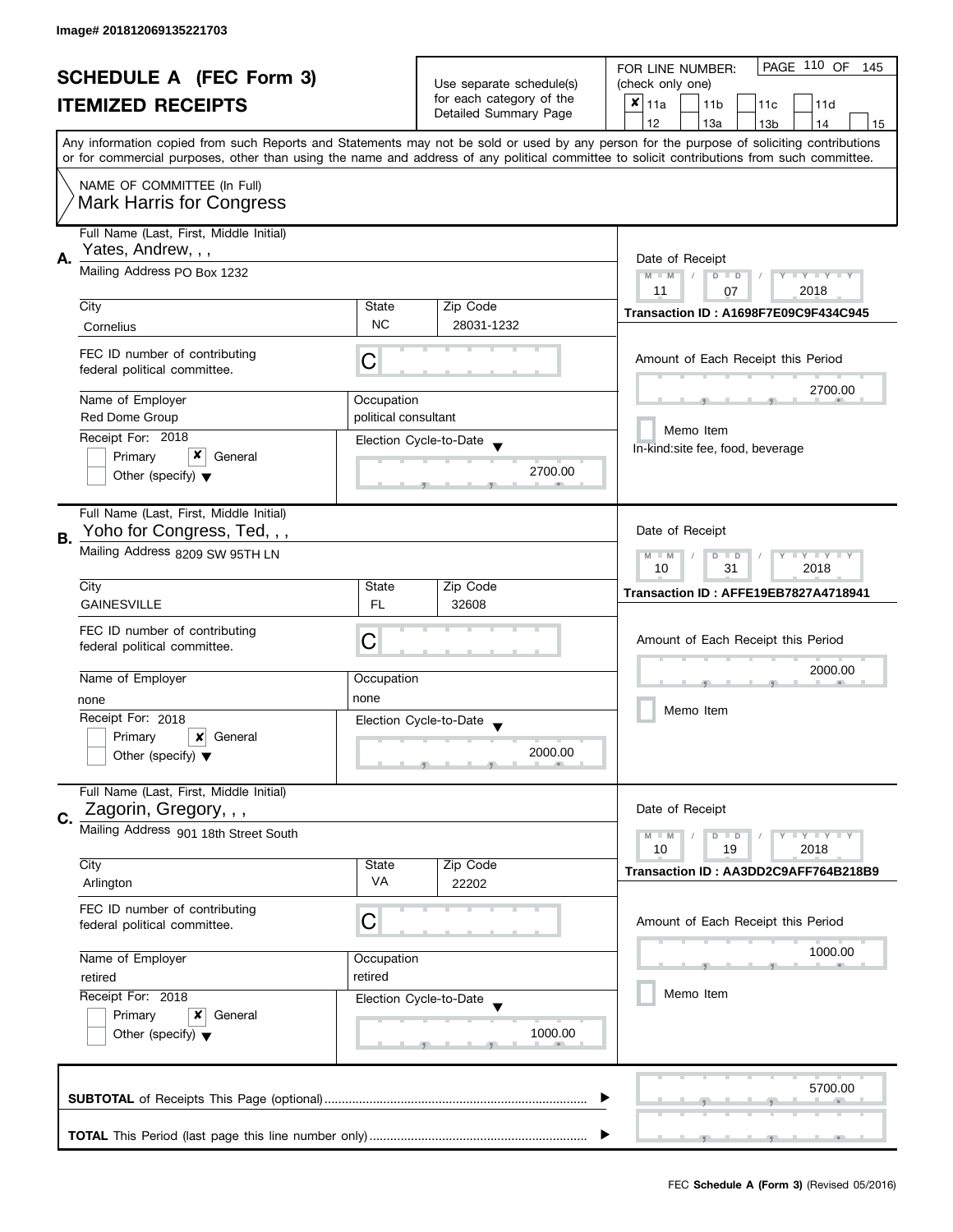Image# 201812069135221703

# SCHEDULE A (FEC Form 3)
## ITEMIZED RECEIPTS

Use separate schedule(s) for each category of the Detailed Summary Page

FOR LINE NUMBER: (check only one)

- [x] 11a
- [ ] 11b
- [ ] 11c
- [ ] 11d
- [ ] 12
- [ ] 13a
- [ ] 13b
- [ ] 14
- [ ] 15

PAGE 110 OF 145

Any information copied from such Reports and Statements may not be sold or used by any person for the purpose of soliciting contributions or for commercial purposes, other than using the name and address of any political committee to solicit contributions from such committee.

NAME OF COMMITTEE (In Full)
Mark Harris for Congress

---

**A.**

Full Name (Last, First, Middle Initial): Yates, Andrew, , ,

Mailing Address: PO Box 1232

City: Cornelius | State: NC | Zip Code: 28031-1232

FEC ID number of contributing federal political committee: C

Name of Employer: Red Dome Group

Occupation: political consultant

Receipt For: 2018

- [ ] Primary
- [x] General
- [ ] Other (specify)

Election Cycle-to-Date: 2700.00

Date of Receipt: 11 / 07 / 2018

Transaction ID : A1698F7E09C9F434C945

Amount of Each Receipt this Period: 2700.00

- [ ] Memo Item

In-kind:site fee, food, beverage

---

**B.**

Full Name (Last, First, Middle Initial): Yoho for Congress, Ted, , ,

Mailing Address: 8209 SW 95TH LN

City: GAINESVILLE | State: FL | Zip Code: 32608

FEC ID number of contributing federal political committee: C

Name of Employer: none

Occupation: none

Receipt For: 2018

- [ ] Primary
- [x] General
- [ ] Other (specify)

Election Cycle-to-Date: 2000.00

Date of Receipt: 10 / 31 / 2018

Transaction ID : AFFE19EB7827A4718941

Amount of Each Receipt this Period: 2000.00

- [ ] Memo Item

---

**C.**

Full Name (Last, First, Middle Initial): Zagorin, Gregory, , ,

Mailing Address: 901 18th Street South

City: Arlington | State: VA | Zip Code: 22202

FEC ID number of contributing federal political committee: C

Name of Employer: retired

Occupation: retired

Receipt For: 2018

- [ ] Primary
- [x] General
- [ ] Other (specify)

Election Cycle-to-Date: 1000.00

Date of Receipt: 10 / 19 / 2018

Transaction ID : AA3DD2C9AFF764B218B9

Amount of Each Receipt this Period: 1000.00

- [ ] Memo Item

---

**SUBTOTAL** of Receipts This Page (optional): 5700.00

**TOTAL** This Period (last page this line number only):

FEC **Schedule A (Form 3)** (Revised 05/2016)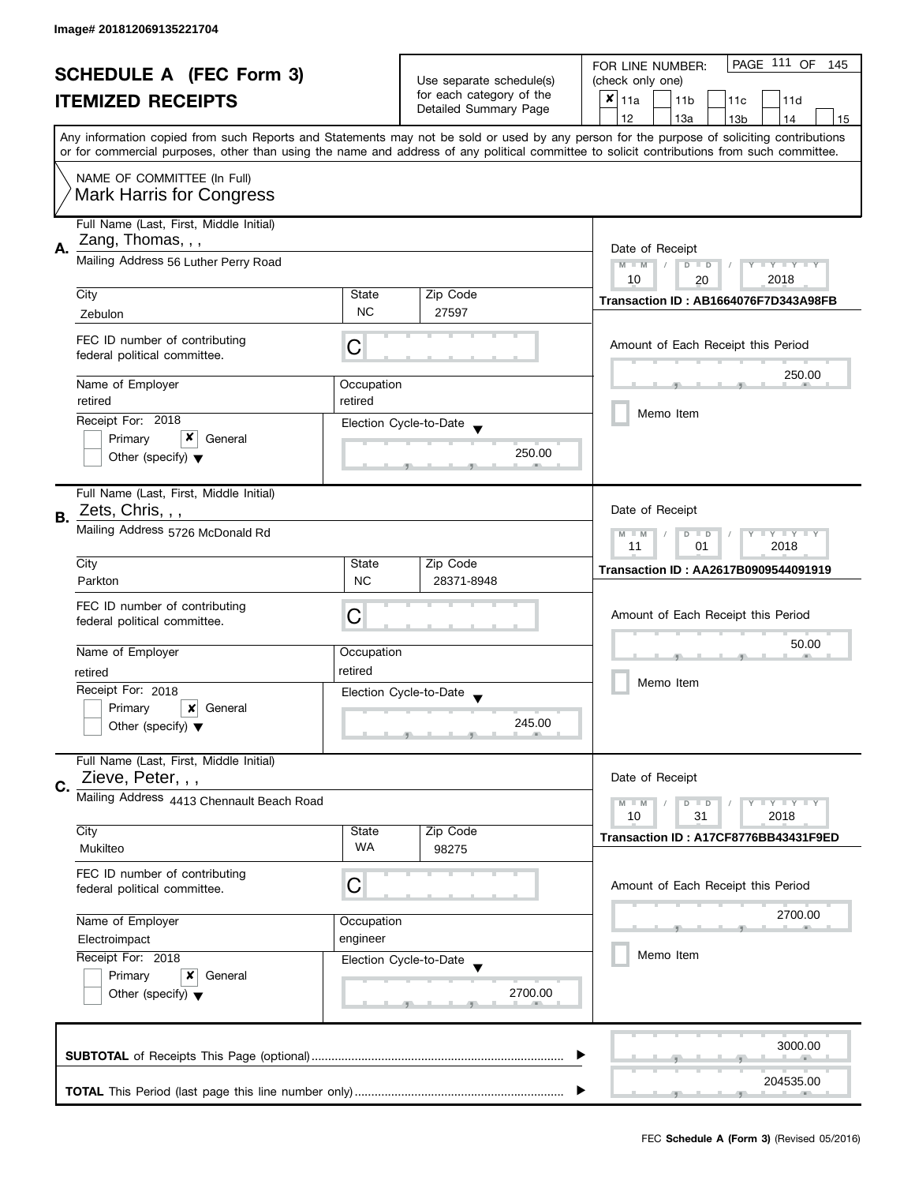Image# 201812069135221704

# SCHEDULE A (FEC Form 3)
## ITEMIZED RECEIPTS

Use separate schedule(s) for each category of the Detailed Summary Page

FOR LINE NUMBER: (check only one)

- [x] 11a
- [ ] 11b
- [ ] 11c
- [ ] 11d
- [ ] 12
- [ ] 13a
- [ ] 13b
- [ ] 14
- [ ] 15

Any information copied from such Reports and Statements may not be sold or used by any person for the purpose of soliciting contributions or for commercial purposes, other than using the name and address of any political committee to solicit contributions from such committee.

NAME OF COMMITTEE (In Full)
Mark Harris for Congress

---

**A.**

Full Name (Last, First, Middle Initial): Zang, Thomas, , ,

Mailing Address: 56 Luther Perry Road

| City | State | Zip Code |
|---|---|---|
| Zebulon | NC | 27597 |

FEC ID number of contributing federal political committee: C

| Name of Employer | Occupation |
|---|---|
| retired | retired |

Receipt For: 2018
- [ ] Primary
- [x] General
- [ ] Other (specify)

Election Cycle-to-Date: 250.00

Date of Receipt: 10 / 20 / 2018

Transaction ID : AB1664076F7D343A98FB

Amount of Each Receipt this Period: 250.00

- [ ] Memo Item

---

**B.**

Full Name (Last, First, Middle Initial): Zets, Chris, , ,

Mailing Address: 5726 McDonald Rd

| City | State | Zip Code |
|---|---|---|
| Parkton | NC | 28371-8948 |

FEC ID number of contributing federal political committee: C

| Name of Employer | Occupation |
|---|---|
| retired | retired |

Receipt For: 2018
- [ ] Primary
- [x] General
- [ ] Other (specify)

Election Cycle-to-Date: 245.00

Date of Receipt: 11 / 01 / 2018

Transaction ID : AA2617B0909544091919

Amount of Each Receipt this Period: 50.00

- [ ] Memo Item

---

**C.**

Full Name (Last, First, Middle Initial): Zieve, Peter, , ,

Mailing Address: 4413 Chennault Beach Road

| City | State | Zip Code |
|---|---|---|
| Mukilteo | WA | 98275 |

FEC ID number of contributing federal political committee: C

| Name of Employer | Occupation |
|---|---|
| Electroimpact | engineer |

Receipt For: 2018
- [ ] Primary
- [x] General
- [ ] Other (specify)

Election Cycle-to-Date: 2700.00

Date of Receipt: 10 / 31 / 2018

Transaction ID : A17CF8776BB43431F9ED

Amount of Each Receipt this Period: 2700.00

- [ ] Memo Item

---

**SUBTOTAL** of Receipts This Page (optional): 3000.00

**TOTAL** This Period (last page this line number only): 204535.00

FEC **Schedule A (Form 3)** (Revised 05/2016)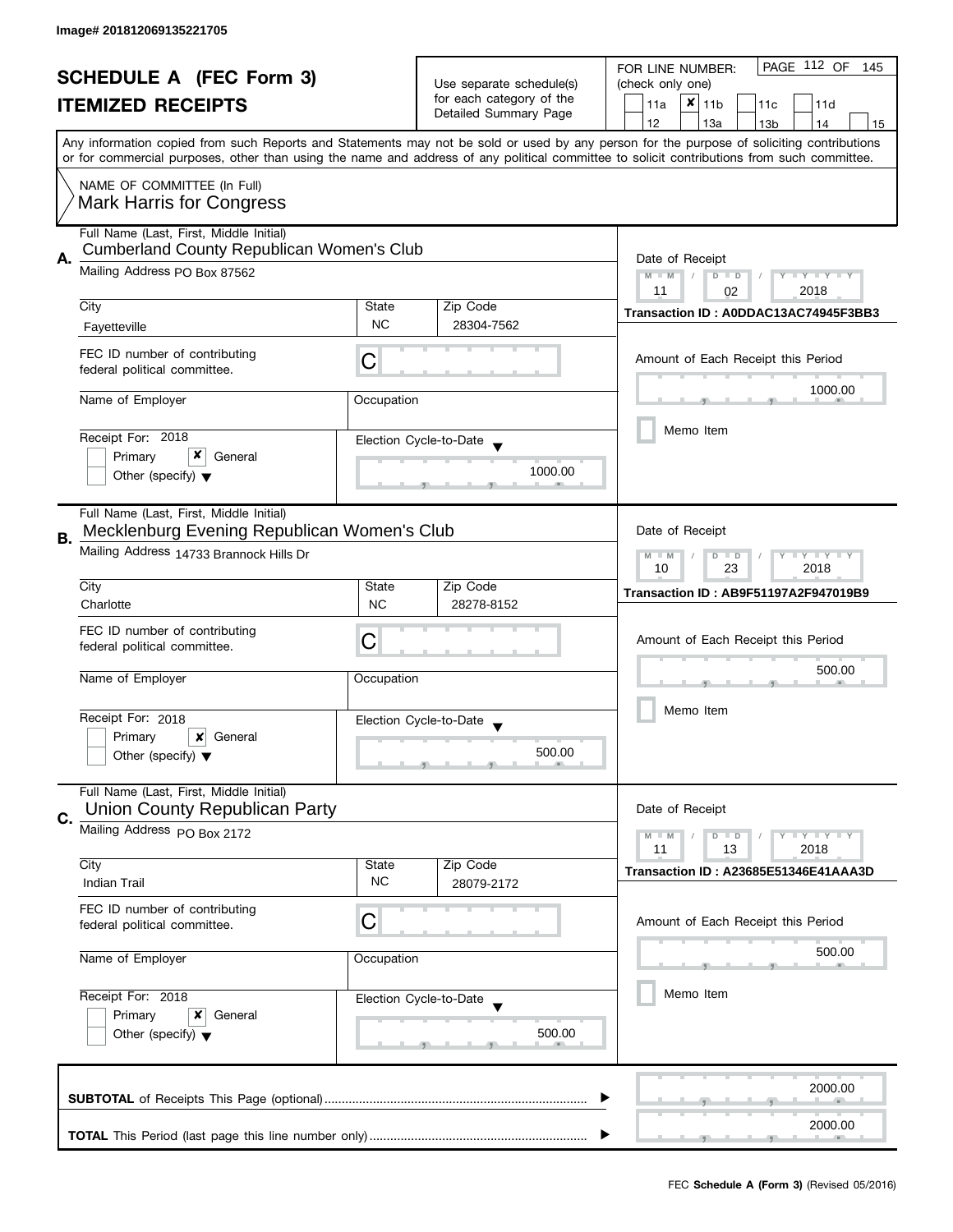Image# 201812069135221705

# SCHEDULE A (FEC Form 3)
## ITEMIZED RECEIPTS

Use separate schedule(s) for each category of the Detailed Summary Page

FOR LINE NUMBER: (check only one)

PAGE 112 OF 145

- [ ] 11a
- [x] 11b
- [ ] 11c
- [ ] 11d
- [ ] 12
- [ ] 13a
- [ ] 13b
- [ ] 14
- [ ] 15

Any information copied from such Reports and Statements may not be sold or used by any person for the purpose of soliciting contributions or for commercial purposes, other than using the name and address of any political committee to solicit contributions from such committee.

NAME OF COMMITTEE (In Full)
Mark Harris for Congress

---

**A.** Full Name (Last, First, Middle Initial): Cumberland County Republican Women's Club

Mailing Address: PO Box 87562

| City | State | Zip Code |
|---|---|---|
| Fayetteville | NC | 28304-7562 |

FEC ID number of contributing federal political committee: C

Name of Employer:

Occupation:

Receipt For: 2018
- [ ] Primary
- [x] General
- [ ] Other (specify)

Election Cycle-to-Date: 1000.00

Date of Receipt: 11 / 02 / 2018

Transaction ID : A0DDAC13AC74945F3BB3

Amount of Each Receipt this Period: 1000.00

- [ ] Memo Item

---

**B.** Full Name (Last, First, Middle Initial): Mecklenburg Evening Republican Women's Club

Mailing Address: 14733 Brannock Hills Dr

| City | State | Zip Code |
|---|---|---|
| Charlotte | NC | 28278-8152 |

FEC ID number of contributing federal political committee: C

Name of Employer:

Occupation:

Receipt For: 2018
- [ ] Primary
- [x] General
- [ ] Other (specify)

Election Cycle-to-Date: 500.00

Date of Receipt: 10 / 23 / 2018

Transaction ID : AB9F51197A2F947019B9

Amount of Each Receipt this Period: 500.00

- [ ] Memo Item

---

**C.** Full Name (Last, First, Middle Initial): Union County Republican Party

Mailing Address: PO Box 2172

| City | State | Zip Code |
|---|---|---|
| Indian Trail | NC | 28079-2172 |

FEC ID number of contributing federal political committee: C

Name of Employer:

Occupation:

Receipt For: 2018
- [ ] Primary
- [x] General
- [ ] Other (specify)

Election Cycle-to-Date: 500.00

Date of Receipt: 11 / 13 / 2018

Transaction ID : A23685E51346E41AAA3D

Amount of Each Receipt this Period: 500.00

- [ ] Memo Item

---

**SUBTOTAL** of Receipts This Page (optional): 2000.00

**TOTAL** This Period (last page this line number only): 2000.00

FEC **Schedule A (Form 3)** (Revised 05/2016)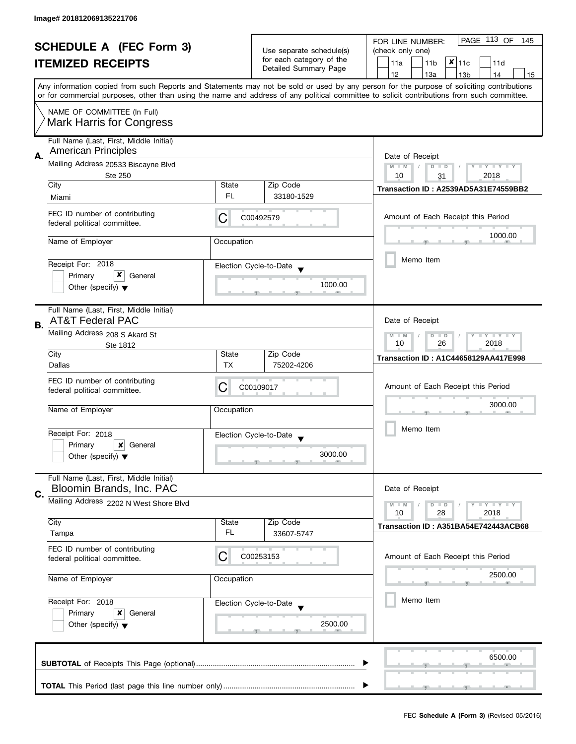Image# 201812069135221706

# SCHEDULE A (FEC Form 3)
## ITEMIZED RECEIPTS

Use separate schedule(s) for each category of the Detailed Summary Page

FOR LINE NUMBER: (check only one)

11a | 11b | **X** 11c | 11d | 12 | 13a | 13b | 14 | 15

Any information copied from such Reports and Statements may not be sold or used by any person for the purpose of soliciting contributions or for commercial purposes, other than using the name and address of any political committee to solicit contributions from such committee.

NAME OF COMMITTEE (In Full)
Mark Harris for Congress

---

**A.** Full Name (Last, First, Middle Initial): American Principles

Mailing Address: 20533 Biscayne Blvd, Ste 250

City: Miami | State: FL | Zip Code: 33180-1529

FEC ID number of contributing federal political committee: C00492579

Name of Employer: | Occupation:

Receipt For: 2018 — Primary [ ] General [X] Other (specify) [ ]

Election Cycle-to-Date: 1000.00

Date of Receipt: 10/31/2018

Transaction ID : A2539AD5A31E74559BB2

Amount of Each Receipt this Period: 1000.00

Memo Item [ ]

---

**B.** Full Name (Last, First, Middle Initial): AT&T Federal PAC

Mailing Address: 208 S Akard St, Ste 1812

City: Dallas | State: TX | Zip Code: 75202-4206

FEC ID number of contributing federal political committee: C00109017

Name of Employer: | Occupation:

Receipt For: 2018 — Primary [ ] General [X] Other (specify) [ ]

Election Cycle-to-Date: 3000.00

Date of Receipt: 10/26/2018

Transaction ID : A1C44658129AA417E998

Amount of Each Receipt this Period: 3000.00

Memo Item [ ]

---

**C.** Full Name (Last, First, Middle Initial): Bloomin Brands, Inc. PAC

Mailing Address: 2202 N West Shore Blvd

City: Tampa | State: FL | Zip Code: 33607-5747

FEC ID number of contributing federal political committee: C00253153

Name of Employer: | Occupation:

Receipt For: 2018 — Primary [ ] General [X] Other (specify) [ ]

Election Cycle-to-Date: 2500.00

Date of Receipt: 10/28/2018

Transaction ID : A351BA54E742443ACB68

Amount of Each Receipt this Period: 2500.00

Memo Item [ ]

---

**SUBTOTAL** of Receipts This Page (optional): 6500.00

**TOTAL** This Period (last page this line number only):

FEC **Schedule A (Form 3)** (Revised 05/2016)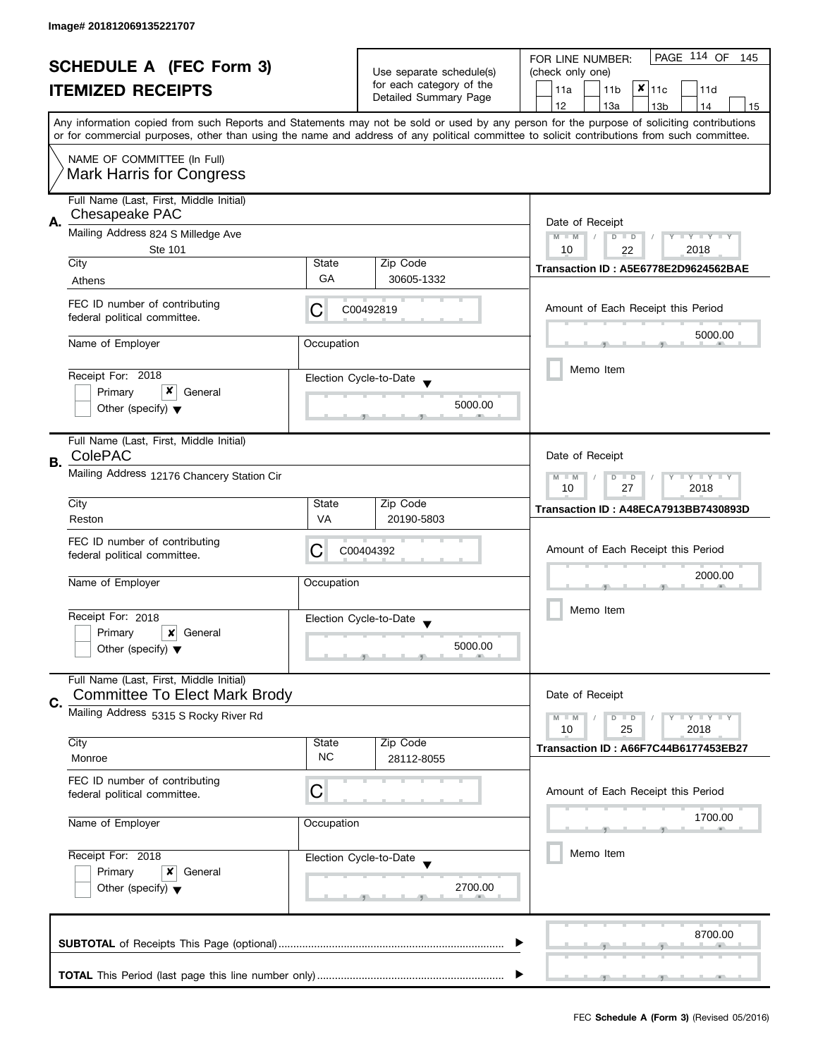Image# 201812069135221707

# SCHEDULE A (FEC Form 3)
## ITEMIZED RECEIPTS

Use separate schedule(s) for each category of the Detailed Summary Page

FOR LINE NUMBER: (check only one)

PAGE 114 OF 145

| | | | | |
|---|---|---|---|---|
| 11a | 11b | ✘ 11c | 11d | |
| 12 | 13a | 13b | 14 | 15 |

Any information copied from such Reports and Statements may not be sold or used by any person for the purpose of soliciting contributions or for commercial purposes, other than using the name and address of any political committee to solicit contributions from such committee.

NAME OF COMMITTEE (In Full)
Mark Harris for Congress

---

**A.**

Full Name (Last, First, Middle Initial): Chesapeake PAC

Mailing Address: 824 S Milledge Ave, Ste 101

City: Athens | State: GA | Zip Code: 30605-1332

FEC ID number of contributing federal political committee: C C00492819

Name of Employer: | Occupation:

Receipt For: 2018 — Primary [ ] General [✘] Other (specify) [ ]

Election Cycle-to-Date: 5000.00

Date of Receipt: 10 / 22 / 2018

Transaction ID : A5E6778E2D9624562BAE

Amount of Each Receipt this Period: 5000.00

Memo Item

---

**B.**

Full Name (Last, First, Middle Initial): ColePAC

Mailing Address: 12176 Chancery Station Cir

City: Reston | State: VA | Zip Code: 20190-5803

FEC ID number of contributing federal political committee: C C00404392

Name of Employer: | Occupation:

Receipt For: 2018 — Primary [ ] General [✘] Other (specify) [ ]

Election Cycle-to-Date: 5000.00

Date of Receipt: 10 / 27 / 2018

Transaction ID : A48ECA7913BB7430893D

Amount of Each Receipt this Period: 2000.00

Memo Item

---

**C.**

Full Name (Last, First, Middle Initial): Committee To Elect Mark Brody

Mailing Address: 5315 S Rocky River Rd

City: Monroe | State: NC | Zip Code: 28112-8055

FEC ID number of contributing federal political committee: C

Name of Employer: | Occupation:

Receipt For: 2018 — Primary [ ] General [✘] Other (specify) [ ]

Election Cycle-to-Date: 2700.00

Date of Receipt: 10 / 25 / 2018

Transaction ID : A66F7C44B6177453EB27

Amount of Each Receipt this Period: 1700.00

Memo Item

---

**SUBTOTAL** of Receipts This Page (optional): 8700.00

**TOTAL** This Period (last page this line number only):

FEC **Schedule A (Form 3)** (Revised 05/2016)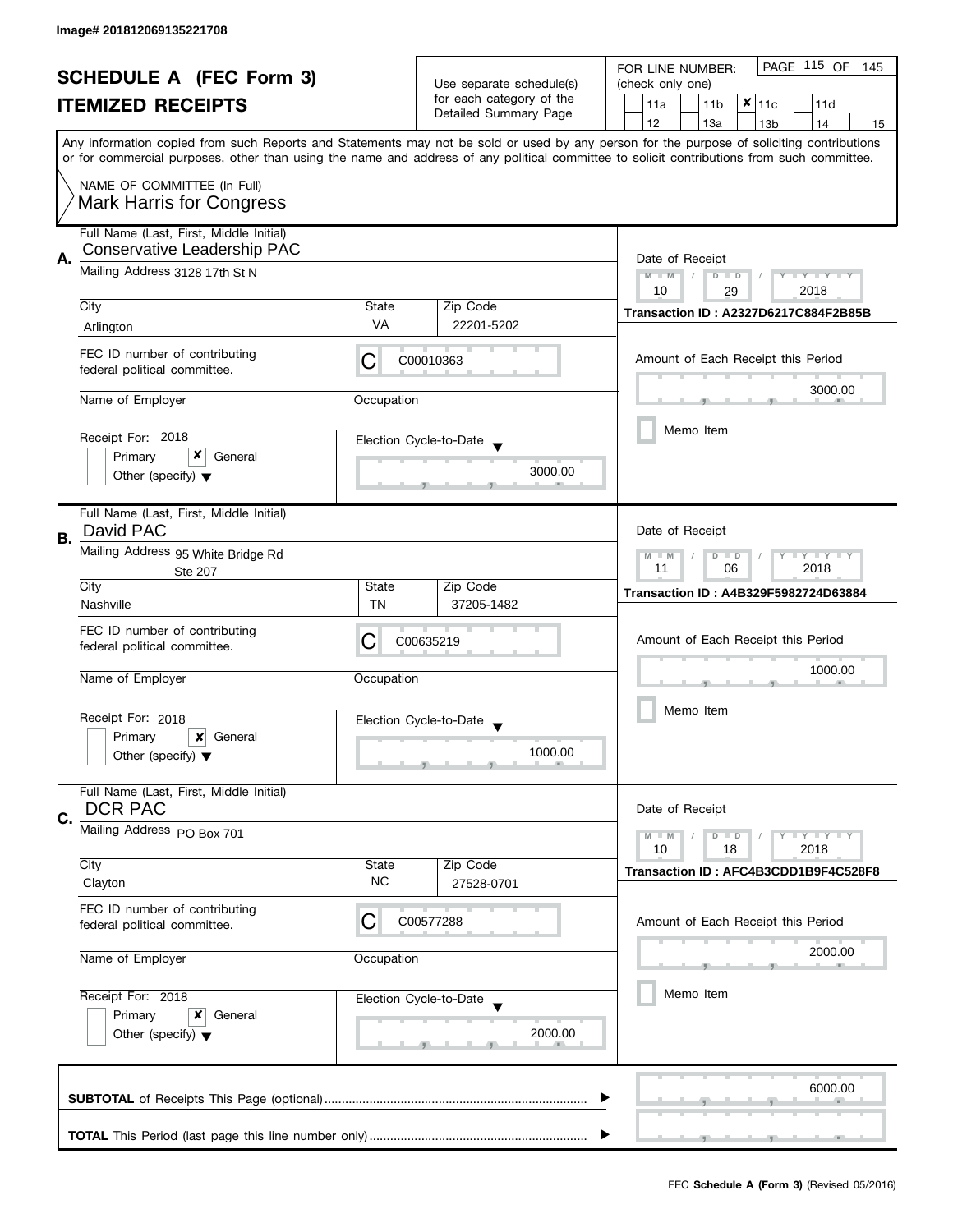Image# 201812069135221708

# SCHEDULE A (FEC Form 3)

## ITEMIZED RECEIPTS

Use separate schedule(s) for each category of the Detailed Summary Page

FOR LINE NUMBER: (check only one)

- [ ] 11a
- [ ] 11b
- [x] 11c
- [ ] 11d
- [ ] 12
- [ ] 13a
- [ ] 13b
- [ ] 14
- [ ] 15

PAGE 115 OF 145

Any information copied from such Reports and Statements may not be sold or used by any person for the purpose of soliciting contributions or for commercial purposes, other than using the name and address of any political committee to solicit contributions from such committee.

NAME OF COMMITTEE (In Full)
Mark Harris for Congress

---

**A.** Full Name (Last, First, Middle Initial): Conservative Leadership PAC

Mailing Address: 3128 17th St N

| City | State | Zip Code |
|---|---|---|
| Arlington | VA | 22201-5202 |

FEC ID number of contributing federal political committee: C C00010363

Name of Employer:
Occupation:

Receipt For: 2018
- [ ] Primary
- [x] General
- [ ] Other (specify)

Election Cycle-to-Date: 3000.00

Date of Receipt: 10 / 29 / 2018

Transaction ID : A2327D6217C884F2B85B

Amount of Each Receipt this Period: 3000.00

- [ ] Memo Item

---

**B.** Full Name (Last, First, Middle Initial): David PAC

Mailing Address: 95 White Bridge Rd
Ste 207

| City | State | Zip Code |
|---|---|---|
| Nashville | TN | 37205-1482 |

FEC ID number of contributing federal political committee: C C00635219

Name of Employer:
Occupation:

Receipt For: 2018
- [ ] Primary
- [x] General
- [ ] Other (specify)

Election Cycle-to-Date: 1000.00

Date of Receipt: 11 / 06 / 2018

Transaction ID : A4B329F5982724D63884

Amount of Each Receipt this Period: 1000.00

- [ ] Memo Item

---

**C.** Full Name (Last, First, Middle Initial): DCR PAC

Mailing Address: PO Box 701

| City | State | Zip Code |
|---|---|---|
| Clayton | NC | 27528-0701 |

FEC ID number of contributing federal political committee: C C00577288

Name of Employer:
Occupation:

Receipt For: 2018
- [ ] Primary
- [x] General
- [ ] Other (specify)

Election Cycle-to-Date: 2000.00

Date of Receipt: 10 / 18 / 2018

Transaction ID : AFC4B3CDD1B9F4C528F8

Amount of Each Receipt this Period: 2000.00

- [ ] Memo Item

---

**SUBTOTAL** of Receipts This Page (optional): 6000.00

**TOTAL** This Period (last page this line number only):

FEC **Schedule A (Form 3)** (Revised 05/2016)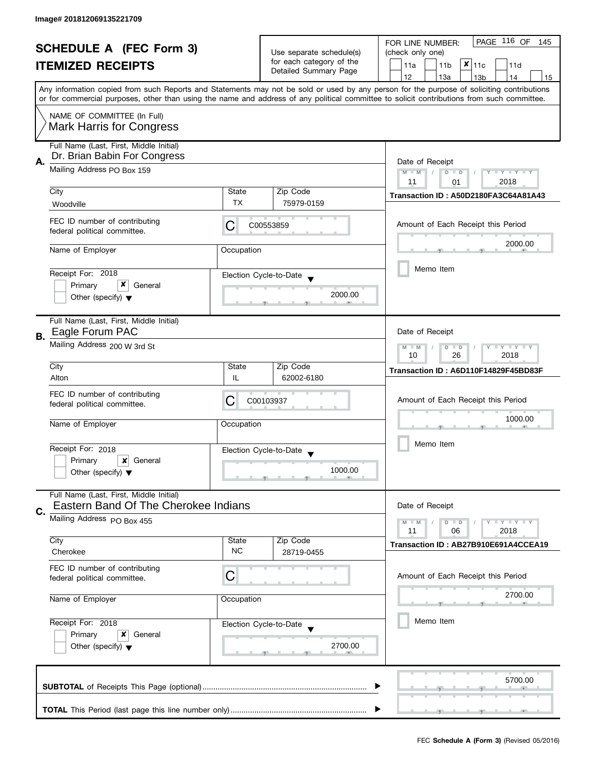Image# 201812069135221709

# SCHEDULE A (FEC Form 3)
## ITEMIZED RECEIPTS

Use separate schedule(s) for each category of the Detailed Summary Page

FOR LINE NUMBER: (check only one)

- [ ] 11a
- [ ] 11b
- [x] 11c
- [ ] 11d
- [ ] 12
- [ ] 13a
- [ ] 13b
- [ ] 14
- [ ] 15

PAGE 116 OF 145

Any information copied from such Reports and Statements may not be sold or used by any person for the purpose of soliciting contributions or for commercial purposes, other than using the name and address of any political committee to solicit contributions from such committee.

NAME OF COMMITTEE (In Full)
Mark Harris for Congress

---

**A.** Full Name (Last, First, Middle Initial): Dr. Brian Babin For Congress

Mailing Address: PO Box 159

| City | State | Zip Code |
|---|---|---|
| Woodville | TX | 75979-0159 |

FEC ID number of contributing federal political committee: C C00553859

Name of Employer:

Occupation:

Receipt For: 2018 — [ ] Primary [x] General [ ] Other (specify)

Election Cycle-to-Date: 2000.00

Date of Receipt: 11 / 01 / 2018

Transaction ID : A50D2180FA3C64A81A43

Amount of Each Receipt this Period: 2000.00

[ ] Memo Item

---

**B.** Full Name (Last, First, Middle Initial): Eagle Forum PAC

Mailing Address: 200 W 3rd St

| City | State | Zip Code |
|---|---|---|
| Alton | IL | 62002-6180 |

FEC ID number of contributing federal political committee: C C00103937

Name of Employer:

Occupation:

Receipt For: 2018 — [ ] Primary [x] General [ ] Other (specify)

Election Cycle-to-Date: 1000.00

Date of Receipt: 10 / 26 / 2018

Transaction ID : A6D110F14829F45BD83F

Amount of Each Receipt this Period: 1000.00

[ ] Memo Item

---

**C.** Full Name (Last, First, Middle Initial): Eastern Band Of The Cherokee Indians

Mailing Address: PO Box 455

| City | State | Zip Code |
|---|---|---|
| Cherokee | NC | 28719-0455 |

FEC ID number of contributing federal political committee: C

Name of Employer:

Occupation:

Receipt For: 2018 — [ ] Primary [x] General [ ] Other (specify)

Election Cycle-to-Date: 2700.00

Date of Receipt: 11 / 06 / 2018

Transaction ID : AB27B910E691A4CCEA19

Amount of Each Receipt this Period: 2700.00

[ ] Memo Item

---

**SUBTOTAL** of Receipts This Page (optional): 5700.00

**TOTAL** This Period (last page this line number only):

FEC **Schedule A (Form 3)** (Revised 05/2016)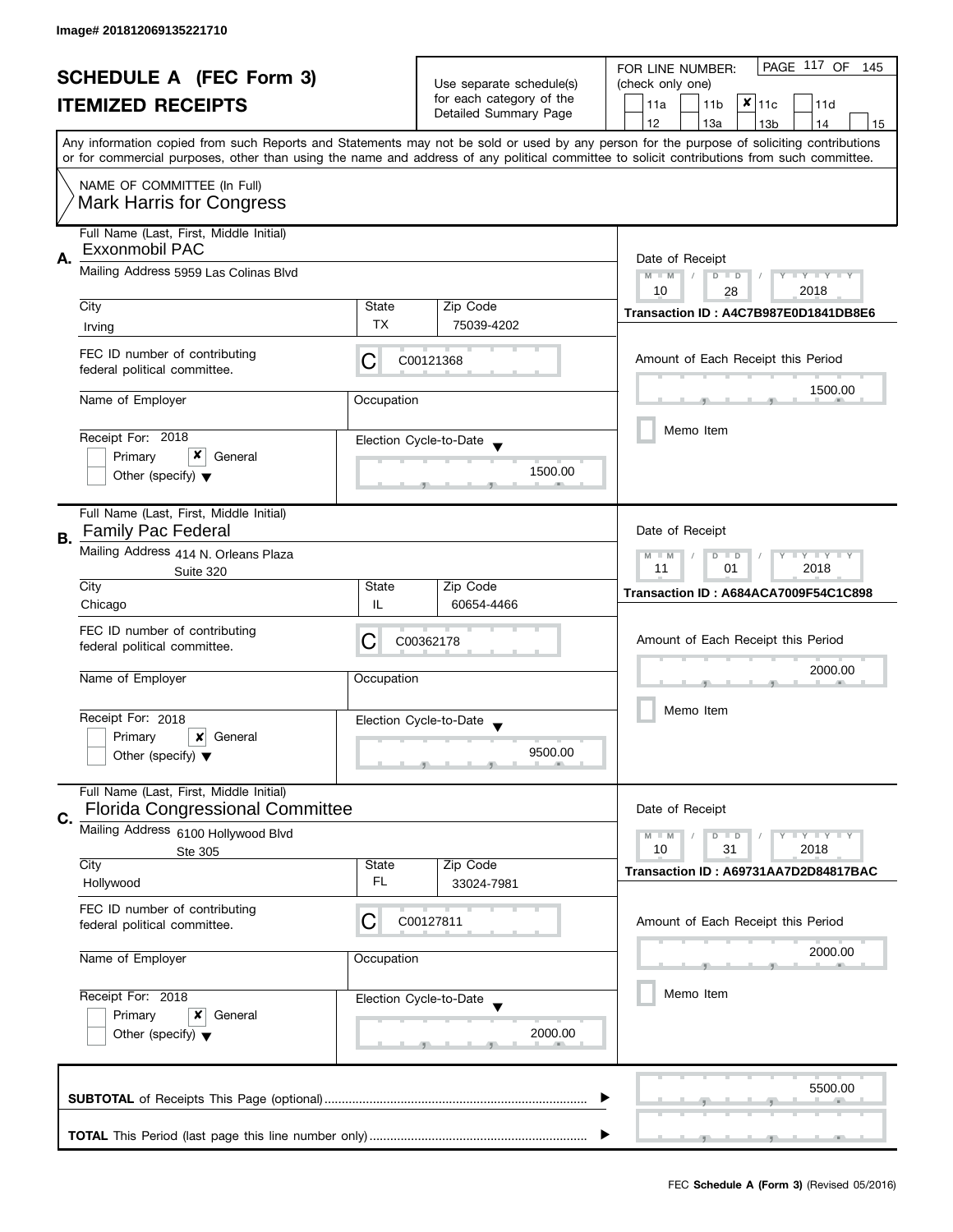Image# 201812069135221710

# SCHEDULE A (FEC Form 3)
## ITEMIZED RECEIPTS

Use separate schedule(s) for each category of the Detailed Summary Page

FOR LINE NUMBER: (check only one)

11a | 11b | ✘ 11c | 11d | 12 | 13a | 13b | 14 | 15

PAGE 117 OF 145

Any information copied from such Reports and Statements may not be sold or used by any person for the purpose of soliciting contributions or for commercial purposes, other than using the name and address of any political committee to solicit contributions from such committee.

NAME OF COMMITTEE (In Full)
Mark Harris for Congress

---

**A.** Full Name (Last, First, Middle Initial): Exxonmobil PAC

Mailing Address: 5959 Las Colinas Blvd

City: Irving | State: TX | Zip Code: 75039-4202

FEC ID number of contributing federal political committee: C00121368

Name of Employer: | Occupation:

Receipt For: 2018 — Primary [ ] General [✘] Other (specify)

Election Cycle-to-Date: 1500.00

Date of Receipt: 10 / 28 / 2018

Transaction ID : A4C7B987E0D1841DB8E6

Amount of Each Receipt this Period: 1500.00

Memo Item

---

**B.** Full Name (Last, First, Middle Initial): Family Pac Federal

Mailing Address: 414 N. Orleans Plaza, Suite 320

City: Chicago | State: IL | Zip Code: 60654-4466

FEC ID number of contributing federal political committee: C00362178

Name of Employer: | Occupation:

Receipt For: 2018 — Primary [ ] General [✘] Other (specify)

Election Cycle-to-Date: 9500.00

Date of Receipt: 11 / 01 / 2018

Transaction ID : A684ACA7009F54C1C898

Amount of Each Receipt this Period: 2000.00

Memo Item

---

**C.** Full Name (Last, First, Middle Initial): Florida Congressional Committee

Mailing Address: 6100 Hollywood Blvd, Ste 305

City: Hollywood | State: FL | Zip Code: 33024-7981

FEC ID number of contributing federal political committee: C00127811

Name of Employer: | Occupation:

Receipt For: 2018 — Primary [ ] General [✘] Other (specify)

Election Cycle-to-Date: 2000.00

Date of Receipt: 10 / 31 / 2018

Transaction ID : A69731AA7D2D84817BAC

Amount of Each Receipt this Period: 2000.00

Memo Item

---

**SUBTOTAL** of Receipts This Page (optional): 5500.00

**TOTAL** This Period (last page this line number only):

FEC **Schedule A (Form 3)** (Revised 05/2016)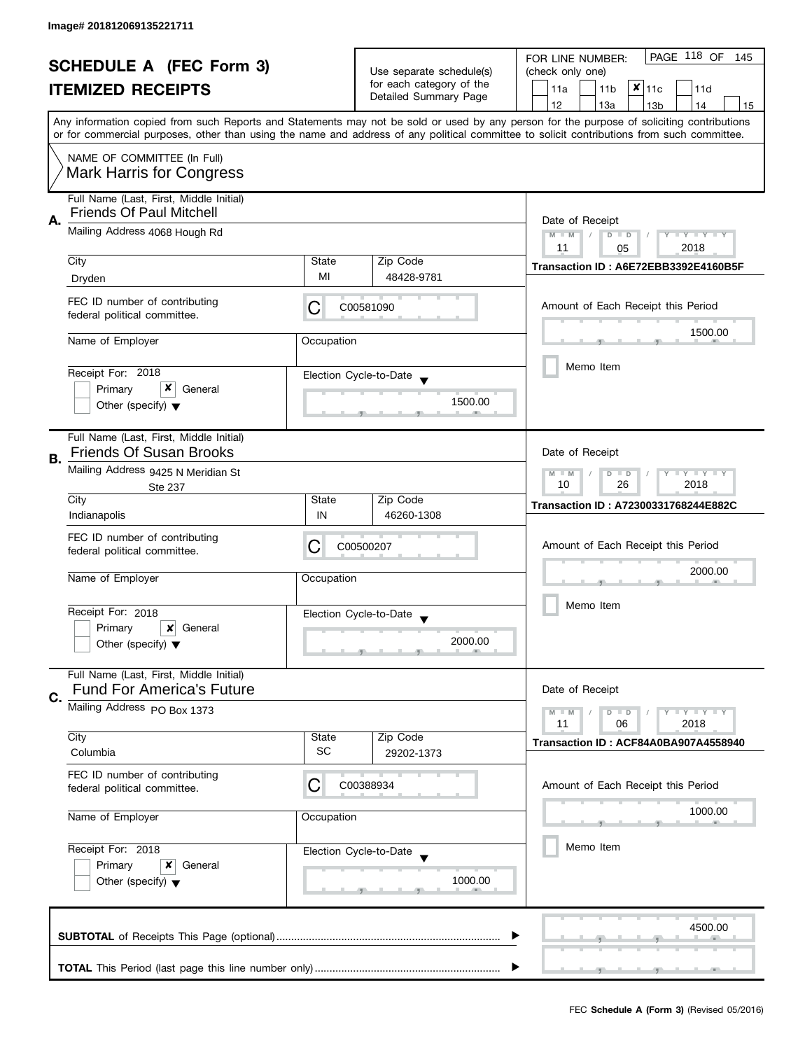Image# 201812069135221711

# SCHEDULE A (FEC Form 3)
## ITEMIZED RECEIPTS

Use separate schedule(s) for each category of the Detailed Summary Page

FOR LINE NUMBER: (check only one)

| | | | | |
|---|---|---|---|---|
| 11a | 11b | ✘ 11c | 11d | |
| 12 | 13a | 13b | 14 | 15 |

Any information copied from such Reports and Statements may not be sold or used by any person for the purpose of soliciting contributions or for commercial purposes, other than using the name and address of any political committee to solicit contributions from such committee.

NAME OF COMMITTEE (In Full)
Mark Harris for Congress

---

**A.** Full Name (Last, First, Middle Initial): Friends Of Paul Mitchell

Mailing Address: 4068 Hough Rd

City: Dryden | State: MI | Zip Code: 48428-9781

FEC ID number of contributing federal political committee: C C00581090

Name of Employer: | Occupation:

Receipt For: 2018 — [ ] Primary [✘] General [ ] Other (specify)

Election Cycle-to-Date: 1500.00

Date of Receipt: 11 / 05 / 2018

Transaction ID : A6E72EBB3392E4160B5F

Amount of Each Receipt this Period: 1500.00

[ ] Memo Item

---

**B.** Full Name (Last, First, Middle Initial): Friends Of Susan Brooks

Mailing Address: 9425 N Meridian St, Ste 237

City: Indianapolis | State: IN | Zip Code: 46260-1308

FEC ID number of contributing federal political committee: C C00500207

Name of Employer: | Occupation:

Receipt For: 2018 — [ ] Primary [✘] General [ ] Other (specify)

Election Cycle-to-Date: 2000.00

Date of Receipt: 10 / 26 / 2018

Transaction ID : A72300331768244E882C

Amount of Each Receipt this Period: 2000.00

[ ] Memo Item

---

**C.** Full Name (Last, First, Middle Initial): Fund For America's Future

Mailing Address: PO Box 1373

City: Columbia | State: SC | Zip Code: 29202-1373

FEC ID number of contributing federal political committee: C C00388934

Name of Employer: | Occupation:

Receipt For: 2018 — [ ] Primary [✘] General [ ] Other (specify)

Election Cycle-to-Date: 1000.00

Date of Receipt: 11 / 06 / 2018

Transaction ID : ACF84A0BA907A4558940

Amount of Each Receipt this Period: 1000.00

[ ] Memo Item

---

**SUBTOTAL** of Receipts This Page (optional): 4500.00

**TOTAL** This Period (last page this line number only):

FEC **Schedule A (Form 3)** (Revised 05/2016)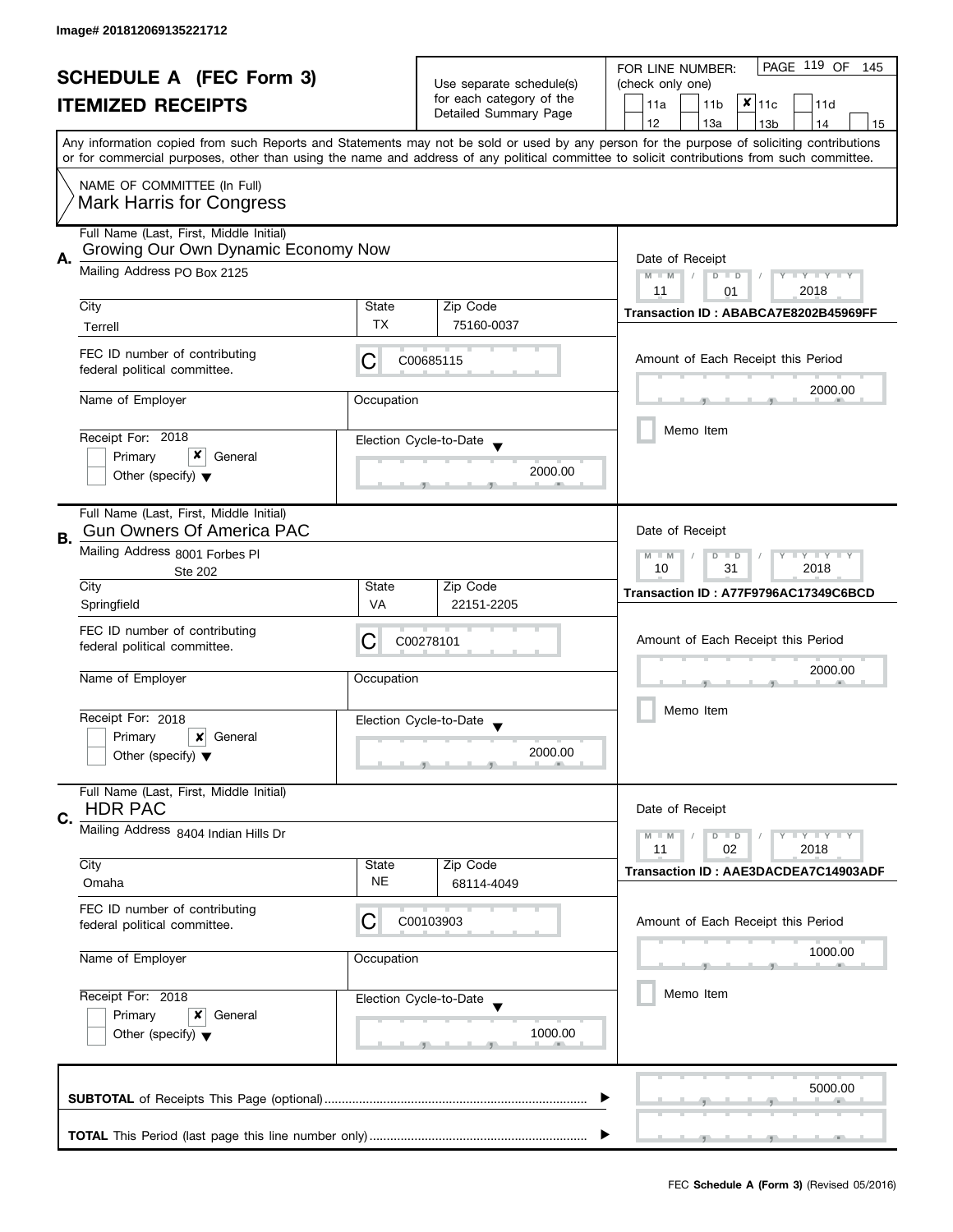Image# 201812069135221712

# SCHEDULE A (FEC Form 3)
## ITEMIZED RECEIPTS

Use separate schedule(s) for each category of the Detailed Summary Page

FOR LINE NUMBER: (check only one)

- [ ] 11a
- [ ] 11b
- [x] 11c
- [ ] 11d
- [ ] 12
- [ ] 13a
- [ ] 13b
- [ ] 14
- [ ] 15

PAGE 119 OF 145

Any information copied from such Reports and Statements may not be sold or used by any person for the purpose of soliciting contributions or for commercial purposes, other than using the name and address of any political committee to solicit contributions from such committee.

NAME OF COMMITTEE (In Full)
Mark Harris for Congress

---

**A.** Full Name (Last, First, Middle Initial): Growing Our Own Dynamic Economy Now

Mailing Address: PO Box 2125

| City | State | Zip Code |
|---|---|---|
| Terrell | TX | 75160-0037 |

FEC ID number of contributing federal political committee: C C00685115

Name of Employer:

Occupation:

Receipt For: 2018
- [ ] Primary
- [x] General
- [ ] Other (specify)

Election Cycle-to-Date: 2000.00

Date of Receipt: 11 / 01 / 2018

Transaction ID : ABABCA7E8202B45969FF

Amount of Each Receipt this Period: 2000.00

- [ ] Memo Item

---

**B.** Full Name (Last, First, Middle Initial): Gun Owners Of America PAC

Mailing Address: 8001 Forbes Pl
Ste 202

| City | State | Zip Code |
|---|---|---|
| Springfield | VA | 22151-2205 |

FEC ID number of contributing federal political committee: C C00278101

Name of Employer:

Occupation:

Receipt For: 2018
- [ ] Primary
- [x] General
- [ ] Other (specify)

Election Cycle-to-Date: 2000.00

Date of Receipt: 10 / 31 / 2018

Transaction ID : A77F9796AC17349C6BCD

Amount of Each Receipt this Period: 2000.00

- [ ] Memo Item

---

**C.** Full Name (Last, First, Middle Initial): HDR PAC

Mailing Address: 8404 Indian Hills Dr

| City | State | Zip Code |
|---|---|---|
| Omaha | NE | 68114-4049 |

FEC ID number of contributing federal political committee: C C00103903

Name of Employer:

Occupation:

Receipt For: 2018
- [ ] Primary
- [x] General
- [ ] Other (specify)

Election Cycle-to-Date: 1000.00

Date of Receipt: 11 / 02 / 2018

Transaction ID : AAE3DACDEA7C14903ADF

Amount of Each Receipt this Period: 1000.00

- [ ] Memo Item

---

**SUBTOTAL** of Receipts This Page (optional): 5000.00

**TOTAL** This Period (last page this line number only):

FEC **Schedule A (Form 3)** (Revised 05/2016)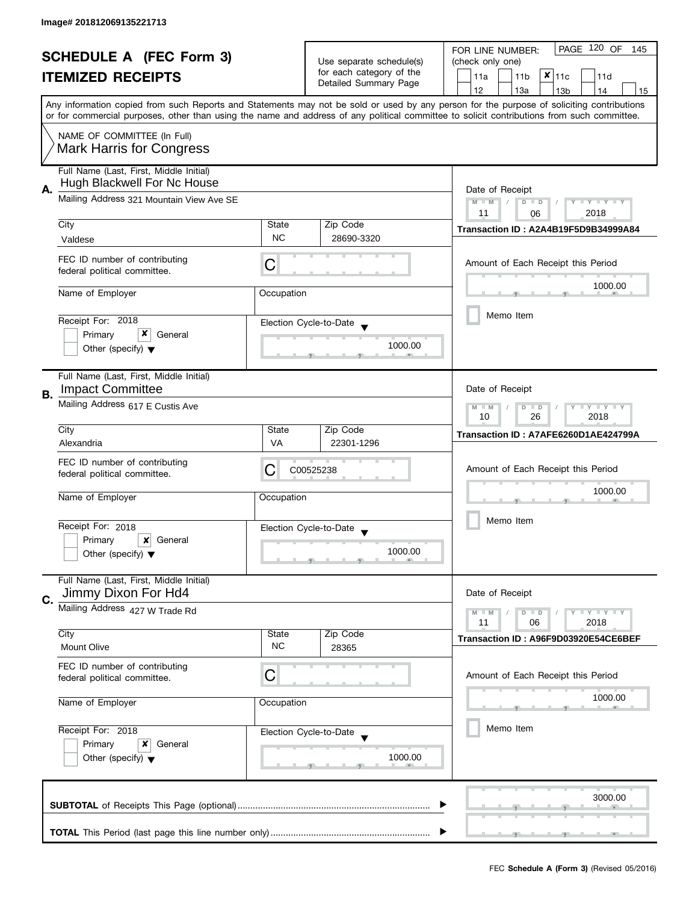Image# 201812069135221713

# SCHEDULE A (FEC Form 3)
## ITEMIZED RECEIPTS

Use separate schedule(s) for each category of the Detailed Summary Page

FOR LINE NUMBER: (check only one)

- [ ] 11a
- [ ] 11b
- [x] 11c
- [ ] 11d
- [ ] 12
- [ ] 13a
- [ ] 13b
- [ ] 14
- [ ] 15

PAGE 120 OF 145

Any information copied from such Reports and Statements may not be sold or used by any person for the purpose of soliciting contributions or for commercial purposes, other than using the name and address of any political committee to solicit contributions from such committee.

NAME OF COMMITTEE (In Full)
Mark Harris for Congress

---

**A.** Full Name (Last, First, Middle Initial): Hugh Blackwell For Nc House

Mailing Address: 321 Mountain View Ave SE

| City | State | Zip Code |
|---|---|---|
| Valdese | NC | 28690-3320 |

FEC ID number of contributing federal political committee: C

Name of Employer:

Occupation:

Receipt For: 2018
- [ ] Primary
- [x] General
- [ ] Other (specify)

Election Cycle-to-Date: 1000.00

Date of Receipt: 11 / 06 / 2018

Transaction ID : A2A4B19F5D9B34999A84

Amount of Each Receipt this Period: 1000.00

- [ ] Memo Item

---

**B.** Full Name (Last, First, Middle Initial): Impact Committee

Mailing Address: 617 E Custis Ave

| City | State | Zip Code |
|---|---|---|
| Alexandria | VA | 22301-1296 |

FEC ID number of contributing federal political committee: C00525238

Name of Employer:

Occupation:

Receipt For: 2018
- [ ] Primary
- [x] General
- [ ] Other (specify)

Election Cycle-to-Date: 1000.00

Date of Receipt: 10 / 26 / 2018

Transaction ID : A7AFE6260D1AE424799A

Amount of Each Receipt this Period: 1000.00

- [ ] Memo Item

---

**C.** Full Name (Last, First, Middle Initial): Jimmy Dixon For Hd4

Mailing Address: 427 W Trade Rd

| City | State | Zip Code |
|---|---|---|
| Mount Olive | NC | 28365 |

FEC ID number of contributing federal political committee: C

Name of Employer:

Occupation:

Receipt For: 2018
- [ ] Primary
- [x] General
- [ ] Other (specify)

Election Cycle-to-Date: 1000.00

Date of Receipt: 11 / 06 / 2018

Transaction ID : A96F9D03920E54CE6BEF

Amount of Each Receipt this Period: 1000.00

- [ ] Memo Item

---

**SUBTOTAL** of Receipts This Page (optional): 3000.00

**TOTAL** This Period (last page this line number only):

FEC **Schedule A (Form 3)** (Revised 05/2016)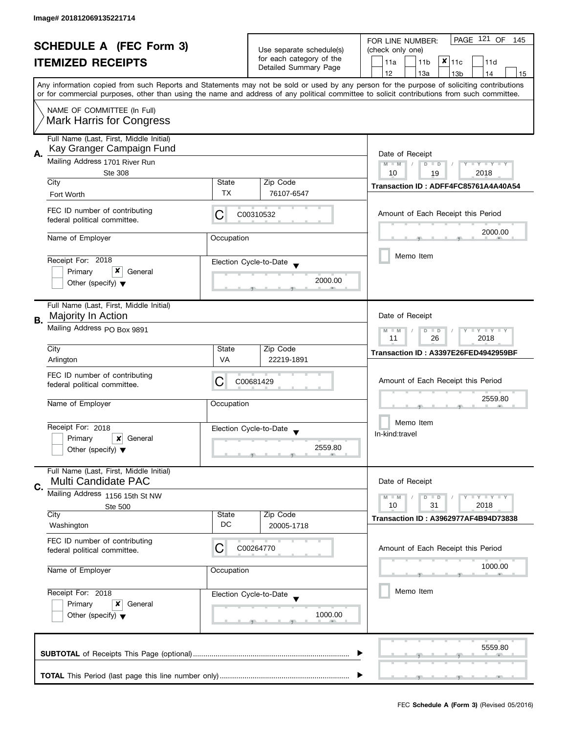Image# 201812069135221714

# SCHEDULE A (FEC Form 3)
## ITEMIZED RECEIPTS

Use separate schedule(s) for each category of the Detailed Summary Page

FOR LINE NUMBER: (check only one)

11a | 11b | ✘ 11c | 11d | 12 | 13a | 13b | 14 | 15

Any information copied from such Reports and Statements may not be sold or used by any person for the purpose of soliciting contributions or for commercial purposes, other than using the name and address of any political committee to solicit contributions from such committee.

NAME OF COMMITTEE (In Full)
Mark Harris for Congress

---

**A.** Full Name (Last, First, Middle Initial): Kay Granger Campaign Fund

Mailing Address: 1701 River Run, Ste 308

City: Fort Worth | State: TX | Zip Code: 76107-6547

FEC ID number of contributing federal political committee: C00310532

Name of Employer: | Occupation:

Receipt For: 2018 — Primary [ ] General [✘] Other (specify)

Election Cycle-to-Date: 2000.00

Date of Receipt: 10 / 19 / 2018

Transaction ID : ADFF4FC85761A4A40A54

Amount of Each Receipt this Period: 2000.00

Memo Item

---

**B.** Full Name (Last, First, Middle Initial): Majority In Action

Mailing Address: PO Box 9891

City: Arlington | State: VA | Zip Code: 22219-1891

FEC ID number of contributing federal political committee: C00681429

Name of Employer: | Occupation:

Receipt For: 2018 — Primary [ ] General [✘] Other (specify)

Election Cycle-to-Date: 2559.80

Date of Receipt: 11 / 26 / 2018

Transaction ID : A3397E26FED4942959BF

Amount of Each Receipt this Period: 2559.80

Memo Item

In-kind:travel

---

**C.** Full Name (Last, First, Middle Initial): Multi Candidate PAC

Mailing Address: 1156 15th St NW, Ste 500

City: Washington | State: DC | Zip Code: 20005-1718

FEC ID number of contributing federal political committee: C00264770

Name of Employer: | Occupation:

Receipt For: 2018 — Primary [ ] General [✘] Other (specify)

Election Cycle-to-Date: 1000.00

Date of Receipt: 10 / 31 / 2018

Transaction ID : A3962977AF4B94D73838

Amount of Each Receipt this Period: 1000.00

Memo Item

---

**SUBTOTAL** of Receipts This Page (optional): 5559.80

**TOTAL** This Period (last page this line number only):

FEC **Schedule A (Form 3)** (Revised 05/2016)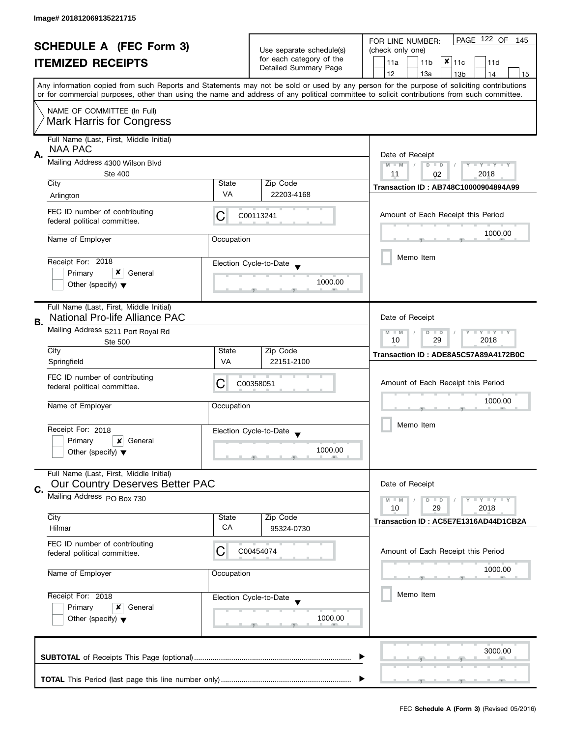Image# 201812069135221715

# SCHEDULE A (FEC Form 3)
## ITEMIZED RECEIPTS

Use separate schedule(s) for each category of the Detailed Summary Page

FOR LINE NUMBER: (check only one)

| | | | | |
|---|---|---|---|---|
| 11a | 11b | ✘ 11c | 11d | |
| 12 | 13a | 13b | 14 | 15 |

PAGE 122 OF 145

Any information copied from such Reports and Statements may not be sold or used by any person for the purpose of soliciting contributions or for commercial purposes, other than using the name and address of any political committee to solicit contributions from such committee.

NAME OF COMMITTEE (In Full)
Mark Harris for Congress

---

**A.** Full Name (Last, First, Middle Initial): NAA PAC

Mailing Address: 4300 Wilson Blvd, Ste 400

City: Arlington | State: VA | Zip Code: 22203-4168

FEC ID number of contributing federal political committee: C00113241

Name of Employer: | Occupation:

Receipt For: 2018 — Primary [ ] General [✘] Other (specify) [ ]

Election Cycle-to-Date: 1000.00

Date of Receipt: 11 / 02 / 2018

Transaction ID : AB748C10000904894A99

Amount of Each Receipt this Period: 1000.00

Memo Item [ ]

---

**B.** Full Name (Last, First, Middle Initial): National Pro-life Alliance PAC

Mailing Address: 5211 Port Royal Rd, Ste 500

City: Springfield | State: VA | Zip Code: 22151-2100

FEC ID number of contributing federal political committee: C00358051

Name of Employer: | Occupation:

Receipt For: 2018 — Primary [ ] General [✘] Other (specify) [ ]

Election Cycle-to-Date: 1000.00

Date of Receipt: 10 / 29 / 2018

Transaction ID : ADE8A5C57A89A4172B0C

Amount of Each Receipt this Period: 1000.00

Memo Item [ ]

---

**C.** Full Name (Last, First, Middle Initial): Our Country Deserves Better PAC

Mailing Address: PO Box 730

City: Hilmar | State: CA | Zip Code: 95324-0730

FEC ID number of contributing federal political committee: C00454074

Name of Employer: | Occupation:

Receipt For: 2018 — Primary [ ] General [✘] Other (specify) [ ]

Election Cycle-to-Date: 1000.00

Date of Receipt: 10 / 29 / 2018

Transaction ID : AC5E7E1316AD44D1CB2A

Amount of Each Receipt this Period: 1000.00

Memo Item [ ]

---

**SUBTOTAL** of Receipts This Page (optional) ........ 3000.00

**TOTAL** This Period (last page this line number only) ........

FEC **Schedule A (Form 3)** (Revised 05/2016)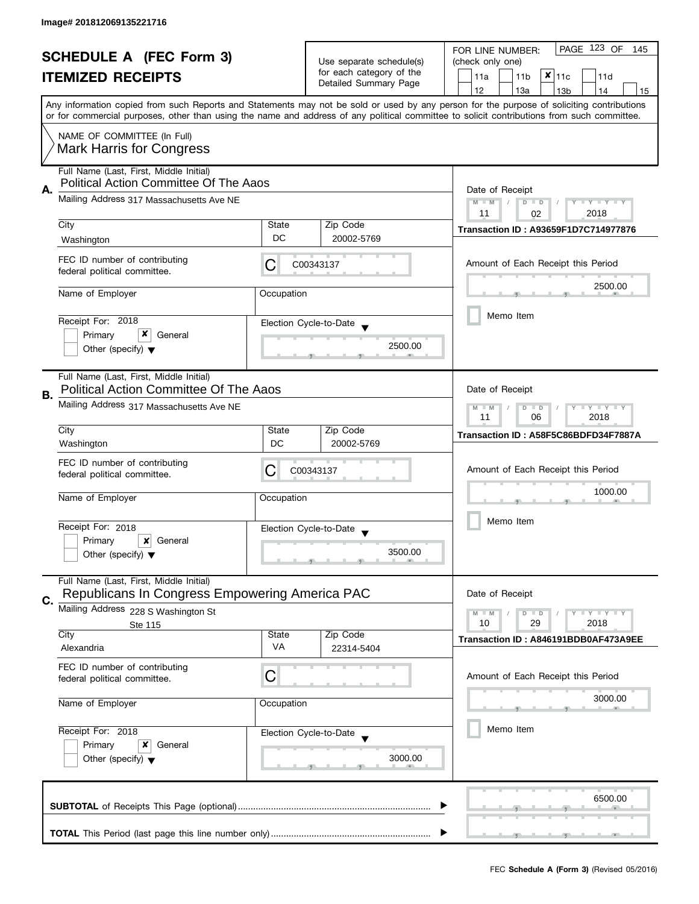Image# 201812069135221716

# SCHEDULE A (FEC Form 3)
## ITEMIZED RECEIPTS

Use separate schedule(s) for each category of the Detailed Summary Page

FOR LINE NUMBER: (check only one)

| | | | | |
|---|---|---|---|---|
| 11a | 11b | ✘ 11c | 11d | |
| 12 | 13a | 13b | 14 | 15 |

Any information copied from such Reports and Statements may not be sold or used by any person for the purpose of soliciting contributions or for commercial purposes, other than using the name and address of any political committee to solicit contributions from such committee.

NAME OF COMMITTEE (In Full)
Mark Harris for Congress

---

**A.** Full Name (Last, First, Middle Initial): Political Action Committee Of The Aaos

Mailing Address: 317 Massachusetts Ave NE

City: Washington | State: DC | Zip Code: 20002-5769

FEC ID number of contributing federal political committee: C00343137

Name of Employer:

Occupation:

Receipt For: 2018 — Primary [ ] General [✘] Other (specify) [ ]

Election Cycle-to-Date: 2500.00

Date of Receipt: 11 / 02 / 2018

Transaction ID : A93659F1D7C714977876

Amount of Each Receipt this Period: 2500.00

Memo Item [ ]

---

**B.** Full Name (Last, First, Middle Initial): Political Action Committee Of The Aaos

Mailing Address: 317 Massachusetts Ave NE

City: Washington | State: DC | Zip Code: 20002-5769

FEC ID number of contributing federal political committee: C00343137

Name of Employer:

Occupation:

Receipt For: 2018 — Primary [ ] General [✘] Other (specify) [ ]

Election Cycle-to-Date: 3500.00

Date of Receipt: 11 / 06 / 2018

Transaction ID : A58F5C86BDFD34F7887A

Amount of Each Receipt this Period: 1000.00

Memo Item [ ]

---

**C.** Full Name (Last, First, Middle Initial): Republicans In Congress Empowering America PAC

Mailing Address: 228 S Washington St, Ste 115

City: Alexandria | State: VA | Zip Code: 22314-5404

FEC ID number of contributing federal political committee: C

Name of Employer:

Occupation:

Receipt For: 2018 — Primary [ ] General [✘] Other (specify) [ ]

Election Cycle-to-Date: 3000.00

Date of Receipt: 10 / 29 / 2018

Transaction ID : A846191BDB0AF473A9EE

Amount of Each Receipt this Period: 3000.00

Memo Item [ ]

---

**SUBTOTAL** of Receipts This Page (optional): 6500.00

**TOTAL** This Period (last page this line number only):

FEC **Schedule A (Form 3)** (Revised 05/2016)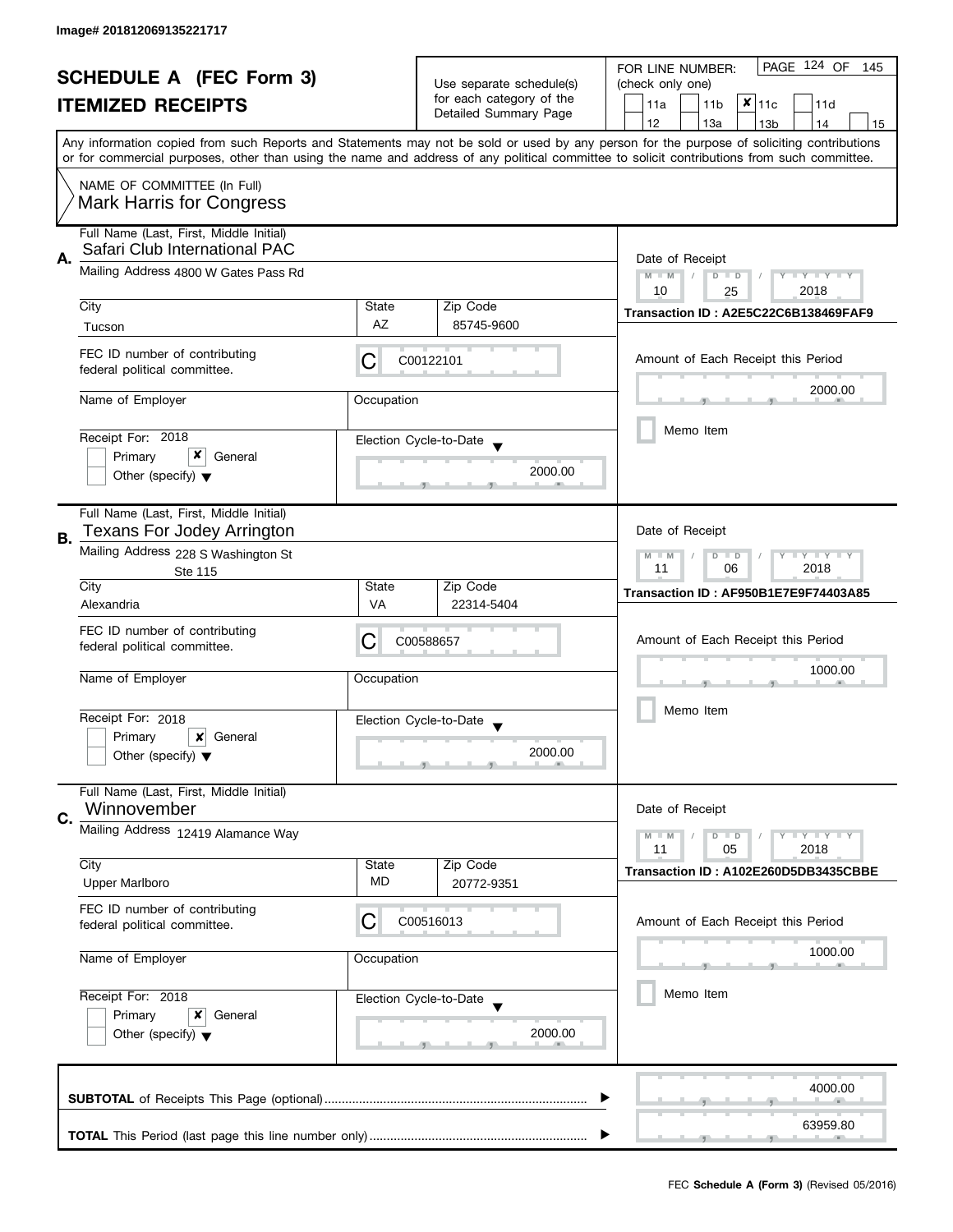Image# 201812069135221717

# SCHEDULE A (FEC Form 3)
## ITEMIZED RECEIPTS

Use separate schedule(s) for each category of the Detailed Summary Page

FOR LINE NUMBER: (check only one)

11a | 11b | ✘ 11c | 11d | 12 | 13a | 13b | 14 | 15

PAGE 124 OF 145

Any information copied from such Reports and Statements may not be sold or used by any person for the purpose of soliciting contributions or for commercial purposes, other than using the name and address of any political committee to solicit contributions from such committee.

NAME OF COMMITTEE (In Full)
Mark Harris for Congress

---

**A.** Full Name (Last, First, Middle Initial): Safari Club International PAC

Mailing Address: 4800 W Gates Pass Rd

City: Tucson | State: AZ | Zip Code: 85745-9600

FEC ID number of contributing federal political committee: C00122101

Name of Employer: | Occupation:

Receipt For: 2018 — Primary [ ] General [✘] Other (specify)

Election Cycle-to-Date: 2000.00

Date of Receipt: 10 / 25 / 2018

Transaction ID : A2E5C22C6B138469FAF9

Amount of Each Receipt this Period: 2000.00

Memo Item

---

**B.** Full Name (Last, First, Middle Initial): Texans For Jodey Arrington

Mailing Address: 228 S Washington St, Ste 115

City: Alexandria | State: VA | Zip Code: 22314-5404

FEC ID number of contributing federal political committee: C00588657

Name of Employer: | Occupation:

Receipt For: 2018 — Primary [ ] General [✘] Other (specify)

Election Cycle-to-Date: 2000.00

Date of Receipt: 11 / 06 / 2018

Transaction ID : AF950B1E7E9F74403A85

Amount of Each Receipt this Period: 1000.00

Memo Item

---

**C.** Full Name (Last, First, Middle Initial): Winnovember

Mailing Address: 12419 Alamance Way

City: Upper Marlboro | State: MD | Zip Code: 20772-9351

FEC ID number of contributing federal political committee: C00516013

Name of Employer: | Occupation:

Receipt For: 2018 — Primary [ ] General [✘] Other (specify)

Election Cycle-to-Date: 2000.00

Date of Receipt: 11 / 05 / 2018

Transaction ID : A102E260D5DB3435CBBE

Amount of Each Receipt this Period: 1000.00

Memo Item

---

**SUBTOTAL** of Receipts This Page (optional): 4000.00

**TOTAL** This Period (last page this line number only): 63959.80

FEC **Schedule A (Form 3)** (Revised 05/2016)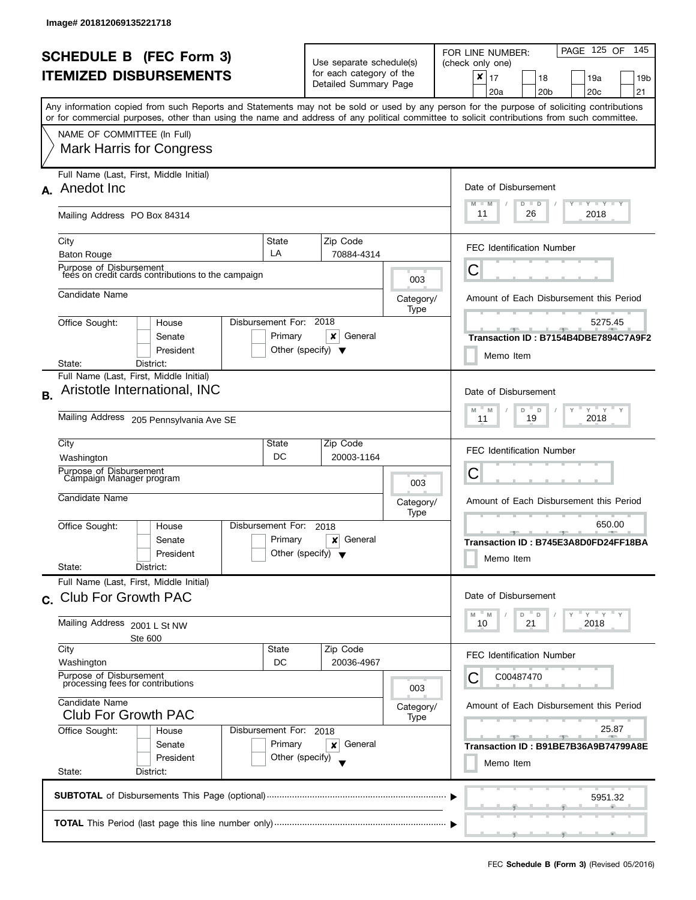Image# 201812069135221718

# SCHEDULE B (FEC Form 3)
# ITEMIZED DISBURSEMENTS

Use separate schedule(s) for each category of the Detailed Summary Page

FOR LINE NUMBER: (check only one)

- [x] 17
- [ ] 18
- [ ] 19a
- [ ] 19b
- [ ] 20a
- [ ] 20b
- [ ] 20c
- [ ] 21

Any information copied from such Reports and Statements may not be sold or used by any person for the purpose of soliciting contributions or for commercial purposes, other than using the name and address of any political committee to solicit contributions from such committee.

NAME OF COMMITTEE (In Full)
Mark Harris for Congress

---

## A.

Full Name (Last, First, Middle Initial): Anedot Inc

Mailing Address: PO Box 84314

| City | State | Zip Code |
|---|---|---|
| Baton Rouge | LA | 70884-4314 |

Purpose of Disbursement: fees on credit cards contributions to the campaign

Category/Type: 003

Candidate Name:

Office Sought: [ ] House [ ] Senate [ ] President

State: District:

Disbursement For: 2018 [ ] Primary [x] General [ ] Other (specify)

Date of Disbursement: 11/26/2018

FEC Identification Number: C

Amount of Each Disbursement this Period: 5275.45

Transaction ID : B7154B4DBE7894C7A9F2

[ ] Memo Item

---

## B.

Full Name (Last, First, Middle Initial): Aristotle International, INC

Mailing Address: 205 Pennsylvania Ave SE

| City | State | Zip Code |
|---|---|---|
| Washington | DC | 20003-1164 |

Purpose of Disbursement: Campaign Manager program

Category/Type: 003

Candidate Name:

Office Sought: [ ] House [ ] Senate [ ] President

State: District:

Disbursement For: 2018 [ ] Primary [x] General [ ] Other (specify)

Date of Disbursement: 11/19/2018

FEC Identification Number: C

Amount of Each Disbursement this Period: 650.00

Transaction ID : B745E3A8D0FD24FF18BA

[ ] Memo Item

---

## C.

Full Name (Last, First, Middle Initial): Club For Growth PAC

Mailing Address: 2001 L St NW, Ste 600

| City | State | Zip Code |
|---|---|---|
| Washington | DC | 20036-4967 |

Purpose of Disbursement: processing fees for contributions

Category/Type: 003

Candidate Name: Club For Growth PAC

Office Sought: [ ] House [ ] Senate [ ] President

State: District:

Disbursement For: 2018 [ ] Primary [x] General [ ] Other (specify)

Date of Disbursement: 10/21/2018

FEC Identification Number: C C00487470

Amount of Each Disbursement this Period: 25.87

Transaction ID : B91BE7B36A9B74799A8E

[ ] Memo Item

---

**SUBTOTAL** of Disbursements This Page (optional): 5951.32

**TOTAL** This Period (last page this line number only):

FEC **Schedule B (Form 3)** (Revised 05/2016)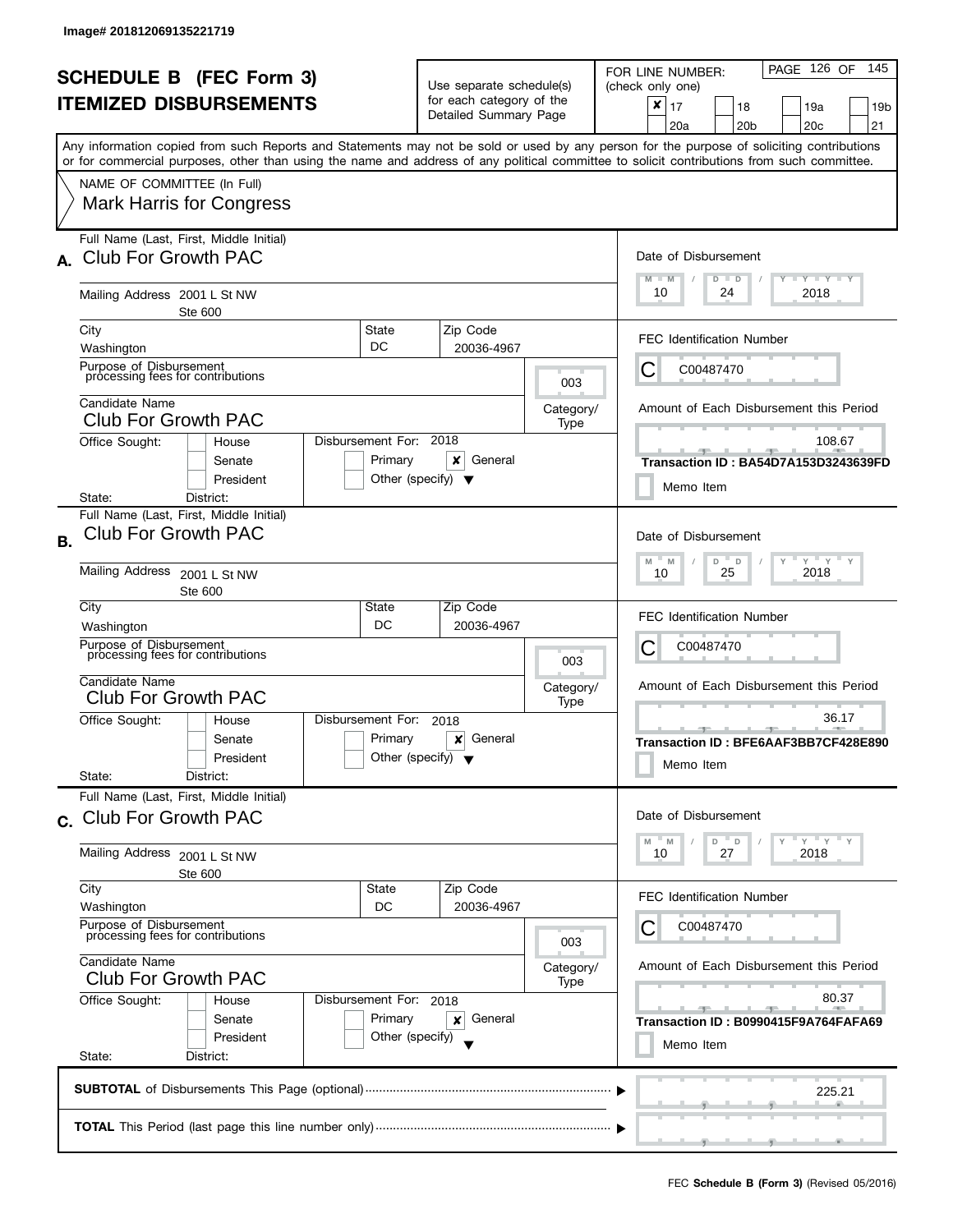Image# 201812069135221719

# SCHEDULE B (FEC Form 3)
## ITEMIZED DISBURSEMENTS

Use separate schedule(s) for each category of the Detailed Summary Page

FOR LINE NUMBER: (check only one)

- [x] 17
- [ ] 18
- [ ] 19a
- [ ] 19b
- [ ] 20a
- [ ] 20b
- [ ] 20c
- [ ] 21

Any information copied from such Reports and Statements may not be sold or used by any person for the purpose of soliciting contributions or for commercial purposes, other than using the name and address of any political committee to solicit contributions from such committee.

NAME OF COMMITTEE (In Full)
Mark Harris for Congress

---

**A.** Full Name (Last, First, Middle Initial): Club For Growth PAC

Mailing Address: 2001 L St NW, Ste 600

City: Washington | State: DC | Zip Code: 20036-4967

Purpose of Disbursement: processing fees for contributions

Category/Type: 003

Candidate Name: Club For Growth PAC

Office Sought: House / Senate / President

Disbursement For: 2018 — Primary [ ] General [x] Other (specify) [ ]

State: District:

Date of Disbursement: 10 / 24 / 2018

FEC Identification Number: C C00487470

Amount of Each Disbursement this Period: 108.67

Transaction ID : BA54D7A153D3243639FD

Memo Item

---

**B.** Full Name (Last, First, Middle Initial): Club For Growth PAC

Mailing Address: 2001 L St NW, Ste 600

City: Washington | State: DC | Zip Code: 20036-4967

Purpose of Disbursement: processing fees for contributions

Category/Type: 003

Candidate Name: Club For Growth PAC

Office Sought: House / Senate / President

Disbursement For: 2018 — Primary [ ] General [x] Other (specify) [ ]

State: District:

Date of Disbursement: 10 / 25 / 2018

FEC Identification Number: C C00487470

Amount of Each Disbursement this Period: 36.17

Transaction ID : BFE6AAF3BB7CF428E890

Memo Item

---

**C.** Full Name (Last, First, Middle Initial): Club For Growth PAC

Mailing Address: 2001 L St NW, Ste 600

City: Washington | State: DC | Zip Code: 20036-4967

Purpose of Disbursement: processing fees for contributions

Category/Type: 003

Candidate Name: Club For Growth PAC

Office Sought: House / Senate / President

Disbursement For: 2018 — Primary [ ] General [x] Other (specify) [ ]

State: District:

Date of Disbursement: 10 / 27 / 2018

FEC Identification Number: C C00487470

Amount of Each Disbursement this Period: 80.37

Transaction ID : B0990415F9A764FAFA69

Memo Item

---

**SUBTOTAL** of Disbursements This Page (optional) ........ 225.21

**TOTAL** This Period (last page this line number only) ........

FEC **Schedule B (Form 3)** (Revised 05/2016)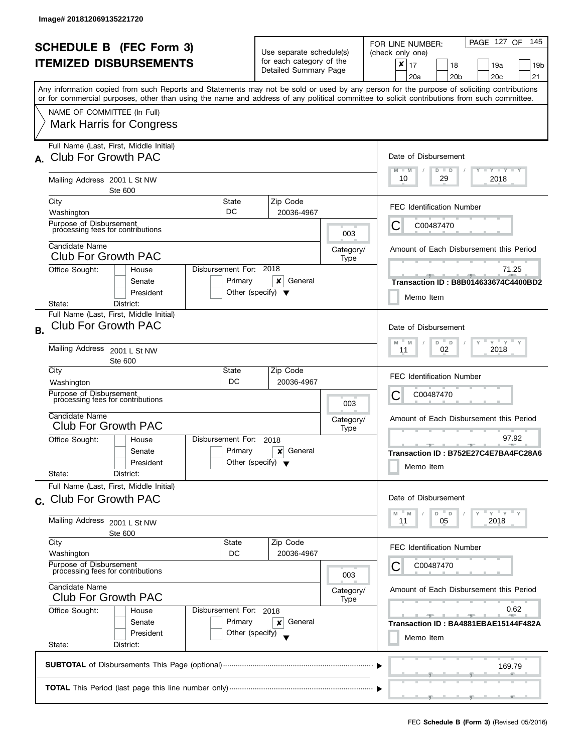Image# 201812069135221720

# SCHEDULE B (FEC Form 3)
## ITEMIZED DISBURSEMENTS

Use separate schedule(s) for each category of the Detailed Summary Page

FOR LINE NUMBER: (check only one)

- [x] 17
- [ ] 18
- [ ] 19a
- [ ] 19b
- [ ] 20a
- [ ] 20b
- [ ] 20c
- [ ] 21

PAGE 127 OF 145

Any information copied from such Reports and Statements may not be sold or used by any person for the purpose of soliciting contributions or for commercial purposes, other than using the name and address of any political committee to solicit contributions from such committee.

NAME OF COMMITTEE (In Full)
Mark Harris for Congress

---

**A.** Full Name (Last, First, Middle Initial): Club For Growth PAC

Mailing Address: 2001 L St NW, Ste 600

City: Washington | State: DC | Zip Code: 20036-4967

Purpose of Disbursement: processing fees for contributions

Category/Type: 003

Candidate Name: Club For Growth PAC

Office Sought: [ ] House [ ] Senate [ ] President
State: District:

Disbursement For: 2018 [ ] Primary [x] General [ ] Other (specify)

Date of Disbursement: 10 / 29 / 2018

FEC Identification Number: C C00487470

Amount of Each Disbursement this Period: 71.25

Transaction ID : B8B014633674C4400BD2

[ ] Memo Item

---

**B.** Full Name (Last, First, Middle Initial): Club For Growth PAC

Mailing Address: 2001 L St NW, Ste 600

City: Washington | State: DC | Zip Code: 20036-4967

Purpose of Disbursement: processing fees for contributions

Category/Type: 003

Candidate Name: Club For Growth PAC

Office Sought: [ ] House [ ] Senate [ ] President
State: District:

Disbursement For: 2018 [ ] Primary [x] General [ ] Other (specify)

Date of Disbursement: 11 / 02 / 2018

FEC Identification Number: C C00487470

Amount of Each Disbursement this Period: 97.92

Transaction ID : B752E27C4E7BA4FC28A6

[ ] Memo Item

---

**C.** Full Name (Last, First, Middle Initial): Club For Growth PAC

Mailing Address: 2001 L St NW, Ste 600

City: Washington | State: DC | Zip Code: 20036-4967

Purpose of Disbursement: processing fees for contributions

Category/Type: 003

Candidate Name: Club For Growth PAC

Office Sought: [ ] House [ ] Senate [ ] President
State: District:

Disbursement For: 2018 [ ] Primary [x] General [ ] Other (specify)

Date of Disbursement: 11 / 05 / 2018

FEC Identification Number: C C00487470

Amount of Each Disbursement this Period: 0.62

Transaction ID : BA4881EBAE15144F482A

[ ] Memo Item

---

**SUBTOTAL** of Disbursements This Page (optional): 169.79

**TOTAL** This Period (last page this line number only):

FEC **Schedule B (Form 3)** (Revised 05/2016)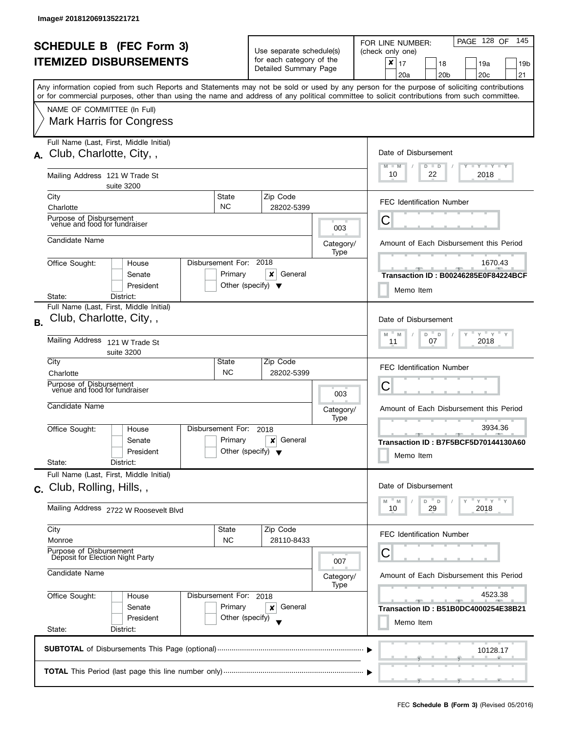Image# 201812069135221721

# SCHEDULE B (FEC Form 3)
## ITEMIZED DISBURSEMENTS

Use separate schedule(s) for each category of the Detailed Summary Page

FOR LINE NUMBER: (check only one)

- [x] 17
- [ ] 18
- [ ] 19a
- [ ] 19b
- [ ] 20a
- [ ] 20b
- [ ] 20c
- [ ] 21

PAGE 128 OF 145

Any information copied from such Reports and Statements may not be sold or used by any person for the purpose of soliciting contributions or for commercial purposes, other than using the name and address of any political committee to solicit contributions from such committee.

NAME OF COMMITTEE (In Full)
Mark Harris for Congress

---

**A.** Full Name (Last, First, Middle Initial): Club, Charlotte, City, ,

Mailing Address: 121 W Trade St, suite 3200

City: Charlotte | State: NC | Zip Code: 28202-5399

Purpose of Disbursement: venue and food for fundraiser

Category/Type: 003

Candidate Name:

Office Sought: [ ] House [ ] Senate [ ] President

State: | District:

Disbursement For: 2018 [ ] Primary [x] General [ ] Other (specify)

Date of Disbursement: 10/22/2018

FEC Identification Number: C

Amount of Each Disbursement this Period: 1670.43

Transaction ID : B00246285E0F84224BCF

[ ] Memo Item

---

**B.** Full Name (Last, First, Middle Initial): Club, Charlotte, City, ,

Mailing Address: 121 W Trade St, suite 3200

City: Charlotte | State: NC | Zip Code: 28202-5399

Purpose of Disbursement: venue and food for fundraiser

Category/Type: 003

Candidate Name:

Office Sought: [ ] House [ ] Senate [ ] President

State: | District:

Disbursement For: 2018 [ ] Primary [x] General [ ] Other (specify)

Date of Disbursement: 11/07/2018

FEC Identification Number: C

Amount of Each Disbursement this Period: 3934.36

Transaction ID : B7F5BCF5D70144130A60

[ ] Memo Item

---

**C.** Full Name (Last, First, Middle Initial): Club, Rolling, Hills, ,

Mailing Address: 2722 W Roosevelt Blvd

City: Monroe | State: NC | Zip Code: 28110-8433

Purpose of Disbursement: Deposit for Election Night Party

Category/Type: 007

Candidate Name:

Office Sought: [ ] House [ ] Senate [ ] President

State: | District:

Disbursement For: 2018 [ ] Primary [x] General [ ] Other (specify)

Date of Disbursement: 10/29/2018

FEC Identification Number: C

Amount of Each Disbursement this Period: 4523.38

Transaction ID : B51B0DC4000254E38B21

[ ] Memo Item

---

**SUBTOTAL** of Disbursements This Page (optional): 10128.17

**TOTAL** This Period (last page this line number only):

FEC **Schedule B (Form 3)** (Revised 05/2016)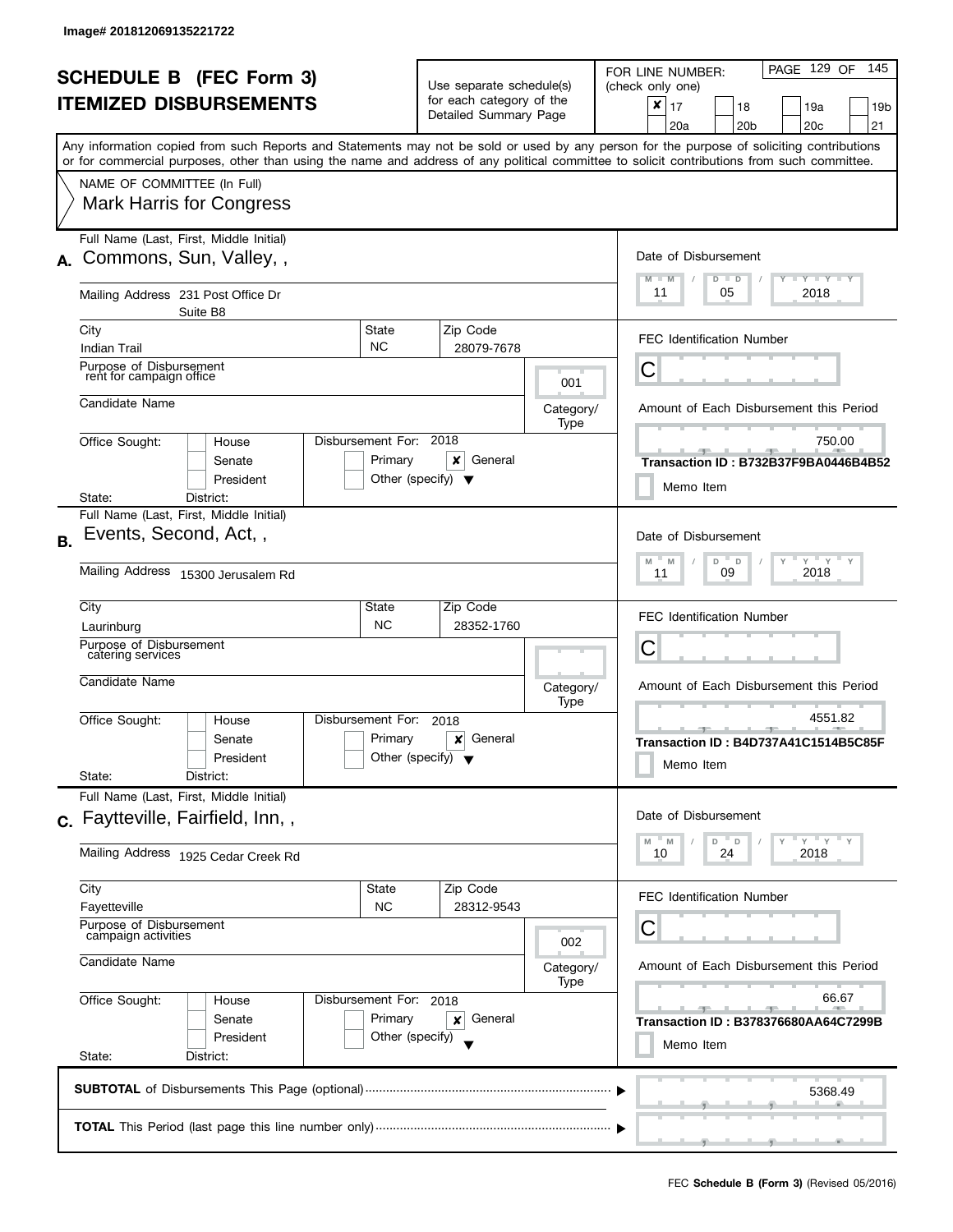Image# 201812069135221722

# SCHEDULE B (FEC Form 3)
# ITEMIZED DISBURSEMENTS

Use separate schedule(s) for each category of the Detailed Summary Page

FOR LINE NUMBER: (check only one)

- [x] 17
- [ ] 18
- [ ] 19a
- [ ] 19b
- [ ] 20a
- [ ] 20b
- [ ] 20c
- [ ] 21

Any information copied from such Reports and Statements may not be sold or used by any person for the purpose of soliciting contributions or for commercial purposes, other than using the name and address of any political committee to solicit contributions from such committee.

NAME OF COMMITTEE (In Full)
Mark Harris for Congress

---

**A.** Full Name (Last, First, Middle Initial): Commons, Sun, Valley, ,

Mailing Address: 231 Post Office Dr, Suite B8

| City | State | Zip Code |
|---|---|---|
| Indian Trail | NC | 28079-7678 |

Purpose of Disbursement: rent for campaign office

Category/Type: 001

Candidate Name:

Office Sought: House / Senate / President — State: District:

Disbursement For: 2018 — Primary / [x] General / Other (specify)

Date of Disbursement: 11 / 05 / 2018

FEC Identification Number: C

Amount of Each Disbursement this Period: 750.00

Transaction ID : B732B37F9BA0446B4B52

Memo Item

---

**B.** Full Name (Last, First, Middle Initial): Events, Second, Act, ,

Mailing Address: 15300 Jerusalem Rd

| City | State | Zip Code |
|---|---|---|
| Laurinburg | NC | 28352-1760 |

Purpose of Disbursement: catering services

Category/Type:

Candidate Name:

Office Sought: House / Senate / President — State: District:

Disbursement For: 2018 — Primary / [x] General / Other (specify)

Date of Disbursement: 11 / 09 / 2018

FEC Identification Number: C

Amount of Each Disbursement this Period: 4551.82

Transaction ID : B4D737A41C1514B5C85F

Memo Item

---

**C.** Full Name (Last, First, Middle Initial): Faytteville, Fairfield, Inn, ,

Mailing Address: 1925 Cedar Creek Rd

| City | State | Zip Code |
|---|---|---|
| Fayetteville | NC | 28312-9543 |

Purpose of Disbursement: campaign activities

Category/Type: 002

Candidate Name:

Office Sought: House / Senate / President — State: District:

Disbursement For: 2018 — Primary / [x] General / Other (specify)

Date of Disbursement: 10 / 24 / 2018

FEC Identification Number: C

Amount of Each Disbursement this Period: 66.67

Transaction ID : B378376680AA64C7299B

Memo Item

---

**SUBTOTAL** of Disbursements This Page (optional): 5368.49

**TOTAL** This Period (last page this line number only):

FEC **Schedule B (Form 3)** (Revised 05/2016)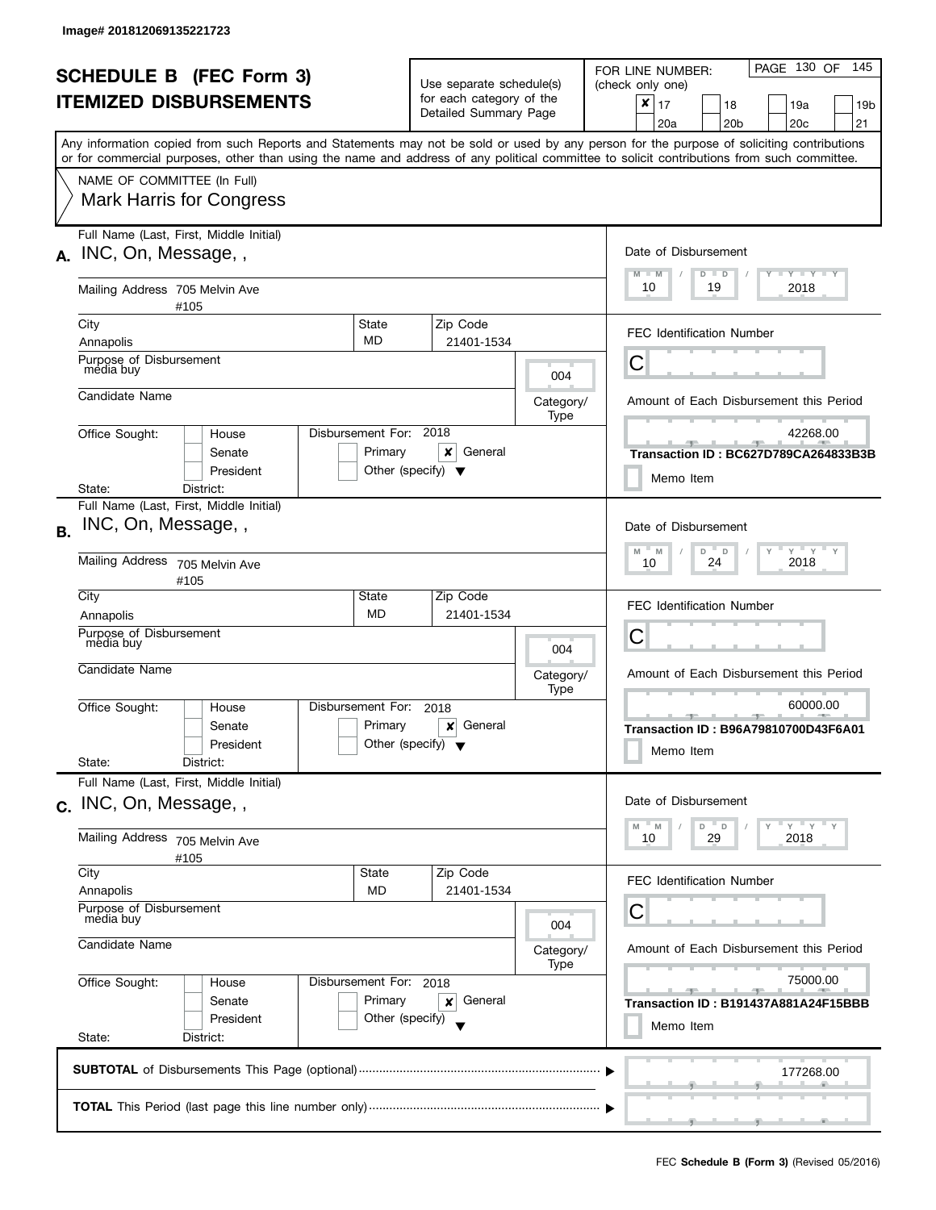Image# 201812069135221723

# SCHEDULE B (FEC Form 3)
# ITEMIZED DISBURSEMENTS

Use separate schedule(s) for each category of the Detailed Summary Page

FOR LINE NUMBER: (check only one)

- [x] 17
- [ ] 18
- [ ] 19a
- [ ] 19b
- [ ] 20a
- [ ] 20b
- [ ] 20c
- [ ] 21

PAGE 130 OF 145

Any information copied from such Reports and Statements may not be sold or used by any person for the purpose of soliciting contributions or for commercial purposes, other than using the name and address of any political committee to solicit contributions from such committee.

NAME OF COMMITTEE (In Full)

Mark Harris for Congress

---

**A.** Full Name (Last, First, Middle Initial): INC, On, Message, ,

Mailing Address: 705 Melvin Ave #105

City: Annapolis | State: MD | Zip Code: 21401-1534

Purpose of Disbursement: media buy

Category/Type: 004

Candidate Name:

Office Sought: [ ] House [ ] Senate [ ] President

State: District:

Disbursement For: 2018 [ ] Primary [x] General [ ] Other (specify)

Date of Disbursement: 10 / 19 / 2018

FEC Identification Number: C

Amount of Each Disbursement this Period: 42268.00

Transaction ID : BC627D789CA264833B3B

[ ] Memo Item

---

**B.** Full Name (Last, First, Middle Initial): INC, On, Message, ,

Mailing Address: 705 Melvin Ave #105

City: Annapolis | State: MD | Zip Code: 21401-1534

Purpose of Disbursement: media buy

Category/Type: 004

Candidate Name:

Office Sought: [ ] House [ ] Senate [ ] President

State: District:

Disbursement For: 2018 [ ] Primary [x] General [ ] Other (specify)

Date of Disbursement: 10 / 24 / 2018

FEC Identification Number: C

Amount of Each Disbursement this Period: 60000.00

Transaction ID : B96A79810700D43F6A01

[ ] Memo Item

---

**C.** Full Name (Last, First, Middle Initial): INC, On, Message, ,

Mailing Address: 705 Melvin Ave #105

City: Annapolis | State: MD | Zip Code: 21401-1534

Purpose of Disbursement: media buy

Category/Type: 004

Candidate Name:

Office Sought: [ ] House [ ] Senate [ ] President

State: District:

Disbursement For: 2018 [ ] Primary [x] General [ ] Other (specify)

Date of Disbursement: 10 / 29 / 2018

FEC Identification Number: C

Amount of Each Disbursement this Period: 75000.00

Transaction ID : B191437A881A24F15BBB

[ ] Memo Item

---

**SUBTOTAL** of Disbursements This Page (optional): 177268.00

**TOTAL** This Period (last page this line number only):

FEC **Schedule B (Form 3)** (Revised 05/2016)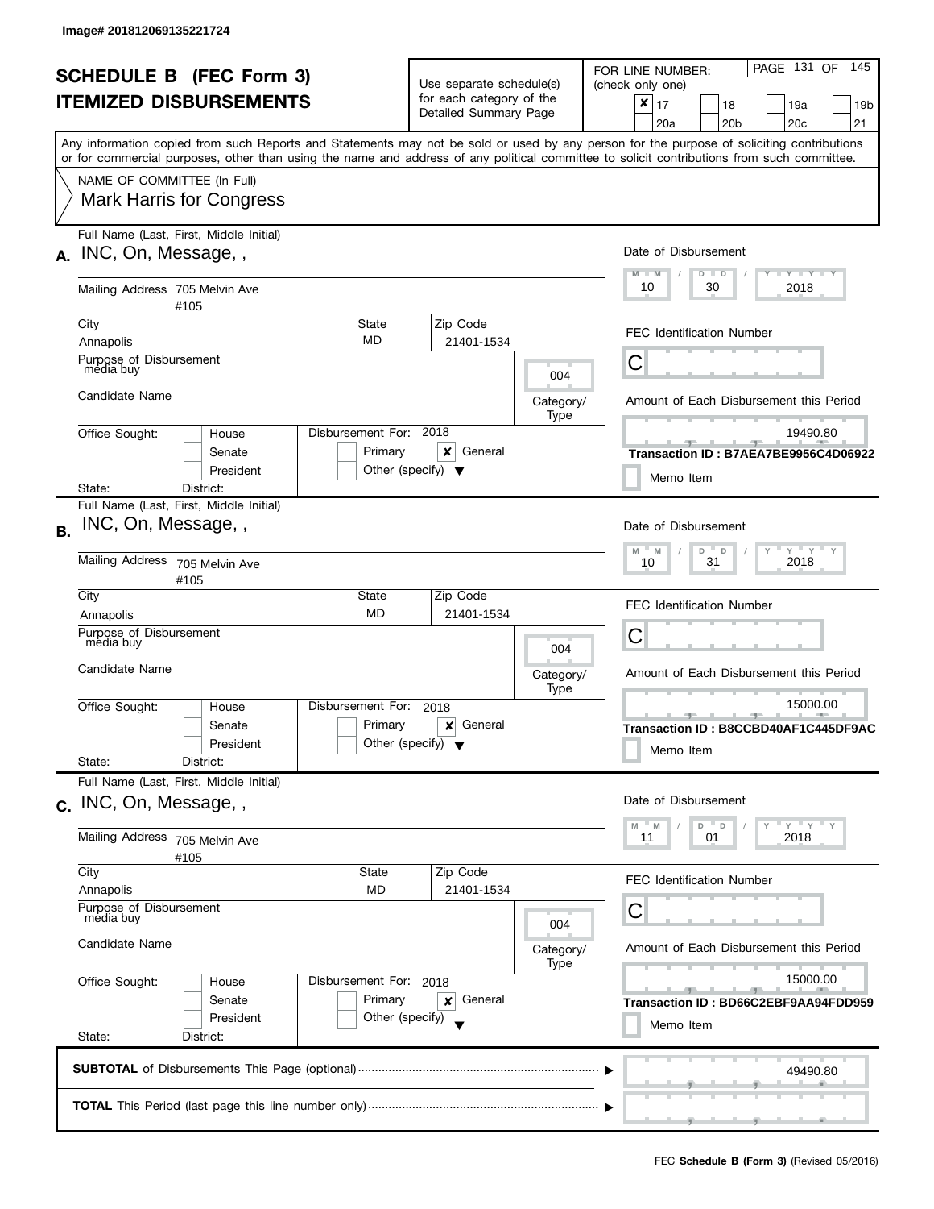Image# 201812069135221724

# SCHEDULE B (FEC Form 3)
## ITEMIZED DISBURSEMENTS

Use separate schedule(s) for each category of the Detailed Summary Page

FOR LINE NUMBER: (check only one)

- [x] 17
- [ ] 18
- [ ] 19a
- [ ] 19b
- [ ] 20a
- [ ] 20b
- [ ] 20c
- [ ] 21

Any information copied from such Reports and Statements may not be sold or used by any person for the purpose of soliciting contributions or for commercial purposes, other than using the name and address of any political committee to solicit contributions from such committee.

NAME OF COMMITTEE (In Full)
Mark Harris for Congress

---

**A.** Full Name (Last, First, Middle Initial): INC, On, Message, ,

Mailing Address: 705 Melvin Ave #105

City: Annapolis | State: MD | Zip Code: 21401-1534

Purpose of Disbursement: media buy

Category/Type: 004

Candidate Name:

Office Sought: House / Senate / President

Disbursement For: 2018 — Primary / [x] General / Other (specify)

State: District:

Date of Disbursement: 10 / 30 / 2018

FEC Identification Number: C

Amount of Each Disbursement this Period: 19490.80

Transaction ID : B7AEA7BE9956C4D06922

Memo Item

---

**B.** Full Name (Last, First, Middle Initial): INC, On, Message, ,

Mailing Address: 705 Melvin Ave #105

City: Annapolis | State: MD | Zip Code: 21401-1534

Purpose of Disbursement: media buy

Category/Type: 004

Candidate Name:

Office Sought: House / Senate / President

Disbursement For: 2018 — Primary / [x] General / Other (specify)

State: District:

Date of Disbursement: 10 / 31 / 2018

FEC Identification Number: C

Amount of Each Disbursement this Period: 15000.00

Transaction ID : B8CCBD40AF1C445DF9AC

Memo Item

---

**C.** Full Name (Last, First, Middle Initial): INC, On, Message, ,

Mailing Address: 705 Melvin Ave #105

City: Annapolis | State: MD | Zip Code: 21401-1534

Purpose of Disbursement: media buy

Category/Type: 004

Candidate Name:

Office Sought: House / Senate / President

Disbursement For: 2018 — Primary / [x] General / Other (specify)

State: District:

Date of Disbursement: 11 / 01 / 2018

FEC Identification Number: C

Amount of Each Disbursement this Period: 15000.00

Transaction ID : BD66C2EBF9AA94FDD959

Memo Item

---

**SUBTOTAL** of Disbursements This Page (optional): 49490.80

**TOTAL** This Period (last page this line number only):

FEC **Schedule B (Form 3)** (Revised 05/2016)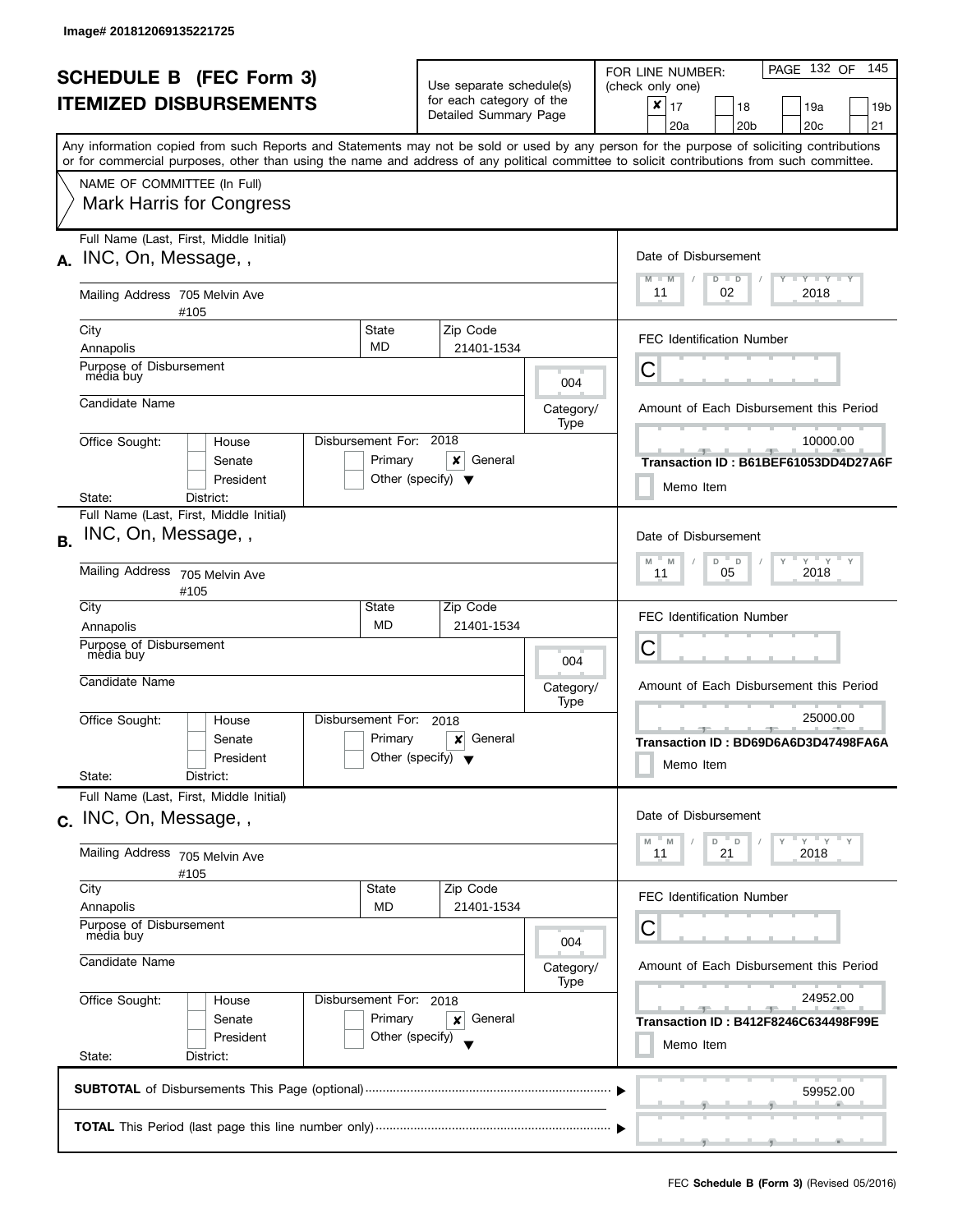Image# 201812069135221725

# SCHEDULE B (FEC Form 3)
## ITEMIZED DISBURSEMENTS

Use separate schedule(s) for each category of the Detailed Summary Page

FOR LINE NUMBER: (check only one)

- [x] 17
- [ ] 18
- [ ] 19a
- [ ] 19b
- [ ] 20a
- [ ] 20b
- [ ] 20c
- [ ] 21

Any information copied from such Reports and Statements may not be sold or used by any person for the purpose of soliciting contributions or for commercial purposes, other than using the name and address of any political committee to solicit contributions from such committee.

NAME OF COMMITTEE (In Full)
Mark Harris for Congress

---

**A.** Full Name (Last, First, Middle Initial): INC, On, Message, ,

Mailing Address: 705 Melvin Ave #105

City: Annapolis | State: MD | Zip Code: 21401-1534

Purpose of Disbursement: media buy

Category/Type: 004

Candidate Name:

Office Sought: House / Senate / President

Disbursement For: 2018 — Primary / [x] General / Other (specify)

State: District:

Date of Disbursement: 11 / 02 / 2018

FEC Identification Number: C

Amount of Each Disbursement this Period: 10000.00

Transaction ID : B61BEF61053DD4D27A6F

Memo Item

---

**B.** Full Name (Last, First, Middle Initial): INC, On, Message, ,

Mailing Address: 705 Melvin Ave #105

City: Annapolis | State: MD | Zip Code: 21401-1534

Purpose of Disbursement: media buy

Category/Type: 004

Candidate Name:

Office Sought: House / Senate / President

Disbursement For: 2018 — Primary / [x] General / Other (specify)

State: District:

Date of Disbursement: 11 / 05 / 2018

FEC Identification Number: C

Amount of Each Disbursement this Period: 25000.00

Transaction ID : BD69D6A6D3D47498FA6A

Memo Item

---

**C.** Full Name (Last, First, Middle Initial): INC, On, Message, ,

Mailing Address: 705 Melvin Ave #105

City: Annapolis | State: MD | Zip Code: 21401-1534

Purpose of Disbursement: media buy

Category/Type: 004

Candidate Name:

Office Sought: House / Senate / President

Disbursement For: 2018 — Primary / [x] General / Other (specify)

State: District:

Date of Disbursement: 11 / 21 / 2018

FEC Identification Number: C

Amount of Each Disbursement this Period: 24952.00

Transaction ID : B412F8246C634498F99E

Memo Item

---

**SUBTOTAL** of Disbursements This Page (optional): 59952.00

**TOTAL** This Period (last page this line number only):

FEC **Schedule B (Form 3)** (Revised 05/2016)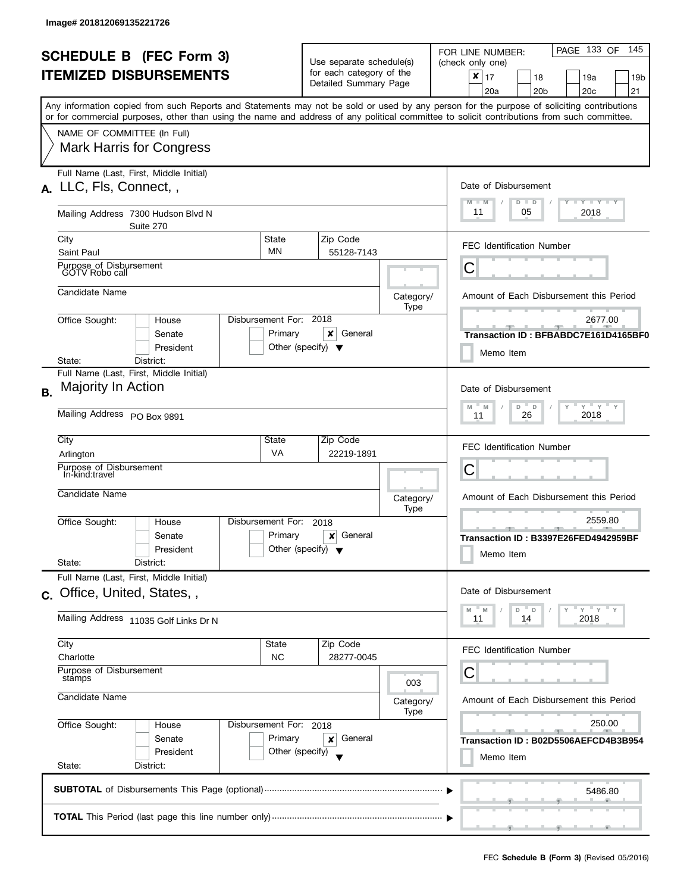Image# 201812069135221726

# SCHEDULE B (FEC Form 3)
## ITEMIZED DISBURSEMENTS

Use separate schedule(s) for each category of the Detailed Summary Page

FOR LINE NUMBER: (check only one)

- [x] 17
- [ ] 18
- [ ] 19a
- [ ] 19b
- [ ] 20a
- [ ] 20b
- [ ] 20c
- [ ] 21

Any information copied from such Reports and Statements may not be sold or used by any person for the purpose of soliciting contributions or for commercial purposes, other than using the name and address of any political committee to solicit contributions from such committee.

NAME OF COMMITTEE (In Full)
Mark Harris for Congress

---

**A.** Full Name (Last, First, Middle Initial): LLC, Fls, Connect, ,

Mailing Address: 7300 Hudson Blvd N, Suite 270

City: Saint Paul | State: MN | Zip Code: 55128-7143

Purpose of Disbursement: GOTV Robo call

Candidate Name:

Category/Type:

Office Sought: House / Senate / President
State: District:

Disbursement For: 2018 — Primary / [x] General / Other (specify)

Date of Disbursement: 11/05/2018

FEC Identification Number: C

Amount of Each Disbursement this Period: 2677.00

Transaction ID : BFBABDC7E161D4165BF0

Memo Item

---

**B.** Full Name (Last, First, Middle Initial): Majority In Action

Mailing Address: PO Box 9891

City: Arlington | State: VA | Zip Code: 22219-1891

Purpose of Disbursement: In-kind:travel

Candidate Name:

Category/Type:

Office Sought: House / Senate / President
State: District:

Disbursement For: 2018 — Primary / [x] General / Other (specify)

Date of Disbursement: 11/26/2018

FEC Identification Number: C

Amount of Each Disbursement this Period: 2559.80

Transaction ID : B3397E26FED4942959BF

Memo Item

---

**C.** Full Name (Last, First, Middle Initial): Office, United, States, ,

Mailing Address: 11035 Golf Links Dr N

City: Charlotte | State: NC | Zip Code: 28277-0045

Purpose of Disbursement: stamps

Candidate Name:

Category/Type: 003

Office Sought: House / Senate / President
State: District:

Disbursement For: 2018 — Primary / [x] General / Other (specify)

Date of Disbursement: 11/14/2018

FEC Identification Number: C

Amount of Each Disbursement this Period: 250.00

Transaction ID : B02D5506AEFCD4B3B954

Memo Item

---

**SUBTOTAL** of Disbursements This Page (optional): 5486.80

**TOTAL** This Period (last page this line number only):

FEC **Schedule B (Form 3)** (Revised 05/2016)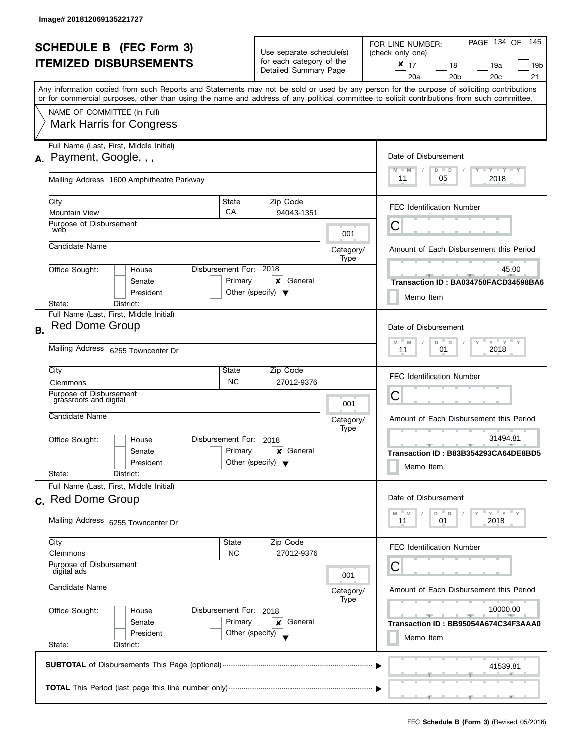Image# 201812069135221727

# SCHEDULE B (FEC Form 3)
# ITEMIZED DISBURSEMENTS

Use separate schedule(s) for each category of the Detailed Summary Page

FOR LINE NUMBER: (check only one)

- [x] 17
- [ ] 18
- [ ] 19a
- [ ] 19b
- [ ] 20a
- [ ] 20b
- [ ] 20c
- [ ] 21

PAGE 134 OF 145

Any information copied from such Reports and Statements may not be sold or used by any person for the purpose of soliciting contributions or for commercial purposes, other than using the name and address of any political committee to solicit contributions from such committee.

NAME OF COMMITTEE (In Full)
Mark Harris for Congress

---

**A.** Full Name (Last, First, Middle Initial): Payment, Google, , ,

Mailing Address: 1600 Amphitheatre Parkway

City: Mountain View | State: CA | Zip Code: 94043-1351

Purpose of Disbursement: web

Category/Type: 001

Candidate Name:

Office Sought: [ ] House [ ] Senate [ ] President

State: District:

Disbursement For: 2018 [ ] Primary [x] General [ ] Other (specify)

Date of Disbursement: 11 / 05 / 2018

FEC Identification Number: C

Amount of Each Disbursement this Period: 45.00

Transaction ID : BA034750FACD34598BA6

[ ] Memo Item

---

**B.** Full Name (Last, First, Middle Initial): Red Dome Group

Mailing Address: 6255 Towncenter Dr

City: Clemmons | State: NC | Zip Code: 27012-9376

Purpose of Disbursement: grassroots and digital

Category/Type: 001

Candidate Name:

Office Sought: [ ] House [ ] Senate [ ] President

State: District:

Disbursement For: 2018 [ ] Primary [x] General [ ] Other (specify)

Date of Disbursement: 11 / 01 / 2018

FEC Identification Number: C

Amount of Each Disbursement this Period: 31494.81

Transaction ID : B83B354293CA64DE8BD5

[ ] Memo Item

---

**C.** Full Name (Last, First, Middle Initial): Red Dome Group

Mailing Address: 6255 Towncenter Dr

City: Clemmons | State: NC | Zip Code: 27012-9376

Purpose of Disbursement: digital ads

Category/Type: 001

Candidate Name:

Office Sought: [ ] House [ ] Senate [ ] President

State: District:

Disbursement For: 2018 [ ] Primary [x] General [ ] Other (specify)

Date of Disbursement: 11 / 01 / 2018

FEC Identification Number: C

Amount of Each Disbursement this Period: 10000.00

Transaction ID : BB95054A674C34F3AAA0

[ ] Memo Item

---

**SUBTOTAL** of Disbursements This Page (optional): 41539.81

**TOTAL** This Period (last page this line number only):

FEC **Schedule B (Form 3)** (Revised 05/2016)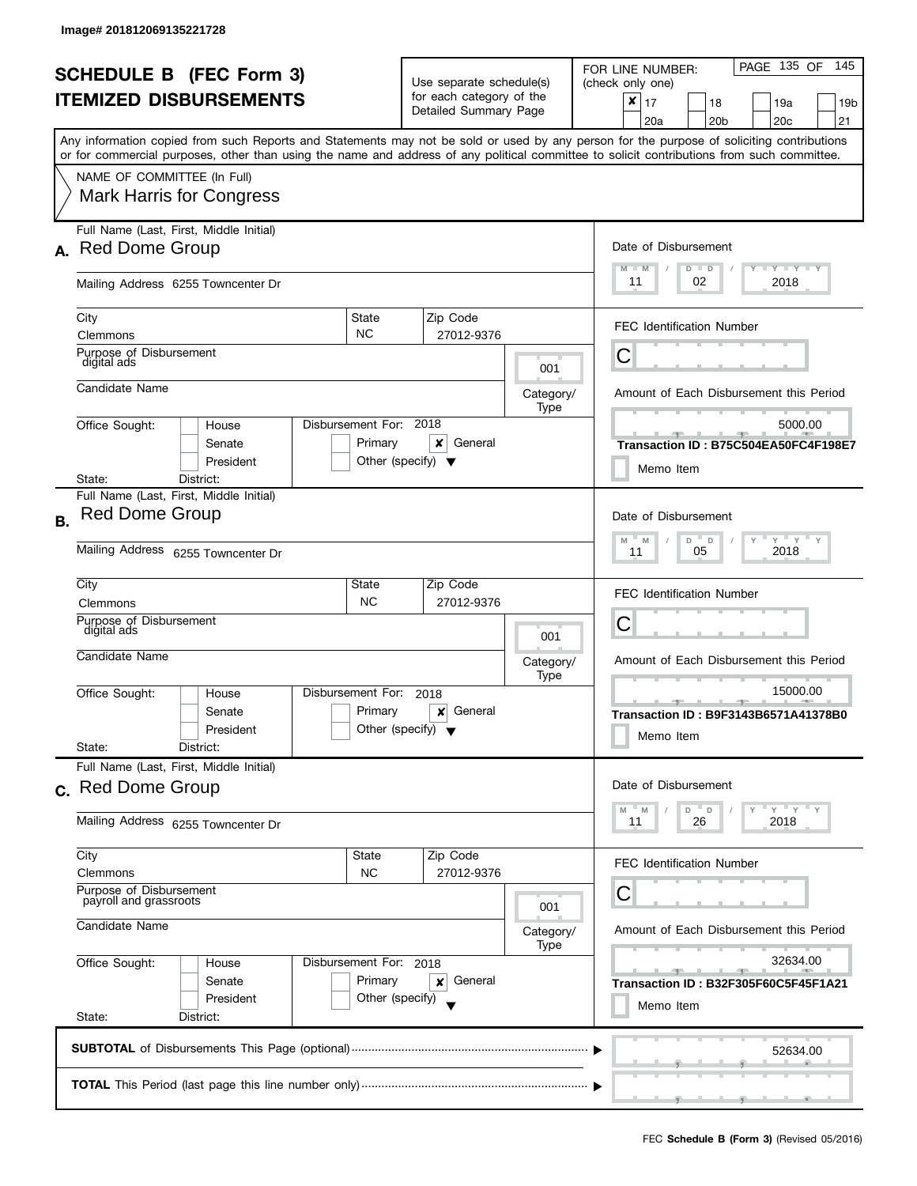Image# 201812069135221728

# SCHEDULE B (FEC Form 3)
## ITEMIZED DISBURSEMENTS

Use separate schedule(s) for each category of the Detailed Summary Page

FOR LINE NUMBER: (check only one)

- [x] 17
- [ ] 18
- [ ] 19a
- [ ] 19b
- [ ] 20a
- [ ] 20b
- [ ] 20c
- [ ] 21

Any information copied from such Reports and Statements may not be sold or used by any person for the purpose of soliciting contributions or for commercial purposes, other than using the name and address of any political committee to solicit contributions from such committee.

NAME OF COMMITTEE (In Full)
Mark Harris for Congress

---

**A.** Full Name (Last, First, Middle Initial): Red Dome Group

Mailing Address: 6255 Towncenter Dr

City: Clemmons | State: NC | Zip Code: 27012-9376

Purpose of Disbursement: digital ads

Category/Type: 001

Candidate Name:

Office Sought: House / Senate / President

State: District:

Disbursement For: 2018 — Primary [ ] General [x] Other (specify)

Date of Disbursement: 11/02/2018

FEC Identification Number: C

Amount of Each Disbursement this Period: 5000.00

Transaction ID : B75C504EA50FC4F198E7

Memo Item

---

**B.** Full Name (Last, First, Middle Initial): Red Dome Group

Mailing Address: 6255 Towncenter Dr

City: Clemmons | State: NC | Zip Code: 27012-9376

Purpose of Disbursement: digital ads

Category/Type: 001

Candidate Name:

Office Sought: House / Senate / President

State: District:

Disbursement For: 2018 — Primary [ ] General [x] Other (specify)

Date of Disbursement: 11/05/2018

FEC Identification Number: C

Amount of Each Disbursement this Period: 15000.00

Transaction ID : B9F3143B6571A41378B0

Memo Item

---

**C.** Full Name (Last, First, Middle Initial): Red Dome Group

Mailing Address: 6255 Towncenter Dr

City: Clemmons | State: NC | Zip Code: 27012-9376

Purpose of Disbursement: payroll and grassroots

Category/Type: 001

Candidate Name:

Office Sought: House / Senate / President

State: District:

Disbursement For: 2018 — Primary [ ] General [x] Other (specify)

Date of Disbursement: 11/26/2018

FEC Identification Number: C

Amount of Each Disbursement this Period: 32634.00

Transaction ID : B32F305F60C5F45F1A21

Memo Item

---

**SUBTOTAL** of Disbursements This Page (optional): 52634.00

**TOTAL** This Period (last page this line number only):

FEC **Schedule B (Form 3)** (Revised 05/2016)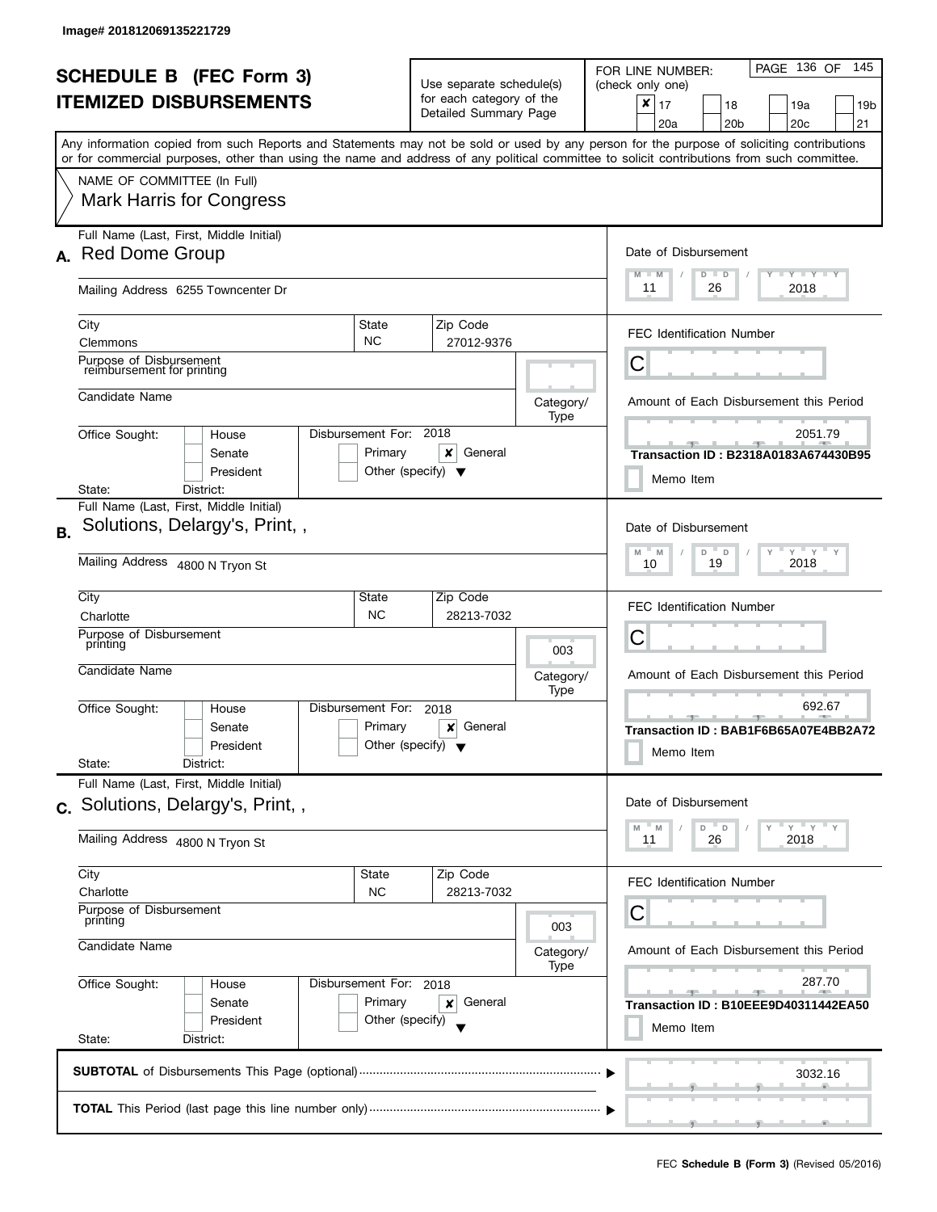Image# 201812069135221729

# SCHEDULE B (FEC Form 3)
## ITEMIZED DISBURSEMENTS

Use separate schedule(s) for each category of the Detailed Summary Page

FOR LINE NUMBER: (check only one)

- [x] 17
- [ ] 18
- [ ] 19a
- [ ] 19b
- [ ] 20a
- [ ] 20b
- [ ] 20c
- [ ] 21

Any information copied from such Reports and Statements may not be sold or used by any person for the purpose of soliciting contributions or for commercial purposes, other than using the name and address of any political committee to solicit contributions from such committee.

NAME OF COMMITTEE (In Full)
Mark Harris for Congress

---

**A.** Full Name (Last, First, Middle Initial): Red Dome Group

Mailing Address: 6255 Towncenter Dr

City: Clemmons | State: NC | Zip Code: 27012-9376

Purpose of Disbursement: reimbursement for printing

Candidate Name:

Category/Type:

Office Sought: House / Senate / President — State: District:

Disbursement For: 2018 — Primary / [x] General / Other (specify)

Date of Disbursement: 11 / 26 / 2018

FEC Identification Number: C

Amount of Each Disbursement this Period: 2051.79

Transaction ID : B2318A0183A674430B95

Memo Item

---

**B.** Full Name (Last, First, Middle Initial): Solutions, Delargy's, Print, ,

Mailing Address: 4800 N Tryon St

City: Charlotte | State: NC | Zip Code: 28213-7032

Purpose of Disbursement: printing

Candidate Name:

Category/Type: 003

Office Sought: House / Senate / President — State: District:

Disbursement For: 2018 — Primary / [x] General / Other (specify)

Date of Disbursement: 10 / 19 / 2018

FEC Identification Number: C

Amount of Each Disbursement this Period: 692.67

Transaction ID : BAB1F6B65A07E4BB2A72

Memo Item

---

**C.** Full Name (Last, First, Middle Initial): Solutions, Delargy's, Print, ,

Mailing Address: 4800 N Tryon St

City: Charlotte | State: NC | Zip Code: 28213-7032

Purpose of Disbursement: printing

Candidate Name:

Category/Type: 003

Office Sought: House / Senate / President — State: District:

Disbursement For: 2018 — Primary / [x] General / Other (specify)

Date of Disbursement: 11 / 26 / 2018

FEC Identification Number: C

Amount of Each Disbursement this Period: 287.70

Transaction ID : B10EEE9D40311442EA50

Memo Item

---

**SUBTOTAL** of Disbursements This Page (optional): 3032.16

**TOTAL** This Period (last page this line number only):

FEC **Schedule B (Form 3)** (Revised 05/2016)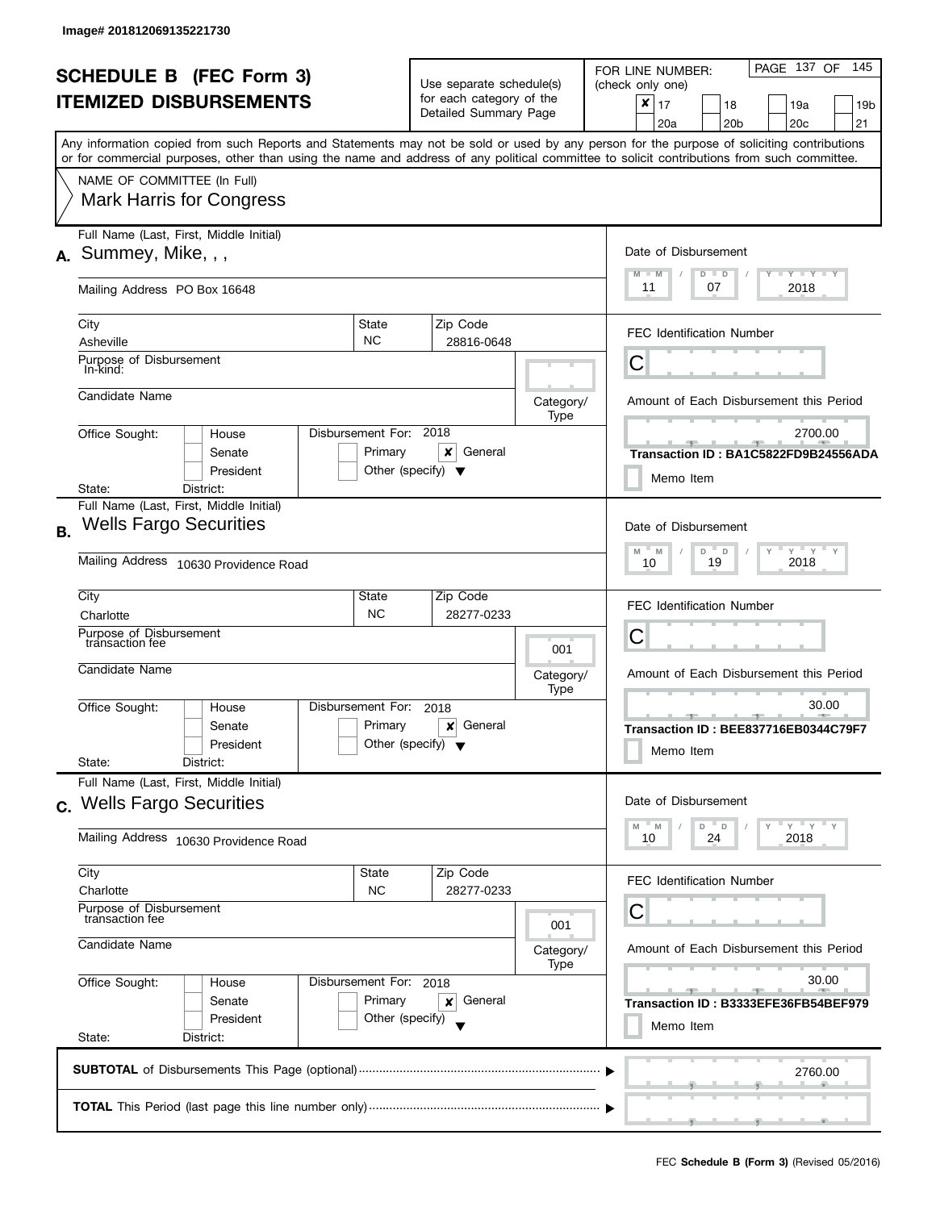Image# 201812069135221730

# SCHEDULE B (FEC Form 3)
## ITEMIZED DISBURSEMENTS

Use separate schedule(s) for each category of the Detailed Summary Page

FOR LINE NUMBER: (check only one)

- [x] 17
- [ ] 18
- [ ] 19a
- [ ] 19b
- [ ] 20a
- [ ] 20b
- [ ] 20c
- [ ] 21

PAGE 137 OF 145

Any information copied from such Reports and Statements may not be sold or used by any person for the purpose of soliciting contributions or for commercial purposes, other than using the name and address of any political committee to solicit contributions from such committee.

NAME OF COMMITTEE (In Full)

Mark Harris for Congress

---

**A.** Full Name (Last, First, Middle Initial): Summey, Mike, , ,

Mailing Address: PO Box 16648

City: Asheville | State: NC | Zip Code: 28816-0648

Purpose of Disbursement: In-kind:

Candidate Name:

Category/Type:

Office Sought: [ ] House [ ] Senate [ ] President

State: District:

Disbursement For: 2018 [ ] Primary [x] General [ ] Other (specify)

Date of Disbursement: 11 / 07 / 2018

FEC Identification Number: C

Amount of Each Disbursement this Period: 2700.00

Transaction ID : BA1C5822FD9B24556ADA

[ ] Memo Item

---

**B.** Full Name (Last, First, Middle Initial): Wells Fargo Securities

Mailing Address: 10630 Providence Road

City: Charlotte | State: NC | Zip Code: 28277-0233

Purpose of Disbursement: transaction fee

Candidate Name:

Category/Type: 001

Office Sought: [ ] House [ ] Senate [ ] President

State: District:

Disbursement For: 2018 [ ] Primary [x] General [ ] Other (specify)

Date of Disbursement: 10 / 19 / 2018

FEC Identification Number: C

Amount of Each Disbursement this Period: 30.00

Transaction ID : BEE837716EB0344C79F7

[ ] Memo Item

---

**C.** Full Name (Last, First, Middle Initial): Wells Fargo Securities

Mailing Address: 10630 Providence Road

City: Charlotte | State: NC | Zip Code: 28277-0233

Purpose of Disbursement: transaction fee

Candidate Name:

Category/Type: 001

Office Sought: [ ] House [ ] Senate [ ] President

State: District:

Disbursement For: 2018 [ ] Primary [x] General [ ] Other (specify)

Date of Disbursement: 10 / 24 / 2018

FEC Identification Number: C

Amount of Each Disbursement this Period: 30.00

Transaction ID : B3333EFE36FB54BEF979

[ ] Memo Item

---

**SUBTOTAL** of Disbursements This Page (optional) ▶ 2760.00

**TOTAL** This Period (last page this line number only) ▶

FEC **Schedule B (Form 3)** (Revised 05/2016)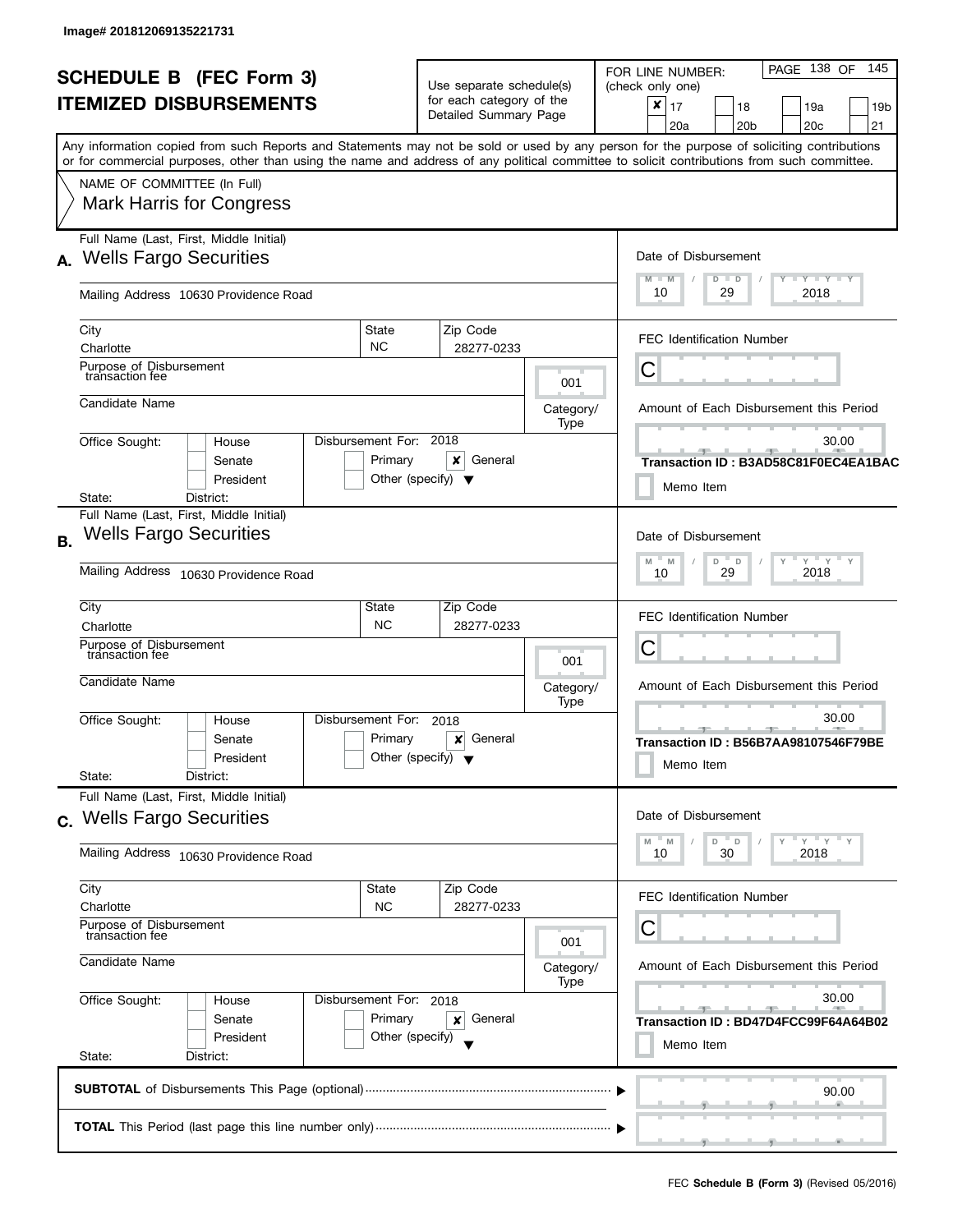Image# 201812069135221731

# SCHEDULE B (FEC Form 3)
# ITEMIZED DISBURSEMENTS

Use separate schedule(s) for each category of the Detailed Summary Page

FOR LINE NUMBER: (check only one)

- [x] 17
- [ ] 18
- [ ] 19a
- [ ] 19b
- [ ] 20a
- [ ] 20b
- [ ] 20c
- [ ] 21

Any information copied from such Reports and Statements may not be sold or used by any person for the purpose of soliciting contributions or for commercial purposes, other than using the name and address of any political committee to solicit contributions from such committee.

NAME OF COMMITTEE (In Full)
Mark Harris for Congress

---

**A.** Full Name (Last, First, Middle Initial): Wells Fargo Securities

Mailing Address: 10630 Providence Road

City: Charlotte | State: NC | Zip Code: 28277-0233

Purpose of Disbursement: transaction fee

Category/Type: 001

Candidate Name:

Office Sought: House / Senate / President

State: | District:

Disbursement For: 2018 — Primary / [x] General / Other (specify)

Date of Disbursement: 10/29/2018

FEC Identification Number: C

Amount of Each Disbursement this Period: 30.00

Transaction ID : B3AD58C81F0EC4EA1BAC

Memo Item

---

**B.** Full Name (Last, First, Middle Initial): Wells Fargo Securities

Mailing Address: 10630 Providence Road

City: Charlotte | State: NC | Zip Code: 28277-0233

Purpose of Disbursement: transaction fee

Category/Type: 001

Candidate Name:

Office Sought: House / Senate / President

State: | District:

Disbursement For: 2018 — Primary / [x] General / Other (specify)

Date of Disbursement: 10/29/2018

FEC Identification Number: C

Amount of Each Disbursement this Period: 30.00

Transaction ID : B56B7AA98107546F79BE

Memo Item

---

**C.** Full Name (Last, First, Middle Initial): Wells Fargo Securities

Mailing Address: 10630 Providence Road

City: Charlotte | State: NC | Zip Code: 28277-0233

Purpose of Disbursement: transaction fee

Category/Type: 001

Candidate Name:

Office Sought: House / Senate / President

State: | District:

Disbursement For: 2018 — Primary / [x] General / Other (specify)

Date of Disbursement: 10/30/2018

FEC Identification Number: C

Amount of Each Disbursement this Period: 30.00

Transaction ID : BD47D4FCC99F64A64B02

Memo Item

---

**SUBTOTAL** of Disbursements This Page (optional): 90.00

**TOTAL** This Period (last page this line number only):

FEC **Schedule B (Form 3)** (Revised 05/2016)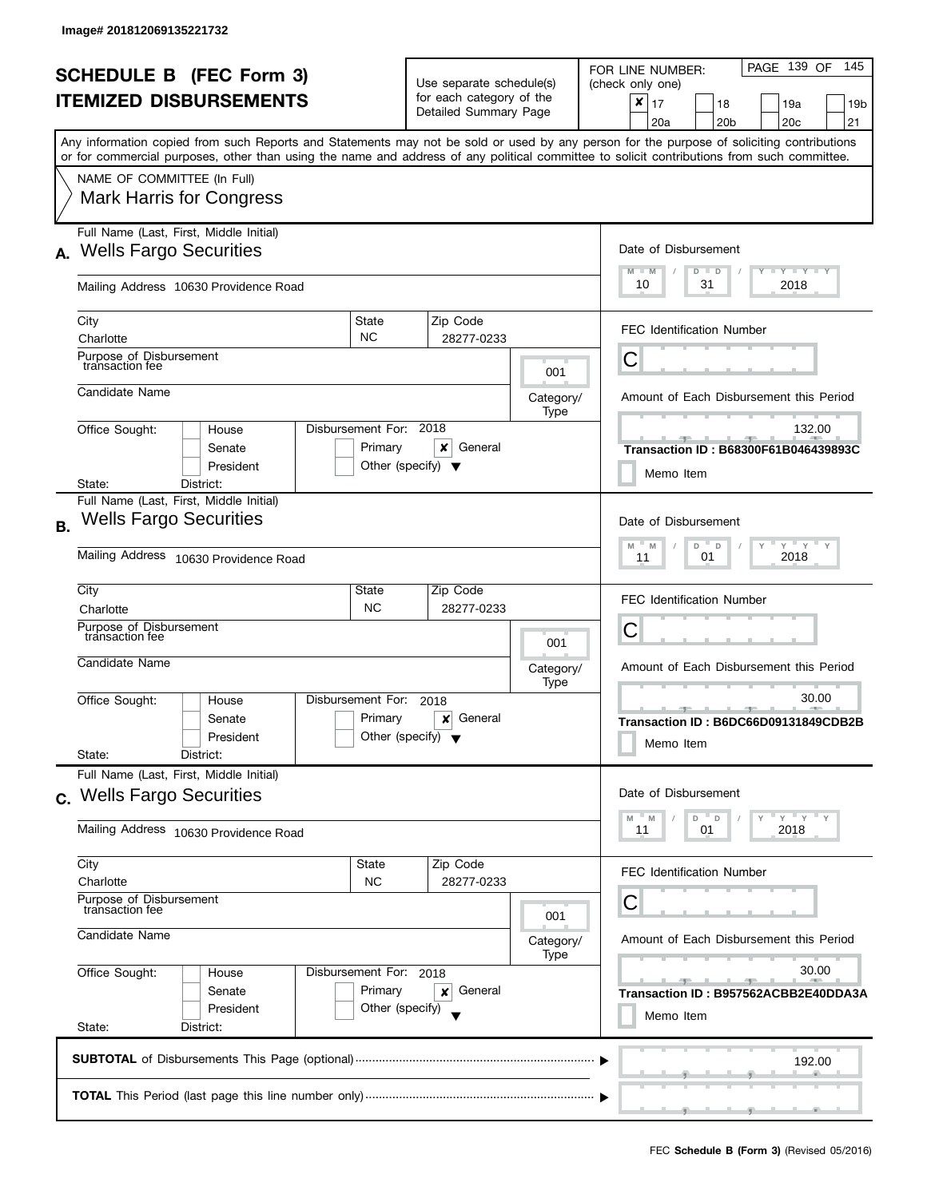Image# 201812069135221732

# SCHEDULE B (FEC Form 3)
# ITEMIZED DISBURSEMENTS

Use separate schedule(s) for each category of the Detailed Summary Page

FOR LINE NUMBER: (check only one)

- [x] 17
- [ ] 18
- [ ] 19a
- [ ] 19b
- [ ] 20a
- [ ] 20b
- [ ] 20c
- [ ] 21

Any information copied from such Reports and Statements may not be sold or used by any person for the purpose of soliciting contributions or for commercial purposes, other than using the name and address of any political committee to solicit contributions from such committee.

NAME OF COMMITTEE (In Full)
Mark Harris for Congress

---

**A.** Full Name (Last, First, Middle Initial): Wells Fargo Securities

Mailing Address: 10630 Providence Road

City: Charlotte | State: NC | Zip Code: 28277-0233

Purpose of Disbursement: transaction fee

Category/Type: 001

Candidate Name:

Office Sought: House / Senate / President
State: District:

Disbursement For: 2018 — Primary [ ] General [x] Other (specify)

Date of Disbursement: 10/31/2018

FEC Identification Number: C

Amount of Each Disbursement this Period: 132.00

Transaction ID : B68300F61B046439893C

Memo Item

---

**B.** Full Name (Last, First, Middle Initial): Wells Fargo Securities

Mailing Address: 10630 Providence Road

City: Charlotte | State: NC | Zip Code: 28277-0233

Purpose of Disbursement: transaction fee

Category/Type: 001

Candidate Name:

Office Sought: House / Senate / President
State: District:

Disbursement For: 2018 — Primary [ ] General [x] Other (specify)

Date of Disbursement: 11/01/2018

FEC Identification Number: C

Amount of Each Disbursement this Period: 30.00

Transaction ID : B6DC66D09131849CDB2B

Memo Item

---

**C.** Full Name (Last, First, Middle Initial): Wells Fargo Securities

Mailing Address: 10630 Providence Road

City: Charlotte | State: NC | Zip Code: 28277-0233

Purpose of Disbursement: transaction fee

Category/Type: 001

Candidate Name:

Office Sought: House / Senate / President
State: District:

Disbursement For: 2018 — Primary [ ] General [x] Other (specify)

Date of Disbursement: 11/01/2018

FEC Identification Number: C

Amount of Each Disbursement this Period: 30.00

Transaction ID : B957562ACBB2E40DDA3A

Memo Item

---

**SUBTOTAL** of Disbursements This Page (optional): 192.00

**TOTAL** This Period (last page this line number only):

FEC **Schedule B (Form 3)** (Revised 05/2016)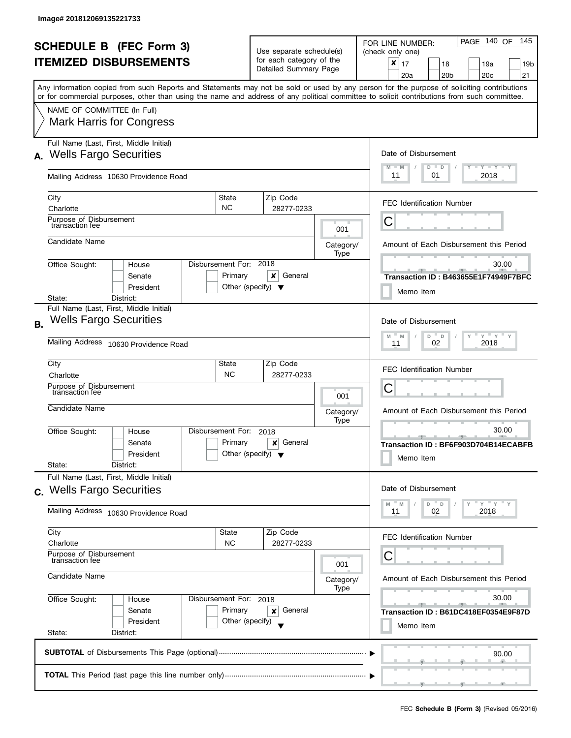Image# 201812069135221733

# SCHEDULE B (FEC Form 3)
# ITEMIZED DISBURSEMENTS

Use separate schedule(s) for each category of the Detailed Summary Page

FOR LINE NUMBER: (check only one)

- [x] 17
- [ ] 18
- [ ] 19a
- [ ] 19b
- [ ] 20a
- [ ] 20b
- [ ] 20c
- [ ] 21

PAGE 140 OF 145

Any information copied from such Reports and Statements may not be sold or used by any person for the purpose of soliciting contributions or for commercial purposes, other than using the name and address of any political committee to solicit contributions from such committee.

NAME OF COMMITTEE (In Full)
Mark Harris for Congress

---

**A.** Full Name (Last, First, Middle Initial): Wells Fargo Securities

Mailing Address: 10630 Providence Road

| City | State | Zip Code |
|---|---|---|
| Charlotte | NC | 28277-0233 |

Purpose of Disbursement: transaction fee

Category/Type: 001

Candidate Name:

Office Sought: [ ] House [ ] Senate [ ] President
State: District:

Disbursement For: 2018 [ ] Primary [x] General [ ] Other (specify)

Date of Disbursement: 11 / 01 / 2018

FEC Identification Number: C

Amount of Each Disbursement this Period: 30.00

Transaction ID : B463655E1F74949F7BFC

[ ] Memo Item

---

**B.** Full Name (Last, First, Middle Initial): Wells Fargo Securities

Mailing Address: 10630 Providence Road

| City | State | Zip Code |
|---|---|---|
| Charlotte | NC | 28277-0233 |

Purpose of Disbursement: transaction fee

Category/Type: 001

Candidate Name:

Office Sought: [ ] House [ ] Senate [ ] President
State: District:

Disbursement For: 2018 [ ] Primary [x] General [ ] Other (specify)

Date of Disbursement: 11 / 02 / 2018

FEC Identification Number: C

Amount of Each Disbursement this Period: 30.00

Transaction ID : BF6F903D704B14ECABFB

[ ] Memo Item

---

**C.** Full Name (Last, First, Middle Initial): Wells Fargo Securities

Mailing Address: 10630 Providence Road

| City | State | Zip Code |
|---|---|---|
| Charlotte | NC | 28277-0233 |

Purpose of Disbursement: transaction fee

Category/Type: 001

Candidate Name:

Office Sought: [ ] House [ ] Senate [ ] President
State: District:

Disbursement For: 2018 [ ] Primary [x] General [ ] Other (specify)

Date of Disbursement: 11 / 02 / 2018

FEC Identification Number: C

Amount of Each Disbursement this Period: 30.00

Transaction ID : B61DC418EF0354E9F87D

[ ] Memo Item

---

**SUBTOTAL** of Disbursements This Page (optional) ........ 90.00

**TOTAL** This Period (last page this line number only) ........

FEC **Schedule B (Form 3)** (Revised 05/2016)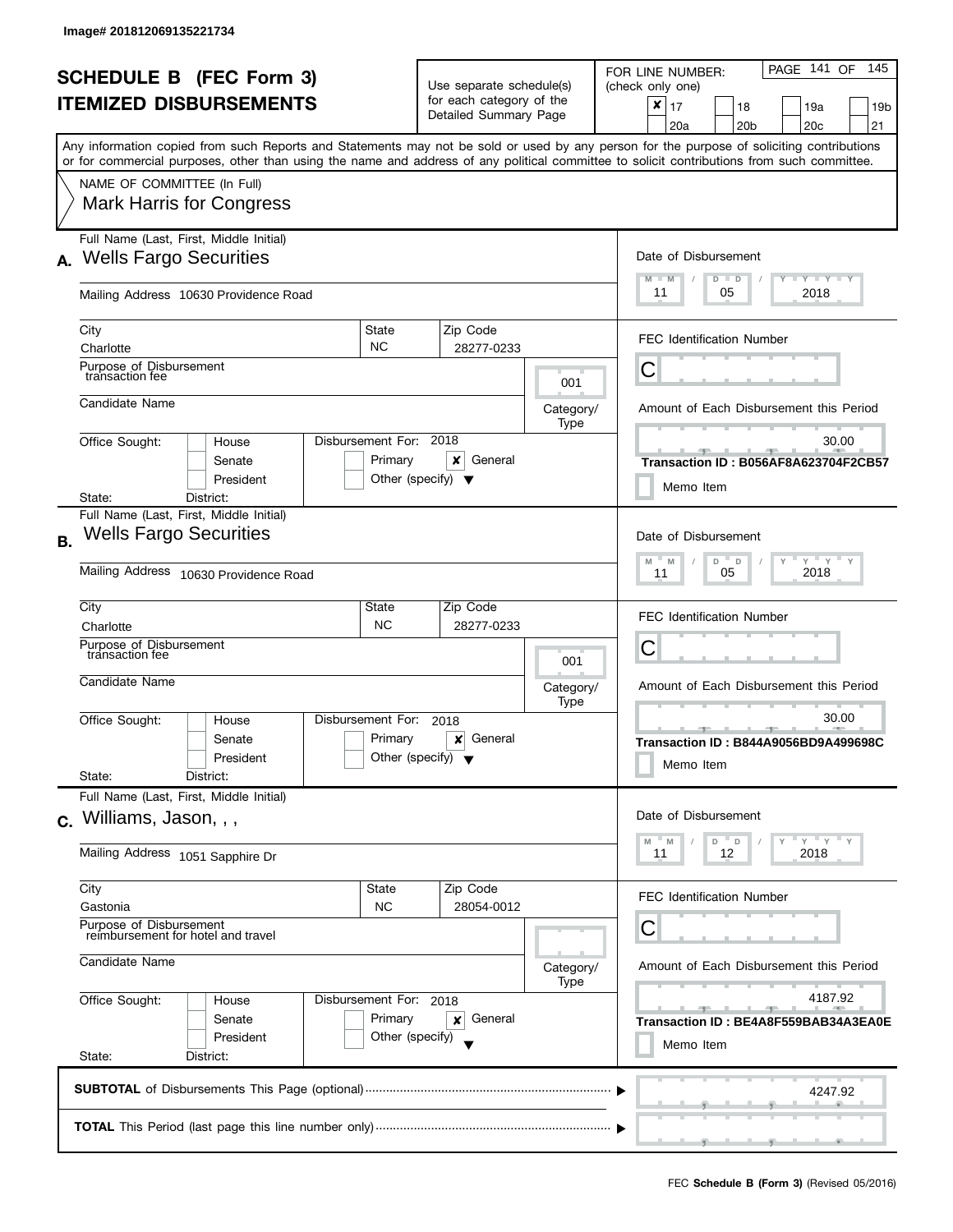Image# 201812069135221734

# SCHEDULE B (FEC Form 3)
## ITEMIZED DISBURSEMENTS

Use separate schedule(s) for each category of the Detailed Summary Page

FOR LINE NUMBER: (check only one)

- [x] 17
- [ ] 18
- [ ] 19a
- [ ] 19b
- [ ] 20a
- [ ] 20b
- [ ] 20c
- [ ] 21

Any information copied from such Reports and Statements may not be sold or used by any person for the purpose of soliciting contributions or for commercial purposes, other than using the name and address of any political committee to solicit contributions from such committee.

NAME OF COMMITTEE (In Full)
Mark Harris for Congress

---

**A.** Full Name (Last, First, Middle Initial): Wells Fargo Securities

Mailing Address: 10630 Providence Road

City: Charlotte | State: NC | Zip Code: 28277-0233

Purpose of Disbursement: transaction fee

Category/Type: 001

Candidate Name:

Office Sought: House / Senate / President — State: District:

Disbursement For: 2018 — Primary / [x] General / Other (specify)

Date of Disbursement: 11/05/2018

FEC Identification Number: C

Amount of Each Disbursement this Period: 30.00

Transaction ID : B056AF8A623704F2CB57

Memo Item

---

**B.** Full Name (Last, First, Middle Initial): Wells Fargo Securities

Mailing Address: 10630 Providence Road

City: Charlotte | State: NC | Zip Code: 28277-0233

Purpose of Disbursement: transaction fee

Category/Type: 001

Candidate Name:

Office Sought: House / Senate / President — State: District:

Disbursement For: 2018 — Primary / [x] General / Other (specify)

Date of Disbursement: 11/05/2018

FEC Identification Number: C

Amount of Each Disbursement this Period: 30.00

Transaction ID : B844A9056BD9A499698C

Memo Item

---

**C.** Full Name (Last, First, Middle Initial): Williams, Jason, , ,

Mailing Address: 1051 Sapphire Dr

City: Gastonia | State: NC | Zip Code: 28054-0012

Purpose of Disbursement: reimbursement for hotel and travel

Category/Type:

Candidate Name:

Office Sought: House / Senate / President — State: District:

Disbursement For: 2018 — Primary / [x] General / Other (specify)

Date of Disbursement: 11/12/2018

FEC Identification Number: C

Amount of Each Disbursement this Period: 4187.92

Transaction ID : BE4A8F559BAB34A3EA0E

Memo Item

---

**SUBTOTAL** of Disbursements This Page (optional): 4247.92

**TOTAL** This Period (last page this line number only):

FEC **Schedule B (Form 3)** (Revised 05/2016)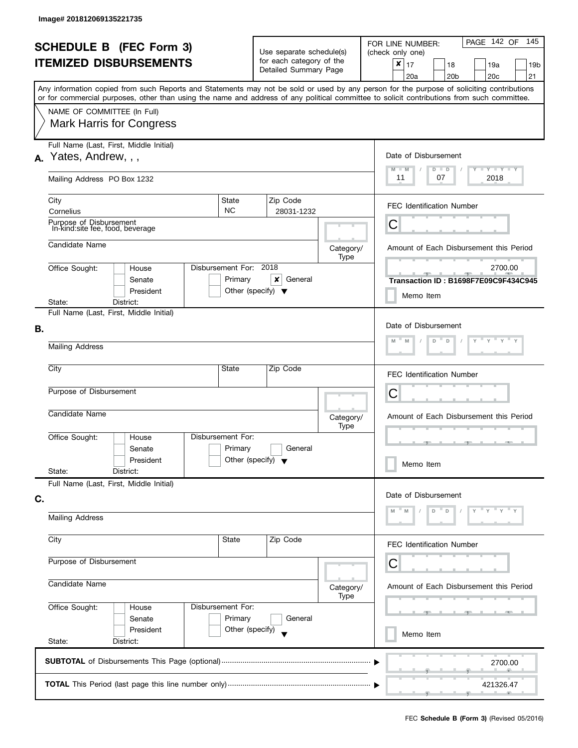Image# 201812069135221735

# SCHEDULE B (FEC Form 3)
# ITEMIZED DISBURSEMENTS

Use separate schedule(s) for each category of the Detailed Summary Page

FOR LINE NUMBER: (check only one)

- [x] 17
- [ ] 18
- [ ] 19a
- [ ] 19b
- [ ] 20a
- [ ] 20b
- [ ] 20c
- [ ] 21

PAGE 142 OF 145

Any information copied from such Reports and Statements may not be sold or used by any person for the purpose of soliciting contributions or for commercial purposes, other than using the name and address of any political committee to solicit contributions from such committee.

NAME OF COMMITTEE (In Full)
Mark Harris for Congress

## A.

Full Name (Last, First, Middle Initial): Yates, Andrew, , ,

Mailing Address: PO Box 1232

City: Cornelius | State: NC | Zip Code: 28031-1232

Purpose of Disbursement: In-kind:site fee, food, beverage

Candidate Name:

Category/Type:

Office Sought: [ ] House [ ] Senate [ ] President

State: District:

Disbursement For: 2018 [ ] Primary [x] General [ ] Other (specify)

Date of Disbursement: 11 / 07 / 2018

FEC Identification Number: C

Amount of Each Disbursement this Period: 2700.00

Transaction ID : B1698F7E09C9F434C945

[ ] Memo Item

## B.

Full Name (Last, First, Middle Initial):

Mailing Address:

City: | State: | Zip Code:

Purpose of Disbursement:

Candidate Name:

Category/Type:

Office Sought: [ ] House [ ] Senate [ ] President

State: District:

Disbursement For: [ ] Primary [ ] General [ ] Other (specify)

Date of Disbursement:

FEC Identification Number: C

Amount of Each Disbursement this Period:

[ ] Memo Item

## C.

Full Name (Last, First, Middle Initial):

Mailing Address:

City: | State: | Zip Code:

Purpose of Disbursement:

Candidate Name:

Category/Type:

Office Sought: [ ] House [ ] Senate [ ] President

State: District:

Disbursement For: [ ] Primary [ ] General [ ] Other (specify)

Date of Disbursement:

FEC Identification Number: C

Amount of Each Disbursement this Period:

[ ] Memo Item

**SUBTOTAL** of Disbursements This Page (optional): 2700.00

**TOTAL** This Period (last page this line number only): 421326.47

FEC **Schedule B (Form 3)** (Revised 05/2016)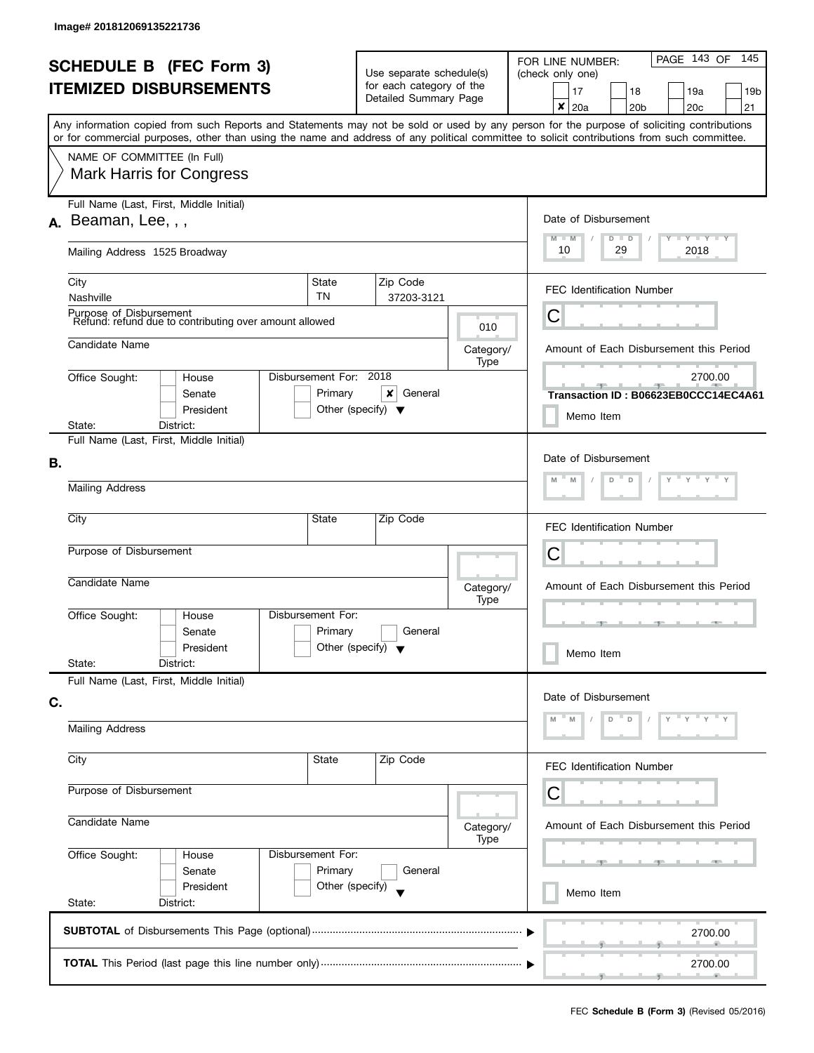Image# 201812069135221736

# SCHEDULE B (FEC Form 3)
## ITEMIZED DISBURSEMENTS

Use separate schedule(s) for each category of the Detailed Summary Page

FOR LINE NUMBER: (check only one)

- [ ] 17
- [ ] 18
- [ ] 19a
- [ ] 19b
- [x] 20a
- [ ] 20b
- [ ] 20c
- [ ] 21

Any information copied from such Reports and Statements may not be sold or used by any person for the purpose of soliciting contributions or for commercial purposes, other than using the name and address of any political committee to solicit contributions from such committee.

NAME OF COMMITTEE (In Full)
Mark Harris for Congress

**A.**
Full Name (Last, First, Middle Initial): Beaman, Lee, , ,
Mailing Address: 1525 Broadway
City: Nashville
State: TN
Zip Code: 37203-3121
Purpose of Disbursement: Refund: refund due to contributing over amount allowed
Category/Type: 010
Candidate Name:
Office Sought: [ ] House [ ] Senate [ ] President
State: District:
Disbursement For: 2018 [ ] Primary [x] General [ ] Other (specify)
Date of Disbursement: 10 / 29 / 2018
FEC Identification Number: C
Amount of Each Disbursement this Period: 2700.00
Transaction ID : B06623EB0CCC14EC4A61
[ ] Memo Item

**B.**
Full Name (Last, First, Middle Initial):
Mailing Address:
City: State: Zip Code:
Purpose of Disbursement:
Category/Type:
Candidate Name:
Office Sought: [ ] House [ ] Senate [ ] President
State: District:
Disbursement For: [ ] Primary [ ] General [ ] Other (specify)
Date of Disbursement: M M / D D / Y Y Y Y
FEC Identification Number: C
Amount of Each Disbursement this Period:
[ ] Memo Item

**C.**
Full Name (Last, First, Middle Initial):
Mailing Address:
City: State: Zip Code:
Purpose of Disbursement:
Category/Type:
Candidate Name:
Office Sought: [ ] House [ ] Senate [ ] President
State: District:
Disbursement For: [ ] Primary [ ] General [ ] Other (specify)
Date of Disbursement: M M / D D / Y Y Y Y
FEC Identification Number: C
Amount of Each Disbursement this Period:
[ ] Memo Item

**SUBTOTAL** of Disbursements This Page (optional) ..... 2700.00

**TOTAL** This Period (last page this line number only) ..... 2700.00

FEC **Schedule B (Form 3)** (Revised 05/2016)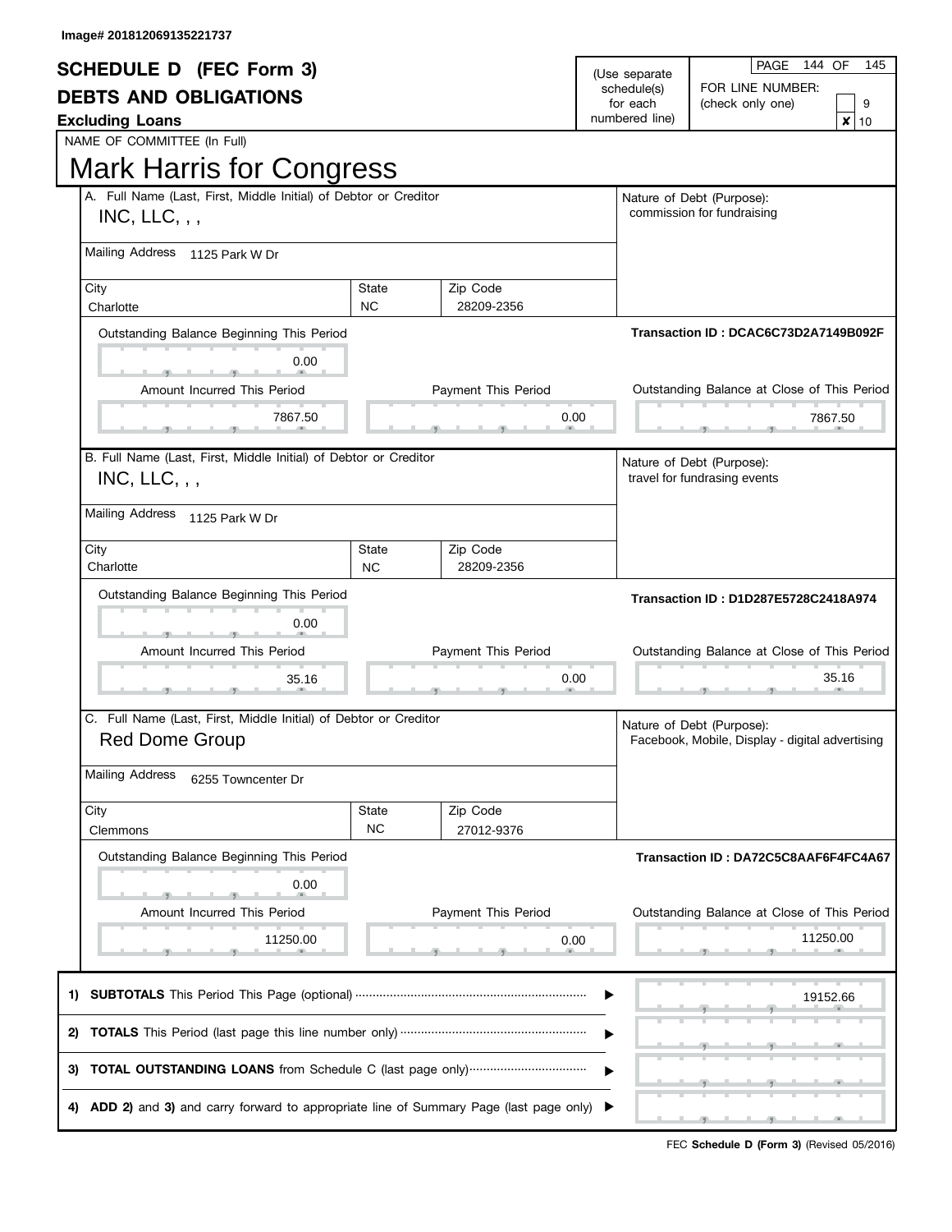Image# 201812069135221737

# SCHEDULE D (FEC Form 3)
## DEBTS AND OBLIGATIONS
**Excluding Loans**

(Use separate schedule(s) for each numbered line)

FOR LINE NUMBER: (check only one)
- [ ] 9
- [x] 10

NAME OF COMMITTEE (In Full)

# Mark Harris for Congress

---

**A. Full Name (Last, First, Middle Initial) of Debtor or Creditor**
INC, LLC, , ,

Mailing Address: 1125 Park W Dr

| City | State | Zip Code |
|---|---|---|
| Charlotte | NC | 28209-2356 |

Nature of Debt (Purpose): commission for fundraising

Transaction ID : DCAC6C73D2A7149B092F

| Outstanding Balance Beginning This Period | Amount Incurred This Period | Payment This Period | Outstanding Balance at Close of This Period |
|---|---|---|---|
| 0.00 | 7867.50 | 0.00 | 7867.50 |

---

**B. Full Name (Last, First, Middle Initial) of Debtor or Creditor**
INC, LLC, , ,

Mailing Address: 1125 Park W Dr

| City | State | Zip Code |
|---|---|---|
| Charlotte | NC | 28209-2356 |

Nature of Debt (Purpose): travel for fundrasing events

Transaction ID : D1D287E5728C2418A974

| Outstanding Balance Beginning This Period | Amount Incurred This Period | Payment This Period | Outstanding Balance at Close of This Period |
|---|---|---|---|
| 0.00 | 35.16 | 0.00 | 35.16 |

---

**C. Full Name (Last, First, Middle Initial) of Debtor or Creditor**
Red Dome Group

Mailing Address: 6255 Towncenter Dr

| City | State | Zip Code |
|---|---|---|
| Clemmons | NC | 27012-9376 |

Nature of Debt (Purpose): Facebook, Mobile, Display - digital advertising

Transaction ID : DA72C5C8AAF6F4FC4A67

| Outstanding Balance Beginning This Period | Amount Incurred This Period | Payment This Period | Outstanding Balance at Close of This Period |
|---|---|---|---|
| 0.00 | 11250.00 | 0.00 | 11250.00 |

---

| | | |
|---|---|---|
| 1) | **SUBTOTALS** This Period This Page (optional) | 19152.66 |
| 2) | **TOTALS** This Period (last page this line number only) | |
| 3) | **TOTAL OUTSTANDING LOANS** from Schedule C (last page only) | |
| 4) | **ADD 2)** and **3)** and carry forward to appropriate line of Summary Page (last page only) | |

FEC **Schedule D (Form 3)** (Revised 05/2016)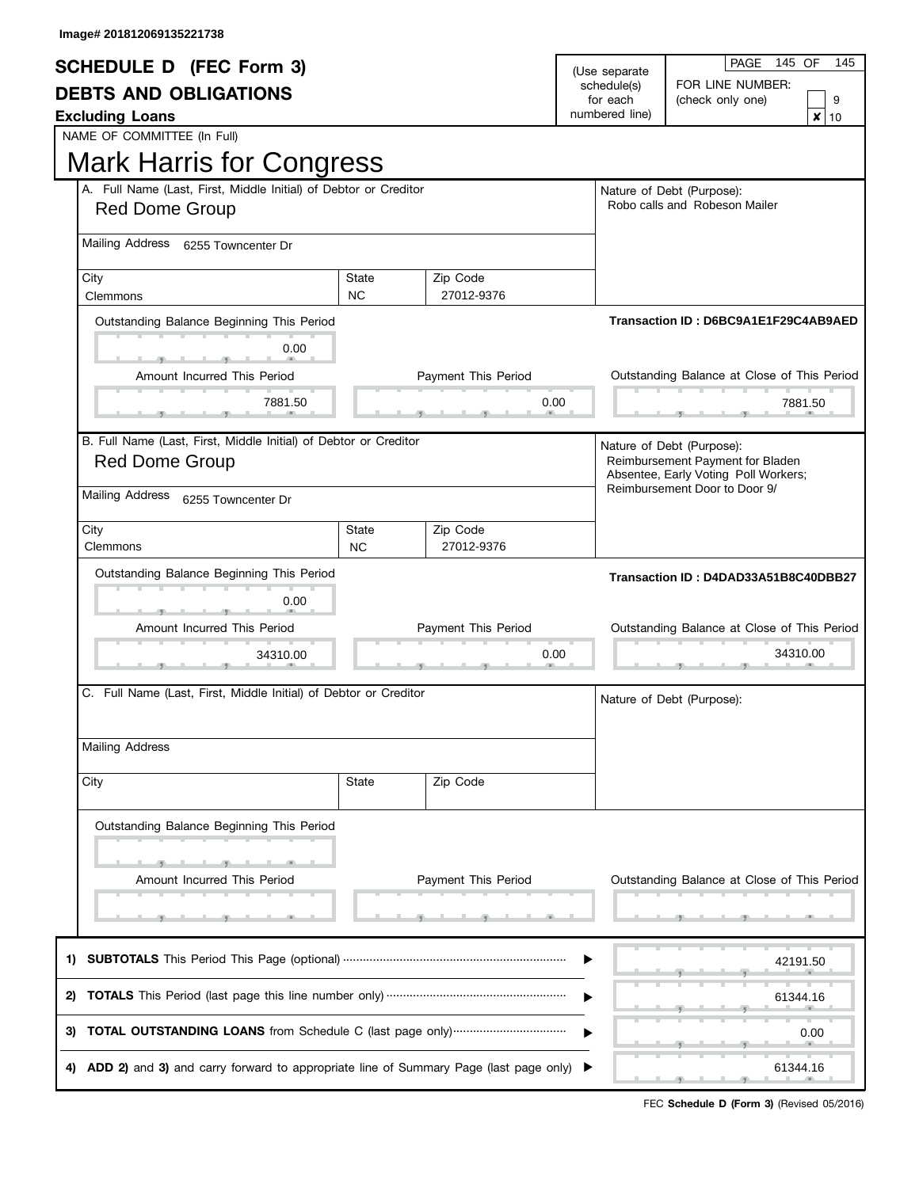Image# 201812069135221738

# SCHEDULE D (FEC Form 3)
## DEBTS AND OBLIGATIONS
**Excluding Loans**

(Use separate schedule(s) for each numbered line)

FOR LINE NUMBER: (check only one) 9 [ ] 10 [x]

NAME OF COMMITTEE (In Full)

# Mark Harris for Congress

**A.** Full Name (Last, First, Middle Initial) of Debtor or Creditor: Red Dome Group

Mailing Address: 6255 Towncenter Dr

City: Clemmons | State: NC | Zip Code: 27012-9376

Nature of Debt (Purpose): Robo calls and Robeson Mailer

Transaction ID : D6BC9A1E1F29C4AB9AED

| Outstanding Balance Beginning This Period | Amount Incurred This Period | Payment This Period | Outstanding Balance at Close of This Period |
|---|---|---|---|
| 0.00 | 7881.50 | 0.00 | 7881.50 |

**B.** Full Name (Last, First, Middle Initial) of Debtor or Creditor: Red Dome Group

Mailing Address: 6255 Towncenter Dr

City: Clemmons | State: NC | Zip Code: 27012-9376

Nature of Debt (Purpose): Reimbursement Payment for Bladen Absentee, Early Voting Poll Workers; Reimbursement Door to Door 9/

Transaction ID : D4DAD33A51B8C40DBB27

| Outstanding Balance Beginning This Period | Amount Incurred This Period | Payment This Period | Outstanding Balance at Close of This Period |
|---|---|---|---|
| 0.00 | 34310.00 | 0.00 | 34310.00 |

**C.** Full Name (Last, First, Middle Initial) of Debtor or Creditor:

Mailing Address:

City: | State: | Zip Code:

Nature of Debt (Purpose):

| Outstanding Balance Beginning This Period | Amount Incurred This Period | Payment This Period | Outstanding Balance at Close of This Period |
|---|---|---|---|
| | | | |

| | |
|---|---|
| 1) **SUBTOTALS** This Period This Page (optional) | 42191.50 |
| 2) **TOTALS** This Period (last page this line number only) | 61344.16 |
| 3) **TOTAL OUTSTANDING LOANS** from Schedule C (last page only) | 0.00 |
| 4) **ADD 2)** and **3)** and carry forward to appropriate line of Summary Page (last page only) | 61344.16 |

FEC **Schedule D (Form 3)** (Revised 05/2016)